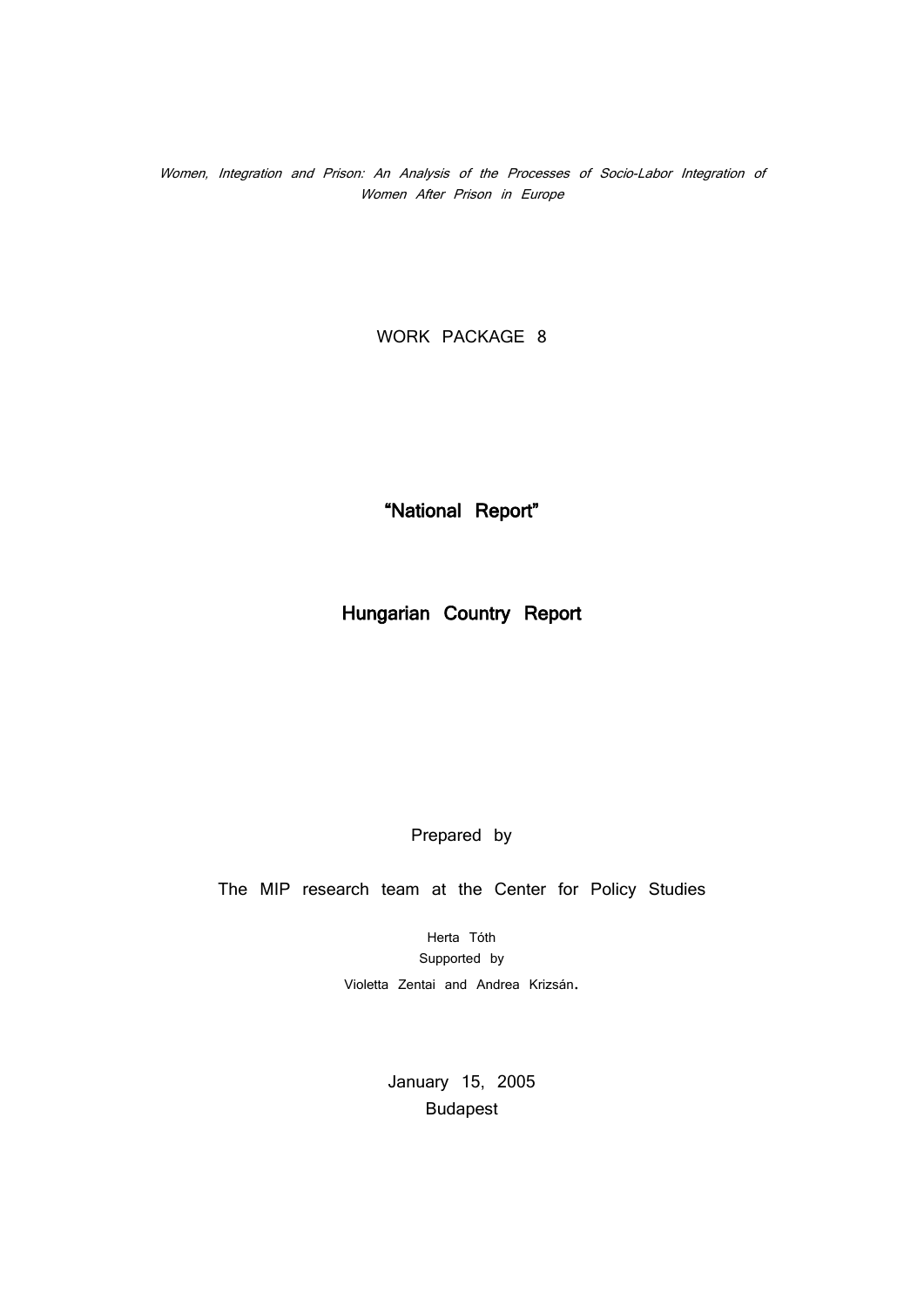*Women, Integration and Prison: An Analysis of the Processes of Socio-Labor Integration of Women After Prison in Europe*

WORK PACKAGE 8

# "National Report"

# Hungarian Country Report

Prepared by

The MIP research team at the Center for Policy Studies

Herta Tóth

Supported by

Violetta Zentai and Andrea Krizsán.

January 15, 2005

Budapest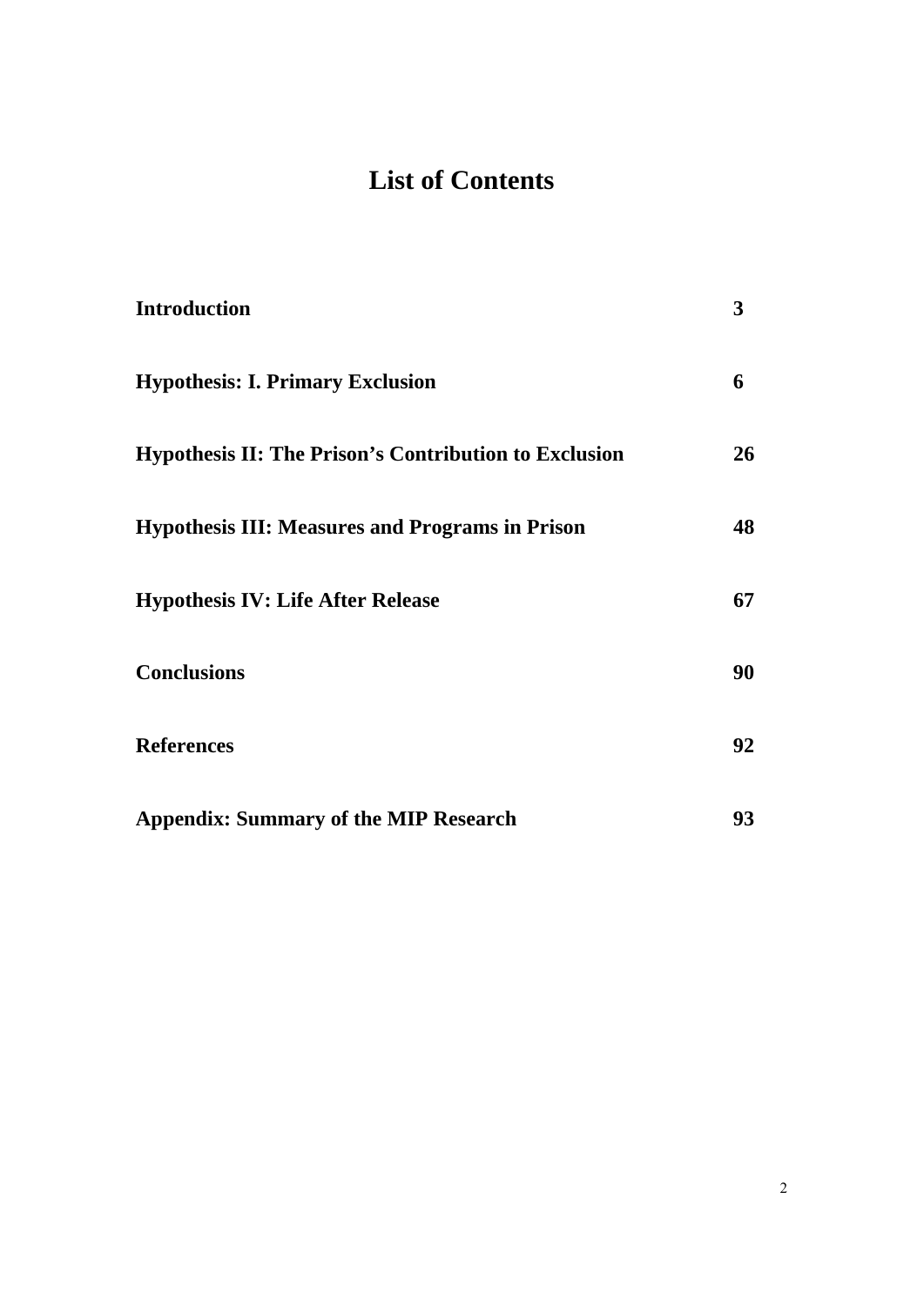# List of Contents

| | |
|---|---|
| **Introduction** | **3** |
| **Hypothesis: I. Primary Exclusion** | **6** |
| **Hypothesis II: The Prison's Contribution to Exclusion** | **26** |
| **Hypothesis III: Measures and Programs in Prison** | **48** |
| **Hypothesis IV: Life After Release** | **67** |
| **Conclusions** | **90** |
| **References** | **92** |
| **Appendix: Summary of the MIP Research** | **93** |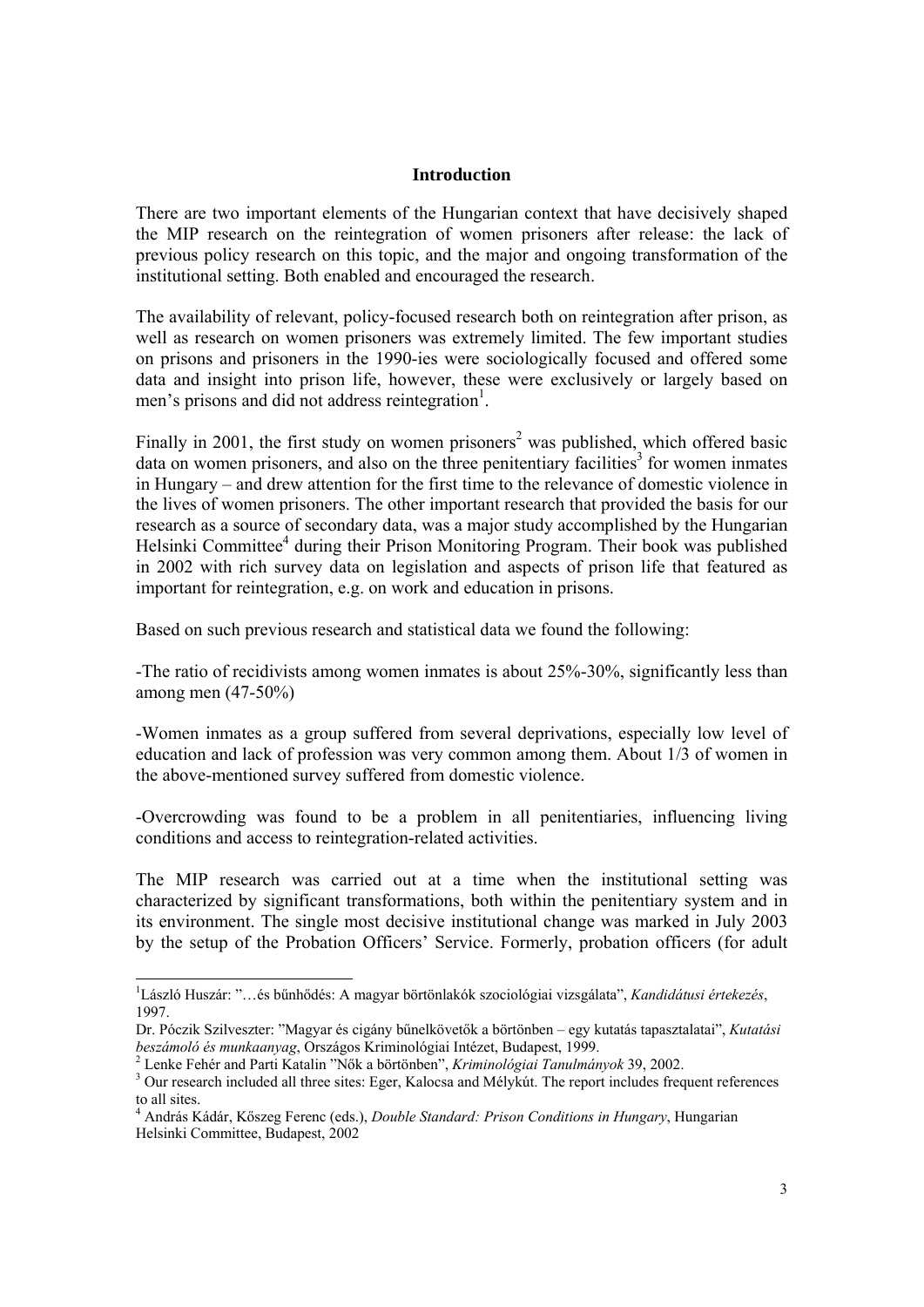## Introduction

There are two important elements of the Hungarian context that have decisively shaped the MIP research on the reintegration of women prisoners after release: the lack of previous policy research on this topic, and the major and ongoing transformation of the institutional setting. Both enabled and encouraged the research.

The availability of relevant, policy-focused research both on reintegration after prison, as well as research on women prisoners was extremely limited. The few important studies on prisons and prisoners in the 1990-ies were sociologically focused and offered some data and insight into prison life, however, these were exclusively or largely based on men's prisons and did not address reintegration[1].

Finally in 2001, the first study on women prisoners[2] was published, which offered basic data on women prisoners, and also on the three penitentiary facilities[3] for women inmates in Hungary – and drew attention for the first time to the relevance of domestic violence in the lives of women prisoners. The other important research that provided the basis for our research as a source of secondary data, was a major study accomplished by the Hungarian Helsinki Committee[4] during their Prison Monitoring Program. Their book was published in 2002 with rich survey data on legislation and aspects of prison life that featured as important for reintegration, e.g. on work and education in prisons.

Based on such previous research and statistical data we found the following:

-The ratio of recidivists among women inmates is about 25%-30%, significantly less than among men (47-50%)

-Women inmates as a group suffered from several deprivations, especially low level of education and lack of profession was very common among them. About 1/3 of women in the above-mentioned survey suffered from domestic violence.

-Overcrowding was found to be a problem in all penitentiaries, influencing living conditions and access to reintegration-related activities.

The MIP research was carried out at a time when the institutional setting was characterized by significant transformations, both within the penitentiary system and in its environment. The single most decisive institutional change was marked in July 2003 by the setup of the Probation Officers' Service. Formerly, probation officers (for adult

---

[1] László Huszár: "…és bűnhődés: A magyar börtönlakók szociológiai vizsgálata", *Kandidátusi értekezés*, 1997.

Dr. Póczik Szilveszter: "Magyar és cigány bűnelkövetők a börtönben – egy kutatás tapasztalatai", *Kutatási beszámoló és munkaanyag*, Országos Kriminológiai Intézet, Budapest, 1999.

[2] Lenke Fehér and Parti Katalin "Nők a börtönben", *Kriminológiai Tanulmányok* 39, 2002.

[3] Our research included all three sites: Eger, Kalocsa and Mélykút. The report includes frequent references to all sites.

[4] András Kádár, Kőszeg Ferenc (eds.), *Double Standard: Prison Conditions in Hungary*, Hungarian Helsinki Committee, Budapest, 2002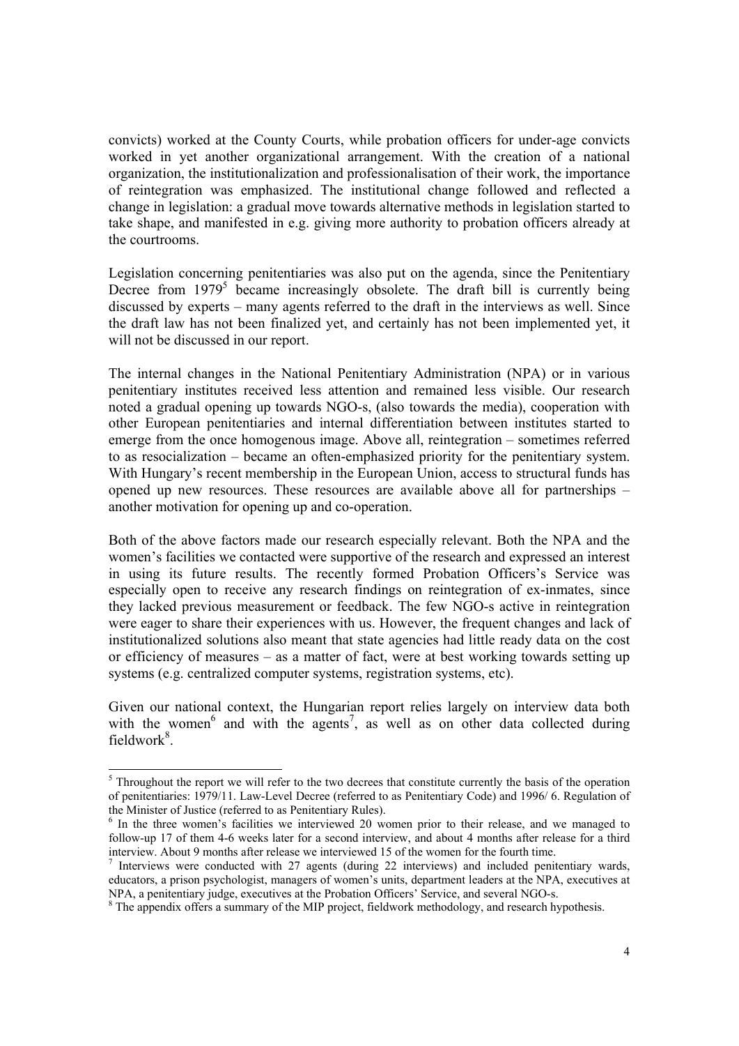convicts) worked at the County Courts, while probation officers for under-age convicts worked in yet another organizational arrangement. With the creation of a national organization, the institutionalization and professionalisation of their work, the importance of reintegration was emphasized. The institutional change followed and reflected a change in legislation: a gradual move towards alternative methods in legislation started to take shape, and manifested in e.g. giving more authority to probation officers already at the courtrooms.

Legislation concerning penitentiaries was also put on the agenda, since the Penitentiary Decree from 1979[5] became increasingly obsolete. The draft bill is currently being discussed by experts – many agents referred to the draft in the interviews as well. Since the draft law has not been finalized yet, and certainly has not been implemented yet, it will not be discussed in our report.

The internal changes in the National Penitentiary Administration (NPA) or in various penitentiary institutes received less attention and remained less visible. Our research noted a gradual opening up towards NGO-s, (also towards the media), cooperation with other European penitentiaries and internal differentiation between institutes started to emerge from the once homogenous image. Above all, reintegration – sometimes referred to as resocialization – became an often-emphasized priority for the penitentiary system. With Hungary's recent membership in the European Union, access to structural funds has opened up new resources. These resources are available above all for partnerships – another motivation for opening up and co-operation.

Both of the above factors made our research especially relevant. Both the NPA and the women's facilities we contacted were supportive of the research and expressed an interest in using its future results. The recently formed Probation Officers's Service was especially open to receive any research findings on reintegration of ex-inmates, since they lacked previous measurement or feedback. The few NGO-s active in reintegration were eager to share their experiences with us. However, the frequent changes and lack of institutionalized solutions also meant that state agencies had little ready data on the cost or efficiency of measures – as a matter of fact, were at best working towards setting up systems (e.g. centralized computer systems, registration systems, etc).

Given our national context, the Hungarian report relies largely on interview data both with the women[6] and with the agents[7], as well as on other data collected during fieldwork[8].

---

[5] Throughout the report we will refer to the two decrees that constitute currently the basis of the operation of penitentiaries: 1979/11. Law-Level Decree (referred to as Penitentiary Code) and 1996/ 6. Regulation of the Minister of Justice (referred to as Penitentiary Rules).

[6] In the three women's facilities we interviewed 20 women prior to their release, and we managed to follow-up 17 of them 4-6 weeks later for a second interview, and about 4 months after release for a third interview. About 9 months after release we interviewed 15 of the women for the fourth time.

[7] Interviews were conducted with 27 agents (during 22 interviews) and included penitentiary wards, educators, a prison psychologist, managers of women's units, department leaders at the NPA, executives at NPA, a penitentiary judge, executives at the Probation Officers' Service, and several NGO-s.

[8] The appendix offers a summary of the MIP project, fieldwork methodology, and research hypothesis.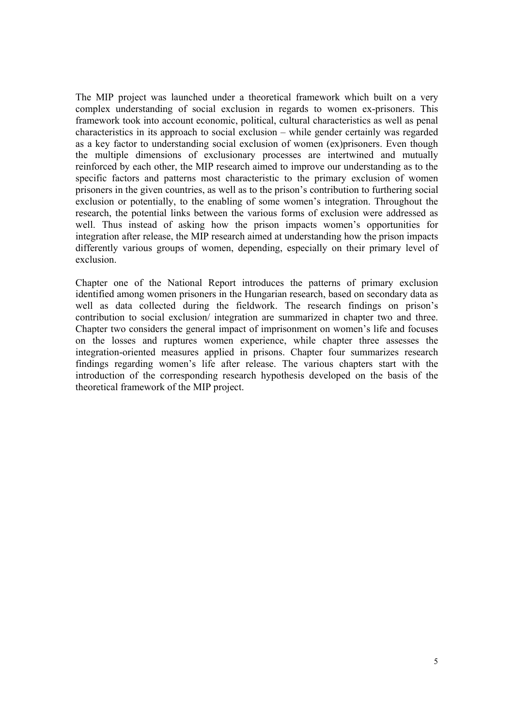The MIP project was launched under a theoretical framework which built on a very complex understanding of social exclusion in regards to women ex-prisoners. This framework took into account economic, political, cultural characteristics as well as penal characteristics in its approach to social exclusion – while gender certainly was regarded as a key factor to understanding social exclusion of women (ex)prisoners. Even though the multiple dimensions of exclusionary processes are intertwined and mutually reinforced by each other, the MIP research aimed to improve our understanding as to the specific factors and patterns most characteristic to the primary exclusion of women prisoners in the given countries, as well as to the prison's contribution to furthering social exclusion or potentially, to the enabling of some women's integration. Throughout the research, the potential links between the various forms of exclusion were addressed as well. Thus instead of asking how the prison impacts women's opportunities for integration after release, the MIP research aimed at understanding how the prison impacts differently various groups of women, depending, especially on their primary level of exclusion.

Chapter one of the National Report introduces the patterns of primary exclusion identified among women prisoners in the Hungarian research, based on secondary data as well as data collected during the fieldwork. The research findings on prison's contribution to social exclusion/ integration are summarized in chapter two and three. Chapter two considers the general impact of imprisonment on women's life and focuses on the losses and ruptures women experience, while chapter three assesses the integration-oriented measures applied in prisons. Chapter four summarizes research findings regarding women's life after release. The various chapters start with the introduction of the corresponding research hypothesis developed on the basis of the theoretical framework of the MIP project.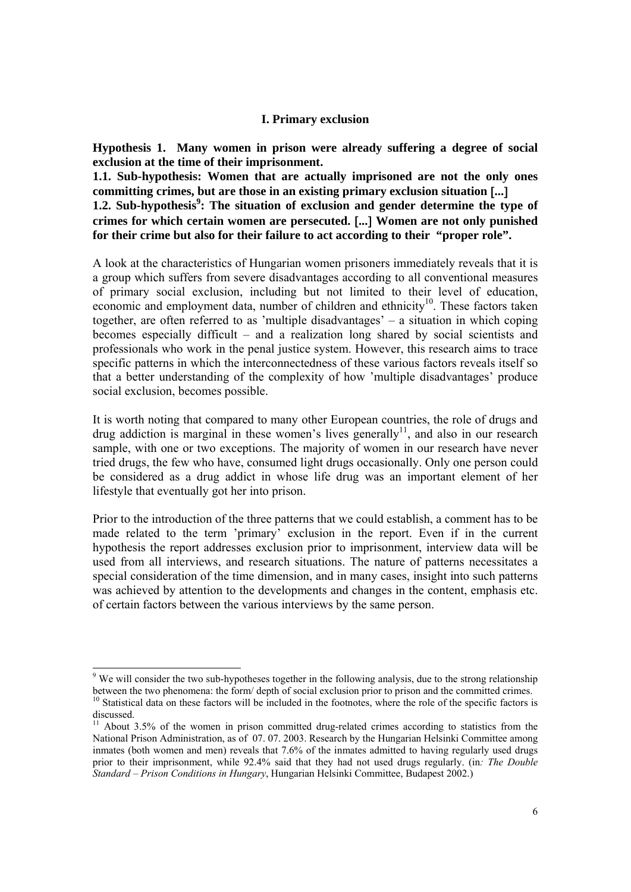## I. Primary exclusion

**Hypothesis 1. Many women in prison were already suffering a degree of social exclusion at the time of their imprisonment.**

**1.1. Sub-hypothesis: Women that are actually imprisoned are not the only ones committing crimes, but are those in an existing primary exclusion situation [...]**

**1.2. Sub-hypothesis[9]: The situation of exclusion and gender determine the type of crimes for which certain women are persecuted. [...] Women are not only punished for their crime but also for their failure to act according to their "proper role".**

A look at the characteristics of Hungarian women prisoners immediately reveals that it is a group which suffers from severe disadvantages according to all conventional measures of primary social exclusion, including but not limited to their level of education, economic and employment data, number of children and ethnicity[10]. These factors taken together, are often referred to as 'multiple disadvantages' – a situation in which coping becomes especially difficult – and a realization long shared by social scientists and professionals who work in the penal justice system. However, this research aims to trace specific patterns in which the interconnectedness of these various factors reveals itself so that a better understanding of the complexity of how 'multiple disadvantages' produce social exclusion, becomes possible.

It is worth noting that compared to many other European countries, the role of drugs and drug addiction is marginal in these women's lives generally[11], and also in our research sample, with one or two exceptions. The majority of women in our research have never tried drugs, the few who have, consumed light drugs occasionally. Only one person could be considered as a drug addict in whose life drug was an important element of her lifestyle that eventually got her into prison.

Prior to the introduction of the three patterns that we could establish, a comment has to be made related to the term 'primary' exclusion in the report. Even if in the current hypothesis the report addresses exclusion prior to imprisonment, interview data will be used from all interviews, and research situations. The nature of patterns necessitates a special consideration of the time dimension, and in many cases, insight into such patterns was achieved by attention to the developments and changes in the content, emphasis etc. of certain factors between the various interviews by the same person.

---

[9] We will consider the two sub-hypotheses together in the following analysis, due to the strong relationship between the two phenomena: the form/ depth of social exclusion prior to prison and the committed crimes.

[10] Statistical data on these factors will be included in the footnotes, where the role of the specific factors is discussed.

[11] About 3.5% of the women in prison committed drug-related crimes according to statistics from the National Prison Administration, as of 07. 07. 2003. Research by the Hungarian Helsinki Committee among inmates (both women and men) reveals that 7.6% of the inmates admitted to having regularly used drugs prior to their imprisonment, while 92.4% said that they had not used drugs regularly. (in*: The Double Standard – Prison Conditions in Hungary*, Hungarian Helsinki Committee, Budapest 2002.)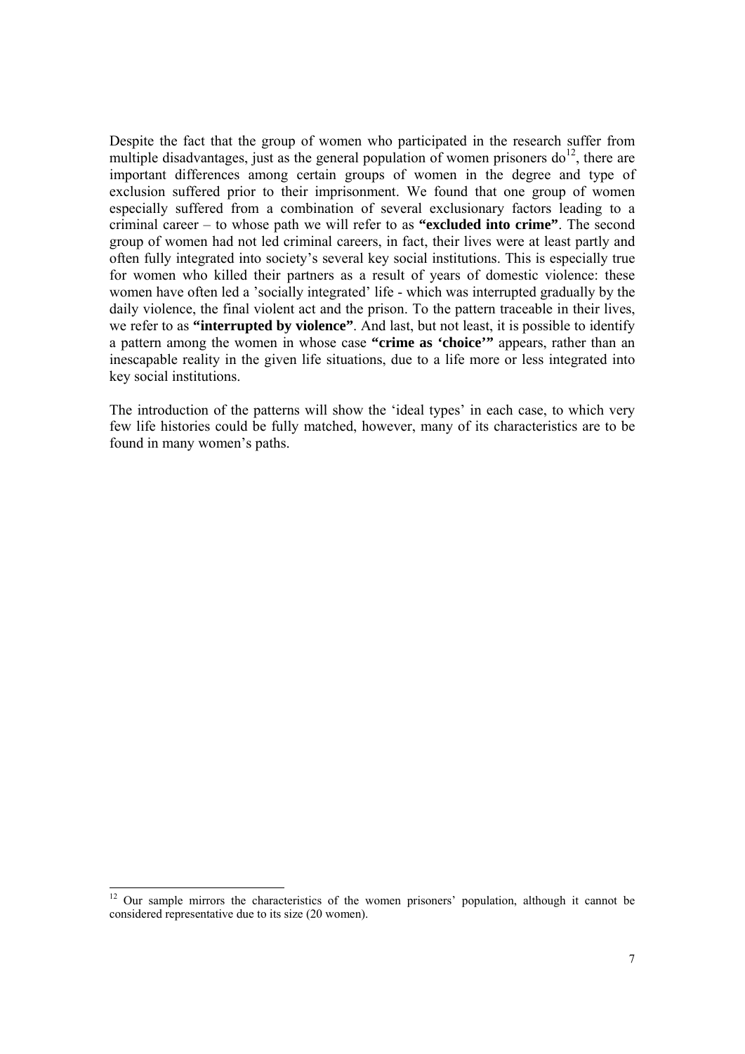Despite the fact that the group of women who participated in the research suffer from multiple disadvantages, just as the general population of women prisoners do[12], there are important differences among certain groups of women in the degree and type of exclusion suffered prior to their imprisonment. We found that one group of women especially suffered from a combination of several exclusionary factors leading to a criminal career – to whose path we will refer to as **"excluded into crime"**. The second group of women had not led criminal careers, in fact, their lives were at least partly and often fully integrated into society's several key social institutions. This is especially true for women who killed their partners as a result of years of domestic violence: these women have often led a 'socially integrated' life - which was interrupted gradually by the daily violence, the final violent act and the prison. To the pattern traceable in their lives, we refer to as **"interrupted by violence"**. And last, but not least, it is possible to identify a pattern among the women in whose case **"crime as 'choice'"** appears, rather than an inescapable reality in the given life situations, due to a life more or less integrated into key social institutions.

The introduction of the patterns will show the 'ideal types' in each case, to which very few life histories could be fully matched, however, many of its characteristics are to be found in many women's paths.

[12] Our sample mirrors the characteristics of the women prisoners' population, although it cannot be considered representative due to its size (20 women).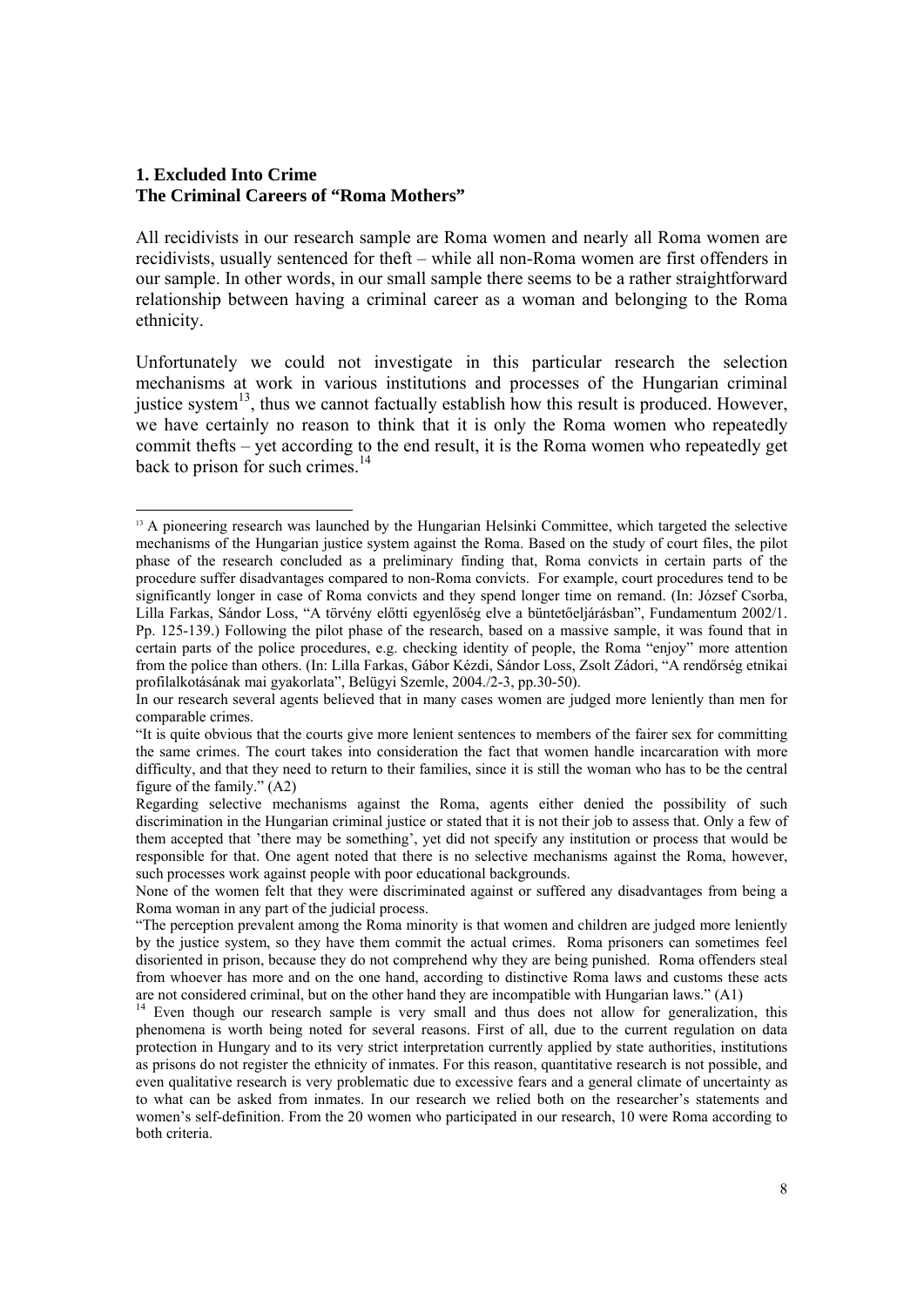## 1. Excluded Into Crime
## The Criminal Careers of "Roma Mothers"

All recidivists in our research sample are Roma women and nearly all Roma women are recidivists, usually sentenced for theft – while all non-Roma women are first offenders in our sample. In other words, in our small sample there seems to be a rather straightforward relationship between having a criminal career as a woman and belonging to the Roma ethnicity.

Unfortunately we could not investigate in this particular research the selection mechanisms at work in various institutions and processes of the Hungarian criminal justice system[13], thus we cannot factually establish how this result is produced. However, we have certainly no reason to think that it is only the Roma women who repeatedly commit thefts – yet according to the end result, it is the Roma women who repeatedly get back to prison for such crimes.[14]

---

[13] A pioneering research was launched by the Hungarian Helsinki Committee, which targeted the selective mechanisms of the Hungarian justice system against the Roma. Based on the study of court files, the pilot phase of the research concluded as a preliminary finding that, Roma convicts in certain parts of the procedure suffer disadvantages compared to non-Roma convicts. For example, court procedures tend to be significantly longer in case of Roma convicts and they spend longer time on remand. (In: József Csorba, Lilla Farkas, Sándor Loss, "A törvény előtti egyenlőség elve a büntetőeljárásban", Fundamentum 2002/1. Pp. 125-139.) Following the pilot phase of the research, based on a massive sample, it was found that in certain parts of the police procedures, e.g. checking identity of people, the Roma "enjoy" more attention from the police than others. (In: Lilla Farkas, Gábor Kézdi, Sándor Loss, Zsolt Zádori, "A rendőrség etnikai profilalkotásának mai gyakorlata", Belügyi Szemle, 2004./2-3, pp.30-50).

In our research several agents believed that in many cases women are judged more leniently than men for comparable crimes.

"It is quite obvious that the courts give more lenient sentences to members of the fairer sex for committing the same crimes. The court takes into consideration the fact that women handle incarcaration with more difficulty, and that they need to return to their families, since it is still the woman who has to be the central figure of the family." (A2)

Regarding selective mechanisms against the Roma, agents either denied the possibility of such discrimination in the Hungarian criminal justice or stated that it is not their job to assess that. Only a few of them accepted that 'there may be something', yet did not specify any institution or process that would be responsible for that. One agent noted that there is no selective mechanisms against the Roma, however, such processes work against people with poor educational backgrounds.

None of the women felt that they were discriminated against or suffered any disadvantages from being a Roma woman in any part of the judicial process.

"The perception prevalent among the Roma minority is that women and children are judged more leniently by the justice system, so they have them commit the actual crimes. Roma prisoners can sometimes feel disoriented in prison, because they do not comprehend why they are being punished. Roma offenders steal from whoever has more and on the one hand, according to distinctive Roma laws and customs these acts are not considered criminal, but on the other hand they are incompatible with Hungarian laws." (A1)

[14] Even though our research sample is very small and thus does not allow for generalization, this phenomena is worth being noted for several reasons. First of all, due to the current regulation on data protection in Hungary and to its very strict interpretation currently applied by state authorities, institutions as prisons do not register the ethnicity of inmates. For this reason, quantitative research is not possible, and even qualitative research is very problematic due to excessive fears and a general climate of uncertainty as to what can be asked from inmates. In our research we relied both on the researcher's statements and women's self-definition. From the 20 women who participated in our research, 10 were Roma according to both criteria.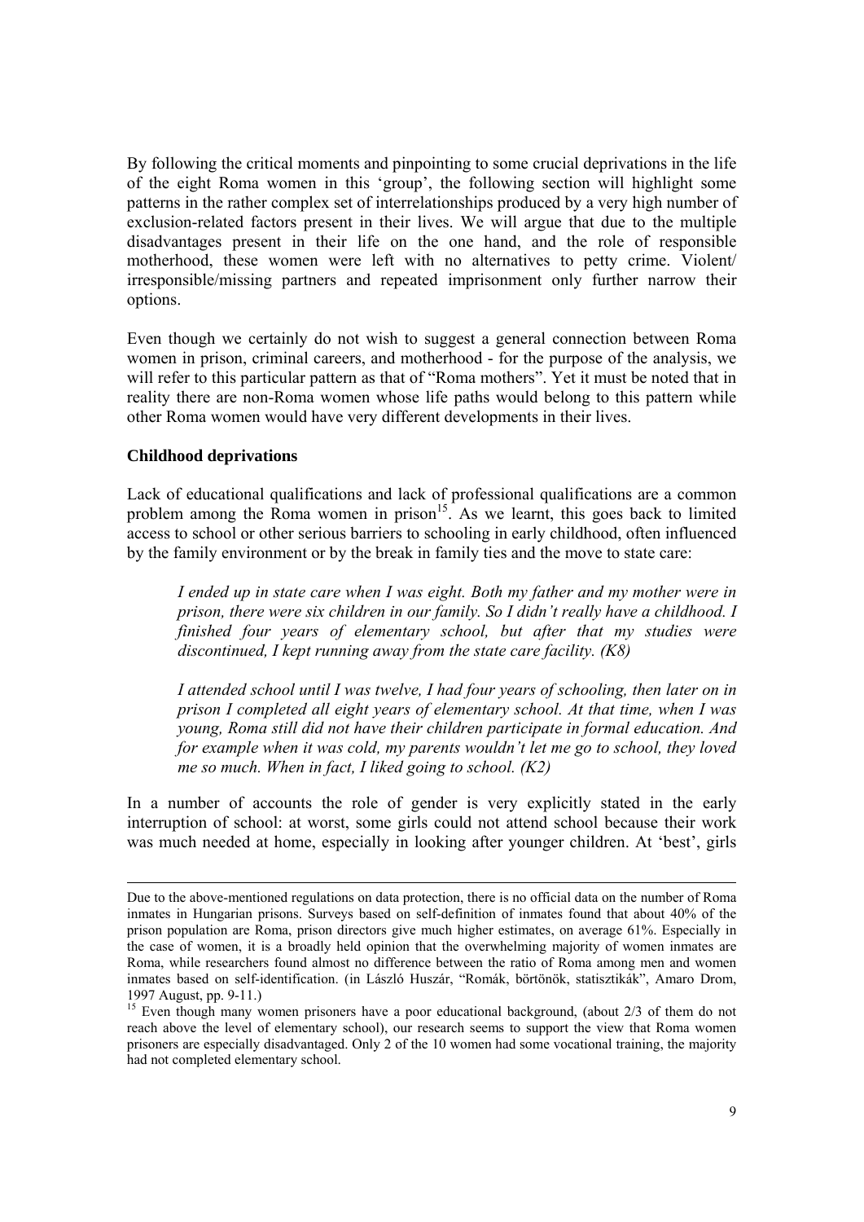By following the critical moments and pinpointing to some crucial deprivations in the life of the eight Roma women in this 'group', the following section will highlight some patterns in the rather complex set of interrelationships produced by a very high number of exclusion-related factors present in their lives. We will argue that due to the multiple disadvantages present in their life on the one hand, and the role of responsible motherhood, these women were left with no alternatives to petty crime. Violent/ irresponsible/missing partners and repeated imprisonment only further narrow their options.

Even though we certainly do not wish to suggest a general connection between Roma women in prison, criminal careers, and motherhood - for the purpose of the analysis, we will refer to this particular pattern as that of "Roma mothers". Yet it must be noted that in reality there are non-Roma women whose life paths would belong to this pattern while other Roma women would have very different developments in their lives.

**Childhood deprivations**

Lack of educational qualifications and lack of professional qualifications are a common problem among the Roma women in prison[15]. As we learnt, this goes back to limited access to school or other serious barriers to schooling in early childhood, often influenced by the family environment or by the break in family ties and the move to state care:

> *I ended up in state care when I was eight. Both my father and my mother were in prison, there were six children in our family. So I didn't really have a childhood. I finished four years of elementary school, but after that my studies were discontinued, I kept running away from the state care facility. (K8)*

> *I attended school until I was twelve, I had four years of schooling, then later on in prison I completed all eight years of elementary school. At that time, when I was young, Roma still did not have their children participate in formal education. And for example when it was cold, my parents wouldn't let me go to school, they loved me so much. When in fact, I liked going to school. (K2)*

In a number of accounts the role of gender is very explicitly stated in the early interruption of school: at worst, some girls could not attend school because their work was much needed at home, especially in looking after younger children. At 'best', girls

---

Due to the above-mentioned regulations on data protection, there is no official data on the number of Roma inmates in Hungarian prisons. Surveys based on self-definition of inmates found that about 40% of the prison population are Roma, prison directors give much higher estimates, on average 61%. Especially in the case of women, it is a broadly held opinion that the overwhelming majority of women inmates are Roma, while researchers found almost no difference between the ratio of Roma among men and women inmates based on self-identification. (in László Huszár, "Romák, börtönök, statisztikák", Amaro Drom, 1997 August, pp. 9-11.)

[15] Even though many women prisoners have a poor educational background, (about 2/3 of them do not reach above the level of elementary school), our research seems to support the view that Roma women prisoners are especially disadvantaged. Only 2 of the 10 women had some vocational training, the majority had not completed elementary school.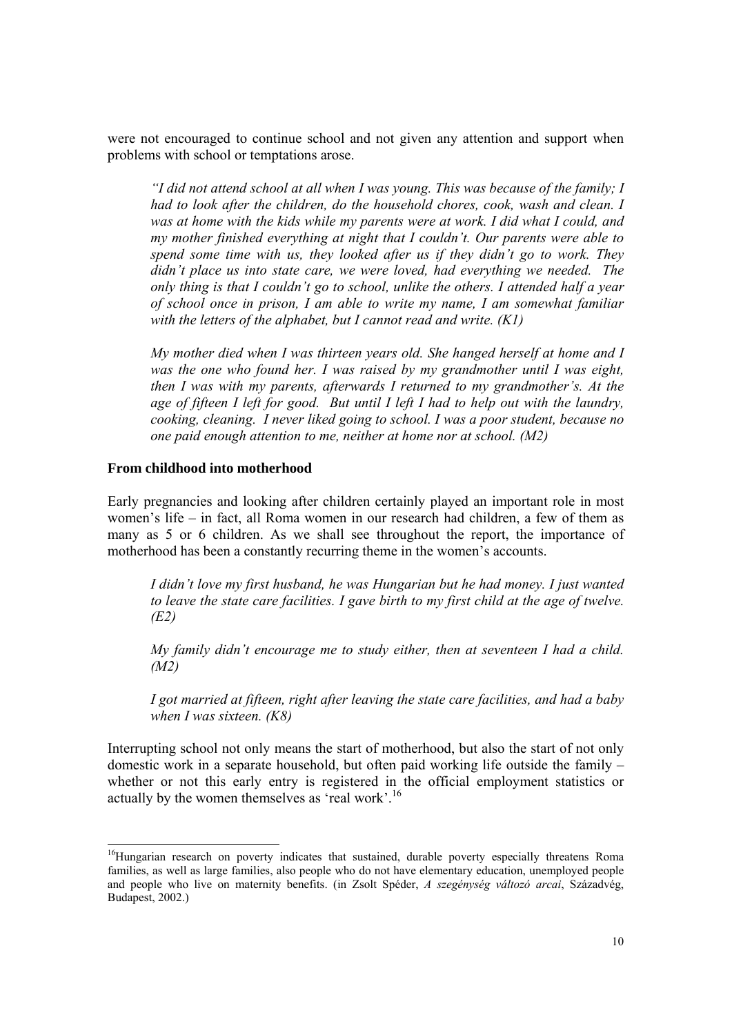were not encouraged to continue school and not given any attention and support when problems with school or temptations arose.

> *"I did not attend school at all when I was young. This was because of the family; I had to look after the children, do the household chores, cook, wash and clean. I was at home with the kids while my parents were at work. I did what I could, and my mother finished everything at night that I couldn't. Our parents were able to spend some time with us, they looked after us if they didn't go to work. They didn't place us into state care, we were loved, had everything we needed. The only thing is that I couldn't go to school, unlike the others. I attended half a year of school once in prison, I am able to write my name, I am somewhat familiar with the letters of the alphabet, but I cannot read and write. (K1)*
>
> *My mother died when I was thirteen years old. She hanged herself at home and I was the one who found her. I was raised by my grandmother until I was eight, then I was with my parents, afterwards I returned to my grandmother's. At the age of fifteen I left for good. But until I left I had to help out with the laundry, cooking, cleaning. I never liked going to school. I was a poor student, because no one paid enough attention to me, neither at home nor at school. (M2)*

**From childhood into motherhood**

Early pregnancies and looking after children certainly played an important role in most women's life – in fact, all Roma women in our research had children, a few of them as many as 5 or 6 children. As we shall see throughout the report, the importance of motherhood has been a constantly recurring theme in the women's accounts.

> *I didn't love my first husband, he was Hungarian but he had money. I just wanted to leave the state care facilities. I gave birth to my first child at the age of twelve. (E2)*
>
> *My family didn't encourage me to study either, then at seventeen I had a child. (M2)*
>
> *I got married at fifteen, right after leaving the state care facilities, and had a baby when I was sixteen. (K8)*

Interrupting school not only means the start of motherhood, but also the start of not only domestic work in a separate household, but often paid working life outside the family – whether or not this early entry is registered in the official employment statistics or actually by the women themselves as 'real work'.[16]

---

[16]Hungarian research on poverty indicates that sustained, durable poverty especially threatens Roma families, as well as large families, also people who do not have elementary education, unemployed people and people who live on maternity benefits. (in Zsolt Spéder, *A szegénység változó arcai*, Századvég, Budapest, 2002.)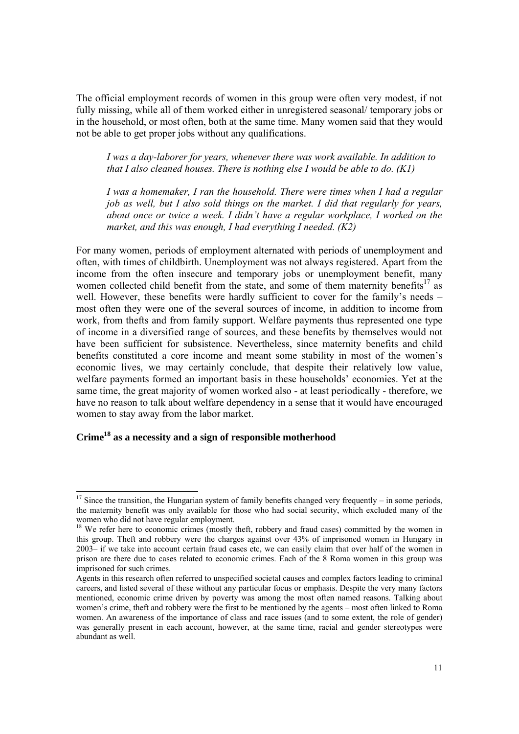The official employment records of women in this group were often very modest, if not fully missing, while all of them worked either in unregistered seasonal/ temporary jobs or in the household, or most often, both at the same time. Many women said that they would not be able to get proper jobs without any qualifications.

> *I was a day-laborer for years, whenever there was work available. In addition to that I also cleaned houses. There is nothing else I would be able to do. (K1)*

> *I was a homemaker, I ran the household. There were times when I had a regular job as well, but I also sold things on the market. I did that regularly for years, about once or twice a week. I didn't have a regular workplace, I worked on the market, and this was enough, I had everything I needed. (K2)*

For many women, periods of employment alternated with periods of unemployment and often, with times of childbirth. Unemployment was not always registered. Apart from the income from the often insecure and temporary jobs or unemployment benefit, many women collected child benefit from the state, and some of them maternity benefits[17] as well. However, these benefits were hardly sufficient to cover for the family's needs – most often they were one of the several sources of income, in addition to income from work, from thefts and from family support. Welfare payments thus represented one type of income in a diversified range of sources, and these benefits by themselves would not have been sufficient for subsistence. Nevertheless, since maternity benefits and child benefits constituted a core income and meant some stability in most of the women's economic lives, we may certainly conclude, that despite their relatively low value, welfare payments formed an important basis in these households' economies. Yet at the same time, the great majority of women worked also - at least periodically - therefore, we have no reason to talk about welfare dependency in a sense that it would have encouraged women to stay away from the labor market.

**Crime[18] as a necessity and a sign of responsible motherhood**

---

[17] Since the transition, the Hungarian system of family benefits changed very frequently – in some periods, the maternity benefit was only available for those who had social security, which excluded many of the women who did not have regular employment.

[18] We refer here to economic crimes (mostly theft, robbery and fraud cases) committed by the women in this group. Theft and robbery were the charges against over 43% of imprisoned women in Hungary in 2003– if we take into account certain fraud cases etc, we can easily claim that over half of the women in prison are there due to cases related to economic crimes. Each of the 8 Roma women in this group was imprisoned for such crimes.

Agents in this research often referred to unspecified societal causes and complex factors leading to criminal careers, and listed several of these without any particular focus or emphasis. Despite the very many factors mentioned, economic crime driven by poverty was among the most often named reasons. Talking about women's crime, theft and robbery were the first to be mentioned by the agents – most often linked to Roma women. An awareness of the importance of class and race issues (and to some extent, the role of gender) was generally present in each account, however, at the same time, racial and gender stereotypes were abundant as well.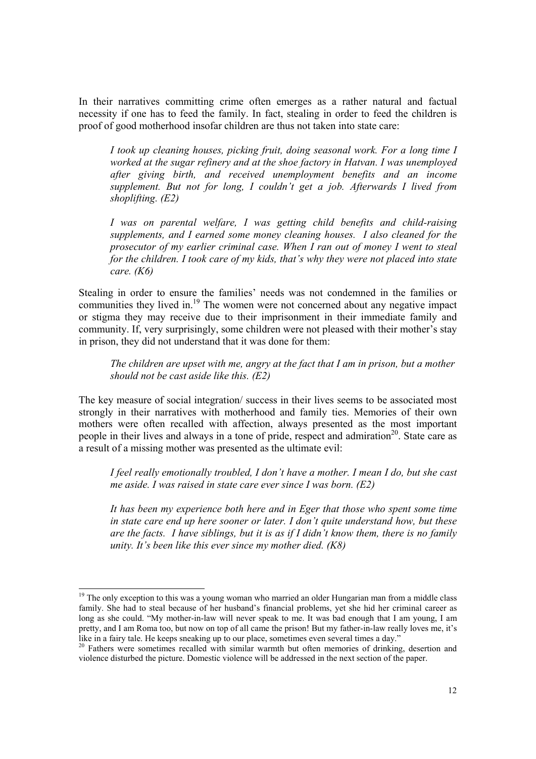In their narratives committing crime often emerges as a rather natural and factual necessity if one has to feed the family. In fact, stealing in order to feed the children is proof of good motherhood insofar children are thus not taken into state care:

> *I took up cleaning houses, picking fruit, doing seasonal work. For a long time I worked at the sugar refinery and at the shoe factory in Hatvan. I was unemployed after giving birth, and received unemployment benefits and an income supplement. But not for long, I couldn't get a job. Afterwards I lived from shoplifting. (E2)*

> *I was on parental welfare, I was getting child benefits and child-raising supplements, and I earned some money cleaning houses. I also cleaned for the prosecutor of my earlier criminal case. When I ran out of money I went to steal for the children. I took care of my kids, that's why they were not placed into state care. (K6)*

Stealing in order to ensure the families' needs was not condemned in the families or communities they lived in.[19] The women were not concerned about any negative impact or stigma they may receive due to their imprisonment in their immediate family and community. If, very surprisingly, some children were not pleased with their mother's stay in prison, they did not understand that it was done for them:

> *The children are upset with me, angry at the fact that I am in prison, but a mother should not be cast aside like this. (E2)*

The key measure of social integration/ success in their lives seems to be associated most strongly in their narratives with motherhood and family ties. Memories of their own mothers were often recalled with affection, always presented as the most important people in their lives and always in a tone of pride, respect and admiration[20]. State care as a result of a missing mother was presented as the ultimate evil:

> *I feel really emotionally troubled, I don't have a mother. I mean I do, but she cast me aside. I was raised in state care ever since I was born. (E2)*

> *It has been my experience both here and in Eger that those who spent some time in state care end up here sooner or later. I don't quite understand how, but these are the facts. I have siblings, but it is as if I didn't know them, there is no family unity. It's been like this ever since my mother died. (K8)*

---

[19] The only exception to this was a young woman who married an older Hungarian man from a middle class family. She had to steal because of her husband's financial problems, yet she hid her criminal career as long as she could. "My mother-in-law will never speak to me. It was bad enough that I am young, I am pretty, and I am Roma too, but now on top of all came the prison! But my father-in-law really loves me, it's like in a fairy tale. He keeps sneaking up to our place, sometimes even several times a day."

[20] Fathers were sometimes recalled with similar warmth but often memories of drinking, desertion and violence disturbed the picture. Domestic violence will be addressed in the next section of the paper.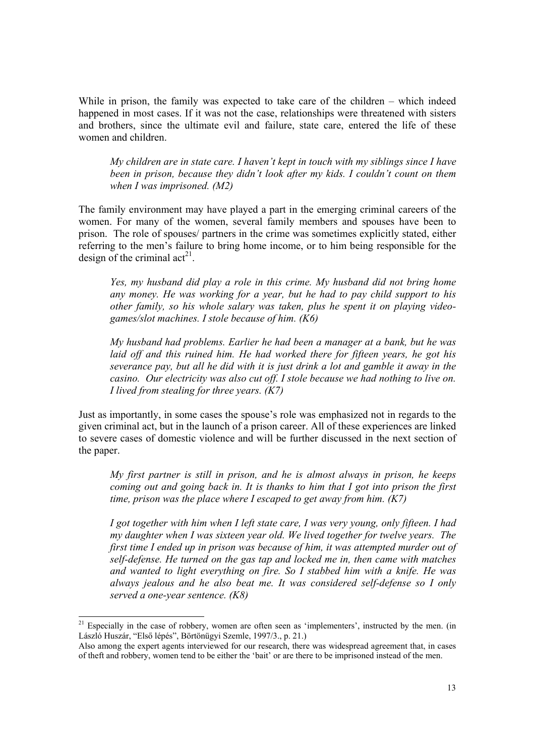While in prison, the family was expected to take care of the children – which indeed happened in most cases. If it was not the case, relationships were threatened with sisters and brothers, since the ultimate evil and failure, state care, entered the life of these women and children.

> *My children are in state care. I haven't kept in touch with my siblings since I have been in prison, because they didn't look after my kids. I couldn't count on them when I was imprisoned. (M2)*

The family environment may have played a part in the emerging criminal careers of the women. For many of the women, several family members and spouses have been to prison. The role of spouses/ partners in the crime was sometimes explicitly stated, either referring to the men's failure to bring home income, or to him being responsible for the design of the criminal act[21].

> *Yes, my husband did play a role in this crime. My husband did not bring home any money. He was working for a year, but he had to pay child support to his other family, so his whole salary was taken, plus he spent it on playing video-games/slot machines. I stole because of him. (K6)*

> *My husband had problems. Earlier he had been a manager at a bank, but he was laid off and this ruined him. He had worked there for fifteen years, he got his severance pay, but all he did with it is just drink a lot and gamble it away in the casino. Our electricity was also cut off. I stole because we had nothing to live on. I lived from stealing for three years. (K7)*

Just as importantly, in some cases the spouse's role was emphasized not in regards to the given criminal act, but in the launch of a prison career. All of these experiences are linked to severe cases of domestic violence and will be further discussed in the next section of the paper.

> *My first partner is still in prison, and he is almost always in prison, he keeps coming out and going back in. It is thanks to him that I got into prison the first time, prison was the place where I escaped to get away from him. (K7)*

> *I got together with him when I left state care, I was very young, only fifteen. I had my daughter when I was sixteen year old. We lived together for twelve years. The first time I ended up in prison was because of him, it was attempted murder out of self-defense. He turned on the gas tap and locked me in, then came with matches and wanted to light everything on fire. So I stabbed him with a knife. He was always jealous and he also beat me. It was considered self-defense so I only served a one-year sentence. (K8)*

---

[21] Especially in the case of robbery, women are often seen as 'implementers', instructed by the men. (in László Huszár, "Első lépés", Börtönügyi Szemle, 1997/3., p. 21.)

Also among the expert agents interviewed for our research, there was widespread agreement that, in cases of theft and robbery, women tend to be either the 'bait' or are there to be imprisoned instead of the men.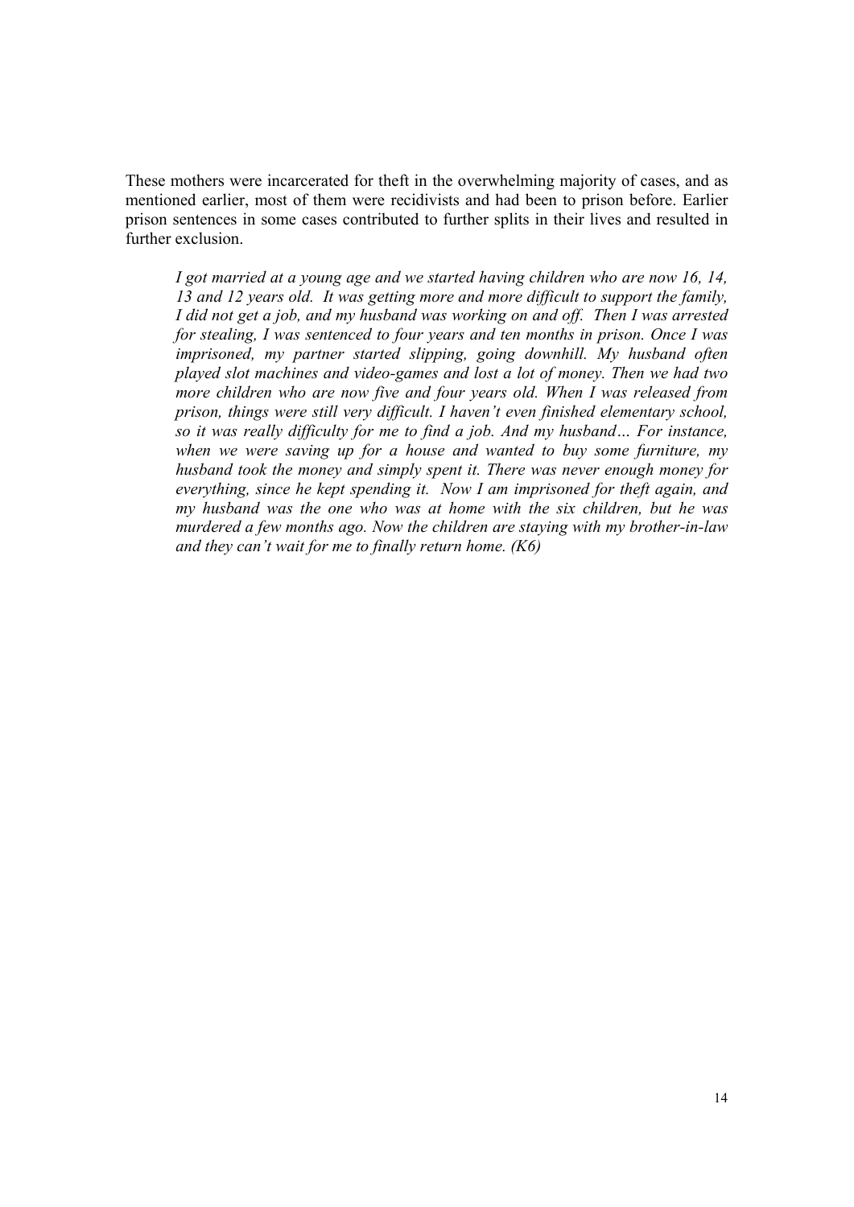These mothers were incarcerated for theft in the overwhelming majority of cases, and as mentioned earlier, most of them were recidivists and had been to prison before. Earlier prison sentences in some cases contributed to further splits in their lives and resulted in further exclusion.

> *I got married at a young age and we started having children who are now 16, 14, 13 and 12 years old. It was getting more and more difficult to support the family, I did not get a job, and my husband was working on and off. Then I was arrested for stealing, I was sentenced to four years and ten months in prison. Once I was imprisoned, my partner started slipping, going downhill. My husband often played slot machines and video-games and lost a lot of money. Then we had two more children who are now five and four years old. When I was released from prison, things were still very difficult. I haven't even finished elementary school, so it was really difficulty for me to find a job. And my husband… For instance, when we were saving up for a house and wanted to buy some furniture, my husband took the money and simply spent it. There was never enough money for everything, since he kept spending it. Now I am imprisoned for theft again, and my husband was the one who was at home with the six children, but he was murdered a few months ago. Now the children are staying with my brother-in-law and they can't wait for me to finally return home. (K6)*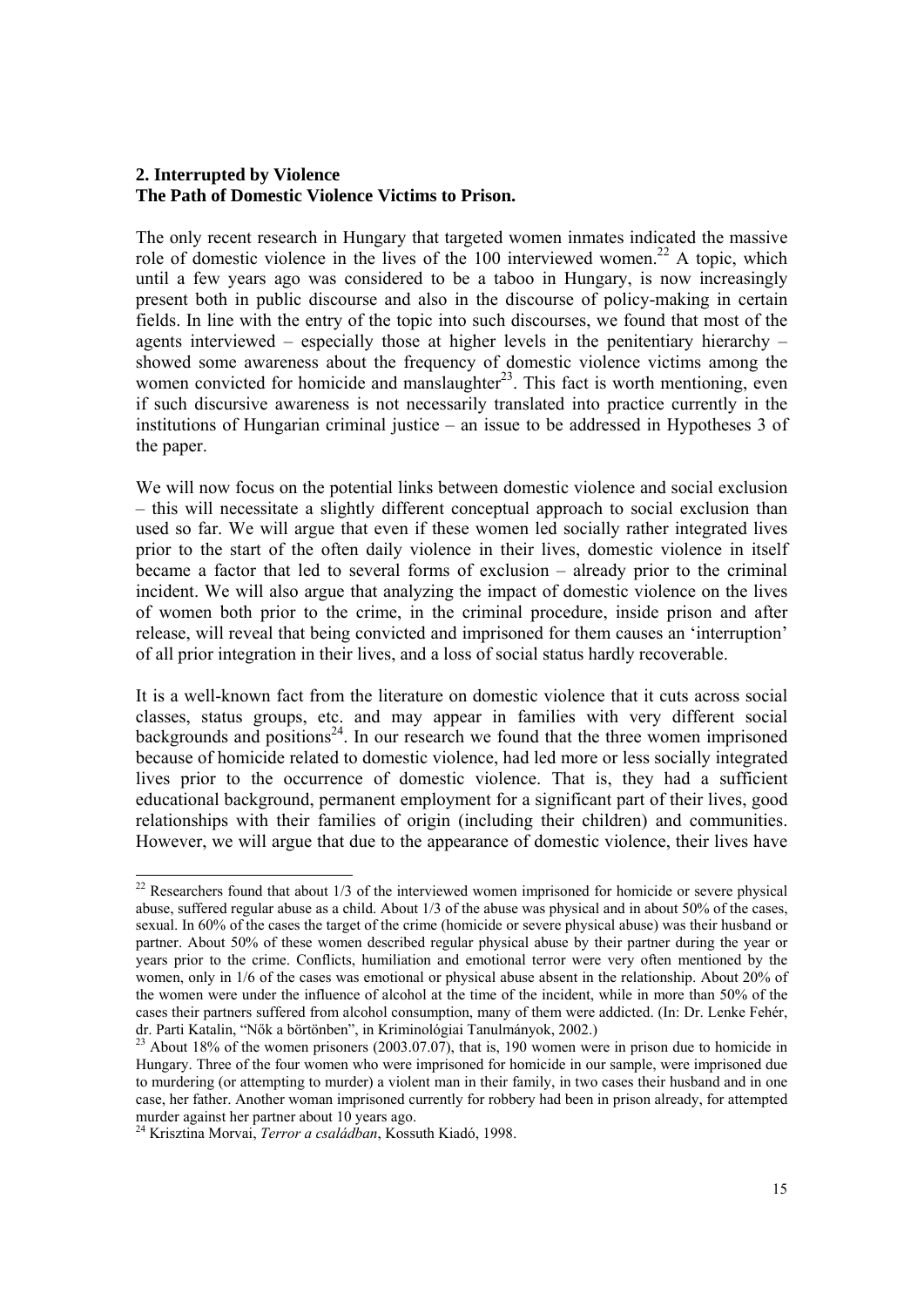**2. Interrupted by Violence**
**The Path of Domestic Violence Victims to Prison.**

The only recent research in Hungary that targeted women inmates indicated the massive role of domestic violence in the lives of the 100 interviewed women.[22] A topic, which until a few years ago was considered to be a taboo in Hungary, is now increasingly present both in public discourse and also in the discourse of policy-making in certain fields. In line with the entry of the topic into such discourses, we found that most of the agents interviewed – especially those at higher levels in the penitentiary hierarchy – showed some awareness about the frequency of domestic violence victims among the women convicted for homicide and manslaughter[23]. This fact is worth mentioning, even if such discursive awareness is not necessarily translated into practice currently in the institutions of Hungarian criminal justice – an issue to be addressed in Hypotheses 3 of the paper.

We will now focus on the potential links between domestic violence and social exclusion – this will necessitate a slightly different conceptual approach to social exclusion than used so far. We will argue that even if these women led socially rather integrated lives prior to the start of the often daily violence in their lives, domestic violence in itself became a factor that led to several forms of exclusion – already prior to the criminal incident. We will also argue that analyzing the impact of domestic violence on the lives of women both prior to the crime, in the criminal procedure, inside prison and after release, will reveal that being convicted and imprisoned for them causes an 'interruption' of all prior integration in their lives, and a loss of social status hardly recoverable.

It is a well-known fact from the literature on domestic violence that it cuts across social classes, status groups, etc. and may appear in families with very different social backgrounds and positions[24]. In our research we found that the three women imprisoned because of homicide related to domestic violence, had led more or less socially integrated lives prior to the occurrence of domestic violence. That is, they had a sufficient educational background, permanent employment for a significant part of their lives, good relationships with their families of origin (including their children) and communities. However, we will argue that due to the appearance of domestic violence, their lives have

---

[22] Researchers found that about 1/3 of the interviewed women imprisoned for homicide or severe physical abuse, suffered regular abuse as a child. About 1/3 of the abuse was physical and in about 50% of the cases, sexual. In 60% of the cases the target of the crime (homicide or severe physical abuse) was their husband or partner. About 50% of these women described regular physical abuse by their partner during the year or years prior to the crime. Conflicts, humiliation and emotional terror were very often mentioned by the women, only in 1/6 of the cases was emotional or physical abuse absent in the relationship. About 20% of the women were under the influence of alcohol at the time of the incident, while in more than 50% of the cases their partners suffered from alcohol consumption, many of them were addicted. (In: Dr. Lenke Fehér, dr. Parti Katalin, "Nők a börtönben", in Kriminológiai Tanulmányok, 2002.)

[23] About 18% of the women prisoners (2003.07.07), that is, 190 women were in prison due to homicide in Hungary. Three of the four women who were imprisoned for homicide in our sample, were imprisoned due to murdering (or attempting to murder) a violent man in their family, in two cases their husband and in one case, her father. Another woman imprisoned currently for robbery had been in prison already, for attempted murder against her partner about 10 years ago.

[24] Krisztina Morvai, *Terror a családban*, Kossuth Kiadó, 1998.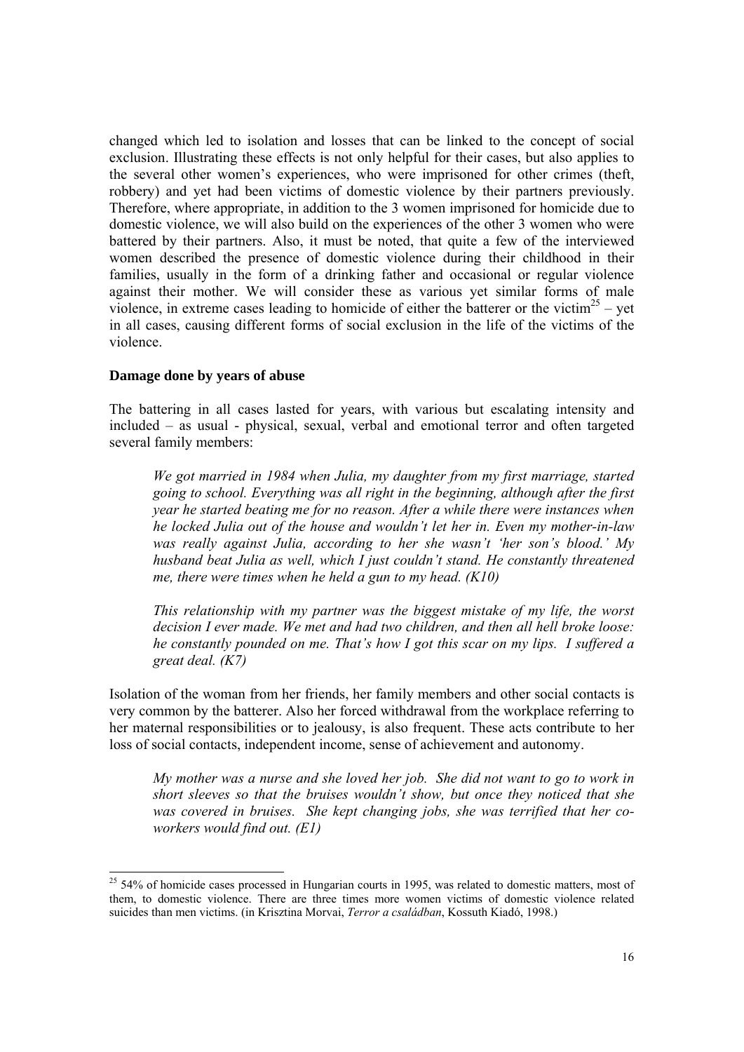changed which led to isolation and losses that can be linked to the concept of social exclusion. Illustrating these effects is not only helpful for their cases, but also applies to the several other women's experiences, who were imprisoned for other crimes (theft, robbery) and yet had been victims of domestic violence by their partners previously. Therefore, where appropriate, in addition to the 3 women imprisoned for homicide due to domestic violence, we will also build on the experiences of the other 3 women who were battered by their partners. Also, it must be noted, that quite a few of the interviewed women described the presence of domestic violence during their childhood in their families, usually in the form of a drinking father and occasional or regular violence against their mother. We will consider these as various yet similar forms of male violence, in extreme cases leading to homicide of either the batterer or the victim[25] – yet in all cases, causing different forms of social exclusion in the life of the victims of the violence.

**Damage done by years of abuse**

The battering in all cases lasted for years, with various but escalating intensity and included – as usual - physical, sexual, verbal and emotional terror and often targeted several family members:

> *We got married in 1984 when Julia, my daughter from my first marriage, started going to school. Everything was all right in the beginning, although after the first year he started beating me for no reason. After a while there were instances when he locked Julia out of the house and wouldn't let her in. Even my mother-in-law was really against Julia, according to her she wasn't 'her son's blood.' My husband beat Julia as well, which I just couldn't stand. He constantly threatened me, there were times when he held a gun to my head. (K10)*

> *This relationship with my partner was the biggest mistake of my life, the worst decision I ever made. We met and had two children, and then all hell broke loose: he constantly pounded on me. That's how I got this scar on my lips. I suffered a great deal. (K7)*

Isolation of the woman from her friends, her family members and other social contacts is very common by the batterer. Also her forced withdrawal from the workplace referring to her maternal responsibilities or to jealousy, is also frequent. These acts contribute to her loss of social contacts, independent income, sense of achievement and autonomy.

> *My mother was a nurse and she loved her job. She did not want to go to work in short sleeves so that the bruises wouldn't show, but once they noticed that she was covered in bruises. She kept changing jobs, she was terrified that her co-workers would find out. (E1)*

---

[25] 54% of homicide cases processed in Hungarian courts in 1995, was related to domestic matters, most of them, to domestic violence. There are three times more women victims of domestic violence related suicides than men victims. (in Krisztina Morvai, *Terror a családban*, Kossuth Kiadó, 1998.)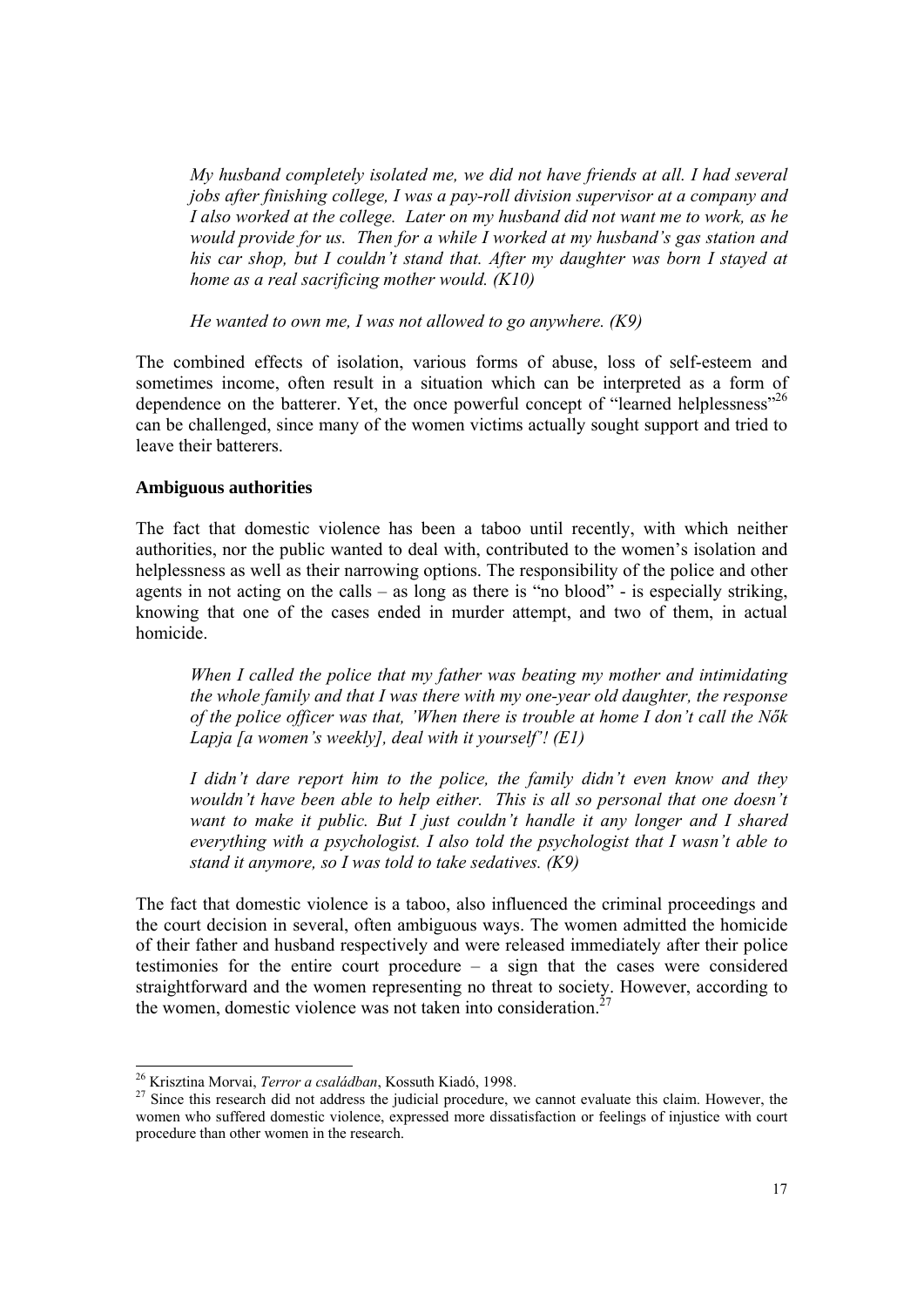*My husband completely isolated me, we did not have friends at all. I had several jobs after finishing college, I was a pay-roll division supervisor at a company and I also worked at the college. Later on my husband did not want me to work, as he would provide for us. Then for a while I worked at my husband's gas station and his car shop, but I couldn't stand that. After my daughter was born I stayed at home as a real sacrificing mother would. (K10)*

*He wanted to own me, I was not allowed to go anywhere. (K9)*

The combined effects of isolation, various forms of abuse, loss of self-esteem and sometimes income, often result in a situation which can be interpreted as a form of dependence on the batterer. Yet, the once powerful concept of "learned helplessness"[26] can be challenged, since many of the women victims actually sought support and tried to leave their batterers.

**Ambiguous authorities**

The fact that domestic violence has been a taboo until recently, with which neither authorities, nor the public wanted to deal with, contributed to the women's isolation and helplessness as well as their narrowing options. The responsibility of the police and other agents in not acting on the calls – as long as there is "no blood" - is especially striking, knowing that one of the cases ended in murder attempt, and two of them, in actual homicide.

*When I called the police that my father was beating my mother and intimidating the whole family and that I was there with my one-year old daughter, the response of the police officer was that, 'When there is trouble at home I don't call the Nők Lapja [a women's weekly], deal with it yourself'! (E1)*

*I didn't dare report him to the police, the family didn't even know and they wouldn't have been able to help either. This is all so personal that one doesn't want to make it public. But I just couldn't handle it any longer and I shared everything with a psychologist. I also told the psychologist that I wasn't able to stand it anymore, so I was told to take sedatives. (K9)*

The fact that domestic violence is a taboo, also influenced the criminal proceedings and the court decision in several, often ambiguous ways. The women admitted the homicide of their father and husband respectively and were released immediately after their police testimonies for the entire court procedure – a sign that the cases were considered straightforward and the women representing no threat to society. However, according to the women, domestic violence was not taken into consideration.[27]

---

[26] Krisztina Morvai, *Terror a családban*, Kossuth Kiadó, 1998.

[27] Since this research did not address the judicial procedure, we cannot evaluate this claim. However, the women who suffered domestic violence, expressed more dissatisfaction or feelings of injustice with court procedure than other women in the research.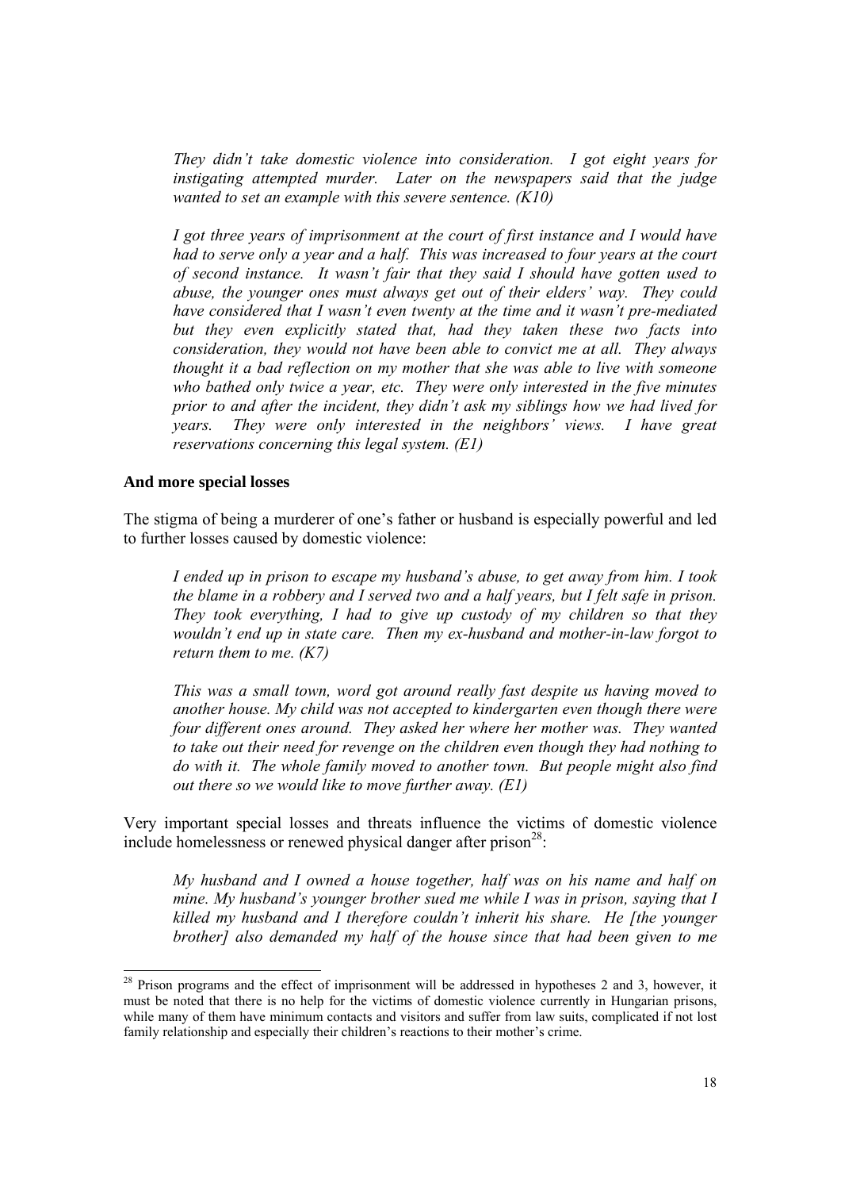*They didn't take domestic violence into consideration. I got eight years for instigating attempted murder. Later on the newspapers said that the judge wanted to set an example with this severe sentence. (K10)*

*I got three years of imprisonment at the court of first instance and I would have had to serve only a year and a half. This was increased to four years at the court of second instance. It wasn't fair that they said I should have gotten used to abuse, the younger ones must always get out of their elders' way. They could have considered that I wasn't even twenty at the time and it wasn't pre-mediated but they even explicitly stated that, had they taken these two facts into consideration, they would not have been able to convict me at all. They always thought it a bad reflection on my mother that she was able to live with someone who bathed only twice a year, etc. They were only interested in the five minutes prior to and after the incident, they didn't ask my siblings how we had lived for years. They were only interested in the neighbors' views. I have great reservations concerning this legal system. (E1)*

**And more special losses**

The stigma of being a murderer of one's father or husband is especially powerful and led to further losses caused by domestic violence:

*I ended up in prison to escape my husband's abuse, to get away from him. I took the blame in a robbery and I served two and a half years, but I felt safe in prison. They took everything, I had to give up custody of my children so that they wouldn't end up in state care. Then my ex-husband and mother-in-law forgot to return them to me. (K7)*

*This was a small town, word got around really fast despite us having moved to another house. My child was not accepted to kindergarten even though there were four different ones around. They asked her where her mother was. They wanted to take out their need for revenge on the children even though they had nothing to do with it. The whole family moved to another town. But people might also find out there so we would like to move further away. (E1)*

Very important special losses and threats influence the victims of domestic violence include homelessness or renewed physical danger after prison[28]:

*My husband and I owned a house together, half was on his name and half on mine. My husband's younger brother sued me while I was in prison, saying that I killed my husband and I therefore couldn't inherit his share. He [the younger brother] also demanded my half of the house since that had been given to me*

[28] Prison programs and the effect of imprisonment will be addressed in hypotheses 2 and 3, however, it must be noted that there is no help for the victims of domestic violence currently in Hungarian prisons, while many of them have minimum contacts and visitors and suffer from law suits, complicated if not lost family relationship and especially their children's reactions to their mother's crime.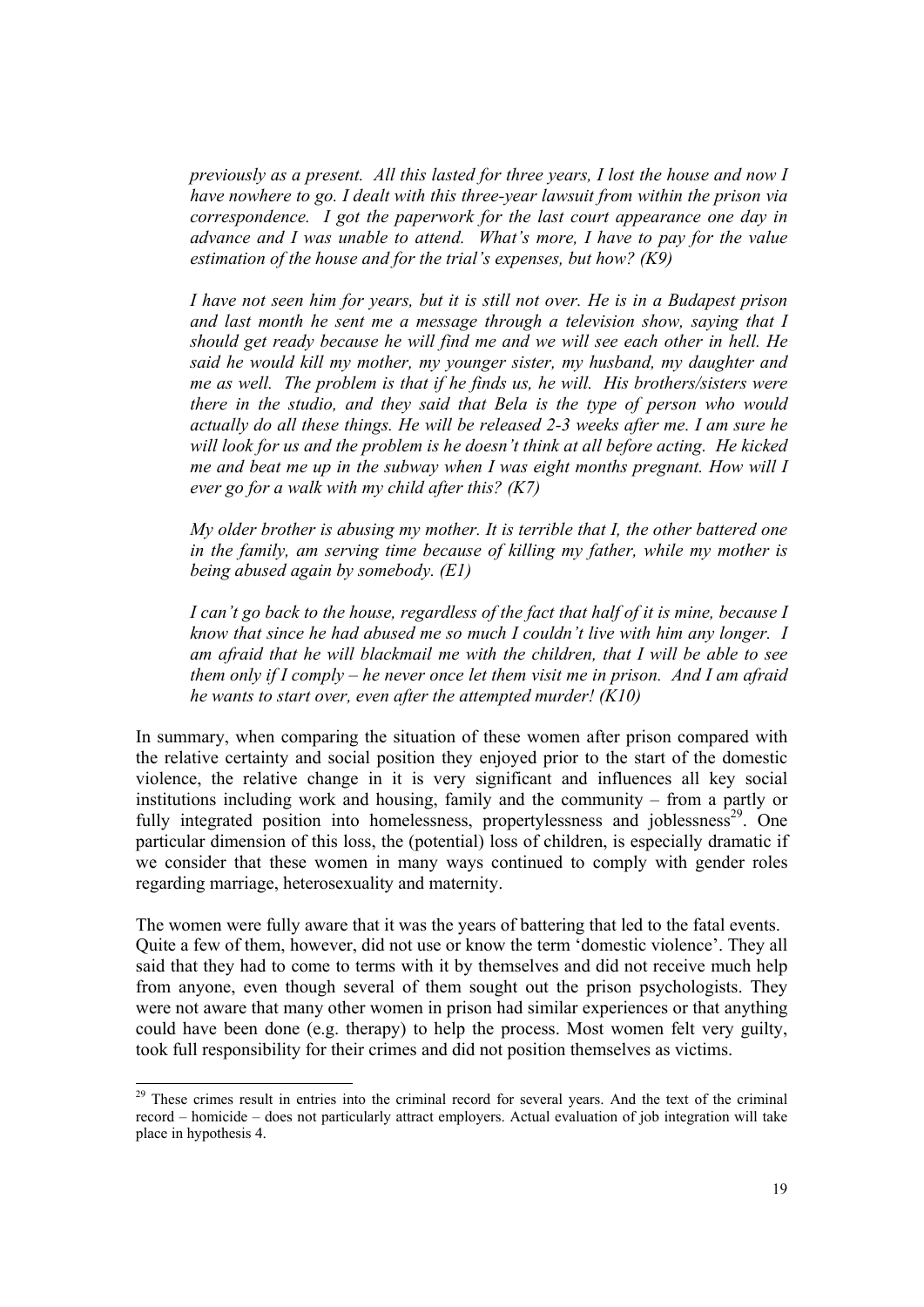*previously as a present. All this lasted for three years, I lost the house and now I have nowhere to go. I dealt with this three-year lawsuit from within the prison via correspondence. I got the paperwork for the last court appearance one day in advance and I was unable to attend. What's more, I have to pay for the value estimation of the house and for the trial's expenses, but how? (K9)*

*I have not seen him for years, but it is still not over. He is in a Budapest prison and last month he sent me a message through a television show, saying that I should get ready because he will find me and we will see each other in hell. He said he would kill my mother, my younger sister, my husband, my daughter and me as well. The problem is that if he finds us, he will. His brothers/sisters were there in the studio, and they said that Bela is the type of person who would actually do all these things. He will be released 2-3 weeks after me. I am sure he will look for us and the problem is he doesn't think at all before acting. He kicked me and beat me up in the subway when I was eight months pregnant. How will I ever go for a walk with my child after this? (K7)*

*My older brother is abusing my mother. It is terrible that I, the other battered one in the family, am serving time because of killing my father, while my mother is being abused again by somebody. (E1)*

*I can't go back to the house, regardless of the fact that half of it is mine, because I know that since he had abused me so much I couldn't live with him any longer. I am afraid that he will blackmail me with the children, that I will be able to see them only if I comply – he never once let them visit me in prison. And I am afraid he wants to start over, even after the attempted murder! (K10)*

In summary, when comparing the situation of these women after prison compared with the relative certainty and social position they enjoyed prior to the start of the domestic violence, the relative change in it is very significant and influences all key social institutions including work and housing, family and the community – from a partly or fully integrated position into homelessness, propertylessness and joblessness[29]. One particular dimension of this loss, the (potential) loss of children, is especially dramatic if we consider that these women in many ways continued to comply with gender roles regarding marriage, heterosexuality and maternity.

The women were fully aware that it was the years of battering that led to the fatal events. Quite a few of them, however, did not use or know the term 'domestic violence'. They all said that they had to come to terms with it by themselves and did not receive much help from anyone, even though several of them sought out the prison psychologists. They were not aware that many other women in prison had similar experiences or that anything could have been done (e.g. therapy) to help the process. Most women felt very guilty, took full responsibility for their crimes and did not position themselves as victims.

[29] These crimes result in entries into the criminal record for several years. And the text of the criminal record – homicide – does not particularly attract employers. Actual evaluation of job integration will take place in hypothesis 4.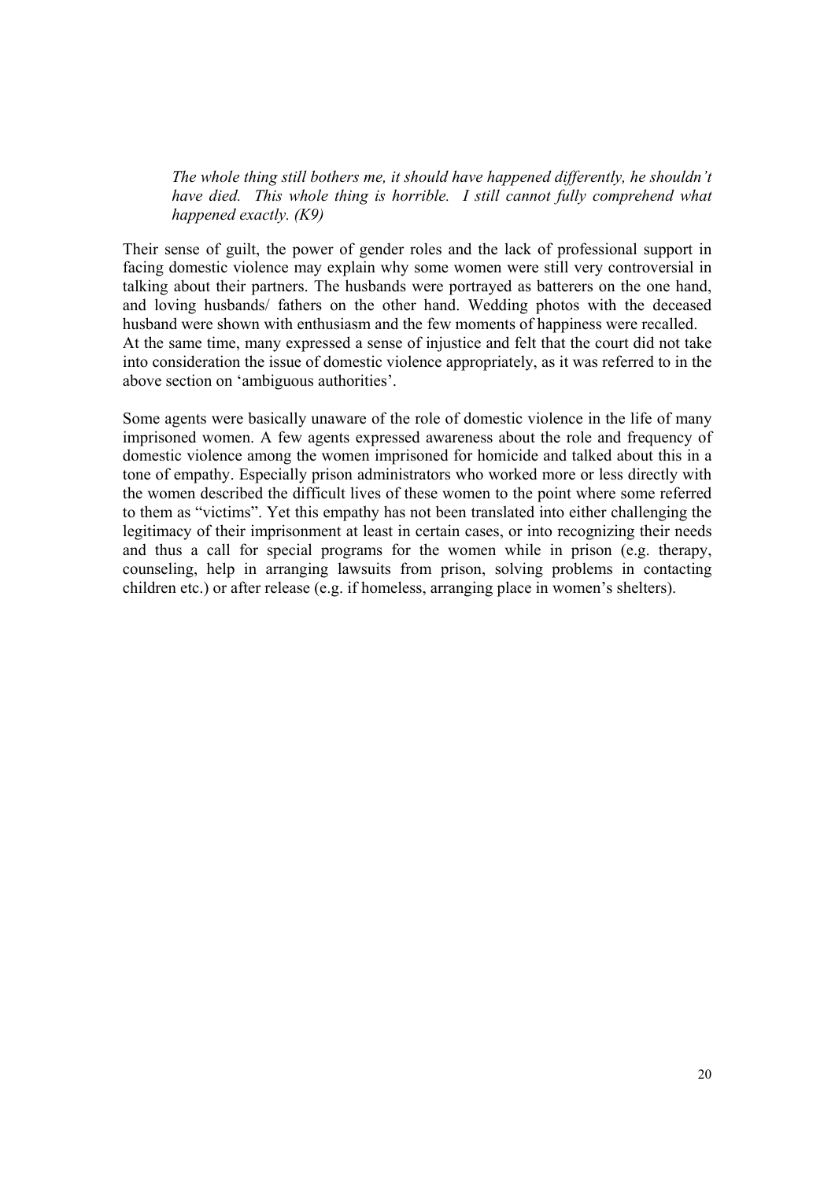> *The whole thing still bothers me, it should have happened differently, he shouldn't have died. This whole thing is horrible. I still cannot fully comprehend what happened exactly. (K9)*

Their sense of guilt, the power of gender roles and the lack of professional support in facing domestic violence may explain why some women were still very controversial in talking about their partners. The husbands were portrayed as batterers on the one hand, and loving husbands/ fathers on the other hand. Wedding photos with the deceased husband were shown with enthusiasm and the few moments of happiness were recalled.
At the same time, many expressed a sense of injustice and felt that the court did not take into consideration the issue of domestic violence appropriately, as it was referred to in the above section on 'ambiguous authorities'.

Some agents were basically unaware of the role of domestic violence in the life of many imprisoned women. A few agents expressed awareness about the role and frequency of domestic violence among the women imprisoned for homicide and talked about this in a tone of empathy. Especially prison administrators who worked more or less directly with the women described the difficult lives of these women to the point where some referred to them as "victims". Yet this empathy has not been translated into either challenging the legitimacy of their imprisonment at least in certain cases, or into recognizing their needs and thus a call for special programs for the women while in prison (e.g. therapy, counseling, help in arranging lawsuits from prison, solving problems in contacting children etc.) or after release (e.g. if homeless, arranging place in women's shelters).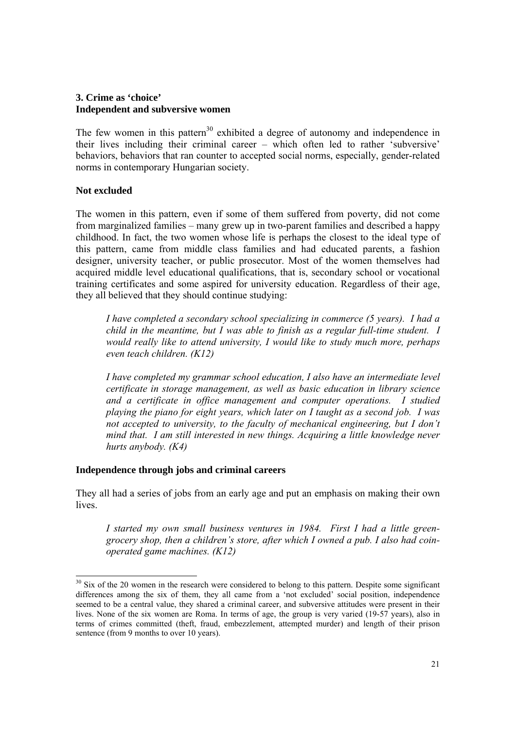### 3. Crime as 'choice'
### Independent and subversive women

The few women in this pattern[30] exhibited a degree of autonomy and independence in their lives including their criminal career – which often led to rather 'subversive' behaviors, behaviors that ran counter to accepted social norms, especially, gender-related norms in contemporary Hungarian society.

#### Not excluded

The women in this pattern, even if some of them suffered from poverty, did not come from marginalized families – many grew up in two-parent families and described a happy childhood. In fact, the two women whose life is perhaps the closest to the ideal type of this pattern, came from middle class families and had educated parents, a fashion designer, university teacher, or public prosecutor. Most of the women themselves had acquired middle level educational qualifications, that is, secondary school or vocational training certificates and some aspired for university education. Regardless of their age, they all believed that they should continue studying:

> *I have completed a secondary school specializing in commerce (5 years). I had a child in the meantime, but I was able to finish as a regular full-time student. I would really like to attend university, I would like to study much more, perhaps even teach children. (K12)*

> *I have completed my grammar school education, I also have an intermediate level certificate in storage management, as well as basic education in library science and a certificate in office management and computer operations. I studied playing the piano for eight years, which later on I taught as a second job. I was not accepted to university, to the faculty of mechanical engineering, but I don't mind that. I am still interested in new things. Acquiring a little knowledge never hurts anybody. (K4)*

#### Independence through jobs and criminal careers

They all had a series of jobs from an early age and put an emphasis on making their own lives.

> *I started my own small business ventures in 1984. First I had a little green-grocery shop, then a children's store, after which I owned a pub. I also had coin-operated game machines. (K12)*

---

[30] Six of the 20 women in the research were considered to belong to this pattern. Despite some significant differences among the six of them, they all came from a 'not excluded' social position, independence seemed to be a central value, they shared a criminal career, and subversive attitudes were present in their lives. None of the six women are Roma. In terms of age, the group is very varied (19-57 years), also in terms of crimes committed (theft, fraud, embezzlement, attempted murder) and length of their prison sentence (from 9 months to over 10 years).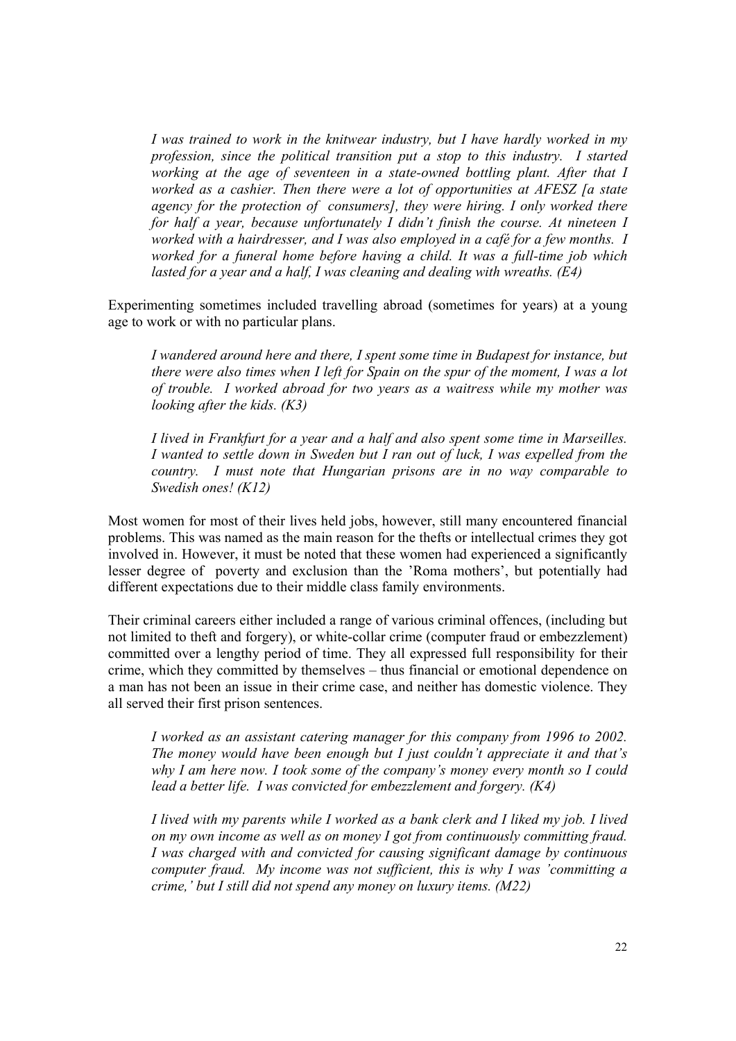*I was trained to work in the knitwear industry, but I have hardly worked in my profession, since the political transition put a stop to this industry. I started working at the age of seventeen in a state-owned bottling plant. After that I worked as a cashier. Then there were a lot of opportunities at AFESZ [a state agency for the protection of consumers], they were hiring. I only worked there for half a year, because unfortunately I didn't finish the course. At nineteen I worked with a hairdresser, and I was also employed in a café for a few months. I worked for a funeral home before having a child. It was a full-time job which lasted for a year and a half, I was cleaning and dealing with wreaths. (E4)*

Experimenting sometimes included travelling abroad (sometimes for years) at a young age to work or with no particular plans.

*I wandered around here and there, I spent some time in Budapest for instance, but there were also times when I left for Spain on the spur of the moment, I was a lot of trouble. I worked abroad for two years as a waitress while my mother was looking after the kids. (K3)*

*I lived in Frankfurt for a year and a half and also spent some time in Marseilles. I wanted to settle down in Sweden but I ran out of luck, I was expelled from the country. I must note that Hungarian prisons are in no way comparable to Swedish ones! (K12)*

Most women for most of their lives held jobs, however, still many encountered financial problems. This was named as the main reason for the thefts or intellectual crimes they got involved in. However, it must be noted that these women had experienced a significantly lesser degree of poverty and exclusion than the 'Roma mothers', but potentially had different expectations due to their middle class family environments.

Their criminal careers either included a range of various criminal offences, (including but not limited to theft and forgery), or white-collar crime (computer fraud or embezzlement) committed over a lengthy period of time. They all expressed full responsibility for their crime, which they committed by themselves – thus financial or emotional dependence on a man has not been an issue in their crime case, and neither has domestic violence. They all served their first prison sentences.

*I worked as an assistant catering manager for this company from 1996 to 2002. The money would have been enough but I just couldn't appreciate it and that's why I am here now. I took some of the company's money every month so I could lead a better life. I was convicted for embezzlement and forgery. (K4)*

*I lived with my parents while I worked as a bank clerk and I liked my job. I lived on my own income as well as on money I got from continuously committing fraud. I was charged with and convicted for causing significant damage by continuous computer fraud. My income was not sufficient, this is why I was 'committing a crime,' but I still did not spend any money on luxury items. (M22)*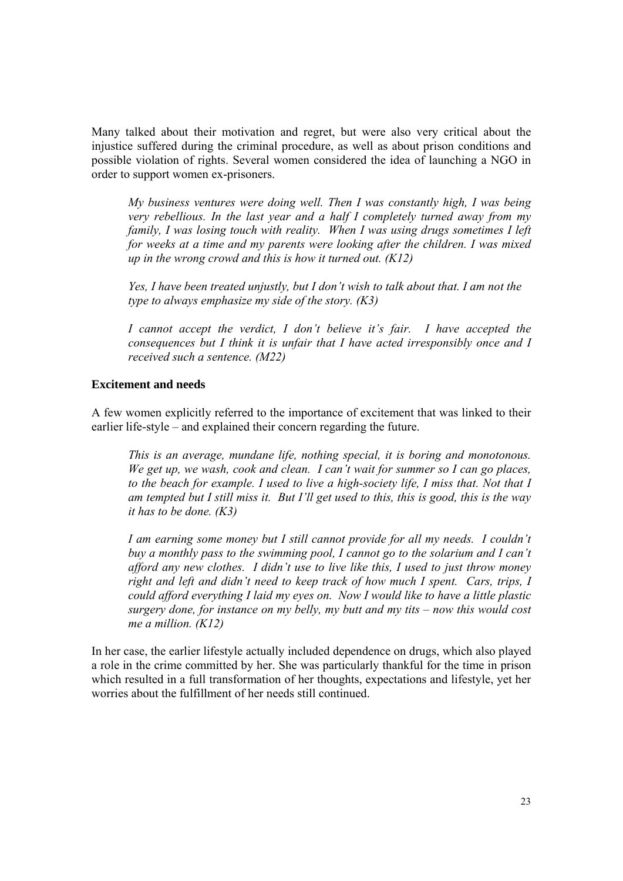Many talked about their motivation and regret, but were also very critical about the injustice suffered during the criminal procedure, as well as about prison conditions and possible violation of rights. Several women considered the idea of launching a NGO in order to support women ex-prisoners.

> *My business ventures were doing well. Then I was constantly high, I was being very rebellious. In the last year and a half I completely turned away from my family, I was losing touch with reality. When I was using drugs sometimes I left for weeks at a time and my parents were looking after the children. I was mixed up in the wrong crowd and this is how it turned out. (K12)*

> *Yes, I have been treated unjustly, but I don't wish to talk about that. I am not the type to always emphasize my side of the story. (K3)*

> *I cannot accept the verdict, I don't believe it's fair. I have accepted the consequences but I think it is unfair that I have acted irresponsibly once and I received such a sentence. (M22)*

**Excitement and needs**

A few women explicitly referred to the importance of excitement that was linked to their earlier life-style – and explained their concern regarding the future.

> *This is an average, mundane life, nothing special, it is boring and monotonous. We get up, we wash, cook and clean. I can't wait for summer so I can go places, to the beach for example. I used to live a high-society life, I miss that. Not that I am tempted but I still miss it. But I'll get used to this, this is good, this is the way it has to be done. (K3)*

> *I am earning some money but I still cannot provide for all my needs. I couldn't buy a monthly pass to the swimming pool, I cannot go to the solarium and I can't afford any new clothes. I didn't use to live like this, I used to just throw money right and left and didn't need to keep track of how much I spent. Cars, trips, I could afford everything I laid my eyes on. Now I would like to have a little plastic surgery done, for instance on my belly, my butt and my tits – now this would cost me a million. (K12)*

In her case, the earlier lifestyle actually included dependence on drugs, which also played a role in the crime committed by her. She was particularly thankful for the time in prison which resulted in a full transformation of her thoughts, expectations and lifestyle, yet her worries about the fulfillment of her needs still continued.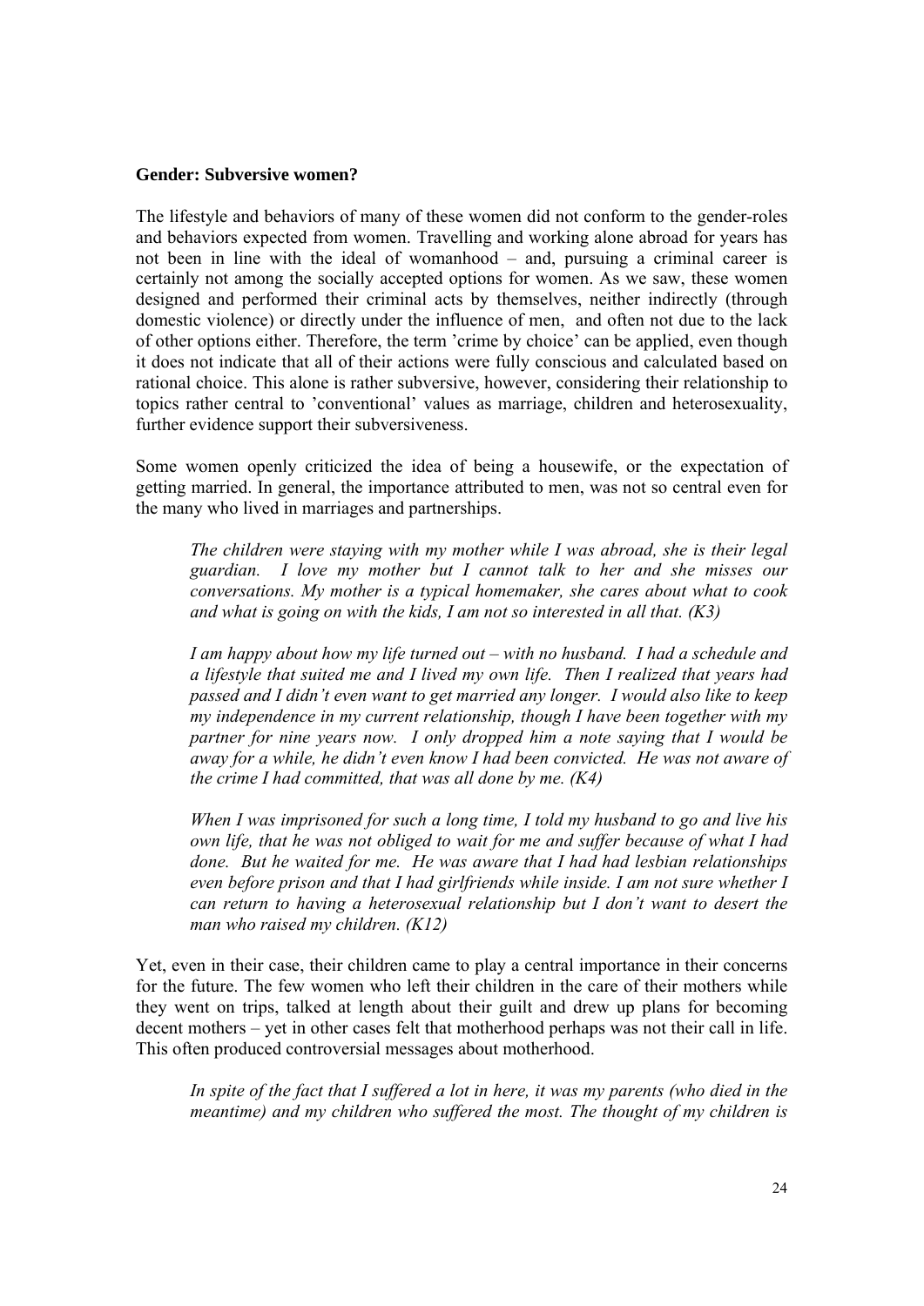**Gender: Subversive women?**

The lifestyle and behaviors of many of these women did not conform to the gender-roles and behaviors expected from women. Travelling and working alone abroad for years has not been in line with the ideal of womanhood – and, pursuing a criminal career is certainly not among the socially accepted options for women. As we saw, these women designed and performed their criminal acts by themselves, neither indirectly (through domestic violence) or directly under the influence of men, and often not due to the lack of other options either. Therefore, the term 'crime by choice' can be applied, even though it does not indicate that all of their actions were fully conscious and calculated based on rational choice. This alone is rather subversive, however, considering their relationship to topics rather central to 'conventional' values as marriage, children and heterosexuality, further evidence support their subversiveness.

Some women openly criticized the idea of being a housewife, or the expectation of getting married. In general, the importance attributed to men, was not so central even for the many who lived in marriages and partnerships.

> *The children were staying with my mother while I was abroad, she is their legal guardian. I love my mother but I cannot talk to her and she misses our conversations. My mother is a typical homemaker, she cares about what to cook and what is going on with the kids, I am not so interested in all that. (K3)*

> *I am happy about how my life turned out – with no husband. I had a schedule and a lifestyle that suited me and I lived my own life. Then I realized that years had passed and I didn't even want to get married any longer. I would also like to keep my independence in my current relationship, though I have been together with my partner for nine years now. I only dropped him a note saying that I would be away for a while, he didn't even know I had been convicted. He was not aware of the crime I had committed, that was all done by me. (K4)*

> *When I was imprisoned for such a long time, I told my husband to go and live his own life, that he was not obliged to wait for me and suffer because of what I had done. But he waited for me. He was aware that I had had lesbian relationships even before prison and that I had girlfriends while inside. I am not sure whether I can return to having a heterosexual relationship but I don't want to desert the man who raised my children. (K12)*

Yet, even in their case, their children came to play a central importance in their concerns for the future. The few women who left their children in the care of their mothers while they went on trips, talked at length about their guilt and drew up plans for becoming decent mothers – yet in other cases felt that motherhood perhaps was not their call in life. This often produced controversial messages about motherhood.

> *In spite of the fact that I suffered a lot in here, it was my parents (who died in the meantime) and my children who suffered the most. The thought of my children is*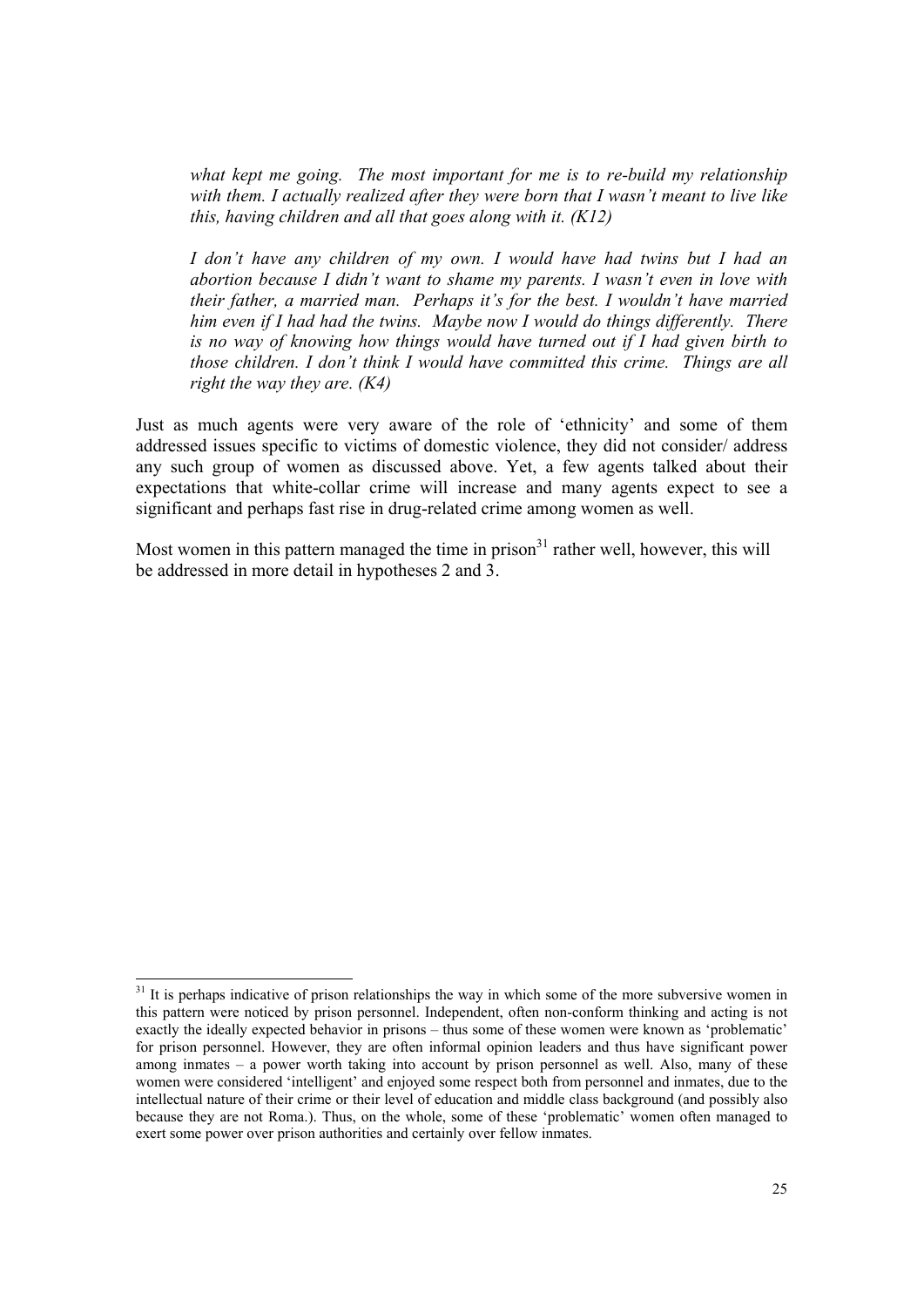> *what kept me going. The most important for me is to re-build my relationship with them. I actually realized after they were born that I wasn't meant to live like this, having children and all that goes along with it. (K12)*

> *I don't have any children of my own. I would have had twins but I had an abortion because I didn't want to shame my parents. I wasn't even in love with their father, a married man. Perhaps it's for the best. I wouldn't have married him even if I had had the twins. Maybe now I would do things differently. There is no way of knowing how things would have turned out if I had given birth to those children. I don't think I would have committed this crime. Things are all right the way they are. (K4)*

Just as much agents were very aware of the role of 'ethnicity' and some of them addressed issues specific to victims of domestic violence, they did not consider/ address any such group of women as discussed above. Yet, a few agents talked about their expectations that white-collar crime will increase and many agents expect to see a significant and perhaps fast rise in drug-related crime among women as well.

Most women in this pattern managed the time in prison[31] rather well, however, this will be addressed in more detail in hypotheses 2 and 3.

---

[31] It is perhaps indicative of prison relationships the way in which some of the more subversive women in this pattern were noticed by prison personnel. Independent, often non-conform thinking and acting is not exactly the ideally expected behavior in prisons – thus some of these women were known as 'problematic' for prison personnel. However, they are often informal opinion leaders and thus have significant power among inmates – a power worth taking into account by prison personnel as well. Also, many of these women were considered 'intelligent' and enjoyed some respect both from personnel and inmates, due to the intellectual nature of their crime or their level of education and middle class background (and possibly also because they are not Roma.). Thus, on the whole, some of these 'problematic' women often managed to exert some power over prison authorities and certainly over fellow inmates.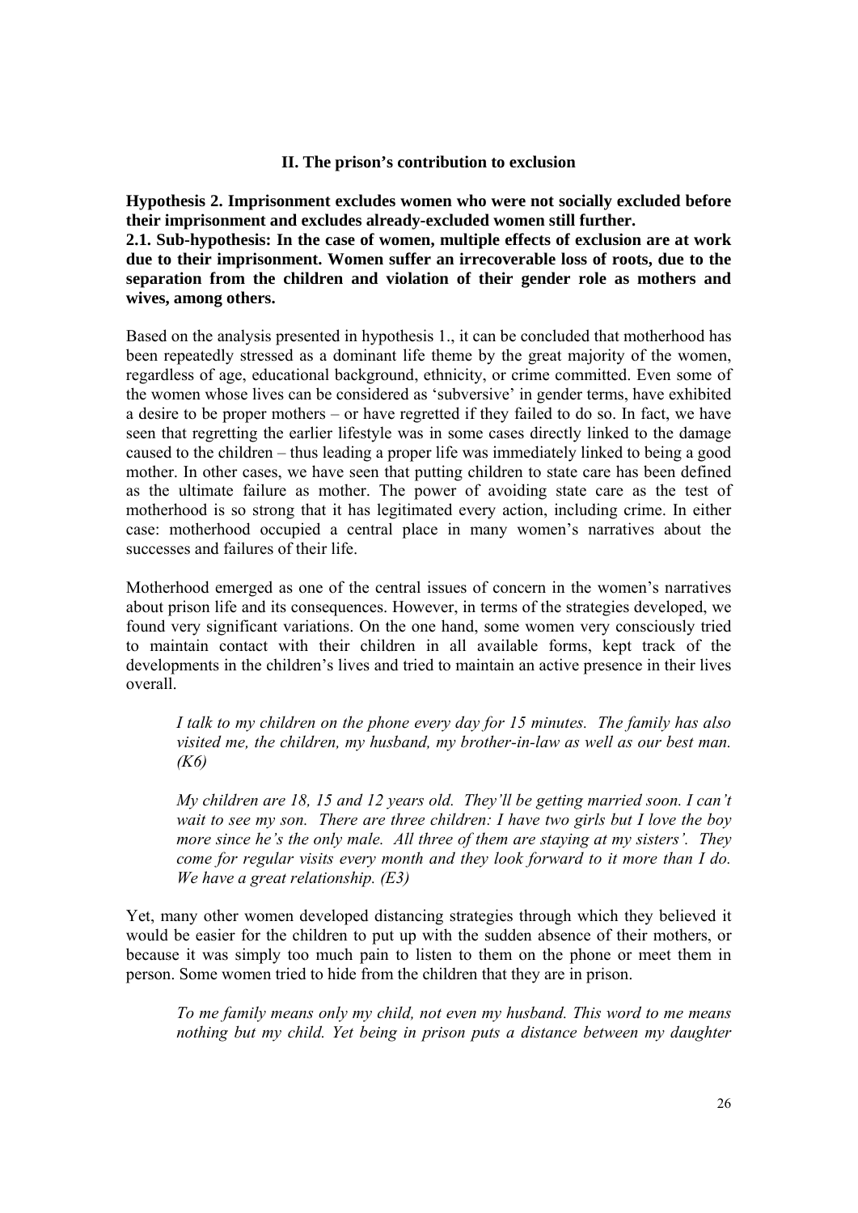## II. The prison's contribution to exclusion

**Hypothesis 2. Imprisonment excludes women who were not socially excluded before their imprisonment and excludes already-excluded women still further.**

**2.1. Sub-hypothesis: In the case of women, multiple effects of exclusion are at work due to their imprisonment. Women suffer an irrecoverable loss of roots, due to the separation from the children and violation of their gender role as mothers and wives, among others.**

Based on the analysis presented in hypothesis 1., it can be concluded that motherhood has been repeatedly stressed as a dominant life theme by the great majority of the women, regardless of age, educational background, ethnicity, or crime committed. Even some of the women whose lives can be considered as 'subversive' in gender terms, have exhibited a desire to be proper mothers – or have regretted if they failed to do so. In fact, we have seen that regretting the earlier lifestyle was in some cases directly linked to the damage caused to the children – thus leading a proper life was immediately linked to being a good mother. In other cases, we have seen that putting children to state care has been defined as the ultimate failure as mother. The power of avoiding state care as the test of motherhood is so strong that it has legitimated every action, including crime. In either case: motherhood occupied a central place in many women's narratives about the successes and failures of their life.

Motherhood emerged as one of the central issues of concern in the women's narratives about prison life and its consequences. However, in terms of the strategies developed, we found very significant variations. On the one hand, some women very consciously tried to maintain contact with their children in all available forms, kept track of the developments in the children's lives and tried to maintain an active presence in their lives overall.

> *I talk to my children on the phone every day for 15 minutes. The family has also visited me, the children, my husband, my brother-in-law as well as our best man. (K6)*

> *My children are 18, 15 and 12 years old. They'll be getting married soon. I can't wait to see my son. There are three children: I have two girls but I love the boy more since he's the only male. All three of them are staying at my sisters'. They come for regular visits every month and they look forward to it more than I do. We have a great relationship. (E3)*

Yet, many other women developed distancing strategies through which they believed it would be easier for the children to put up with the sudden absence of their mothers, or because it was simply too much pain to listen to them on the phone or meet them in person. Some women tried to hide from the children that they are in prison.

> *To me family means only my child, not even my husband. This word to me means nothing but my child. Yet being in prison puts a distance between my daughter*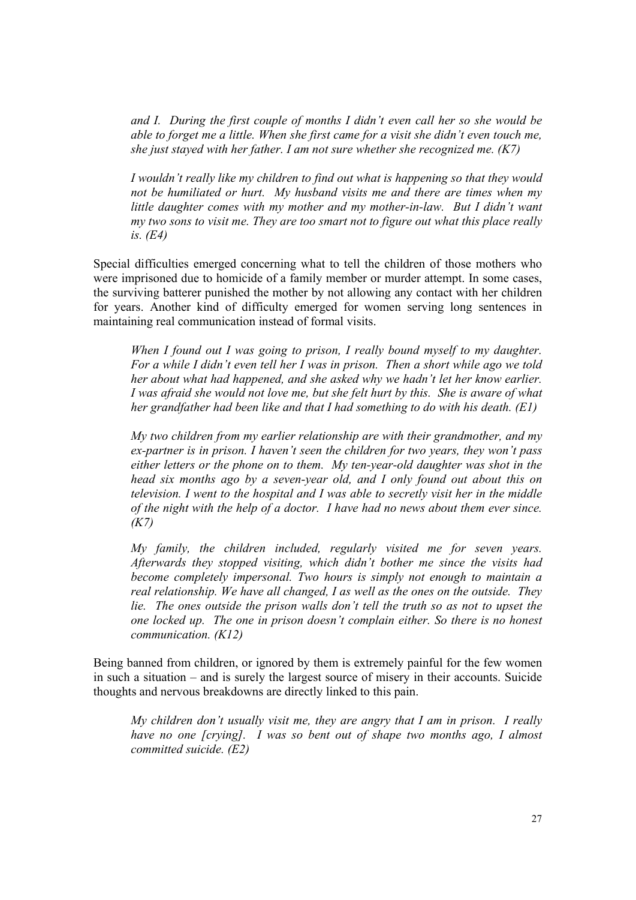*and I. During the first couple of months I didn't even call her so she would be able to forget me a little. When she first came for a visit she didn't even touch me, she just stayed with her father. I am not sure whether she recognized me. (K7)*

*I wouldn't really like my children to find out what is happening so that they would not be humiliated or hurt. My husband visits me and there are times when my little daughter comes with my mother and my mother-in-law. But I didn't want my two sons to visit me. They are too smart not to figure out what this place really is. (E4)*

Special difficulties emerged concerning what to tell the children of those mothers who were imprisoned due to homicide of a family member or murder attempt. In some cases, the surviving batterer punished the mother by not allowing any contact with her children for years. Another kind of difficulty emerged for women serving long sentences in maintaining real communication instead of formal visits.

*When I found out I was going to prison, I really bound myself to my daughter. For a while I didn't even tell her I was in prison. Then a short while ago we told her about what had happened, and she asked why we hadn't let her know earlier. I was afraid she would not love me, but she felt hurt by this. She is aware of what her grandfather had been like and that I had something to do with his death. (E1)*

*My two children from my earlier relationship are with their grandmother, and my ex-partner is in prison. I haven't seen the children for two years, they won't pass either letters or the phone on to them. My ten-year-old daughter was shot in the head six months ago by a seven-year old, and I only found out about this on television. I went to the hospital and I was able to secretly visit her in the middle of the night with the help of a doctor. I have had no news about them ever since. (K7)*

*My family, the children included, regularly visited me for seven years. Afterwards they stopped visiting, which didn't bother me since the visits had become completely impersonal. Two hours is simply not enough to maintain a real relationship. We have all changed, I as well as the ones on the outside. They lie. The ones outside the prison walls don't tell the truth so as not to upset the one locked up. The one in prison doesn't complain either. So there is no honest communication. (K12)*

Being banned from children, or ignored by them is extremely painful for the few women in such a situation – and is surely the largest source of misery in their accounts. Suicide thoughts and nervous breakdowns are directly linked to this pain.

*My children don't usually visit me, they are angry that I am in prison. I really have no one [crying]. I was so bent out of shape two months ago, I almost committed suicide. (E2)*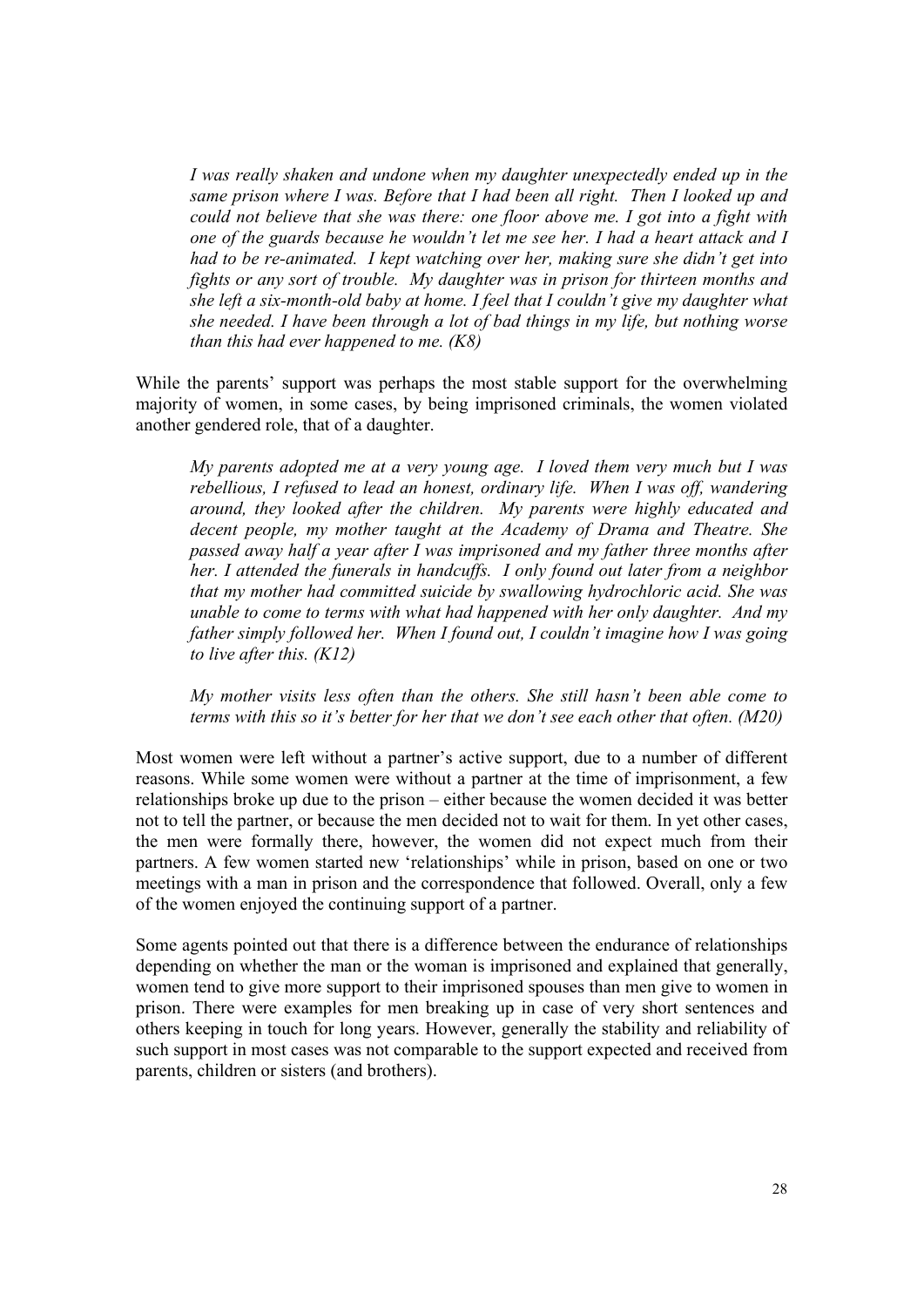*I was really shaken and undone when my daughter unexpectedly ended up in the same prison where I was. Before that I had been all right. Then I looked up and could not believe that she was there: one floor above me. I got into a fight with one of the guards because he wouldn't let me see her. I had a heart attack and I had to be re-animated. I kept watching over her, making sure she didn't get into fights or any sort of trouble. My daughter was in prison for thirteen months and she left a six-month-old baby at home. I feel that I couldn't give my daughter what she needed. I have been through a lot of bad things in my life, but nothing worse than this had ever happened to me. (K8)*

While the parents' support was perhaps the most stable support for the overwhelming majority of women, in some cases, by being imprisoned criminals, the women violated another gendered role, that of a daughter.

*My parents adopted me at a very young age. I loved them very much but I was rebellious, I refused to lead an honest, ordinary life. When I was off, wandering around, they looked after the children. My parents were highly educated and decent people, my mother taught at the Academy of Drama and Theatre. She passed away half a year after I was imprisoned and my father three months after her. I attended the funerals in handcuffs. I only found out later from a neighbor that my mother had committed suicide by swallowing hydrochloric acid. She was unable to come to terms with what had happened with her only daughter. And my father simply followed her. When I found out, I couldn't imagine how I was going to live after this. (K12)*

*My mother visits less often than the others. She still hasn't been able come to terms with this so it's better for her that we don't see each other that often. (M20)*

Most women were left without a partner's active support, due to a number of different reasons. While some women were without a partner at the time of imprisonment, a few relationships broke up due to the prison – either because the women decided it was better not to tell the partner, or because the men decided not to wait for them. In yet other cases, the men were formally there, however, the women did not expect much from their partners. A few women started new 'relationships' while in prison, based on one or two meetings with a man in prison and the correspondence that followed. Overall, only a few of the women enjoyed the continuing support of a partner.

Some agents pointed out that there is a difference between the endurance of relationships depending on whether the man or the woman is imprisoned and explained that generally, women tend to give more support to their imprisoned spouses than men give to women in prison. There were examples for men breaking up in case of very short sentences and others keeping in touch for long years. However, generally the stability and reliability of such support in most cases was not comparable to the support expected and received from parents, children or sisters (and brothers).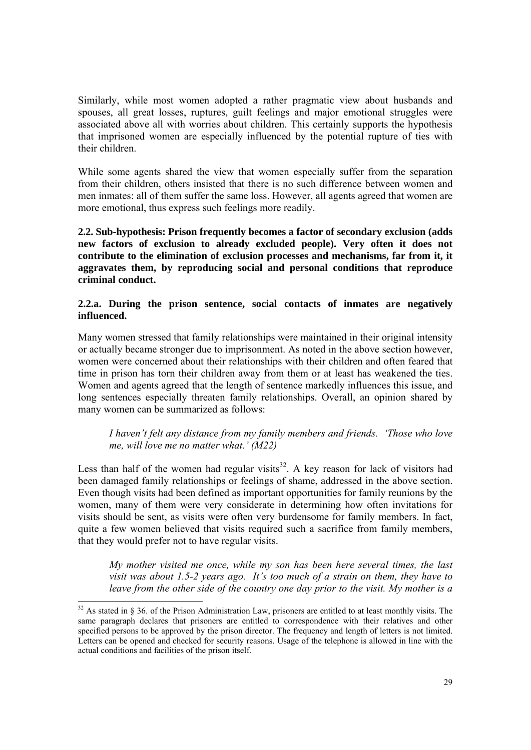Similarly, while most women adopted a rather pragmatic view about husbands and spouses, all great losses, ruptures, guilt feelings and major emotional struggles were associated above all with worries about children. This certainly supports the hypothesis that imprisoned women are especially influenced by the potential rupture of ties with their children.

While some agents shared the view that women especially suffer from the separation from their children, others insisted that there is no such difference between women and men inmates: all of them suffer the same loss. However, all agents agreed that women are more emotional, thus express such feelings more readily.

**2.2. Sub-hypothesis: Prison frequently becomes a factor of secondary exclusion (adds new factors of exclusion to already excluded people). Very often it does not contribute to the elimination of exclusion processes and mechanisms, far from it, it aggravates them, by reproducing social and personal conditions that reproduce criminal conduct.**

**2.2.a. During the prison sentence, social contacts of inmates are negatively influenced.**

Many women stressed that family relationships were maintained in their original intensity or actually became stronger due to imprisonment. As noted in the above section however, women were concerned about their relationships with their children and often feared that time in prison has torn their children away from them or at least has weakened the ties. Women and agents agreed that the length of sentence markedly influences this issue, and long sentences especially threaten family relationships. Overall, an opinion shared by many women can be summarized as follows:

> *I haven't felt any distance from my family members and friends. 'Those who love me, will love me no matter what.' (M22)*

Less than half of the women had regular visits[32]. A key reason for lack of visitors had been damaged family relationships or feelings of shame, addressed in the above section. Even though visits had been defined as important opportunities for family reunions by the women, many of them were very considerate in determining how often invitations for visits should be sent, as visits were often very burdensome for family members. In fact, quite a few women believed that visits required such a sacrifice from family members, that they would prefer not to have regular visits.

> *My mother visited me once, while my son has been here several times, the last visit was about 1.5-2 years ago. It's too much of a strain on them, they have to leave from the other side of the country one day prior to the visit. My mother is a*

[32] As stated in § 36. of the Prison Administration Law, prisoners are entitled to at least monthly visits. The same paragraph declares that prisoners are entitled to correspondence with their relatives and other specified persons to be approved by the prison director. The frequency and length of letters is not limited. Letters can be opened and checked for security reasons. Usage of the telephone is allowed in line with the actual conditions and facilities of the prison itself.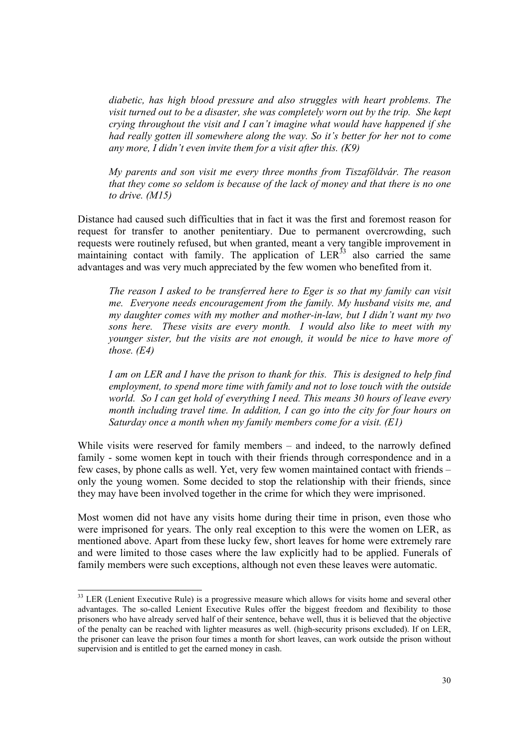*diabetic, has high blood pressure and also struggles with heart problems. The visit turned out to be a disaster, she was completely worn out by the trip. She kept crying throughout the visit and I can't imagine what would have happened if she had really gotten ill somewhere along the way. So it's better for her not to come any more, I didn't even invite them for a visit after this. (K9)*

*My parents and son visit me every three months from Tiszaföldvár. The reason that they come so seldom is because of the lack of money and that there is no one to drive. (M15)*

Distance had caused such difficulties that in fact it was the first and foremost reason for request for transfer to another penitentiary. Due to permanent overcrowding, such requests were routinely refused, but when granted, meant a very tangible improvement in maintaining contact with family. The application of LER[33] also carried the same advantages and was very much appreciated by the few women who benefited from it.

*The reason I asked to be transferred here to Eger is so that my family can visit me. Everyone needs encouragement from the family. My husband visits me, and my daughter comes with my mother and mother-in-law, but I didn't want my two sons here. These visits are every month. I would also like to meet with my younger sister, but the visits are not enough, it would be nice to have more of those. (E4)*

*I am on LER and I have the prison to thank for this. This is designed to help find employment, to spend more time with family and not to lose touch with the outside world. So I can get hold of everything I need. This means 30 hours of leave every month including travel time. In addition, I can go into the city for four hours on Saturday once a month when my family members come for a visit. (E1)*

While visits were reserved for family members – and indeed, to the narrowly defined family - some women kept in touch with their friends through correspondence and in a few cases, by phone calls as well. Yet, very few women maintained contact with friends – only the young women. Some decided to stop the relationship with their friends, since they may have been involved together in the crime for which they were imprisoned.

Most women did not have any visits home during their time in prison, even those who were imprisoned for years. The only real exception to this were the women on LER, as mentioned above. Apart from these lucky few, short leaves for home were extremely rare and were limited to those cases where the law explicitly had to be applied. Funerals of family members were such exceptions, although not even these leaves were automatic.

[33] LER (Lenient Executive Rule) is a progressive measure which allows for visits home and several other advantages. The so-called Lenient Executive Rules offer the biggest freedom and flexibility to those prisoners who have already served half of their sentence, behave well, thus it is believed that the objective of the penalty can be reached with lighter measures as well. (high-security prisons excluded). If on LER, the prisoner can leave the prison four times a month for short leaves, can work outside the prison without supervision and is entitled to get the earned money in cash.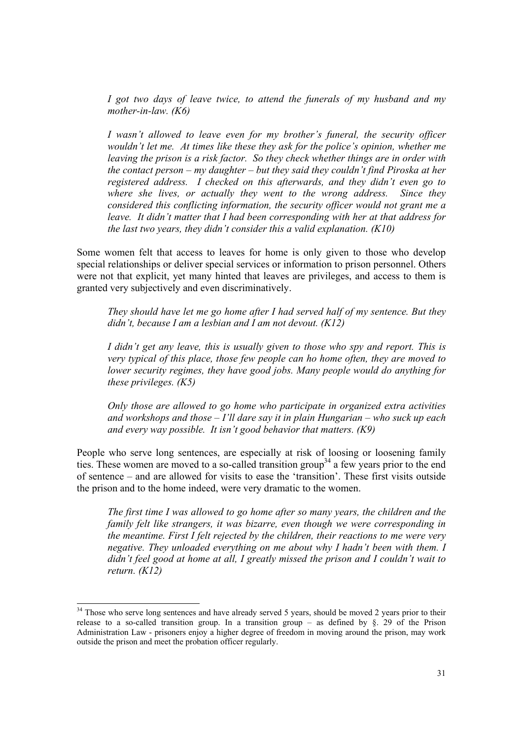*I got two days of leave twice, to attend the funerals of my husband and my mother-in-law. (K6)*

*I wasn't allowed to leave even for my brother's funeral, the security officer wouldn't let me. At times like these they ask for the police's opinion, whether me leaving the prison is a risk factor. So they check whether things are in order with the contact person – my daughter – but they said they couldn't find Piroska at her registered address. I checked on this afterwards, and they didn't even go to where she lives, or actually they went to the wrong address. Since they considered this conflicting information, the security officer would not grant me a leave. It didn't matter that I had been corresponding with her at that address for the last two years, they didn't consider this a valid explanation. (K10)*

Some women felt that access to leaves for home is only given to those who develop special relationships or deliver special services or information to prison personnel. Others were not that explicit, yet many hinted that leaves are privileges, and access to them is granted very subjectively and even discriminatively.

*They should have let me go home after I had served half of my sentence. But they didn't, because I am a lesbian and I am not devout. (K12)*

*I didn't get any leave, this is usually given to those who spy and report. This is very typical of this place, those few people can ho home often, they are moved to lower security regimes, they have good jobs. Many people would do anything for these privileges. (K5)*

*Only those are allowed to go home who participate in organized extra activities and workshops and those – I'll dare say it in plain Hungarian – who suck up each and every way possible. It isn't good behavior that matters. (K9)*

People who serve long sentences, are especially at risk of loosing or loosening family ties. These women are moved to a so-called transition group[34] a few years prior to the end of sentence – and are allowed for visits to ease the 'transition'. These first visits outside the prison and to the home indeed, were very dramatic to the women.

*The first time I was allowed to go home after so many years, the children and the family felt like strangers, it was bizarre, even though we were corresponding in the meantime. First I felt rejected by the children, their reactions to me were very negative. They unloaded everything on me about why I hadn't been with them. I didn't feel good at home at all, I greatly missed the prison and I couldn't wait to return. (K12)*

---

[34] Those who serve long sentences and have already served 5 years, should be moved 2 years prior to their release to a so-called transition group. In a transition group – as defined by §. 29 of the Prison Administration Law - prisoners enjoy a higher degree of freedom in moving around the prison, may work outside the prison and meet the probation officer regularly.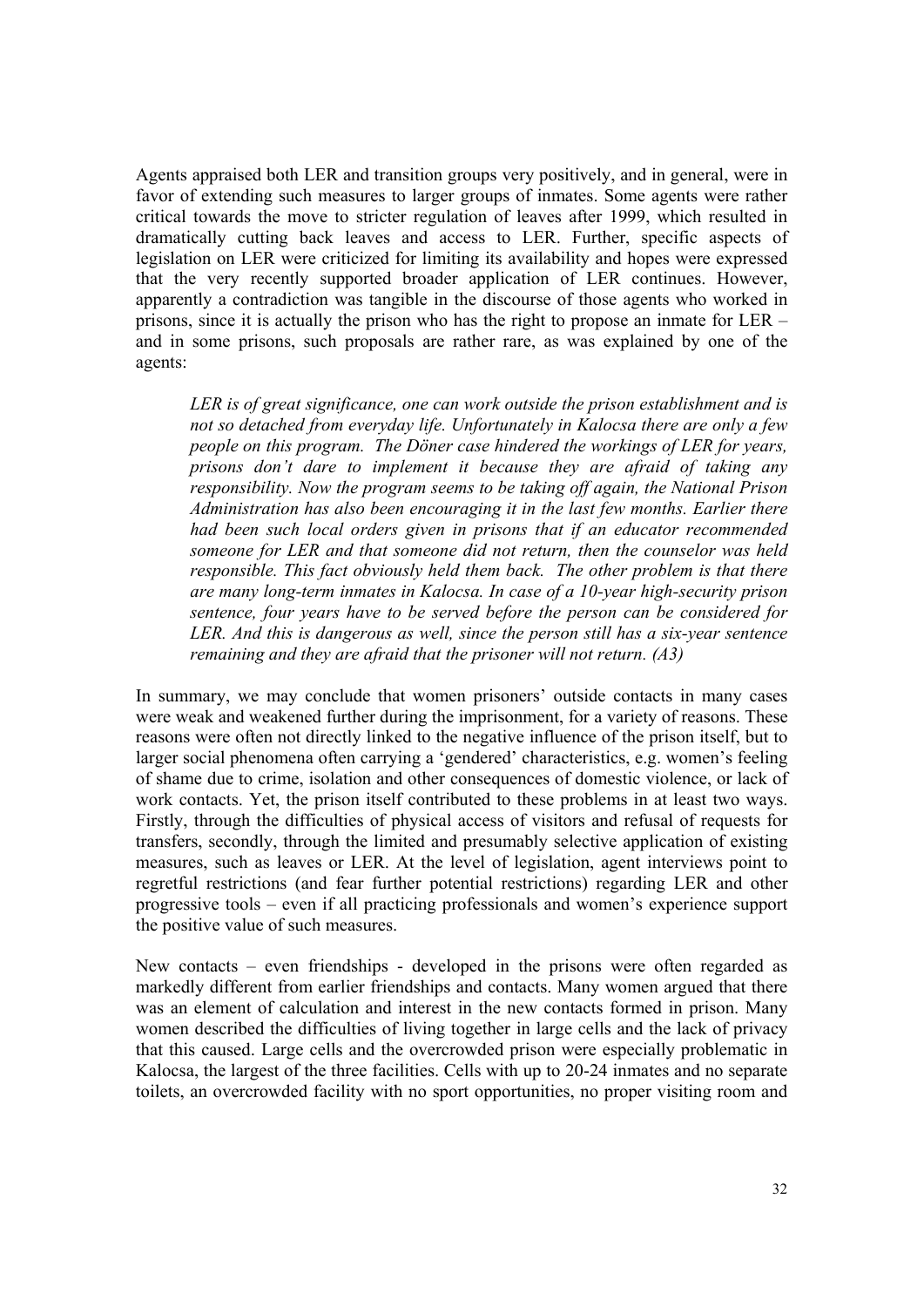Agents appraised both LER and transition groups very positively, and in general, were in favor of extending such measures to larger groups of inmates. Some agents were rather critical towards the move to stricter regulation of leaves after 1999, which resulted in dramatically cutting back leaves and access to LER. Further, specific aspects of legislation on LER were criticized for limiting its availability and hopes were expressed that the very recently supported broader application of LER continues. However, apparently a contradiction was tangible in the discourse of those agents who worked in prisons, since it is actually the prison who has the right to propose an inmate for LER – and in some prisons, such proposals are rather rare, as was explained by one of the agents:

> *LER is of great significance, one can work outside the prison establishment and is not so detached from everyday life. Unfortunately in Kalocsa there are only a few people on this program. The Döner case hindered the workings of LER for years, prisons don't dare to implement it because they are afraid of taking any responsibility. Now the program seems to be taking off again, the National Prison Administration has also been encouraging it in the last few months. Earlier there had been such local orders given in prisons that if an educator recommended someone for LER and that someone did not return, then the counselor was held responsible. This fact obviously held them back. The other problem is that there are many long-term inmates in Kalocsa. In case of a 10-year high-security prison sentence, four years have to be served before the person can be considered for LER. And this is dangerous as well, since the person still has a six-year sentence remaining and they are afraid that the prisoner will not return. (A3)*

In summary, we may conclude that women prisoners' outside contacts in many cases were weak and weakened further during the imprisonment, for a variety of reasons. These reasons were often not directly linked to the negative influence of the prison itself, but to larger social phenomena often carrying a 'gendered' characteristics, e.g. women's feeling of shame due to crime, isolation and other consequences of domestic violence, or lack of work contacts. Yet, the prison itself contributed to these problems in at least two ways. Firstly, through the difficulties of physical access of visitors and refusal of requests for transfers, secondly, through the limited and presumably selective application of existing measures, such as leaves or LER. At the level of legislation, agent interviews point to regretful restrictions (and fear further potential restrictions) regarding LER and other progressive tools – even if all practicing professionals and women's experience support the positive value of such measures.

New contacts – even friendships - developed in the prisons were often regarded as markedly different from earlier friendships and contacts. Many women argued that there was an element of calculation and interest in the new contacts formed in prison. Many women described the difficulties of living together in large cells and the lack of privacy that this caused. Large cells and the overcrowded prison were especially problematic in Kalocsa, the largest of the three facilities. Cells with up to 20-24 inmates and no separate toilets, an overcrowded facility with no sport opportunities, no proper visiting room and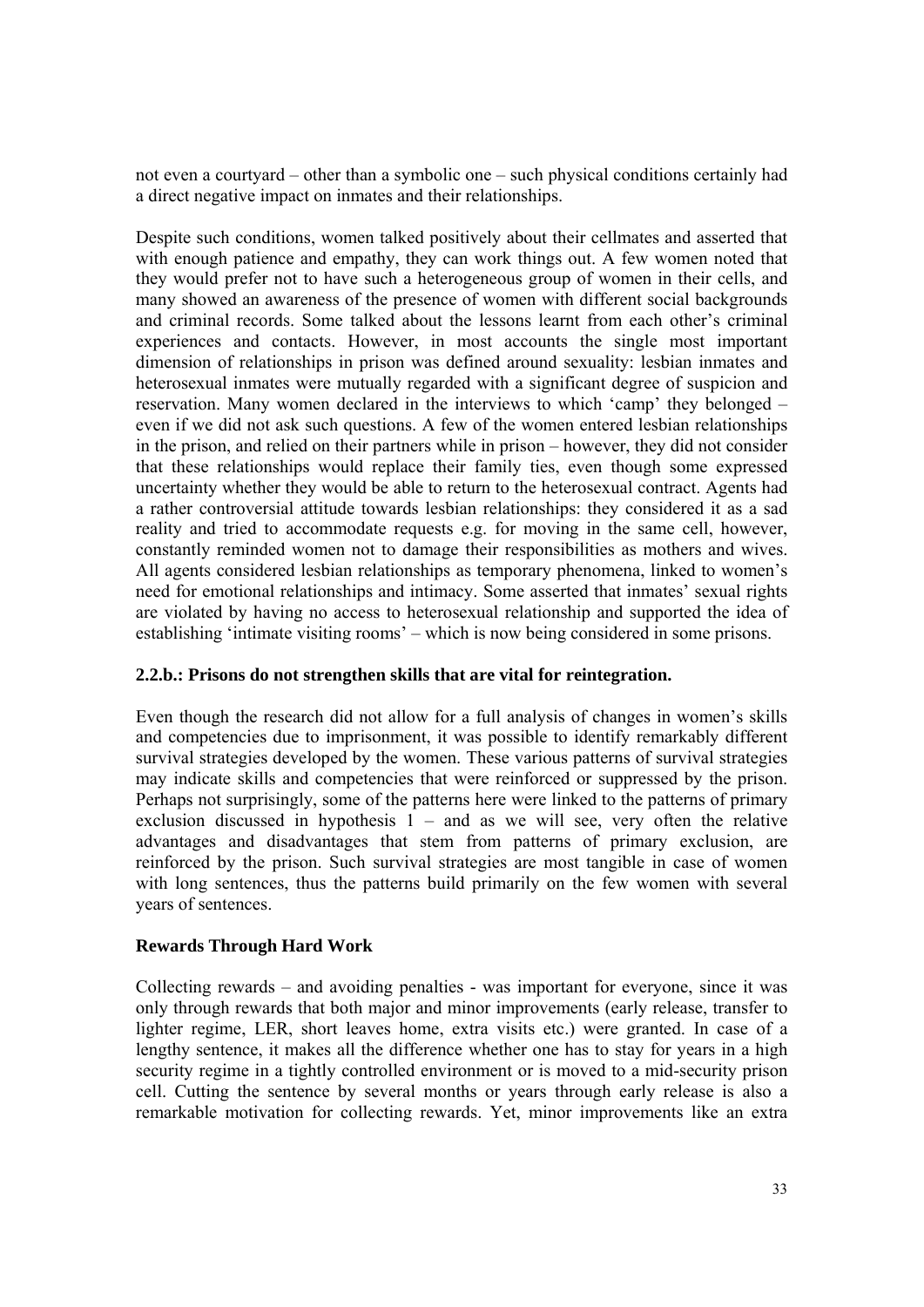not even a courtyard – other than a symbolic one – such physical conditions certainly had a direct negative impact on inmates and their relationships.

Despite such conditions, women talked positively about their cellmates and asserted that with enough patience and empathy, they can work things out. A few women noted that they would prefer not to have such a heterogeneous group of women in their cells, and many showed an awareness of the presence of women with different social backgrounds and criminal records. Some talked about the lessons learnt from each other's criminal experiences and contacts. However, in most accounts the single most important dimension of relationships in prison was defined around sexuality: lesbian inmates and heterosexual inmates were mutually regarded with a significant degree of suspicion and reservation. Many women declared in the interviews to which 'camp' they belonged – even if we did not ask such questions. A few of the women entered lesbian relationships in the prison, and relied on their partners while in prison – however, they did not consider that these relationships would replace their family ties, even though some expressed uncertainty whether they would be able to return to the heterosexual contract. Agents had a rather controversial attitude towards lesbian relationships: they considered it as a sad reality and tried to accommodate requests e.g. for moving in the same cell, however, constantly reminded women not to damage their responsibilities as mothers and wives. All agents considered lesbian relationships as temporary phenomena, linked to women's need for emotional relationships and intimacy. Some asserted that inmates' sexual rights are violated by having no access to heterosexual relationship and supported the idea of establishing 'intimate visiting rooms' – which is now being considered in some prisons.

### 2.2.b.: Prisons do not strengthen skills that are vital for reintegration.

Even though the research did not allow for a full analysis of changes in women's skills and competencies due to imprisonment, it was possible to identify remarkably different survival strategies developed by the women. These various patterns of survival strategies may indicate skills and competencies that were reinforced or suppressed by the prison. Perhaps not surprisingly, some of the patterns here were linked to the patterns of primary exclusion discussed in hypothesis 1 – and as we will see, very often the relative advantages and disadvantages that stem from patterns of primary exclusion, are reinforced by the prison. Such survival strategies are most tangible in case of women with long sentences, thus the patterns build primarily on the few women with several years of sentences.

#### Rewards Through Hard Work

Collecting rewards – and avoiding penalties - was important for everyone, since it was only through rewards that both major and minor improvements (early release, transfer to lighter regime, LER, short leaves home, extra visits etc.) were granted. In case of a lengthy sentence, it makes all the difference whether one has to stay for years in a high security regime in a tightly controlled environment or is moved to a mid-security prison cell. Cutting the sentence by several months or years through early release is also a remarkable motivation for collecting rewards. Yet, minor improvements like an extra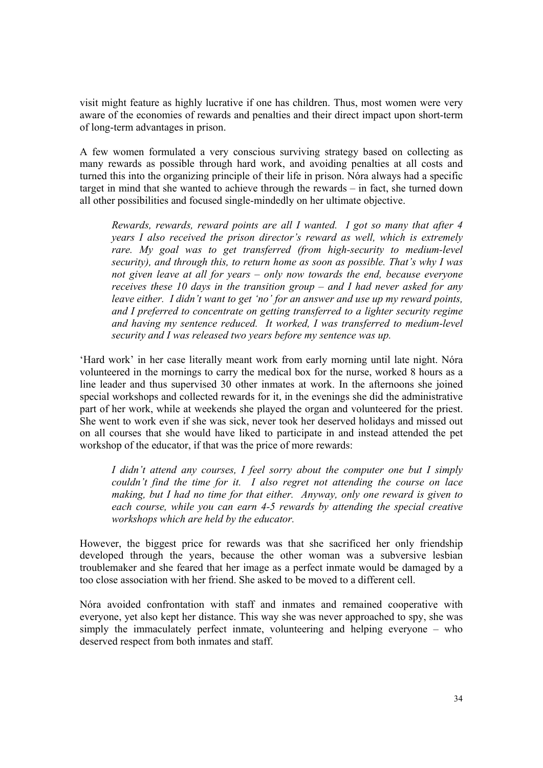visit might feature as highly lucrative if one has children. Thus, most women were very aware of the economies of rewards and penalties and their direct impact upon short-term of long-term advantages in prison.

A few women formulated a very conscious surviving strategy based on collecting as many rewards as possible through hard work, and avoiding penalties at all costs and turned this into the organizing principle of their life in prison. Nóra always had a specific target in mind that she wanted to achieve through the rewards – in fact, she turned down all other possibilities and focused single-mindedly on her ultimate objective.

> *Rewards, rewards, reward points are all I wanted. I got so many that after 4 years I also received the prison director's reward as well, which is extremely rare. My goal was to get transferred (from high-security to medium-level security), and through this, to return home as soon as possible. That's why I was not given leave at all for years – only now towards the end, because everyone receives these 10 days in the transition group – and I had never asked for any leave either. I didn't want to get 'no' for an answer and use up my reward points, and I preferred to concentrate on getting transferred to a lighter security regime and having my sentence reduced. It worked, I was transferred to medium-level security and I was released two years before my sentence was up.*

'Hard work' in her case literally meant work from early morning until late night. Nóra volunteered in the mornings to carry the medical box for the nurse, worked 8 hours as a line leader and thus supervised 30 other inmates at work. In the afternoons she joined special workshops and collected rewards for it, in the evenings she did the administrative part of her work, while at weekends she played the organ and volunteered for the priest. She went to work even if she was sick, never took her deserved holidays and missed out on all courses that she would have liked to participate in and instead attended the pet workshop of the educator, if that was the price of more rewards:

> *I didn't attend any courses, I feel sorry about the computer one but I simply couldn't find the time for it. I also regret not attending the course on lace making, but I had no time for that either. Anyway, only one reward is given to each course, while you can earn 4-5 rewards by attending the special creative workshops which are held by the educator.*

However, the biggest price for rewards was that she sacrificed her only friendship developed through the years, because the other woman was a subversive lesbian troublemaker and she feared that her image as a perfect inmate would be damaged by a too close association with her friend. She asked to be moved to a different cell.

Nóra avoided confrontation with staff and inmates and remained cooperative with everyone, yet also kept her distance. This way she was never approached to spy, she was simply the immaculately perfect inmate, volunteering and helping everyone – who deserved respect from both inmates and staff.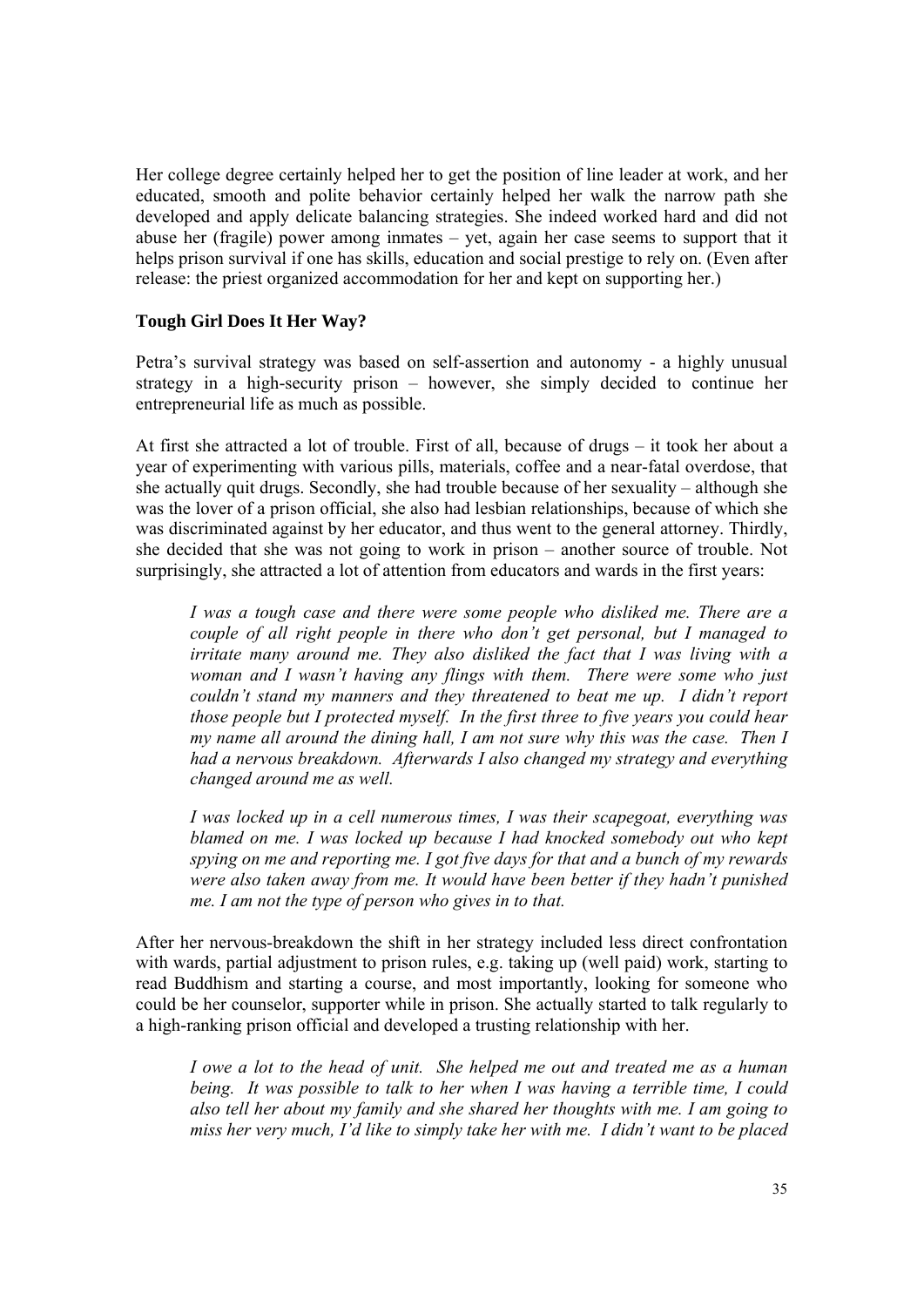Her college degree certainly helped her to get the position of line leader at work, and her educated, smooth and polite behavior certainly helped her walk the narrow path she developed and apply delicate balancing strategies. She indeed worked hard and did not abuse her (fragile) power among inmates – yet, again her case seems to support that it helps prison survival if one has skills, education and social prestige to rely on. (Even after release: the priest organized accommodation for her and kept on supporting her.)

### Tough Girl Does It Her Way?

Petra's survival strategy was based on self-assertion and autonomy - a highly unusual strategy in a high-security prison – however, she simply decided to continue her entrepreneurial life as much as possible.

At first she attracted a lot of trouble. First of all, because of drugs – it took her about a year of experimenting with various pills, materials, coffee and a near-fatal overdose, that she actually quit drugs. Secondly, she had trouble because of her sexuality – although she was the lover of a prison official, she also had lesbian relationships, because of which she was discriminated against by her educator, and thus went to the general attorney. Thirdly, she decided that she was not going to work in prison – another source of trouble. Not surprisingly, she attracted a lot of attention from educators and wards in the first years:

> *I was a tough case and there were some people who disliked me. There are a couple of all right people in there who don't get personal, but I managed to irritate many around me. They also disliked the fact that I was living with a woman and I wasn't having any flings with them. There were some who just couldn't stand my manners and they threatened to beat me up. I didn't report those people but I protected myself. In the first three to five years you could hear my name all around the dining hall, I am not sure why this was the case. Then I had a nervous breakdown. Afterwards I also changed my strategy and everything changed around me as well.*
>
> *I was locked up in a cell numerous times, I was their scapegoat, everything was blamed on me. I was locked up because I had knocked somebody out who kept spying on me and reporting me. I got five days for that and a bunch of my rewards were also taken away from me. It would have been better if they hadn't punished me. I am not the type of person who gives in to that.*

After her nervous-breakdown the shift in her strategy included less direct confrontation with wards, partial adjustment to prison rules, e.g. taking up (well paid) work, starting to read Buddhism and starting a course, and most importantly, looking for someone who could be her counselor, supporter while in prison. She actually started to talk regularly to a high-ranking prison official and developed a trusting relationship with her.

> *I owe a lot to the head of unit. She helped me out and treated me as a human being. It was possible to talk to her when I was having a terrible time, I could also tell her about my family and she shared her thoughts with me. I am going to miss her very much, I'd like to simply take her with me. I didn't want to be placed*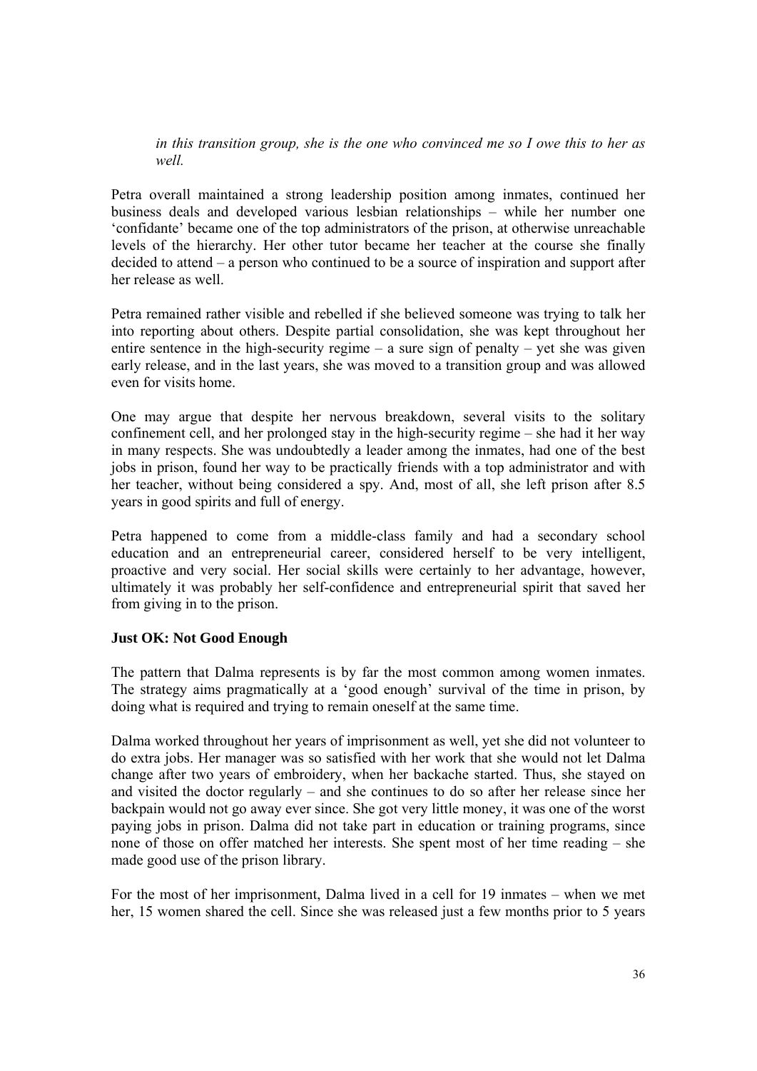*in this transition group, she is the one who convinced me so I owe this to her as well.*

Petra overall maintained a strong leadership position among inmates, continued her business deals and developed various lesbian relationships – while her number one 'confidante' became one of the top administrators of the prison, at otherwise unreachable levels of the hierarchy. Her other tutor became her teacher at the course she finally decided to attend – a person who continued to be a source of inspiration and support after her release as well.

Petra remained rather visible and rebelled if she believed someone was trying to talk her into reporting about others. Despite partial consolidation, she was kept throughout her entire sentence in the high-security regime – a sure sign of penalty – yet she was given early release, and in the last years, she was moved to a transition group and was allowed even for visits home.

One may argue that despite her nervous breakdown, several visits to the solitary confinement cell, and her prolonged stay in the high-security regime – she had it her way in many respects. She was undoubtedly a leader among the inmates, had one of the best jobs in prison, found her way to be practically friends with a top administrator and with her teacher, without being considered a spy. And, most of all, she left prison after 8.5 years in good spirits and full of energy.

Petra happened to come from a middle-class family and had a secondary school education and an entrepreneurial career, considered herself to be very intelligent, proactive and very social. Her social skills were certainly to her advantage, however, ultimately it was probably her self-confidence and entrepreneurial spirit that saved her from giving in to the prison.

**Just OK: Not Good Enough**

The pattern that Dalma represents is by far the most common among women inmates. The strategy aims pragmatically at a 'good enough' survival of the time in prison, by doing what is required and trying to remain oneself at the same time.

Dalma worked throughout her years of imprisonment as well, yet she did not volunteer to do extra jobs. Her manager was so satisfied with her work that she would not let Dalma change after two years of embroidery, when her backache started. Thus, she stayed on and visited the doctor regularly – and she continues to do so after her release since her backpain would not go away ever since. She got very little money, it was one of the worst paying jobs in prison. Dalma did not take part in education or training programs, since none of those on offer matched her interests. She spent most of her time reading – she made good use of the prison library.

For the most of her imprisonment, Dalma lived in a cell for 19 inmates – when we met her, 15 women shared the cell. Since she was released just a few months prior to 5 years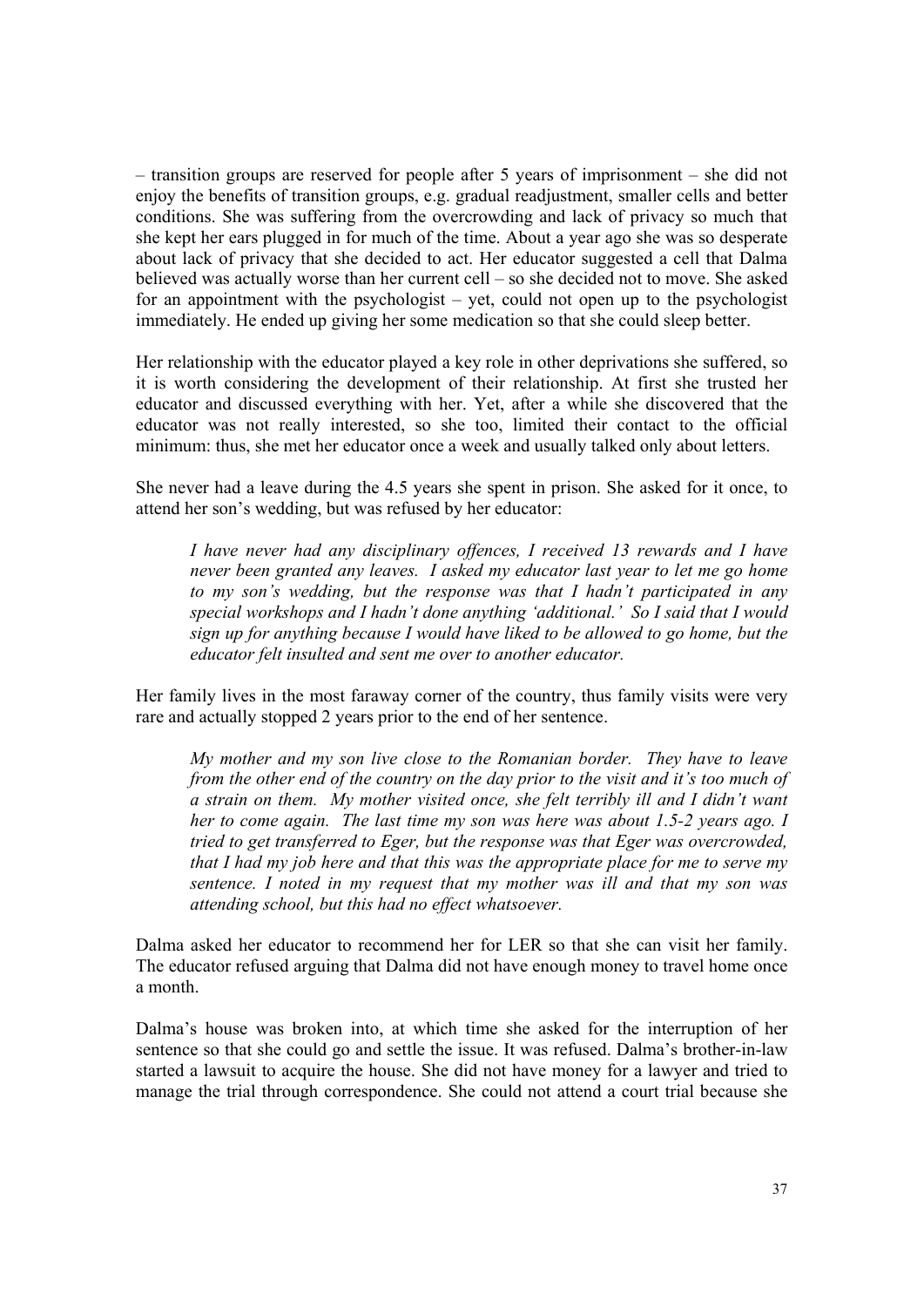– transition groups are reserved for people after 5 years of imprisonment – she did not enjoy the benefits of transition groups, e.g. gradual readjustment, smaller cells and better conditions. She was suffering from the overcrowding and lack of privacy so much that she kept her ears plugged in for much of the time. About a year ago she was so desperate about lack of privacy that she decided to act. Her educator suggested a cell that Dalma believed was actually worse than her current cell – so she decided not to move. She asked for an appointment with the psychologist – yet, could not open up to the psychologist immediately. He ended up giving her some medication so that she could sleep better.

Her relationship with the educator played a key role in other deprivations she suffered, so it is worth considering the development of their relationship. At first she trusted her educator and discussed everything with her. Yet, after a while she discovered that the educator was not really interested, so she too, limited their contact to the official minimum: thus, she met her educator once a week and usually talked only about letters.

She never had a leave during the 4.5 years she spent in prison. She asked for it once, to attend her son's wedding, but was refused by her educator:

> *I have never had any disciplinary offences, I received 13 rewards and I have never been granted any leaves. I asked my educator last year to let me go home to my son's wedding, but the response was that I hadn't participated in any special workshops and I hadn't done anything 'additional.' So I said that I would sign up for anything because I would have liked to be allowed to go home, but the educator felt insulted and sent me over to another educator.*

Her family lives in the most faraway corner of the country, thus family visits were very rare and actually stopped 2 years prior to the end of her sentence.

> *My mother and my son live close to the Romanian border. They have to leave from the other end of the country on the day prior to the visit and it's too much of a strain on them. My mother visited once, she felt terribly ill and I didn't want her to come again. The last time my son was here was about 1.5-2 years ago. I tried to get transferred to Eger, but the response was that Eger was overcrowded, that I had my job here and that this was the appropriate place for me to serve my sentence. I noted in my request that my mother was ill and that my son was attending school, but this had no effect whatsoever.*

Dalma asked her educator to recommend her for LER so that she can visit her family. The educator refused arguing that Dalma did not have enough money to travel home once a month.

Dalma's house was broken into, at which time she asked for the interruption of her sentence so that she could go and settle the issue. It was refused. Dalma's brother-in-law started a lawsuit to acquire the house. She did not have money for a lawyer and tried to manage the trial through correspondence. She could not attend a court trial because she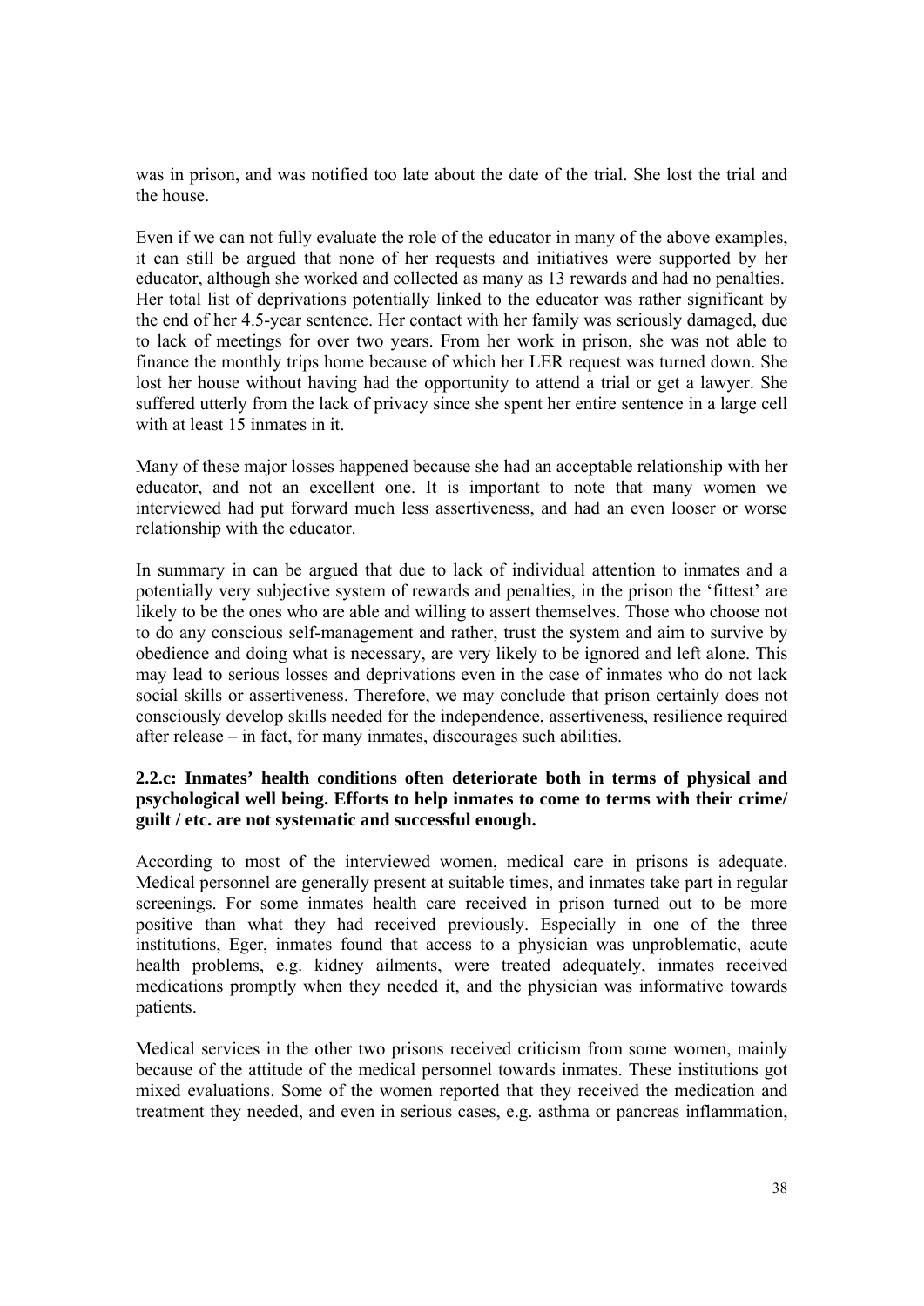was in prison, and was notified too late about the date of the trial. She lost the trial and the house.

Even if we can not fully evaluate the role of the educator in many of the above examples, it can still be argued that none of her requests and initiatives were supported by her educator, although she worked and collected as many as 13 rewards and had no penalties. Her total list of deprivations potentially linked to the educator was rather significant by the end of her 4.5-year sentence. Her contact with her family was seriously damaged, due to lack of meetings for over two years. From her work in prison, she was not able to finance the monthly trips home because of which her LER request was turned down. She lost her house without having had the opportunity to attend a trial or get a lawyer. She suffered utterly from the lack of privacy since she spent her entire sentence in a large cell with at least 15 inmates in it.

Many of these major losses happened because she had an acceptable relationship with her educator, and not an excellent one. It is important to note that many women we interviewed had put forward much less assertiveness, and had an even looser or worse relationship with the educator.

In summary in can be argued that due to lack of individual attention to inmates and a potentially very subjective system of rewards and penalties, in the prison the 'fittest' are likely to be the ones who are able and willing to assert themselves. Those who choose not to do any conscious self-management and rather, trust the system and aim to survive by obedience and doing what is necessary, are very likely to be ignored and left alone. This may lead to serious losses and deprivations even in the case of inmates who do not lack social skills or assertiveness. Therefore, we may conclude that prison certainly does not consciously develop skills needed for the independence, assertiveness, resilience required after release – in fact, for many inmates, discourages such abilities.

### 2.2.c: Inmates' health conditions often deteriorate both in terms of physical and psychological well being. Efforts to help inmates to come to terms with their crime/ guilt / etc. are not systematic and successful enough.

According to most of the interviewed women, medical care in prisons is adequate. Medical personnel are generally present at suitable times, and inmates take part in regular screenings. For some inmates health care received in prison turned out to be more positive than what they had received previously. Especially in one of the three institutions, Eger, inmates found that access to a physician was unproblematic, acute health problems, e.g. kidney ailments, were treated adequately, inmates received medications promptly when they needed it, and the physician was informative towards patients.

Medical services in the other two prisons received criticism from some women, mainly because of the attitude of the medical personnel towards inmates. These institutions got mixed evaluations. Some of the women reported that they received the medication and treatment they needed, and even in serious cases, e.g. asthma or pancreas inflammation,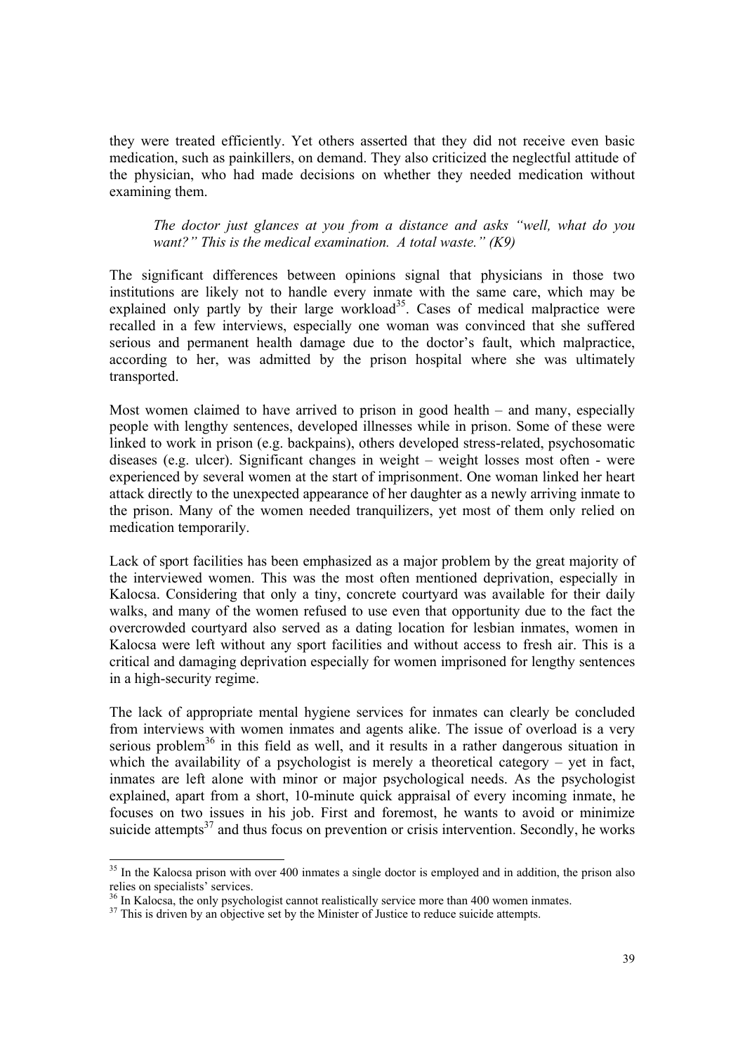they were treated efficiently. Yet others asserted that they did not receive even basic medication, such as painkillers, on demand. They also criticized the neglectful attitude of the physician, who had made decisions on whether they needed medication without examining them.

> *The doctor just glances at you from a distance and asks "well, what do you want?" This is the medical examination. A total waste." (K9)*

The significant differences between opinions signal that physicians in those two institutions are likely not to handle every inmate with the same care, which may be explained only partly by their large workload[35]. Cases of medical malpractice were recalled in a few interviews, especially one woman was convinced that she suffered serious and permanent health damage due to the doctor's fault, which malpractice, according to her, was admitted by the prison hospital where she was ultimately transported.

Most women claimed to have arrived to prison in good health – and many, especially people with lengthy sentences, developed illnesses while in prison. Some of these were linked to work in prison (e.g. backpains), others developed stress-related, psychosomatic diseases (e.g. ulcer). Significant changes in weight – weight losses most often - were experienced by several women at the start of imprisonment. One woman linked her heart attack directly to the unexpected appearance of her daughter as a newly arriving inmate to the prison. Many of the women needed tranquilizers, yet most of them only relied on medication temporarily.

Lack of sport facilities has been emphasized as a major problem by the great majority of the interviewed women. This was the most often mentioned deprivation, especially in Kalocsa. Considering that only a tiny, concrete courtyard was available for their daily walks, and many of the women refused to use even that opportunity due to the fact the overcrowded courtyard also served as a dating location for lesbian inmates, women in Kalocsa were left without any sport facilities and without access to fresh air. This is a critical and damaging deprivation especially for women imprisoned for lengthy sentences in a high-security regime.

The lack of appropriate mental hygiene services for inmates can clearly be concluded from interviews with women inmates and agents alike. The issue of overload is a very serious problem[36] in this field as well, and it results in a rather dangerous situation in which the availability of a psychologist is merely a theoretical category – yet in fact, inmates are left alone with minor or major psychological needs. As the psychologist explained, apart from a short, 10-minute quick appraisal of every incoming inmate, he focuses on two issues in his job. First and foremost, he wants to avoid or minimize suicide attempts[37] and thus focus on prevention or crisis intervention. Secondly, he works

---

[35] In the Kalocsa prison with over 400 inmates a single doctor is employed and in addition, the prison also relies on specialists' services.

[36] In Kalocsa, the only psychologist cannot realistically service more than 400 women inmates.

[37] This is driven by an objective set by the Minister of Justice to reduce suicide attempts.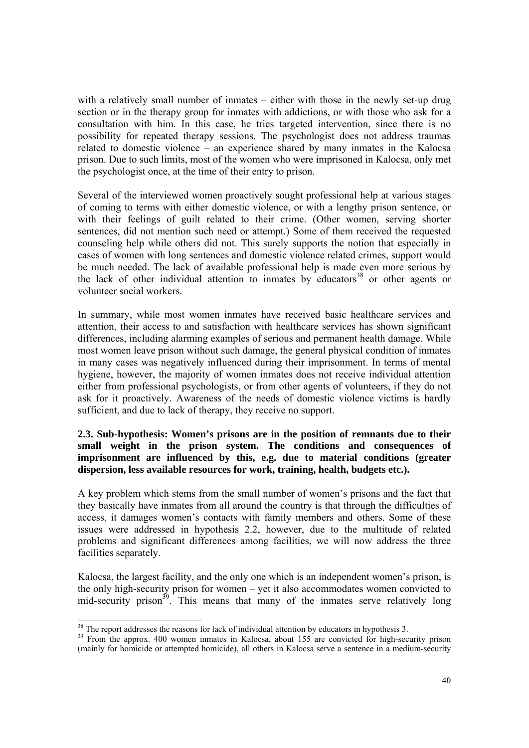with a relatively small number of inmates – either with those in the newly set-up drug section or in the therapy group for inmates with addictions, or with those who ask for a consultation with him. In this case, he tries targeted intervention, since there is no possibility for repeated therapy sessions. The psychologist does not address traumas related to domestic violence – an experience shared by many inmates in the Kalocsa prison. Due to such limits, most of the women who were imprisoned in Kalocsa, only met the psychologist once, at the time of their entry to prison.

Several of the interviewed women proactively sought professional help at various stages of coming to terms with either domestic violence, or with a lengthy prison sentence, or with their feelings of guilt related to their crime. (Other women, serving shorter sentences, did not mention such need or attempt.) Some of them received the requested counseling help while others did not. This surely supports the notion that especially in cases of women with long sentences and domestic violence related crimes, support would be much needed. The lack of available professional help is made even more serious by the lack of other individual attention to inmates by educators[38] or other agents or volunteer social workers.

In summary, while most women inmates have received basic healthcare services and attention, their access to and satisfaction with healthcare services has shown significant differences, including alarming examples of serious and permanent health damage. While most women leave prison without such damage, the general physical condition of inmates in many cases was negatively influenced during their imprisonment. In terms of mental hygiene, however, the majority of women inmates does not receive individual attention either from professional psychologists, or from other agents of volunteers, if they do not ask for it proactively. Awareness of the needs of domestic violence victims is hardly sufficient, and due to lack of therapy, they receive no support.

### 2.3. Sub-hypothesis: Women's prisons are in the position of remnants due to their small weight in the prison system. The conditions and consequences of imprisonment are influenced by this, e.g. due to material conditions (greater dispersion, less available resources for work, training, health, budgets etc.).

A key problem which stems from the small number of women's prisons and the fact that they basically have inmates from all around the country is that through the difficulties of access, it damages women's contacts with family members and others. Some of these issues were addressed in hypothesis 2.2, however, due to the multitude of related problems and significant differences among facilities, we will now address the three facilities separately.

Kalocsa, the largest facility, and the only one which is an independent women's prison, is the only high-security prison for women – yet it also accommodates women convicted to mid-security prison[39]. This means that many of the inmates serve relatively long

---

[38] The report addresses the reasons for lack of individual attention by educators in hypothesis 3.

[39] From the approx. 400 women inmates in Kalocsa, about 155 are convicted for high-security prison (mainly for homicide or attempted homicide), all others in Kalocsa serve a sentence in a medium-security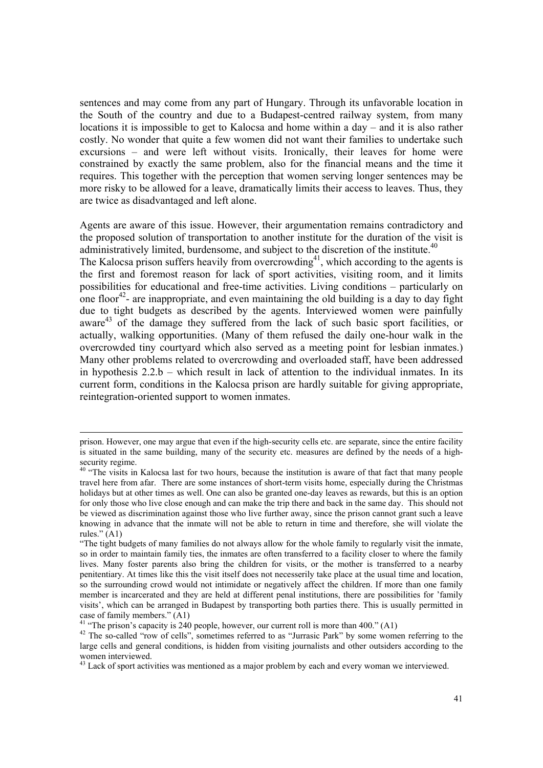sentences and may come from any part of Hungary. Through its unfavorable location in the South of the country and due to a Budapest-centred railway system, from many locations it is impossible to get to Kalocsa and home within a day – and it is also rather costly. No wonder that quite a few women did not want their families to undertake such excursions – and were left without visits. Ironically, their leaves for home were constrained by exactly the same problem, also for the financial means and the time it requires. This together with the perception that women serving longer sentences may be more risky to be allowed for a leave, dramatically limits their access to leaves. Thus, they are twice as disadvantaged and left alone.

Agents are aware of this issue. However, their argumentation remains contradictory and the proposed solution of transportation to another institute for the duration of the visit is administratively limited, burdensome, and subject to the discretion of the institute.[40]

The Kalocsa prison suffers heavily from overcrowding[41], which according to the agents is the first and foremost reason for lack of sport activities, visiting room, and it limits possibilities for educational and free-time activities. Living conditions – particularly on one floor[42]- are inappropriate, and even maintaining the old building is a day to day fight due to tight budgets as described by the agents. Interviewed women were painfully aware[43] of the damage they suffered from the lack of such basic sport facilities, or actually, walking opportunities. (Many of them refused the daily one-hour walk in the overcrowded tiny courtyard which also served as a meeting point for lesbian inmates.) Many other problems related to overcrowding and overloaded staff, have been addressed in hypothesis 2.2.b – which result in lack of attention to the individual inmates. In its current form, conditions in the Kalocsa prison are hardly suitable for giving appropriate, reintegration-oriented support to women inmates.

---

prison. However, one may argue that even if the high-security cells etc. are separate, since the entire facility is situated in the same building, many of the security etc. measures are defined by the needs of a high-security regime.

[40] "The visits in Kalocsa last for two hours, because the institution is aware of that fact that many people travel here from afar. There are some instances of short-term visits home, especially during the Christmas holidays but at other times as well. One can also be granted one-day leaves as rewards, but this is an option for only those who live close enough and can make the trip there and back in the same day. This should not be viewed as discrimination against those who live further away, since the prison cannot grant such a leave knowing in advance that the inmate will not be able to return in time and therefore, she will violate the rules." (A1)

"The tight budgets of many families do not always allow for the whole family to regularly visit the inmate, so in order to maintain family ties, the inmates are often transferred to a facility closer to where the family lives. Many foster parents also bring the children for visits, or the mother is transferred to a nearby penitentiary. At times like this the visit itself does not necesserily take place at the usual time and location, so the surrounding crowd would not intimidate or negatively affect the children. If more than one family member is incarcerated and they are held at different penal institutions, there are possibilities for 'family visits', which can be arranged in Budapest by transporting both parties there. This is usually permitted in case of family members." (A1)

[41] "The prison's capacity is 240 people, however, our current roll is more than 400." (A1)

[42] The so-called "row of cells", sometimes referred to as "Jurrasic Park" by some women referring to the large cells and general conditions, is hidden from visiting journalists and other outsiders according to the women interviewed.

[43] Lack of sport activities was mentioned as a major problem by each and every woman we interviewed.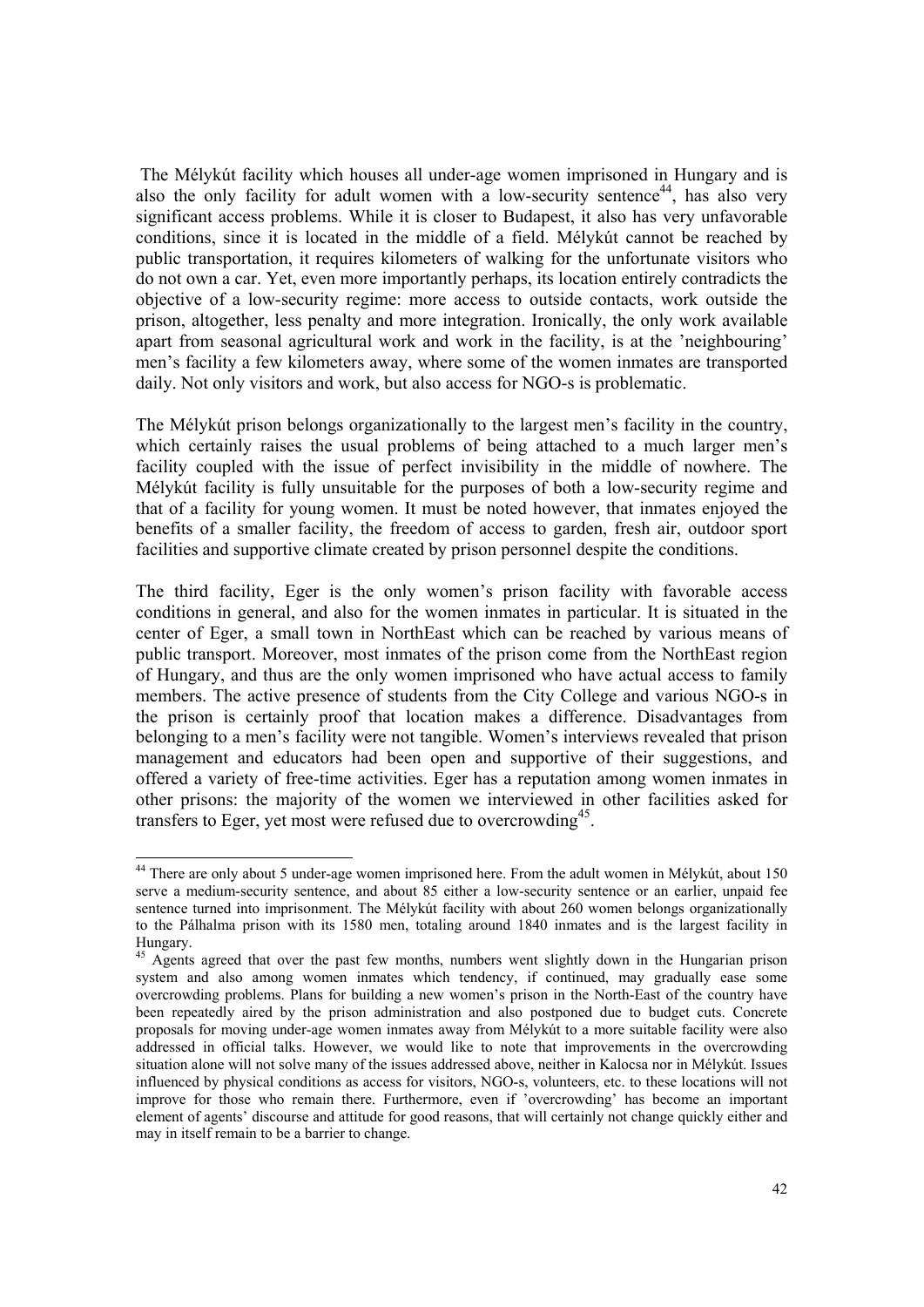The Mélykút facility which houses all under-age women imprisoned in Hungary and is also the only facility for adult women with a low-security sentence[44], has also very significant access problems. While it is closer to Budapest, it also has very unfavorable conditions, since it is located in the middle of a field. Mélykút cannot be reached by public transportation, it requires kilometers of walking for the unfortunate visitors who do not own a car. Yet, even more importantly perhaps, its location entirely contradicts the objective of a low-security regime: more access to outside contacts, work outside the prison, altogether, less penalty and more integration. Ironically, the only work available apart from seasonal agricultural work and work in the facility, is at the 'neighbouring' men's facility a few kilometers away, where some of the women inmates are transported daily. Not only visitors and work, but also access for NGO-s is problematic.

The Mélykút prison belongs organizationally to the largest men's facility in the country, which certainly raises the usual problems of being attached to a much larger men's facility coupled with the issue of perfect invisibility in the middle of nowhere. The Mélykút facility is fully unsuitable for the purposes of both a low-security regime and that of a facility for young women. It must be noted however, that inmates enjoyed the benefits of a smaller facility, the freedom of access to garden, fresh air, outdoor sport facilities and supportive climate created by prison personnel despite the conditions.

The third facility, Eger is the only women's prison facility with favorable access conditions in general, and also for the women inmates in particular. It is situated in the center of Eger, a small town in NorthEast which can be reached by various means of public transport. Moreover, most inmates of the prison come from the NorthEast region of Hungary, and thus are the only women imprisoned who have actual access to family members. The active presence of students from the City College and various NGO-s in the prison is certainly proof that location makes a difference. Disadvantages from belonging to a men's facility were not tangible. Women's interviews revealed that prison management and educators had been open and supportive of their suggestions, and offered a variety of free-time activities. Eger has a reputation among women inmates in other prisons: the majority of the women we interviewed in other facilities asked for transfers to Eger, yet most were refused due to overcrowding[45].

---

[44] There are only about 5 under-age women imprisoned here. From the adult women in Mélykút, about 150 serve a medium-security sentence, and about 85 either a low-security sentence or an earlier, unpaid fee sentence turned into imprisonment. The Mélykút facility with about 260 women belongs organizationally to the Pálhalma prison with its 1580 men, totaling around 1840 inmates and is the largest facility in Hungary.

[45] Agents agreed that over the past few months, numbers went slightly down in the Hungarian prison system and also among women inmates which tendency, if continued, may gradually ease some overcrowding problems. Plans for building a new women's prison in the North-East of the country have been repeatedly aired by the prison administration and also postponed due to budget cuts. Concrete proposals for moving under-age women inmates away from Mélykút to a more suitable facility were also addressed in official talks. However, we would like to note that improvements in the overcrowding situation alone will not solve many of the issues addressed above, neither in Kalocsa nor in Mélykút. Issues influenced by physical conditions as access for visitors, NGO-s, volunteers, etc. to these locations will not improve for those who remain there. Furthermore, even if 'overcrowding' has become an important element of agents' discourse and attitude for good reasons, that will certainly not change quickly either and may in itself remain to be a barrier to change.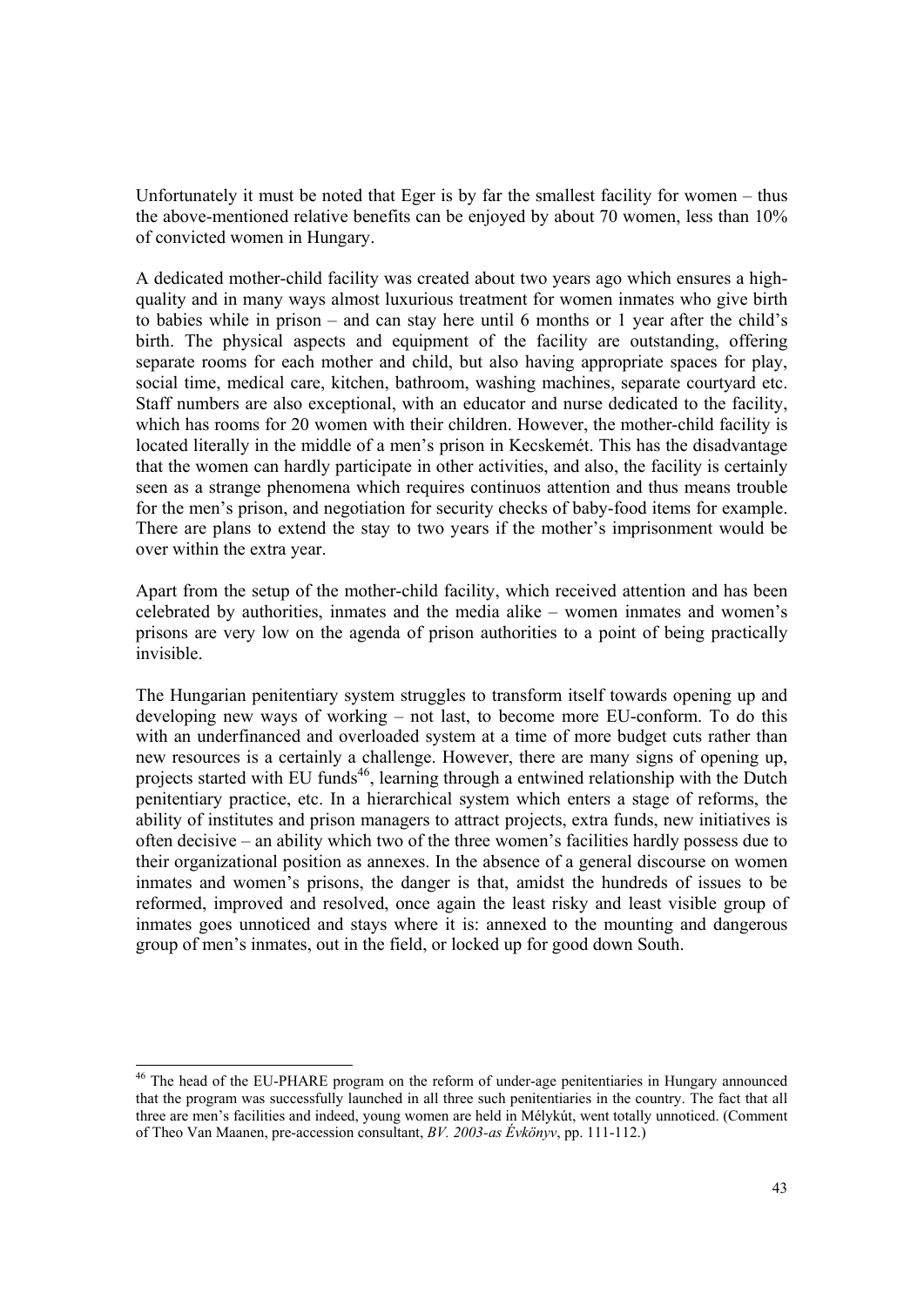Unfortunately it must be noted that Eger is by far the smallest facility for women – thus the above-mentioned relative benefits can be enjoyed by about 70 women, less than 10% of convicted women in Hungary.

A dedicated mother-child facility was created about two years ago which ensures a high-quality and in many ways almost luxurious treatment for women inmates who give birth to babies while in prison – and can stay here until 6 months or 1 year after the child's birth. The physical aspects and equipment of the facility are outstanding, offering separate rooms for each mother and child, but also having appropriate spaces for play, social time, medical care, kitchen, bathroom, washing machines, separate courtyard etc. Staff numbers are also exceptional, with an educator and nurse dedicated to the facility, which has rooms for 20 women with their children. However, the mother-child facility is located literally in the middle of a men's prison in Kecskemét. This has the disadvantage that the women can hardly participate in other activities, and also, the facility is certainly seen as a strange phenomena which requires continuos attention and thus means trouble for the men's prison, and negotiation for security checks of baby-food items for example. There are plans to extend the stay to two years if the mother's imprisonment would be over within the extra year.

Apart from the setup of the mother-child facility, which received attention and has been celebrated by authorities, inmates and the media alike – women inmates and women's prisons are very low on the agenda of prison authorities to a point of being practically invisible.

The Hungarian penitentiary system struggles to transform itself towards opening up and developing new ways of working – not last, to become more EU-conform. To do this with an underfinanced and overloaded system at a time of more budget cuts rather than new resources is a certainly a challenge. However, there are many signs of opening up, projects started with EU funds[46], learning through a entwined relationship with the Dutch penitentiary practice, etc. In a hierarchical system which enters a stage of reforms, the ability of institutes and prison managers to attract projects, extra funds, new initiatives is often decisive – an ability which two of the three women's facilities hardly possess due to their organizational position as annexes. In the absence of a general discourse on women inmates and women's prisons, the danger is that, amidst the hundreds of issues to be reformed, improved and resolved, once again the least risky and least visible group of inmates goes unnoticed and stays where it is: annexed to the mounting and dangerous group of men's inmates, out in the field, or locked up for good down South.

---

[46] The head of the EU-PHARE program on the reform of under-age penitentiaries in Hungary announced that the program was successfully launched in all three such penitentiaries in the country. The fact that all three are men's facilities and indeed, young women are held in Mélykút, went totally unnoticed. (Comment of Theo Van Maanen, pre-accession consultant, *BV. 2003-as Évkönyv*, pp. 111-112.)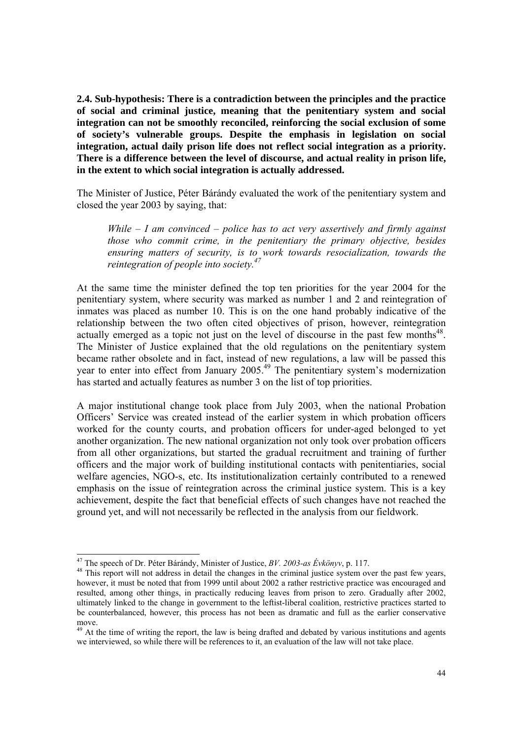**2.4. Sub-hypothesis: There is a contradiction between the principles and the practice of social and criminal justice, meaning that the penitentiary system and social integration can not be smoothly reconciled, reinforcing the social exclusion of some of society's vulnerable groups. Despite the emphasis in legislation on social integration, actual daily prison life does not reflect social integration as a priority. There is a difference between the level of discourse, and actual reality in prison life, in the extent to which social integration is actually addressed.**

The Minister of Justice, Péter Bárándy evaluated the work of the penitentiary system and closed the year 2003 by saying, that:

> *While – I am convinced – police has to act very assertively and firmly against those who commit crime, in the penitentiary the primary objective, besides ensuring matters of security, is to work towards resocialization, towards the reintegration of people into society.*[47]

At the same time the minister defined the top ten priorities for the year 2004 for the penitentiary system, where security was marked as number 1 and 2 and reintegration of inmates was placed as number 10. This is on the one hand probably indicative of the relationship between the two often cited objectives of prison, however, reintegration actually emerged as a topic not just on the level of discourse in the past few months[48]. The Minister of Justice explained that the old regulations on the penitentiary system became rather obsolete and in fact, instead of new regulations, a law will be passed this year to enter into effect from January 2005.[49] The penitentiary system's modernization has started and actually features as number 3 on the list of top priorities.

A major institutional change took place from July 2003, when the national Probation Officers' Service was created instead of the earlier system in which probation officers worked for the county courts, and probation officers for under-aged belonged to yet another organization. The new national organization not only took over probation officers from all other organizations, but started the gradual recruitment and training of further officers and the major work of building institutional contacts with penitentiaries, social welfare agencies, NGO-s, etc. Its institutionalization certainly contributed to a renewed emphasis on the issue of reintegration across the criminal justice system. This is a key achievement, despite the fact that beneficial effects of such changes have not reached the ground yet, and will not necessarily be reflected in the analysis from our fieldwork.

---

[47] The speech of Dr. Péter Bárándy, Minister of Justice, *BV. 2003-as Évkönyv*, p. 117.

[48] This report will not address in detail the changes in the criminal justice system over the past few years, however, it must be noted that from 1999 until about 2002 a rather restrictive practice was encouraged and resulted, among other things, in practically reducing leaves from prison to zero. Gradually after 2002, ultimately linked to the change in government to the leftist-liberal coalition, restrictive practices started to be counterbalanced, however, this process has not been as dramatic and full as the earlier conservative move.

[49] At the time of writing the report, the law is being drafted and debated by various institutions and agents we interviewed, so while there will be references to it, an evaluation of the law will not take place.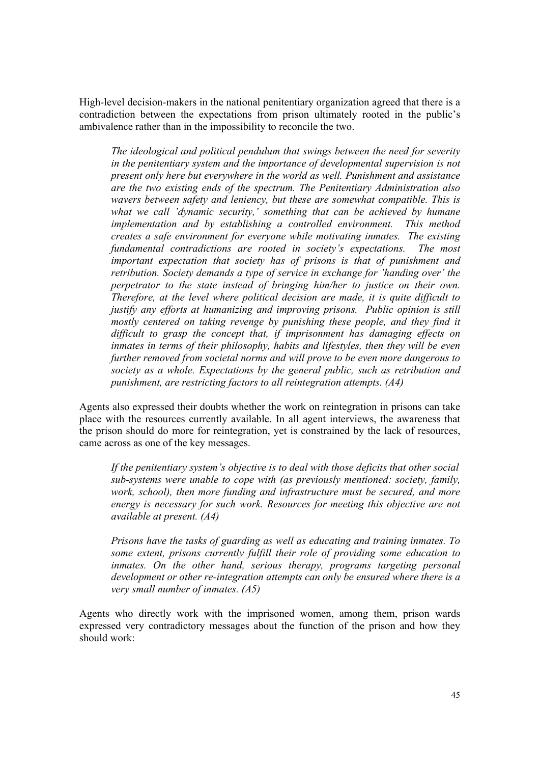High-level decision-makers in the national penitentiary organization agreed that there is a contradiction between the expectations from prison ultimately rooted in the public's ambivalence rather than in the impossibility to reconcile the two.

> *The ideological and political pendulum that swings between the need for severity in the penitentiary system and the importance of developmental supervision is not present only here but everywhere in the world as well. Punishment and assistance are the two existing ends of the spectrum. The Penitentiary Administration also wavers between safety and leniency, but these are somewhat compatible. This is what we call 'dynamic security,' something that can be achieved by humane implementation and by establishing a controlled environment. This method creates a safe environment for everyone while motivating inmates. The existing fundamental contradictions are rooted in society's expectations. The most important expectation that society has of prisons is that of punishment and retribution. Society demands a type of service in exchange for 'handing over' the perpetrator to the state instead of bringing him/her to justice on their own. Therefore, at the level where political decision are made, it is quite difficult to justify any efforts at humanizing and improving prisons. Public opinion is still mostly centered on taking revenge by punishing these people, and they find it difficult to grasp the concept that, if imprisonment has damaging effects on inmates in terms of their philosophy, habits and lifestyles, then they will be even further removed from societal norms and will prove to be even more dangerous to society as a whole. Expectations by the general public, such as retribution and punishment, are restricting factors to all reintegration attempts. (A4)*

Agents also expressed their doubts whether the work on reintegration in prisons can take place with the resources currently available. In all agent interviews, the awareness that the prison should do more for reintegration, yet is constrained by the lack of resources, came across as one of the key messages.

> *If the penitentiary system's objective is to deal with those deficits that other social sub-systems were unable to cope with (as previously mentioned: society, family, work, school), then more funding and infrastructure must be secured, and more energy is necessary for such work. Resources for meeting this objective are not available at present. (A4)*

> *Prisons have the tasks of guarding as well as educating and training inmates. To some extent, prisons currently fulfill their role of providing some education to inmates. On the other hand, serious therapy, programs targeting personal development or other re-integration attempts can only be ensured where there is a very small number of inmates. (A5)*

Agents who directly work with the imprisoned women, among them, prison wards expressed very contradictory messages about the function of the prison and how they should work: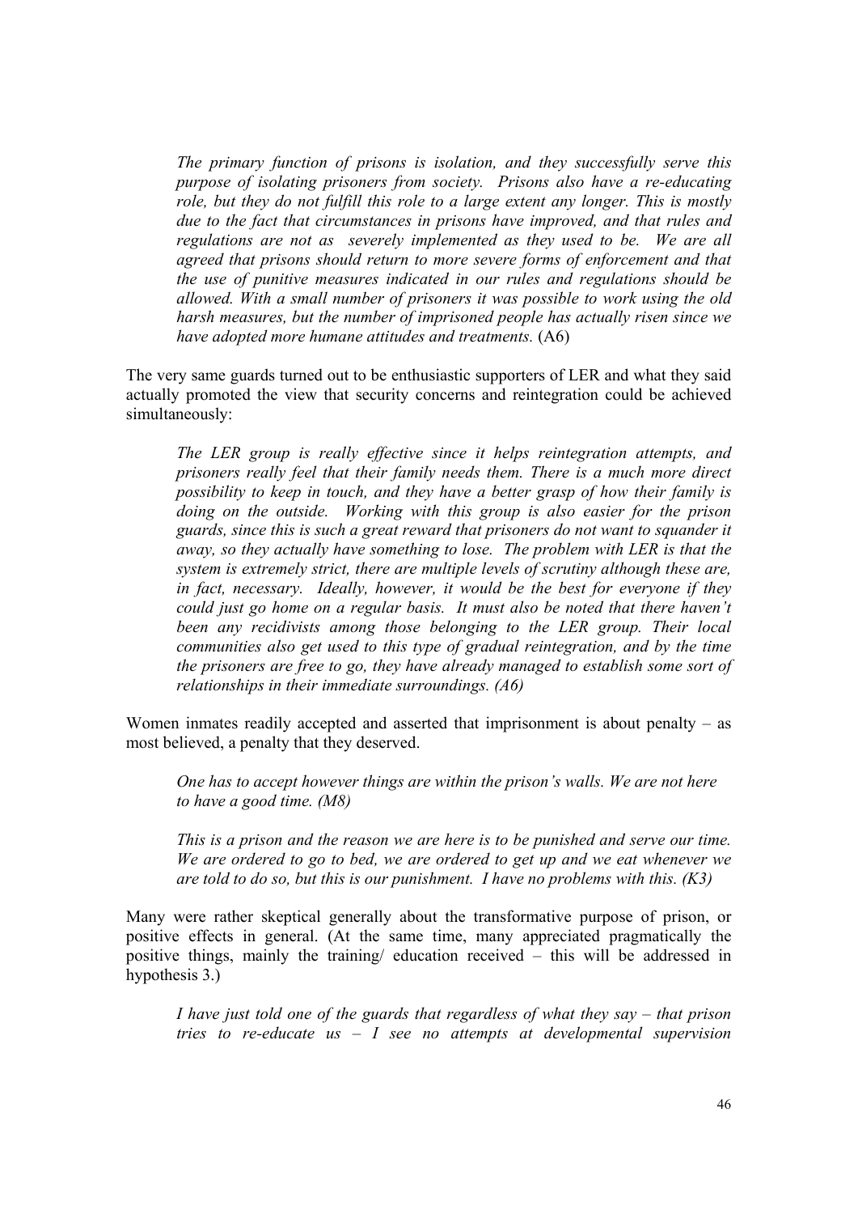> *The primary function of prisons is isolation, and they successfully serve this purpose of isolating prisoners from society. Prisons also have a re-educating role, but they do not fulfill this role to a large extent any longer. This is mostly due to the fact that circumstances in prisons have improved, and that rules and regulations are not as severely implemented as they used to be. We are all agreed that prisons should return to more severe forms of enforcement and that the use of punitive measures indicated in our rules and regulations should be allowed. With a small number of prisoners it was possible to work using the old harsh measures, but the number of imprisoned people has actually risen since we have adopted more humane attitudes and treatments.* (A6)

The very same guards turned out to be enthusiastic supporters of LER and what they said actually promoted the view that security concerns and reintegration could be achieved simultaneously:

> *The LER group is really effective since it helps reintegration attempts, and prisoners really feel that their family needs them. There is a much more direct possibility to keep in touch, and they have a better grasp of how their family is doing on the outside. Working with this group is also easier for the prison guards, since this is such a great reward that prisoners do not want to squander it away, so they actually have something to lose. The problem with LER is that the system is extremely strict, there are multiple levels of scrutiny although these are, in fact, necessary. Ideally, however, it would be the best for everyone if they could just go home on a regular basis. It must also be noted that there haven't been any recidivists among those belonging to the LER group. Their local communities also get used to this type of gradual reintegration, and by the time the prisoners are free to go, they have already managed to establish some sort of relationships in their immediate surroundings. (A6)*

Women inmates readily accepted and asserted that imprisonment is about penalty – as most believed, a penalty that they deserved.

> *One has to accept however things are within the prison's walls. We are not here to have a good time. (M8)*

> *This is a prison and the reason we are here is to be punished and serve our time. We are ordered to go to bed, we are ordered to get up and we eat whenever we are told to do so, but this is our punishment. I have no problems with this. (K3)*

Many were rather skeptical generally about the transformative purpose of prison, or positive effects in general. (At the same time, many appreciated pragmatically the positive things, mainly the training/ education received – this will be addressed in hypothesis 3.)

> *I have just told one of the guards that regardless of what they say – that prison tries to re-educate us – I see no attempts at developmental supervision*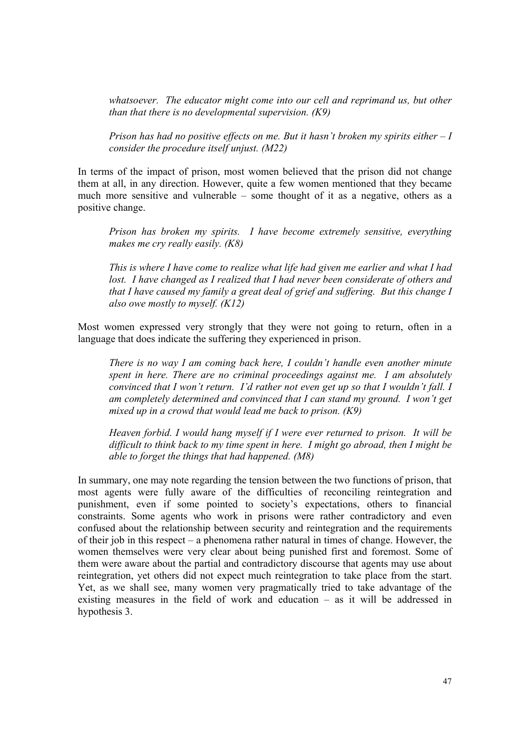*whatsoever. The educator might come into our cell and reprimand us, but other than that there is no developmental supervision. (K9)*

*Prison has had no positive effects on me. But it hasn't broken my spirits either – I consider the procedure itself unjust. (M22)*

In terms of the impact of prison, most women believed that the prison did not change them at all, in any direction. However, quite a few women mentioned that they became much more sensitive and vulnerable – some thought of it as a negative, others as a positive change.

*Prison has broken my spirits. I have become extremely sensitive, everything makes me cry really easily. (K8)*

*This is where I have come to realize what life had given me earlier and what I had lost. I have changed as I realized that I had never been considerate of others and that I have caused my family a great deal of grief and suffering. But this change I also owe mostly to myself. (K12)*

Most women expressed very strongly that they were not going to return, often in a language that does indicate the suffering they experienced in prison.

*There is no way I am coming back here, I couldn't handle even another minute spent in here. There are no criminal proceedings against me. I am absolutely convinced that I won't return. I'd rather not even get up so that I wouldn't fall. I am completely determined and convinced that I can stand my ground. I won't get mixed up in a crowd that would lead me back to prison. (K9)*

*Heaven forbid. I would hang myself if I were ever returned to prison. It will be difficult to think back to my time spent in here. I might go abroad, then I might be able to forget the things that had happened. (M8)*

In summary, one may note regarding the tension between the two functions of prison, that most agents were fully aware of the difficulties of reconciling reintegration and punishment, even if some pointed to society's expectations, others to financial constraints. Some agents who work in prisons were rather contradictory and even confused about the relationship between security and reintegration and the requirements of their job in this respect – a phenomena rather natural in times of change. However, the women themselves were very clear about being punished first and foremost. Some of them were aware about the partial and contradictory discourse that agents may use about reintegration, yet others did not expect much reintegration to take place from the start. Yet, as we shall see, many women very pragmatically tried to take advantage of the existing measures in the field of work and education – as it will be addressed in hypothesis 3.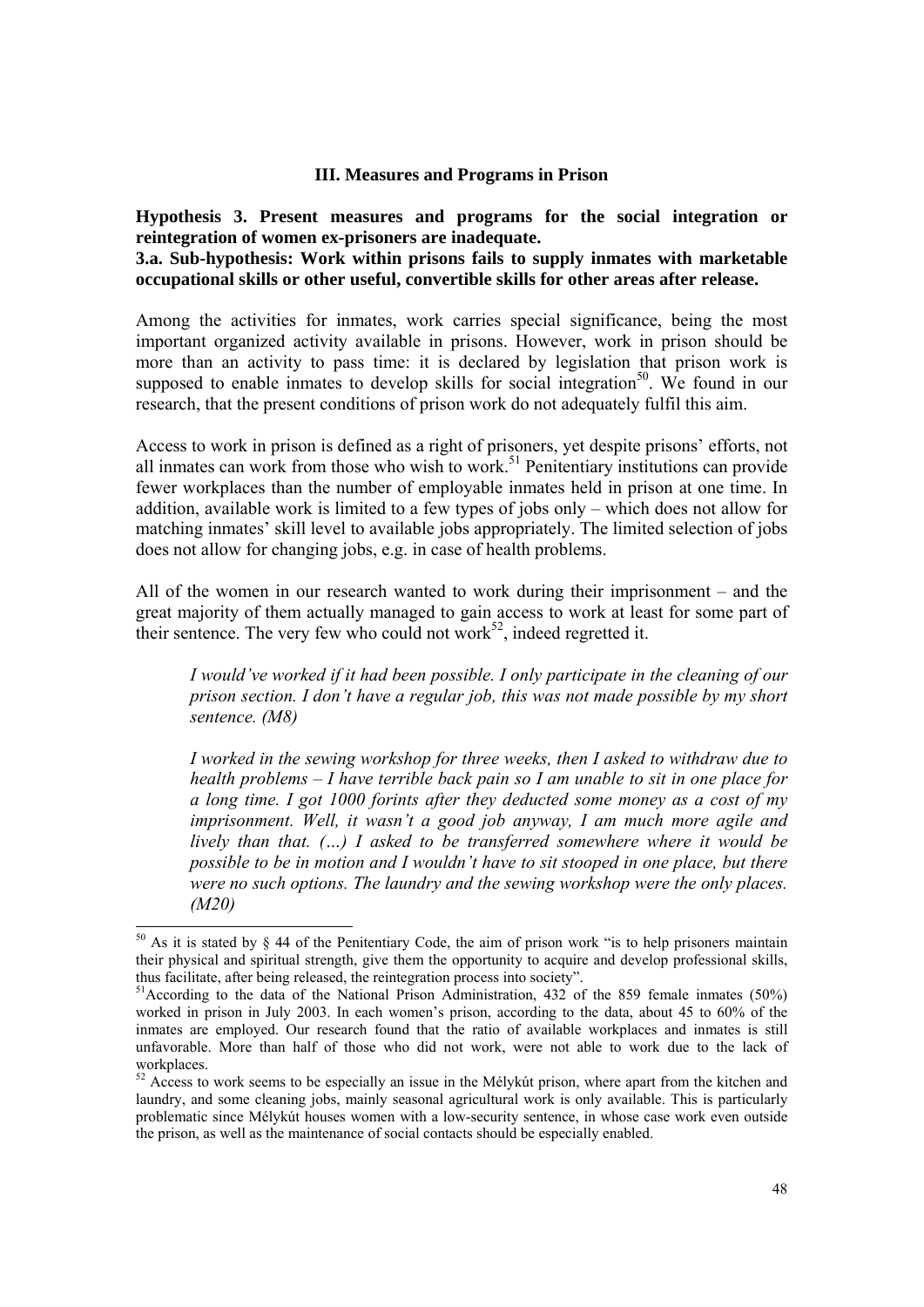### III. Measures and Programs in Prison

**Hypothesis 3. Present measures and programs for the social integration or reintegration of women ex-prisoners are inadequate.**

**3.a. Sub-hypothesis: Work within prisons fails to supply inmates with marketable occupational skills or other useful, convertible skills for other areas after release.**

Among the activities for inmates, work carries special significance, being the most important organized activity available in prisons. However, work in prison should be more than an activity to pass time: it is declared by legislation that prison work is supposed to enable inmates to develop skills for social integration[50]. We found in our research, that the present conditions of prison work do not adequately fulfil this aim.

Access to work in prison is defined as a right of prisoners, yet despite prisons' efforts, not all inmates can work from those who wish to work.[51] Penitentiary institutions can provide fewer workplaces than the number of employable inmates held in prison at one time. In addition, available work is limited to a few types of jobs only – which does not allow for matching inmates' skill level to available jobs appropriately. The limited selection of jobs does not allow for changing jobs, e.g. in case of health problems.

All of the women in our research wanted to work during their imprisonment – and the great majority of them actually managed to gain access to work at least for some part of their sentence. The very few who could not work[52], indeed regretted it.

> *I would've worked if it had been possible. I only participate in the cleaning of our prison section. I don't have a regular job, this was not made possible by my short sentence. (M8)*

> *I worked in the sewing workshop for three weeks, then I asked to withdraw due to health problems – I have terrible back pain so I am unable to sit in one place for a long time. I got 1000 forints after they deducted some money as a cost of my imprisonment. Well, it wasn't a good job anyway, I am much more agile and lively than that. (…) I asked to be transferred somewhere where it would be possible to be in motion and I wouldn't have to sit stooped in one place, but there were no such options. The laundry and the sewing workshop were the only places. (M20)*

---

[50] As it is stated by § 44 of the Penitentiary Code, the aim of prison work "is to help prisoners maintain their physical and spiritual strength, give them the opportunity to acquire and develop professional skills, thus facilitate, after being released, the reintegration process into society".

[51] According to the data of the National Prison Administration, 432 of the 859 female inmates (50%) worked in prison in July 2003. In each women's prison, according to the data, about 45 to 60% of the inmates are employed. Our research found that the ratio of available workplaces and inmates is still unfavorable. More than half of those who did not work, were not able to work due to the lack of workplaces.

[52] Access to work seems to be especially an issue in the Mélykút prison, where apart from the kitchen and laundry, and some cleaning jobs, mainly seasonal agricultural work is only available. This is particularly problematic since Mélykút houses women with a low-security sentence, in whose case work even outside the prison, as well as the maintenance of social contacts should be especially enabled.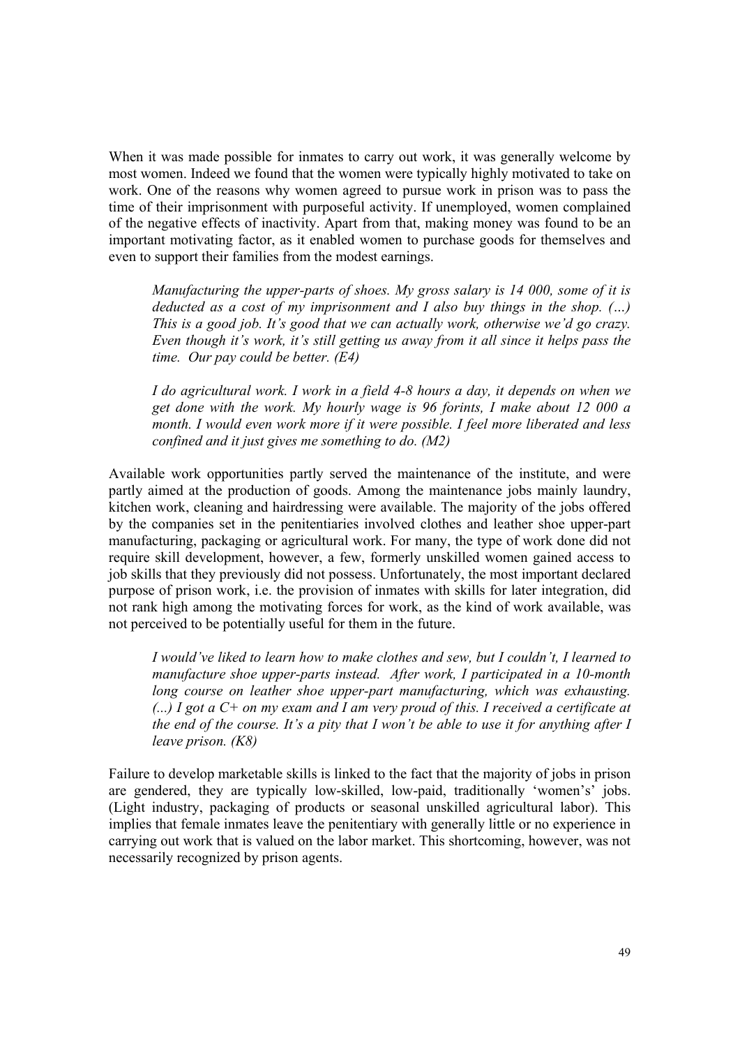When it was made possible for inmates to carry out work, it was generally welcome by most women. Indeed we found that the women were typically highly motivated to take on work. One of the reasons why women agreed to pursue work in prison was to pass the time of their imprisonment with purposeful activity. If unemployed, women complained of the negative effects of inactivity. Apart from that, making money was found to be an important motivating factor, as it enabled women to purchase goods for themselves and even to support their families from the modest earnings.

> *Manufacturing the upper-parts of shoes. My gross salary is 14 000, some of it is deducted as a cost of my imprisonment and I also buy things in the shop. (…) This is a good job. It's good that we can actually work, otherwise we'd go crazy. Even though it's work, it's still getting us away from it all since it helps pass the time. Our pay could be better. (E4)*

> *I do agricultural work. I work in a field 4-8 hours a day, it depends on when we get done with the work. My hourly wage is 96 forints, I make about 12 000 a month. I would even work more if it were possible. I feel more liberated and less confined and it just gives me something to do. (M2)*

Available work opportunities partly served the maintenance of the institute, and were partly aimed at the production of goods. Among the maintenance jobs mainly laundry, kitchen work, cleaning and hairdressing were available. The majority of the jobs offered by the companies set in the penitentiaries involved clothes and leather shoe upper-part manufacturing, packaging or agricultural work. For many, the type of work done did not require skill development, however, a few, formerly unskilled women gained access to job skills that they previously did not possess. Unfortunately, the most important declared purpose of prison work, i.e. the provision of inmates with skills for later integration, did not rank high among the motivating forces for work, as the kind of work available, was not perceived to be potentially useful for them in the future.

> *I would've liked to learn how to make clothes and sew, but I couldn't, I learned to manufacture shoe upper-parts instead. After work, I participated in a 10-month long course on leather shoe upper-part manufacturing, which was exhausting. (...) I got a C+ on my exam and I am very proud of this. I received a certificate at the end of the course. It's a pity that I won't be able to use it for anything after I leave prison. (K8)*

Failure to develop marketable skills is linked to the fact that the majority of jobs in prison are gendered, they are typically low-skilled, low-paid, traditionally 'women's' jobs. (Light industry, packaging of products or seasonal unskilled agricultural labor). This implies that female inmates leave the penitentiary with generally little or no experience in carrying out work that is valued on the labor market. This shortcoming, however, was not necessarily recognized by prison agents.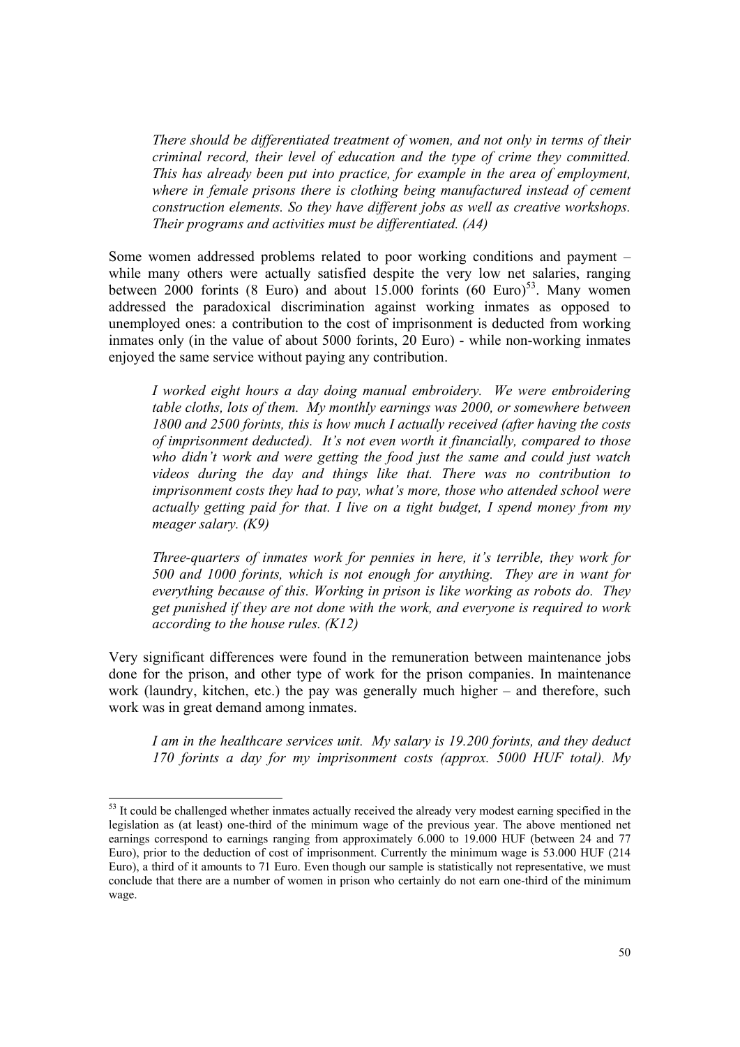*There should be differentiated treatment of women, and not only in terms of their criminal record, their level of education and the type of crime they committed. This has already been put into practice, for example in the area of employment, where in female prisons there is clothing being manufactured instead of cement construction elements. So they have different jobs as well as creative workshops. Their programs and activities must be differentiated. (A4)*

Some women addressed problems related to poor working conditions and payment – while many others were actually satisfied despite the very low net salaries, ranging between 2000 forints (8 Euro) and about 15.000 forints (60 Euro)[53]. Many women addressed the paradoxical discrimination against working inmates as opposed to unemployed ones: a contribution to the cost of imprisonment is deducted from working inmates only (in the value of about 5000 forints, 20 Euro) - while non-working inmates enjoyed the same service without paying any contribution.

*I worked eight hours a day doing manual embroidery. We were embroidering table cloths, lots of them. My monthly earnings was 2000, or somewhere between 1800 and 2500 forints, this is how much I actually received (after having the costs of imprisonment deducted). It's not even worth it financially, compared to those who didn't work and were getting the food just the same and could just watch videos during the day and things like that. There was no contribution to imprisonment costs they had to pay, what's more, those who attended school were actually getting paid for that. I live on a tight budget, I spend money from my meager salary. (K9)*

*Three-quarters of inmates work for pennies in here, it's terrible, they work for 500 and 1000 forints, which is not enough for anything. They are in want for everything because of this. Working in prison is like working as robots do. They get punished if they are not done with the work, and everyone is required to work according to the house rules. (K12)*

Very significant differences were found in the remuneration between maintenance jobs done for the prison, and other type of work for the prison companies. In maintenance work (laundry, kitchen, etc.) the pay was generally much higher – and therefore, such work was in great demand among inmates.

*I am in the healthcare services unit. My salary is 19.200 forints, and they deduct 170 forints a day for my imprisonment costs (approx. 5000 HUF total). My*

---

[53] It could be challenged whether inmates actually received the already very modest earning specified in the legislation as (at least) one-third of the minimum wage of the previous year. The above mentioned net earnings correspond to earnings ranging from approximately 6.000 to 19.000 HUF (between 24 and 77 Euro), prior to the deduction of cost of imprisonment. Currently the minimum wage is 53.000 HUF (214 Euro), a third of it amounts to 71 Euro. Even though our sample is statistically not representative, we must conclude that there are a number of women in prison who certainly do not earn one-third of the minimum wage.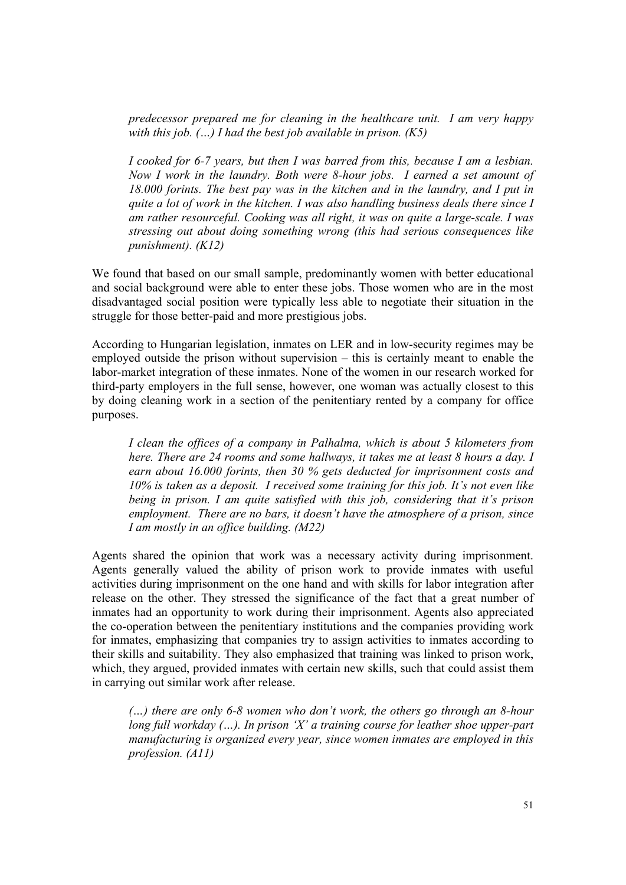> *predecessor prepared me for cleaning in the healthcare unit. I am very happy with this job. (…) I had the best job available in prison. (K5)*

> *I cooked for 6-7 years, but then I was barred from this, because I am a lesbian. Now I work in the laundry. Both were 8-hour jobs. I earned a set amount of 18.000 forints. The best pay was in the kitchen and in the laundry, and I put in quite a lot of work in the kitchen. I was also handling business deals there since I am rather resourceful. Cooking was all right, it was on quite a large-scale. I was stressing out about doing something wrong (this had serious consequences like punishment). (K12)*

We found that based on our small sample, predominantly women with better educational and social background were able to enter these jobs. Those women who are in the most disadvantaged social position were typically less able to negotiate their situation in the struggle for those better-paid and more prestigious jobs.

According to Hungarian legislation, inmates on LER and in low-security regimes may be employed outside the prison without supervision – this is certainly meant to enable the labor-market integration of these inmates. None of the women in our research worked for third-party employers in the full sense, however, one woman was actually closest to this by doing cleaning work in a section of the penitentiary rented by a company for office purposes.

> *I clean the offices of a company in Palhalma, which is about 5 kilometers from here. There are 24 rooms and some hallways, it takes me at least 8 hours a day. I earn about 16.000 forints, then 30 % gets deducted for imprisonment costs and 10% is taken as a deposit. I received some training for this job. It's not even like being in prison. I am quite satisfied with this job, considering that it's prison employment. There are no bars, it doesn't have the atmosphere of a prison, since I am mostly in an office building. (M22)*

Agents shared the opinion that work was a necessary activity during imprisonment. Agents generally valued the ability of prison work to provide inmates with useful activities during imprisonment on the one hand and with skills for labor integration after release on the other. They stressed the significance of the fact that a great number of inmates had an opportunity to work during their imprisonment. Agents also appreciated the co-operation between the penitentiary institutions and the companies providing work for inmates, emphasizing that companies try to assign activities to inmates according to their skills and suitability. They also emphasized that training was linked to prison work, which, they argued, provided inmates with certain new skills, such that could assist them in carrying out similar work after release.

> *(…) there are only 6-8 women who don't work, the others go through an 8-hour long full workday (…). In prison 'X' a training course for leather shoe upper-part manufacturing is organized every year, since women inmates are employed in this profession. (A11)*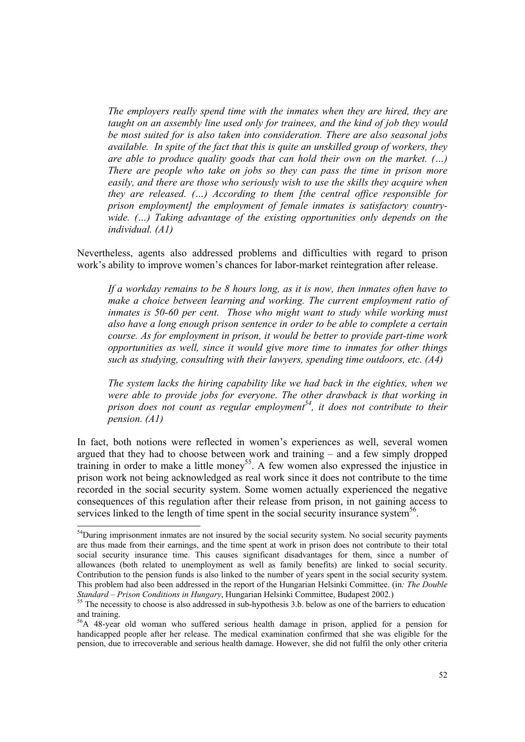*The employers really spend time with the inmates when they are hired, they are taught on an assembly line used only for trainees, and the kind of job they would be most suited for is also taken into consideration. There are also seasonal jobs available. In spite of the fact that this is quite an unskilled group of workers, they are able to produce quality goods that can hold their own on the market. (…) There are people who take on jobs so they can pass the time in prison more easily, and there are those who seriously wish to use the skills they acquire when they are released. (…) According to them [the central office responsible for prison employment] the employment of female inmates is satisfactory country-wide. (…) Taking advantage of the existing opportunities only depends on the individual. (A1)*

Nevertheless, agents also addressed problems and difficulties with regard to prison work's ability to improve women's chances for labor-market reintegration after release.

*If a workday remains to be 8 hours long, as it is now, then inmates often have to make a choice between learning and working. The current employment ratio of inmates is 50-60 per cent. Those who might want to study while working must also have a long enough prison sentence in order to be able to complete a certain course. As for employment in prison, it would be better to provide part-time work opportunities as well, since it would give more time to inmates for other things such as studying, consulting with their lawyers, spending time outdoors, etc. (A4)*

*The system lacks the hiring capability like we had back in the eighties, when we were able to provide jobs for everyone. The other drawback is that working in prison does not count as regular employment[54], it does not contribute to their pension. (A1)*

In fact, both notions were reflected in women's experiences as well, several women argued that they had to choose between work and training – and a few simply dropped training in order to make a little money[55]. A few women also expressed the injustice in prison work not being acknowledged as real work since it does not contribute to the time recorded in the social security system. Some women actually experienced the negative consequences of this regulation after their release from prison, in not gaining access to services linked to the length of time spent in the social security insurance system[56].

---

[54] During imprisonment inmates are not insured by the social security system. No social security payments are thus made from their earnings, and the time spent at work in prison does not contribute to their total social security insurance time. This causes significant disadvantages for them, since a number of allowances (both related to unemployment as well as family benefits) are linked to social security. Contribution to the pension funds is also linked to the number of years spent in the social security system. This problem had also been addressed in the report of the Hungarian Helsinki Committee. (in*: The Double Standard – Prison Conditions in Hungary*, Hungarian Helsinki Committee, Budapest 2002.)

[55] The necessity to choose is also addressed in sub-hypothesis 3.b. below as one of the barriers to education and training.

[56] A 48-year old woman who suffered serious health damage in prison, applied for a pension for handicapped people after her release. The medical examination confirmed that she was eligible for the pension, due to irrecoverable and serious health damage. However, she did not fulfil the only other criteria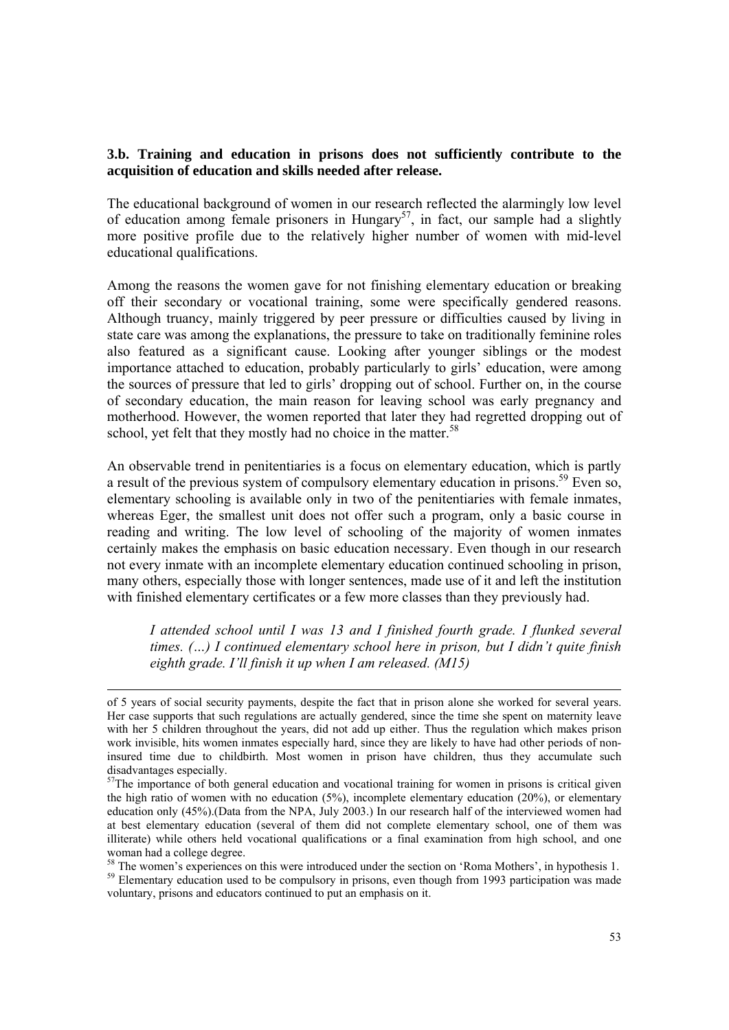### 3.b. Training and education in prisons does not sufficiently contribute to the acquisition of education and skills needed after release.

The educational background of women in our research reflected the alarmingly low level of education among female prisoners in Hungary[57], in fact, our sample had a slightly more positive profile due to the relatively higher number of women with mid-level educational qualifications.

Among the reasons the women gave for not finishing elementary education or breaking off their secondary or vocational training, some were specifically gendered reasons. Although truancy, mainly triggered by peer pressure or difficulties caused by living in state care was among the explanations, the pressure to take on traditionally feminine roles also featured as a significant cause. Looking after younger siblings or the modest importance attached to education, probably particularly to girls' education, were among the sources of pressure that led to girls' dropping out of school. Further on, in the course of secondary education, the main reason for leaving school was early pregnancy and motherhood. However, the women reported that later they had regretted dropping out of school, yet felt that they mostly had no choice in the matter.[58]

An observable trend in penitentiaries is a focus on elementary education, which is partly a result of the previous system of compulsory elementary education in prisons.[59] Even so, elementary schooling is available only in two of the penitentiaries with female inmates, whereas Eger, the smallest unit does not offer such a program, only a basic course in reading and writing. The low level of schooling of the majority of women inmates certainly makes the emphasis on basic education necessary. Even though in our research not every inmate with an incomplete elementary education continued schooling in prison, many others, especially those with longer sentences, made use of it and left the institution with finished elementary certificates or a few more classes than they previously had.

> *I attended school until I was 13 and I finished fourth grade. I flunked several times. (…) I continued elementary school here in prison, but I didn't quite finish eighth grade. I'll finish it up when I am released. (M15)*

---

of 5 years of social security payments, despite the fact that in prison alone she worked for several years. Her case supports that such regulations are actually gendered, since the time she spent on maternity leave with her 5 children throughout the years, did not add up either. Thus the regulation which makes prison work invisible, hits women inmates especially hard, since they are likely to have had other periods of non-insured time due to childbirth. Most women in prison have children, thus they accumulate such disadvantages especially.

[57] The importance of both general education and vocational training for women in prisons is critical given the high ratio of women with no education (5%), incomplete elementary education (20%), or elementary education only (45%).(Data from the NPA, July 2003.) In our research half of the interviewed women had at best elementary education (several of them did not complete elementary school, one of them was illiterate) while others held vocational qualifications or a final examination from high school, and one woman had a college degree.

[58] The women's experiences on this were introduced under the section on 'Roma Mothers', in hypothesis 1.

[59] Elementary education used to be compulsory in prisons, even though from 1993 participation was made voluntary, prisons and educators continued to put an emphasis on it.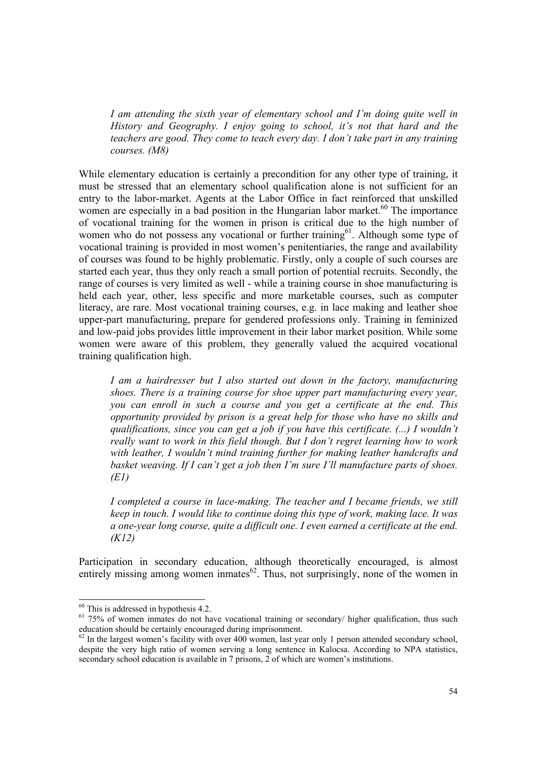> *I am attending the sixth year of elementary school and I'm doing quite well in History and Geography. I enjoy going to school, it's not that hard and the teachers are good. They come to teach every day. I don't take part in any training courses. (M8)*

While elementary education is certainly a precondition for any other type of training, it must be stressed that an elementary school qualification alone is not sufficient for an entry to the labor-market. Agents at the Labor Office in fact reinforced that unskilled women are especially in a bad position in the Hungarian labor market.[60] The importance of vocational training for the women in prison is critical due to the high number of women who do not possess any vocational or further training[61]. Although some type of vocational training is provided in most women's penitentiaries, the range and availability of courses was found to be highly problematic. Firstly, only a couple of such courses are started each year, thus they only reach a small portion of potential recruits. Secondly, the range of courses is very limited as well - while a training course in shoe manufacturing is held each year, other, less specific and more marketable courses, such as computer literacy, are rare. Most vocational training courses, e.g. in lace making and leather shoe upper-part manufacturing, prepare for gendered professions only. Training in feminized and low-paid jobs provides little improvement in their labor market position. While some women were aware of this problem, they generally valued the acquired vocational training qualification high.

> *I am a hairdresser but I also started out down in the factory, manufacturing shoes. There is a training course for shoe upper part manufacturing every year, you can enroll in such a course and you get a certificate at the end. This opportunity provided by prison is a great help for those who have no skills and qualifications, since you can get a job if you have this certificate. (...) I wouldn't really want to work in this field though. But I don't regret learning how to work with leather, I wouldn't mind training further for making leather handcrafts and basket weaving. If I can't get a job then I'm sure I'll manufacture parts of shoes. (E1)*

> *I completed a course in lace-making. The teacher and I became friends, we still keep in touch. I would like to continue doing this type of work, making lace. It was a one-year long course, quite a difficult one. I even earned a certificate at the end. (K12)*

Participation in secondary education, although theoretically encouraged, is almost entirely missing among women inmates[62]. Thus, not surprisingly, none of the women in

---

[60] This is addressed in hypothesis 4.2.

[61] 75% of women inmates do not have vocational training or secondary/ higher qualification, thus such education should be certainly encouraged during imprisonment.

[62] In the largest women's facility with over 400 women, last year only 1 person attended secondary school, despite the very high ratio of women serving a long sentence in Kalocsa. According to NPA statistics, secondary school education is available in 7 prisons, 2 of which are women's institutions.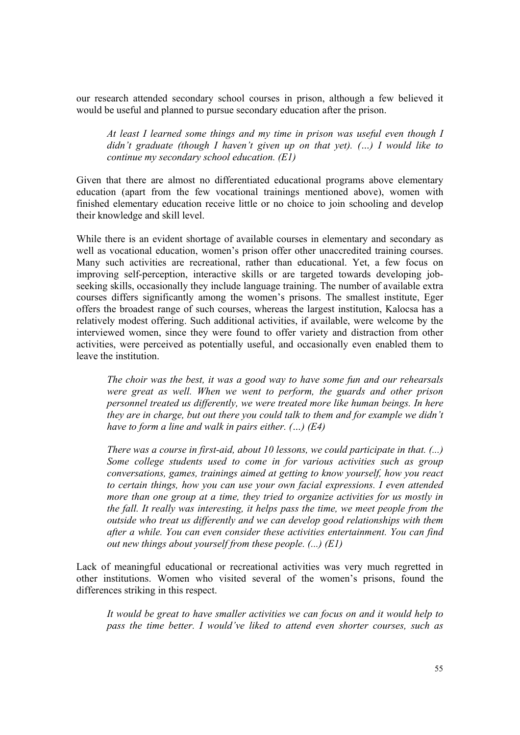our research attended secondary school courses in prison, although a few believed it would be useful and planned to pursue secondary education after the prison.

> *At least I learned some things and my time in prison was useful even though I didn't graduate (though I haven't given up on that yet). (…) I would like to continue my secondary school education. (E1)*

Given that there are almost no differentiated educational programs above elementary education (apart from the few vocational trainings mentioned above), women with finished elementary education receive little or no choice to join schooling and develop their knowledge and skill level.

While there is an evident shortage of available courses in elementary and secondary as well as vocational education, women's prison offer other unaccredited training courses. Many such activities are recreational, rather than educational. Yet, a few focus on improving self-perception, interactive skills or are targeted towards developing job-seeking skills, occasionally they include language training. The number of available extra courses differs significantly among the women's prisons. The smallest institute, Eger offers the broadest range of such courses, whereas the largest institution, Kalocsa has a relatively modest offering. Such additional activities, if available, were welcome by the interviewed women, since they were found to offer variety and distraction from other activities, were perceived as potentially useful, and occasionally even enabled them to leave the institution.

> *The choir was the best, it was a good way to have some fun and our rehearsals were great as well. When we went to perform, the guards and other prison personnel treated us differently, we were treated more like human beings. In here they are in charge, but out there you could talk to them and for example we didn't have to form a line and walk in pairs either. (…) (E4)*

> *There was a course in first-aid, about 10 lessons, we could participate in that. (...) Some college students used to come in for various activities such as group conversations, games, trainings aimed at getting to know yourself, how you react to certain things, how you can use your own facial expressions. I even attended more than one group at a time, they tried to organize activities for us mostly in the fall. It really was interesting, it helps pass the time, we meet people from the outside who treat us differently and we can develop good relationships with them after a while. You can even consider these activities entertainment. You can find out new things about yourself from these people. (...) (E1)*

Lack of meaningful educational or recreational activities was very much regretted in other institutions. Women who visited several of the women's prisons, found the differences striking in this respect.

> *It would be great to have smaller activities we can focus on and it would help to pass the time better. I would've liked to attend even shorter courses, such as*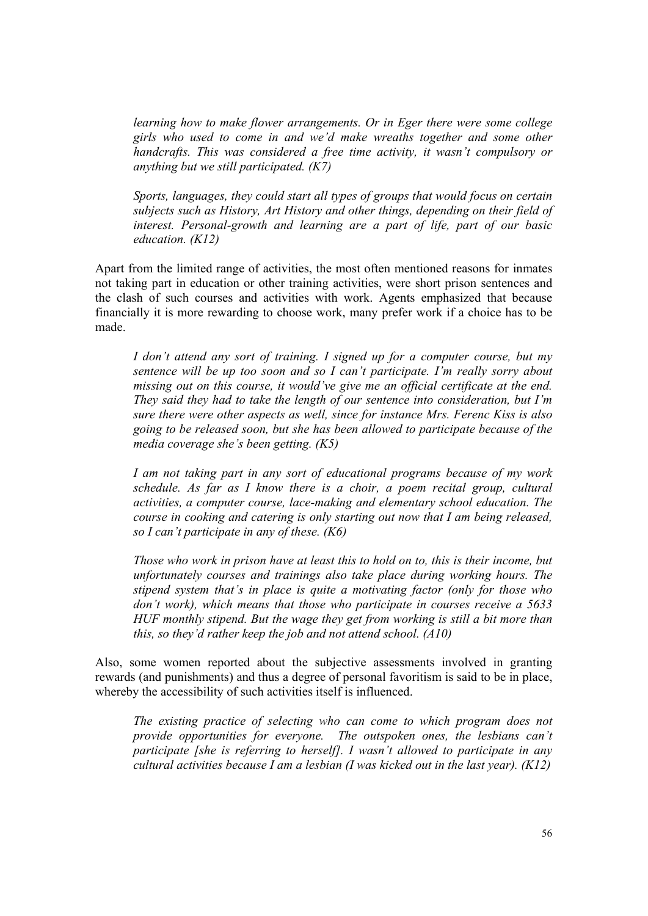*learning how to make flower arrangements. Or in Eger there were some college girls who used to come in and we'd make wreaths together and some other handcrafts. This was considered a free time activity, it wasn't compulsory or anything but we still participated. (K7)*

*Sports, languages, they could start all types of groups that would focus on certain subjects such as History, Art History and other things, depending on their field of interest. Personal-growth and learning are a part of life, part of our basic education. (K12)*

Apart from the limited range of activities, the most often mentioned reasons for inmates not taking part in education or other training activities, were short prison sentences and the clash of such courses and activities with work. Agents emphasized that because financially it is more rewarding to choose work, many prefer work if a choice has to be made.

*I don't attend any sort of training. I signed up for a computer course, but my sentence will be up too soon and so I can't participate. I'm really sorry about missing out on this course, it would've give me an official certificate at the end. They said they had to take the length of our sentence into consideration, but I'm sure there were other aspects as well, since for instance Mrs. Ferenc Kiss is also going to be released soon, but she has been allowed to participate because of the media coverage she's been getting. (K5)*

*I am not taking part in any sort of educational programs because of my work schedule. As far as I know there is a choir, a poem recital group, cultural activities, a computer course, lace-making and elementary school education. The course in cooking and catering is only starting out now that I am being released, so I can't participate in any of these. (K6)*

*Those who work in prison have at least this to hold on to, this is their income, but unfortunately courses and trainings also take place during working hours. The stipend system that's in place is quite a motivating factor (only for those who don't work), which means that those who participate in courses receive a 5633 HUF monthly stipend. But the wage they get from working is still a bit more than this, so they'd rather keep the job and not attend school. (A10)*

Also, some women reported about the subjective assessments involved in granting rewards (and punishments) and thus a degree of personal favoritism is said to be in place, whereby the accessibility of such activities itself is influenced.

*The existing practice of selecting who can come to which program does not provide opportunities for everyone. The outspoken ones, the lesbians can't participate [she is referring to herself]. I wasn't allowed to participate in any cultural activities because I am a lesbian (I was kicked out in the last year). (K12)*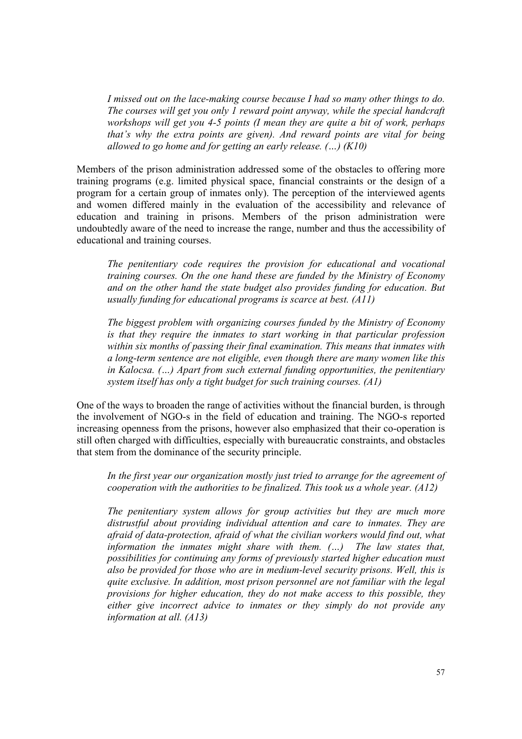*I missed out on the lace-making course because I had so many other things to do. The courses will get you only 1 reward point anyway, while the special handcraft workshops will get you 4-5 points (I mean they are quite a bit of work, perhaps that's why the extra points are given). And reward points are vital for being allowed to go home and for getting an early release. (…) (K10)*

Members of the prison administration addressed some of the obstacles to offering more training programs (e.g. limited physical space, financial constraints or the design of a program for a certain group of inmates only). The perception of the interviewed agents and women differed mainly in the evaluation of the accessibility and relevance of education and training in prisons. Members of the prison administration were undoubtedly aware of the need to increase the range, number and thus the accessibility of educational and training courses.

*The penitentiary code requires the provision for educational and vocational training courses. On the one hand these are funded by the Ministry of Economy and on the other hand the state budget also provides funding for education. But usually funding for educational programs is scarce at best. (A11)*

*The biggest problem with organizing courses funded by the Ministry of Economy is that they require the inmates to start working in that particular profession within six months of passing their final examination. This means that inmates with a long-term sentence are not eligible, even though there are many women like this in Kalocsa. (…) Apart from such external funding opportunities, the penitentiary system itself has only a tight budget for such training courses. (A1)*

One of the ways to broaden the range of activities without the financial burden, is through the involvement of NGO-s in the field of education and training. The NGO-s reported increasing openness from the prisons, however also emphasized that their co-operation is still often charged with difficulties, especially with bureaucratic constraints, and obstacles that stem from the dominance of the security principle.

*In the first year our organization mostly just tried to arrange for the agreement of cooperation with the authorities to be finalized. This took us a whole year. (A12)*

*The penitentiary system allows for group activities but they are much more distrustful about providing individual attention and care to inmates. They are afraid of data-protection, afraid of what the civilian workers would find out, what information the inmates might share with them. (…) The law states that, possibilities for continuing any forms of previously started higher education must also be provided for those who are in medium-level security prisons. Well, this is quite exclusive. In addition, most prison personnel are not familiar with the legal provisions for higher education, they do not make access to this possible, they either give incorrect advice to inmates or they simply do not provide any information at all. (A13)*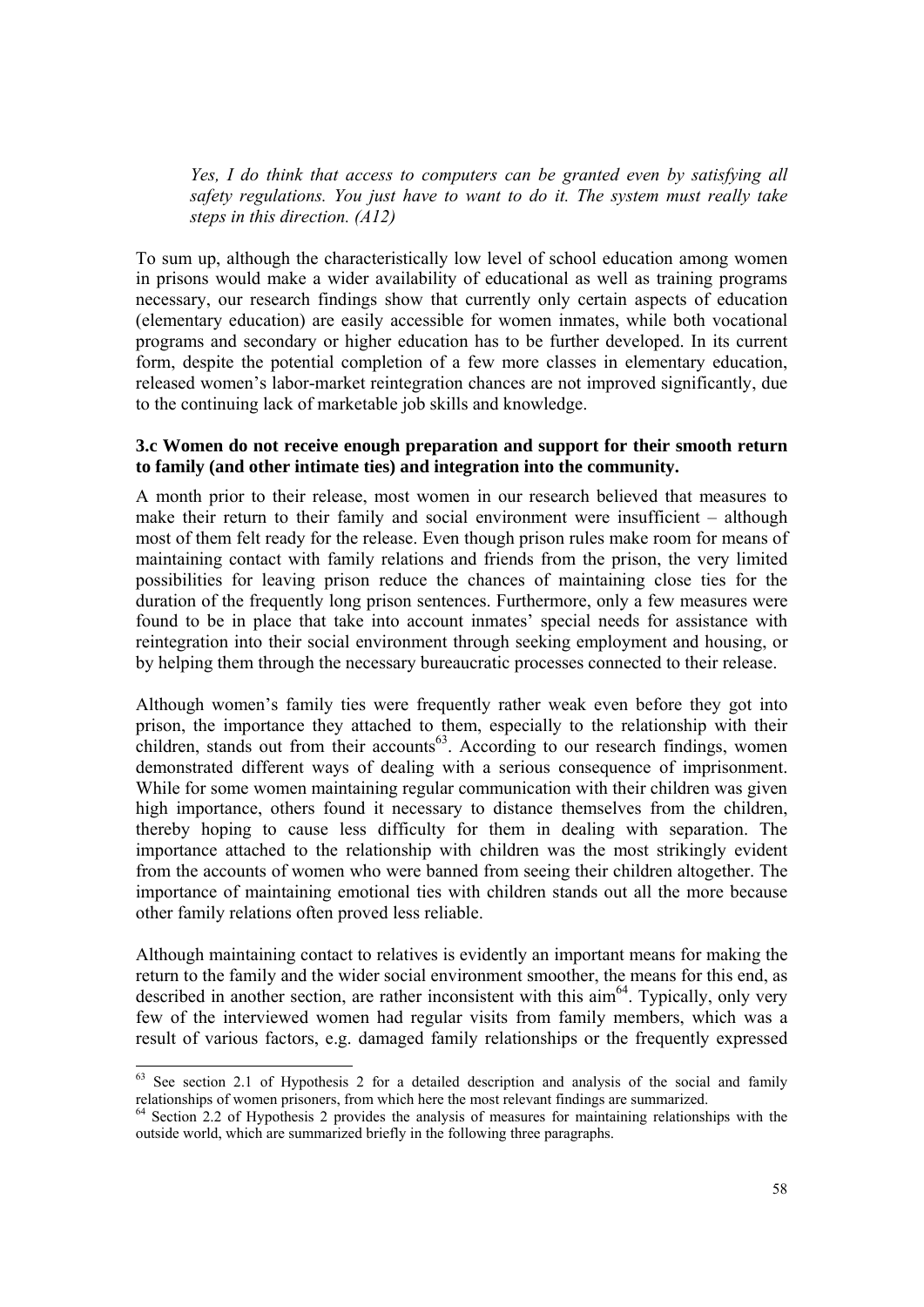> *Yes, I do think that access to computers can be granted even by satisfying all safety regulations. You just have to want to do it. The system must really take steps in this direction. (A12)*

To sum up, although the characteristically low level of school education among women in prisons would make a wider availability of educational as well as training programs necessary, our research findings show that currently only certain aspects of education (elementary education) are easily accessible for women inmates, while both vocational programs and secondary or higher education has to be further developed. In its current form, despite the potential completion of a few more classes in elementary education, released women's labor-market reintegration chances are not improved significantly, due to the continuing lack of marketable job skills and knowledge.

### 3.c Women do not receive enough preparation and support for their smooth return to family (and other intimate ties) and integration into the community.

A month prior to their release, most women in our research believed that measures to make their return to their family and social environment were insufficient – although most of them felt ready for the release. Even though prison rules make room for means of maintaining contact with family relations and friends from the prison, the very limited possibilities for leaving prison reduce the chances of maintaining close ties for the duration of the frequently long prison sentences. Furthermore, only a few measures were found to be in place that take into account inmates' special needs for assistance with reintegration into their social environment through seeking employment and housing, or by helping them through the necessary bureaucratic processes connected to their release.

Although women's family ties were frequently rather weak even before they got into prison, the importance they attached to them, especially to the relationship with their children, stands out from their accounts[63]. According to our research findings, women demonstrated different ways of dealing with a serious consequence of imprisonment. While for some women maintaining regular communication with their children was given high importance, others found it necessary to distance themselves from the children, thereby hoping to cause less difficulty for them in dealing with separation. The importance attached to the relationship with children was the most strikingly evident from the accounts of women who were banned from seeing their children altogether. The importance of maintaining emotional ties with children stands out all the more because other family relations often proved less reliable.

Although maintaining contact to relatives is evidently an important means for making the return to the family and the wider social environment smoother, the means for this end, as described in another section, are rather inconsistent with this aim[64]. Typically, only very few of the interviewed women had regular visits from family members, which was a result of various factors, e.g. damaged family relationships or the frequently expressed

---

[63] See section 2.1 of Hypothesis 2 for a detailed description and analysis of the social and family relationships of women prisoners, from which here the most relevant findings are summarized.

[64] Section 2.2 of Hypothesis 2 provides the analysis of measures for maintaining relationships with the outside world, which are summarized briefly in the following three paragraphs.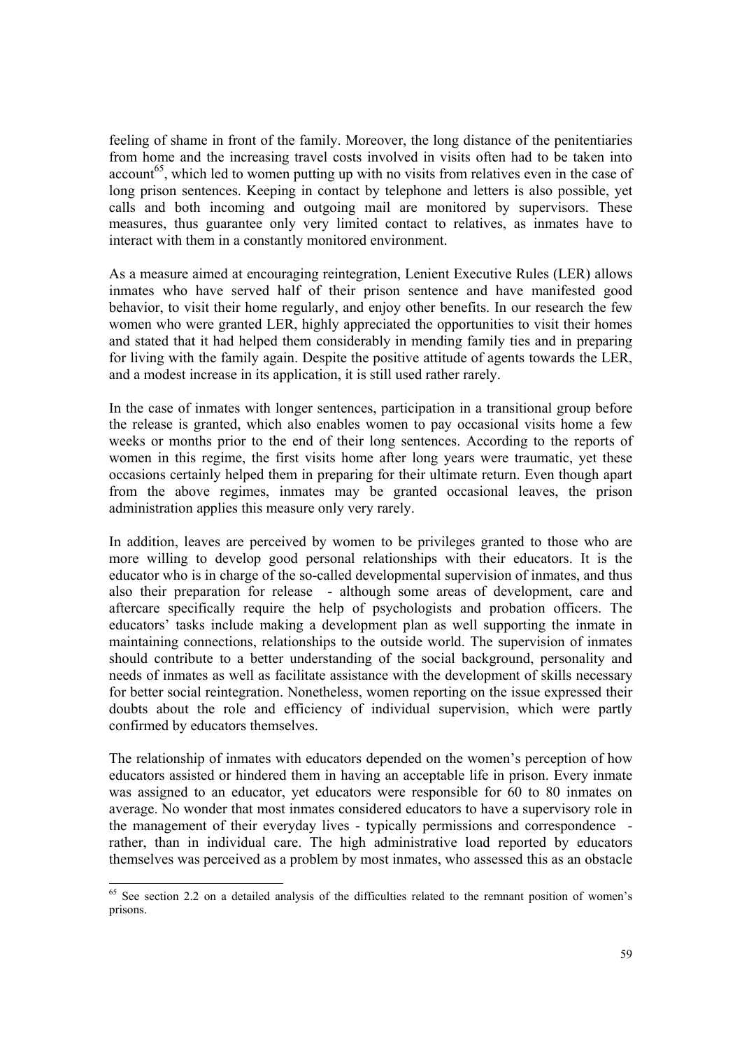feeling of shame in front of the family. Moreover, the long distance of the penitentiaries from home and the increasing travel costs involved in visits often had to be taken into account[65], which led to women putting up with no visits from relatives even in the case of long prison sentences. Keeping in contact by telephone and letters is also possible, yet calls and both incoming and outgoing mail are monitored by supervisors. These measures, thus guarantee only very limited contact to relatives, as inmates have to interact with them in a constantly monitored environment.

As a measure aimed at encouraging reintegration, Lenient Executive Rules (LER) allows inmates who have served half of their prison sentence and have manifested good behavior, to visit their home regularly, and enjoy other benefits. In our research the few women who were granted LER, highly appreciated the opportunities to visit their homes and stated that it had helped them considerably in mending family ties and in preparing for living with the family again. Despite the positive attitude of agents towards the LER, and a modest increase in its application, it is still used rather rarely.

In the case of inmates with longer sentences, participation in a transitional group before the release is granted, which also enables women to pay occasional visits home a few weeks or months prior to the end of their long sentences. According to the reports of women in this regime, the first visits home after long years were traumatic, yet these occasions certainly helped them in preparing for their ultimate return. Even though apart from the above regimes, inmates may be granted occasional leaves, the prison administration applies this measure only very rarely.

In addition, leaves are perceived by women to be privileges granted to those who are more willing to develop good personal relationships with their educators. It is the educator who is in charge of the so-called developmental supervision of inmates, and thus also their preparation for release - although some areas of development, care and aftercare specifically require the help of psychologists and probation officers. The educators' tasks include making a development plan as well supporting the inmate in maintaining connections, relationships to the outside world. The supervision of inmates should contribute to a better understanding of the social background, personality and needs of inmates as well as facilitate assistance with the development of skills necessary for better social reintegration. Nonetheless, women reporting on the issue expressed their doubts about the role and efficiency of individual supervision, which were partly confirmed by educators themselves.

The relationship of inmates with educators depended on the women's perception of how educators assisted or hindered them in having an acceptable life in prison. Every inmate was assigned to an educator, yet educators were responsible for 60 to 80 inmates on average. No wonder that most inmates considered educators to have a supervisory role in the management of their everyday lives - typically permissions and correspondence - rather, than in individual care. The high administrative load reported by educators themselves was perceived as a problem by most inmates, who assessed this as an obstacle

---

[65] See section 2.2 on a detailed analysis of the difficulties related to the remnant position of women's prisons.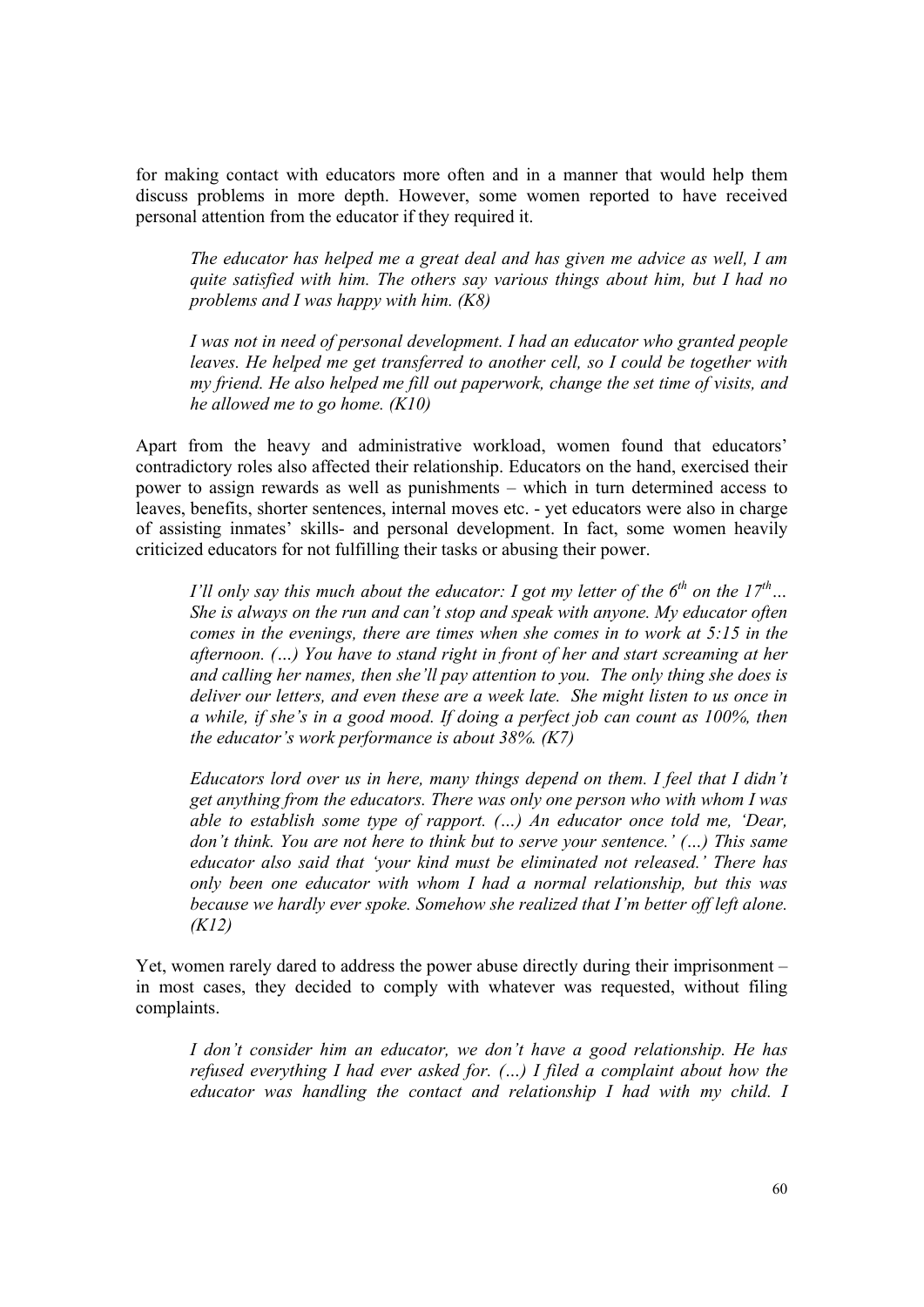for making contact with educators more often and in a manner that would help them discuss problems in more depth. However, some women reported to have received personal attention from the educator if they required it.

> *The educator has helped me a great deal and has given me advice as well, I am quite satisfied with him. The others say various things about him, but I had no problems and I was happy with him. (K8)*

> *I was not in need of personal development. I had an educator who granted people leaves. He helped me get transferred to another cell, so I could be together with my friend. He also helped me fill out paperwork, change the set time of visits, and he allowed me to go home. (K10)*

Apart from the heavy and administrative workload, women found that educators' contradictory roles also affected their relationship. Educators on the hand, exercised their power to assign rewards as well as punishments – which in turn determined access to leaves, benefits, shorter sentences, internal moves etc. - yet educators were also in charge of assisting inmates' skills- and personal development. In fact, some women heavily criticized educators for not fulfilling their tasks or abusing their power.

> *I'll only say this much about the educator: I got my letter of the 6th on the 17th… She is always on the run and can't stop and speak with anyone. My educator often comes in the evenings, there are times when she comes in to work at 5:15 in the afternoon. (…) You have to stand right in front of her and start screaming at her and calling her names, then she'll pay attention to you. The only thing she does is deliver our letters, and even these are a week late. She might listen to us once in a while, if she's in a good mood. If doing a perfect job can count as 100%, then the educator's work performance is about 38%. (K7)*

> *Educators lord over us in here, many things depend on them. I feel that I didn't get anything from the educators. There was only one person who with whom I was able to establish some type of rapport. (…) An educator once told me, 'Dear, don't think. You are not here to think but to serve your sentence.' (…) This same educator also said that 'your kind must be eliminated not released.' There has only been one educator with whom I had a normal relationship, but this was because we hardly ever spoke. Somehow she realized that I'm better off left alone. (K12)*

Yet, women rarely dared to address the power abuse directly during their imprisonment – in most cases, they decided to comply with whatever was requested, without filing complaints.

> *I don't consider him an educator, we don't have a good relationship. He has refused everything I had ever asked for. (…) I filed a complaint about how the educator was handling the contact and relationship I had with my child. I*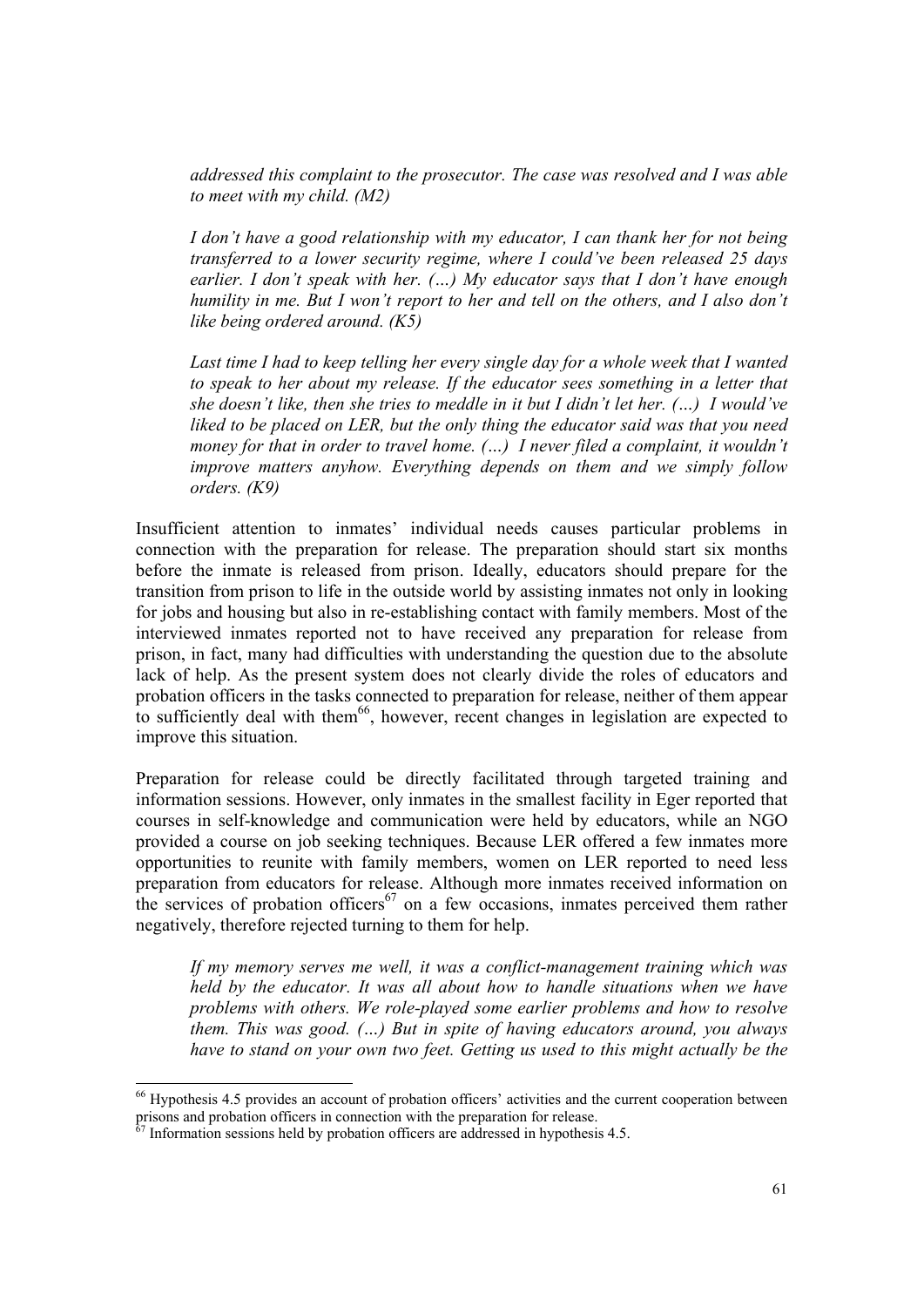*addressed this complaint to the prosecutor. The case was resolved and I was able to meet with my child. (M2)*

*I don't have a good relationship with my educator, I can thank her for not being transferred to a lower security regime, where I could've been released 25 days earlier. I don't speak with her. (…) My educator says that I don't have enough humility in me. But I won't report to her and tell on the others, and I also don't like being ordered around. (K5)*

*Last time I had to keep telling her every single day for a whole week that I wanted to speak to her about my release. If the educator sees something in a letter that she doesn't like, then she tries to meddle in it but I didn't let her. (…) I would've liked to be placed on LER, but the only thing the educator said was that you need money for that in order to travel home. (…) I never filed a complaint, it wouldn't improve matters anyhow. Everything depends on them and we simply follow orders. (K9)*

Insufficient attention to inmates' individual needs causes particular problems in connection with the preparation for release. The preparation should start six months before the inmate is released from prison. Ideally, educators should prepare for the transition from prison to life in the outside world by assisting inmates not only in looking for jobs and housing but also in re-establishing contact with family members. Most of the interviewed inmates reported not to have received any preparation for release from prison, in fact, many had difficulties with understanding the question due to the absolute lack of help. As the present system does not clearly divide the roles of educators and probation officers in the tasks connected to preparation for release, neither of them appear to sufficiently deal with them[66], however, recent changes in legislation are expected to improve this situation.

Preparation for release could be directly facilitated through targeted training and information sessions. However, only inmates in the smallest facility in Eger reported that courses in self-knowledge and communication were held by educators, while an NGO provided a course on job seeking techniques. Because LER offered a few inmates more opportunities to reunite with family members, women on LER reported to need less preparation from educators for release. Although more inmates received information on the services of probation officers[67] on a few occasions, inmates perceived them rather negatively, therefore rejected turning to them for help.

*If my memory serves me well, it was a conflict-management training which was held by the educator. It was all about how to handle situations when we have problems with others. We role-played some earlier problems and how to resolve them. This was good. (…) But in spite of having educators around, you always have to stand on your own two feet. Getting us used to this might actually be the*

---

[66] Hypothesis 4.5 provides an account of probation officers' activities and the current cooperation between prisons and probation officers in connection with the preparation for release.

[67] Information sessions held by probation officers are addressed in hypothesis 4.5.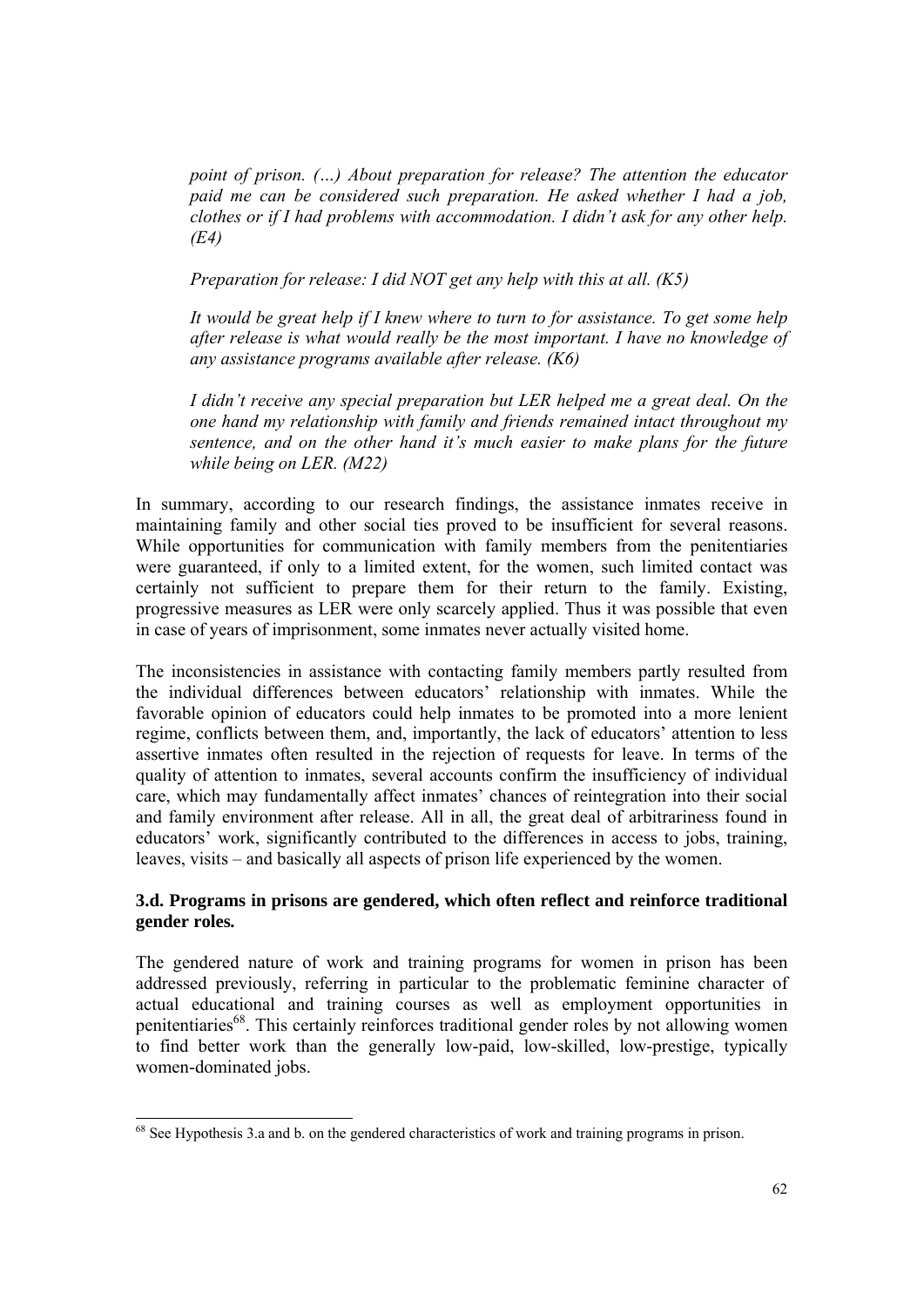*point of prison. (…) About preparation for release? The attention the educator paid me can be considered such preparation. He asked whether I had a job, clothes or if I had problems with accommodation. I didn't ask for any other help. (E4)*

*Preparation for release: I did NOT get any help with this at all. (K5)*

*It would be great help if I knew where to turn to for assistance. To get some help after release is what would really be the most important. I have no knowledge of any assistance programs available after release. (K6)*

*I didn't receive any special preparation but LER helped me a great deal. On the one hand my relationship with family and friends remained intact throughout my sentence, and on the other hand it's much easier to make plans for the future while being on LER. (M22)*

In summary, according to our research findings, the assistance inmates receive in maintaining family and other social ties proved to be insufficient for several reasons. While opportunities for communication with family members from the penitentiaries were guaranteed, if only to a limited extent, for the women, such limited contact was certainly not sufficient to prepare them for their return to the family. Existing, progressive measures as LER were only scarcely applied. Thus it was possible that even in case of years of imprisonment, some inmates never actually visited home.

The inconsistencies in assistance with contacting family members partly resulted from the individual differences between educators' relationship with inmates. While the favorable opinion of educators could help inmates to be promoted into a more lenient regime, conflicts between them, and, importantly, the lack of educators' attention to less assertive inmates often resulted in the rejection of requests for leave. In terms of the quality of attention to inmates, several accounts confirm the insufficiency of individual care, which may fundamentally affect inmates' chances of reintegration into their social and family environment after release. All in all, the great deal of arbitrariness found in educators' work, significantly contributed to the differences in access to jobs, training, leaves, visits – and basically all aspects of prison life experienced by the women.

### 3.d. Programs in prisons are gendered, which often reflect and reinforce traditional gender roles.

The gendered nature of work and training programs for women in prison has been addressed previously, referring in particular to the problematic feminine character of actual educational and training courses as well as employment opportunities in penitentiaries[68]. This certainly reinforces traditional gender roles by not allowing women to find better work than the generally low-paid, low-skilled, low-prestige, typically women-dominated jobs.

[68] See Hypothesis 3.a and b. on the gendered characteristics of work and training programs in prison.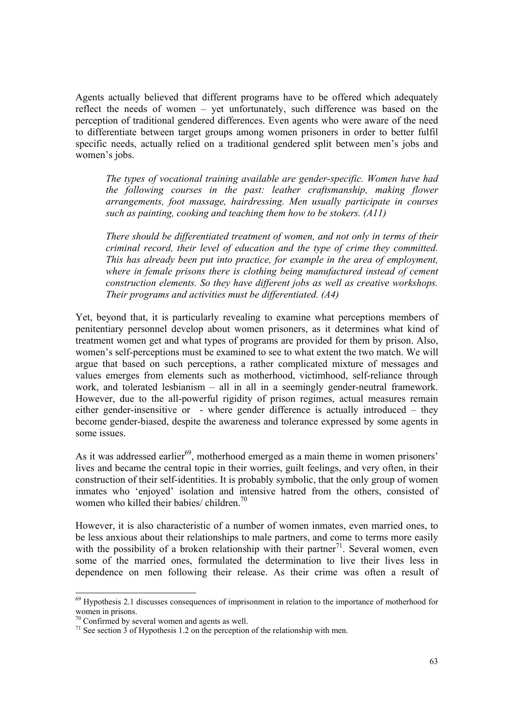Agents actually believed that different programs have to be offered which adequately reflect the needs of women – yet unfortunately, such difference was based on the perception of traditional gendered differences. Even agents who were aware of the need to differentiate between target groups among women prisoners in order to better fulfil specific needs, actually relied on a traditional gendered split between men's jobs and women's jobs.

> *The types of vocational training available are gender-specific. Women have had the following courses in the past: leather craftsmanship, making flower arrangements, foot massage, hairdressing. Men usually participate in courses such as painting, cooking and teaching them how to be stokers. (A11)*

> *There should be differentiated treatment of women, and not only in terms of their criminal record, their level of education and the type of crime they committed. This has already been put into practice, for example in the area of employment, where in female prisons there is clothing being manufactured instead of cement construction elements. So they have different jobs as well as creative workshops. Their programs and activities must be differentiated. (A4)*

Yet, beyond that, it is particularly revealing to examine what perceptions members of penitentiary personnel develop about women prisoners, as it determines what kind of treatment women get and what types of programs are provided for them by prison. Also, women's self-perceptions must be examined to see to what extent the two match. We will argue that based on such perceptions, a rather complicated mixture of messages and values emerges from elements such as motherhood, victimhood, self-reliance through work, and tolerated lesbianism – all in all in a seemingly gender-neutral framework. However, due to the all-powerful rigidity of prison regimes, actual measures remain either gender-insensitive or - where gender difference is actually introduced – they become gender-biased, despite the awareness and tolerance expressed by some agents in some issues.

As it was addressed earlier[69], motherhood emerged as a main theme in women prisoners' lives and became the central topic in their worries, guilt feelings, and very often, in their construction of their self-identities. It is probably symbolic, that the only group of women inmates who 'enjoyed' isolation and intensive hatred from the others, consisted of women who killed their babies/ children.[70]

However, it is also characteristic of a number of women inmates, even married ones, to be less anxious about their relationships to male partners, and come to terms more easily with the possibility of a broken relationship with their partner[71]. Several women, even some of the married ones, formulated the determination to live their lives less in dependence on men following their release. As their crime was often a result of

---

[69] Hypothesis 2.1 discusses consequences of imprisonment in relation to the importance of motherhood for women in prisons.

[70] Confirmed by several women and agents as well.

[71] See section 3 of Hypothesis 1.2 on the perception of the relationship with men.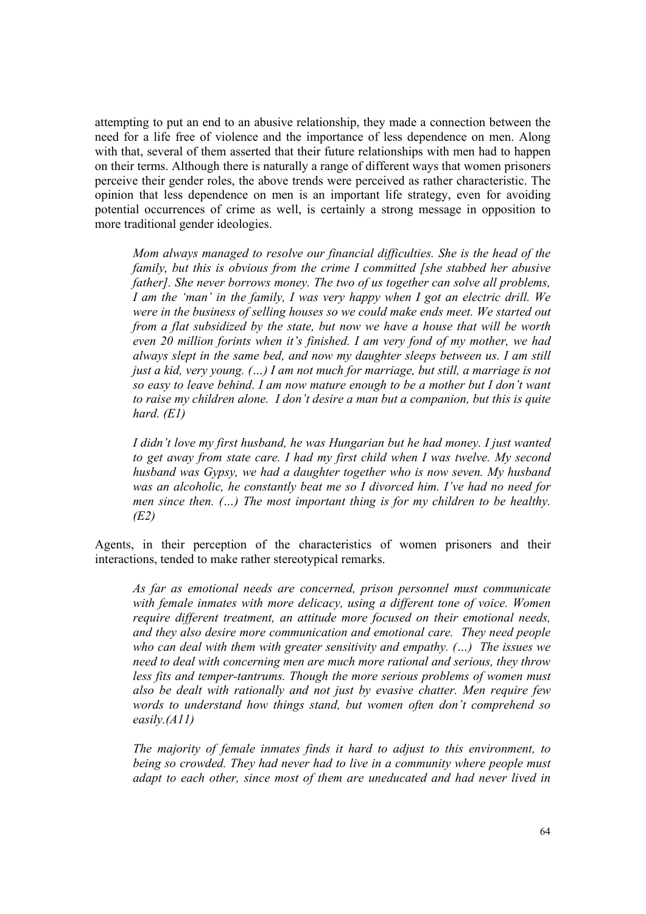attempting to put an end to an abusive relationship, they made a connection between the need for a life free of violence and the importance of less dependence on men. Along with that, several of them asserted that their future relationships with men had to happen on their terms. Although there is naturally a range of different ways that women prisoners perceive their gender roles, the above trends were perceived as rather characteristic. The opinion that less dependence on men is an important life strategy, even for avoiding potential occurrences of crime as well, is certainly a strong message in opposition to more traditional gender ideologies.

> *Mom always managed to resolve our financial difficulties. She is the head of the family, but this is obvious from the crime I committed [she stabbed her abusive father]. She never borrows money. The two of us together can solve all problems, I am the 'man' in the family, I was very happy when I got an electric drill. We were in the business of selling houses so we could make ends meet. We started out from a flat subsidized by the state, but now we have a house that will be worth even 20 million forints when it's finished. I am very fond of my mother, we had always slept in the same bed, and now my daughter sleeps between us. I am still just a kid, very young. (…) I am not much for marriage, but still, a marriage is not so easy to leave behind. I am now mature enough to be a mother but I don't want to raise my children alone. I don't desire a man but a companion, but this is quite hard. (E1)*

> *I didn't love my first husband, he was Hungarian but he had money. I just wanted to get away from state care. I had my first child when I was twelve. My second husband was Gypsy, we had a daughter together who is now seven. My husband was an alcoholic, he constantly beat me so I divorced him. I've had no need for men since then. (…) The most important thing is for my children to be healthy. (E2)*

Agents, in their perception of the characteristics of women prisoners and their interactions, tended to make rather stereotypical remarks.

> *As far as emotional needs are concerned, prison personnel must communicate with female inmates with more delicacy, using a different tone of voice. Women require different treatment, an attitude more focused on their emotional needs, and they also desire more communication and emotional care. They need people who can deal with them with greater sensitivity and empathy. (…) The issues we need to deal with concerning men are much more rational and serious, they throw less fits and temper-tantrums. Though the more serious problems of women must also be dealt with rationally and not just by evasive chatter. Men require few words to understand how things stand, but women often don't comprehend so easily.(A11)*

> *The majority of female inmates finds it hard to adjust to this environment, to being so crowded. They had never had to live in a community where people must adapt to each other, since most of them are uneducated and had never lived in*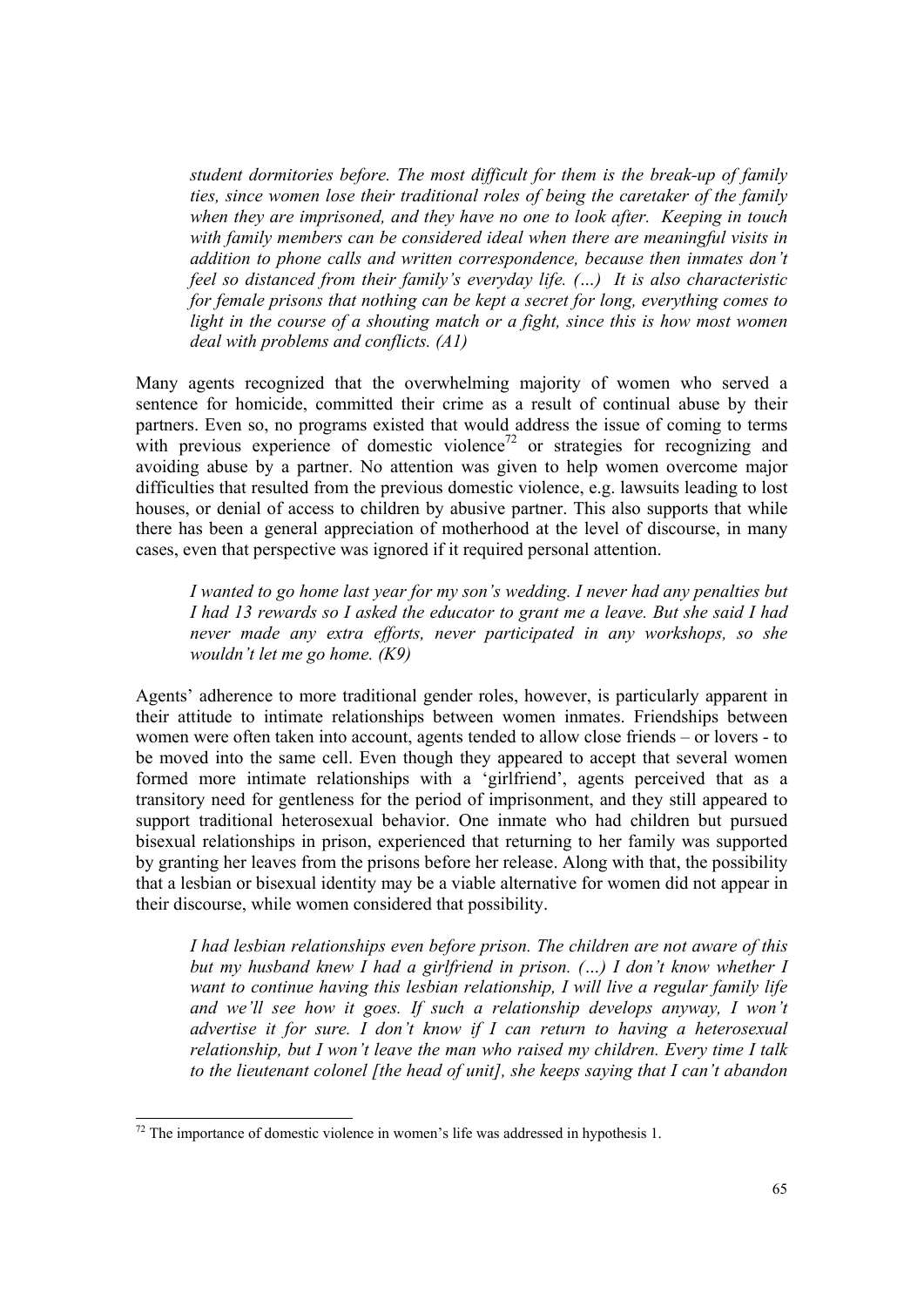*student dormitories before. The most difficult for them is the break-up of family ties, since women lose their traditional roles of being the caretaker of the family when they are imprisoned, and they have no one to look after. Keeping in touch with family members can be considered ideal when there are meaningful visits in addition to phone calls and written correspondence, because then inmates don't feel so distanced from their family's everyday life. (…) It is also characteristic for female prisons that nothing can be kept a secret for long, everything comes to light in the course of a shouting match or a fight, since this is how most women deal with problems and conflicts. (A1)*

Many agents recognized that the overwhelming majority of women who served a sentence for homicide, committed their crime as a result of continual abuse by their partners. Even so, no programs existed that would address the issue of coming to terms with previous experience of domestic violence[72] or strategies for recognizing and avoiding abuse by a partner. No attention was given to help women overcome major difficulties that resulted from the previous domestic violence, e.g. lawsuits leading to lost houses, or denial of access to children by abusive partner. This also supports that while there has been a general appreciation of motherhood at the level of discourse, in many cases, even that perspective was ignored if it required personal attention.

*I wanted to go home last year for my son's wedding. I never had any penalties but I had 13 rewards so I asked the educator to grant me a leave. But she said I had never made any extra efforts, never participated in any workshops, so she wouldn't let me go home. (K9)*

Agents' adherence to more traditional gender roles, however, is particularly apparent in their attitude to intimate relationships between women inmates. Friendships between women were often taken into account, agents tended to allow close friends – or lovers - to be moved into the same cell. Even though they appeared to accept that several women formed more intimate relationships with a 'girlfriend', agents perceived that as a transitory need for gentleness for the period of imprisonment, and they still appeared to support traditional heterosexual behavior. One inmate who had children but pursued bisexual relationships in prison, experienced that returning to her family was supported by granting her leaves from the prisons before her release. Along with that, the possibility that a lesbian or bisexual identity may be a viable alternative for women did not appear in their discourse, while women considered that possibility.

*I had lesbian relationships even before prison. The children are not aware of this but my husband knew I had a girlfriend in prison. (…) I don't know whether I want to continue having this lesbian relationship, I will live a regular family life and we'll see how it goes. If such a relationship develops anyway, I won't advertise it for sure. I don't know if I can return to having a heterosexual relationship, but I won't leave the man who raised my children. Every time I talk to the lieutenant colonel [the head of unit], she keeps saying that I can't abandon*

---

[72] The importance of domestic violence in women's life was addressed in hypothesis 1.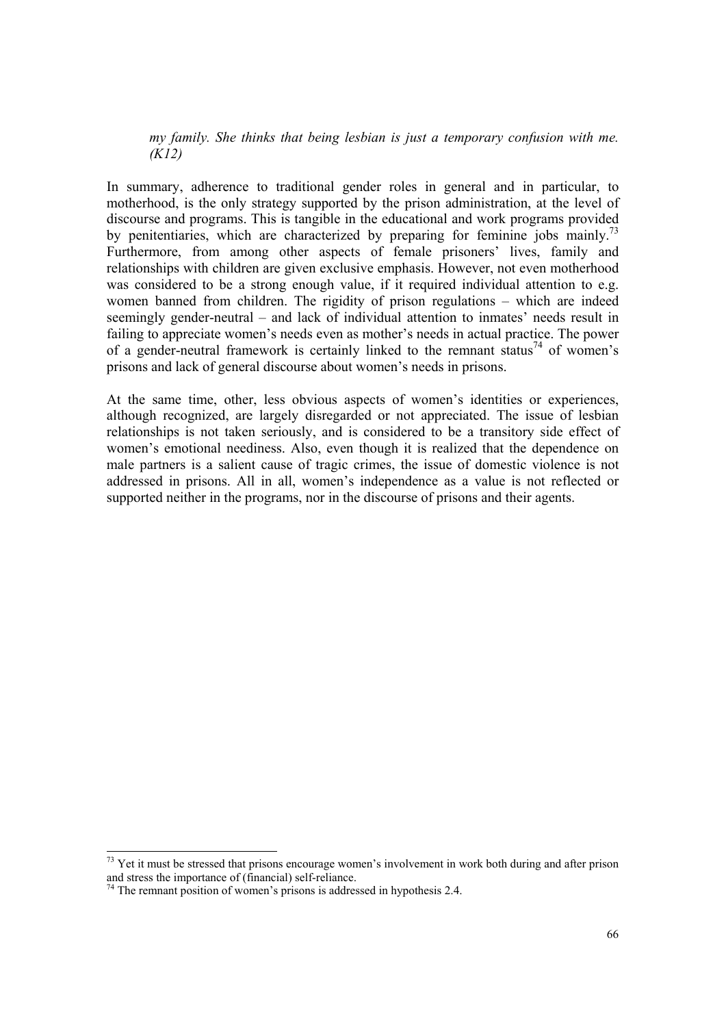*my family. She thinks that being lesbian is just a temporary confusion with me. (K12)*

In summary, adherence to traditional gender roles in general and in particular, to motherhood, is the only strategy supported by the prison administration, at the level of discourse and programs. This is tangible in the educational and work programs provided by penitentiaries, which are characterized by preparing for feminine jobs mainly.[73] Furthermore, from among other aspects of female prisoners' lives, family and relationships with children are given exclusive emphasis. However, not even motherhood was considered to be a strong enough value, if it required individual attention to e.g. women banned from children. The rigidity of prison regulations – which are indeed seemingly gender-neutral – and lack of individual attention to inmates' needs result in failing to appreciate women's needs even as mother's needs in actual practice. The power of a gender-neutral framework is certainly linked to the remnant status[74] of women's prisons and lack of general discourse about women's needs in prisons.

At the same time, other, less obvious aspects of women's identities or experiences, although recognized, are largely disregarded or not appreciated. The issue of lesbian relationships is not taken seriously, and is considered to be a transitory side effect of women's emotional neediness. Also, even though it is realized that the dependence on male partners is a salient cause of tragic crimes, the issue of domestic violence is not addressed in prisons. All in all, women's independence as a value is not reflected or supported neither in the programs, nor in the discourse of prisons and their agents.

---

[73] Yet it must be stressed that prisons encourage women's involvement in work both during and after prison and stress the importance of (financial) self-reliance.

[74] The remnant position of women's prisons is addressed in hypothesis 2.4.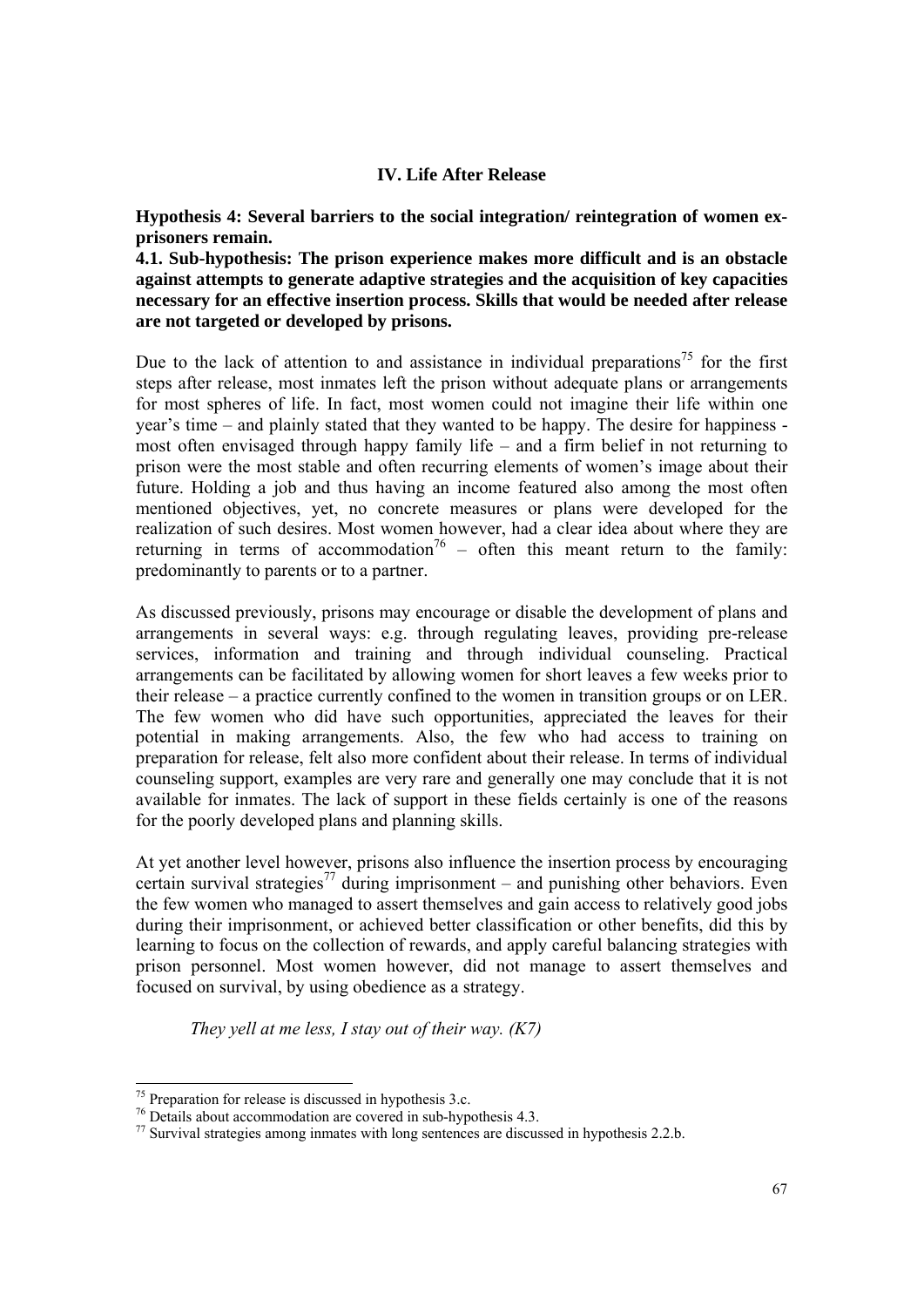## IV. Life After Release

**Hypothesis 4: Several barriers to the social integration/ reintegration of women ex-prisoners remain.**

**4.1. Sub-hypothesis: The prison experience makes more difficult and is an obstacle against attempts to generate adaptive strategies and the acquisition of key capacities necessary for an effective insertion process. Skills that would be needed after release are not targeted or developed by prisons.**

Due to the lack of attention to and assistance in individual preparations[75] for the first steps after release, most inmates left the prison without adequate plans or arrangements for most spheres of life. In fact, most women could not imagine their life within one year's time – and plainly stated that they wanted to be happy. The desire for happiness - most often envisaged through happy family life – and a firm belief in not returning to prison were the most stable and often recurring elements of women's image about their future. Holding a job and thus having an income featured also among the most often mentioned objectives, yet, no concrete measures or plans were developed for the realization of such desires. Most women however, had a clear idea about where they are returning in terms of accommodation[76] – often this meant return to the family: predominantly to parents or to a partner.

As discussed previously, prisons may encourage or disable the development of plans and arrangements in several ways: e.g. through regulating leaves, providing pre-release services, information and training and through individual counseling. Practical arrangements can be facilitated by allowing women for short leaves a few weeks prior to their release – a practice currently confined to the women in transition groups or on LER. The few women who did have such opportunities, appreciated the leaves for their potential in making arrangements. Also, the few who had access to training on preparation for release, felt also more confident about their release. In terms of individual counseling support, examples are very rare and generally one may conclude that it is not available for inmates. The lack of support in these fields certainly is one of the reasons for the poorly developed plans and planning skills.

At yet another level however, prisons also influence the insertion process by encouraging certain survival strategies[77] during imprisonment – and punishing other behaviors. Even the few women who managed to assert themselves and gain access to relatively good jobs during their imprisonment, or achieved better classification or other benefits, did this by learning to focus on the collection of rewards, and apply careful balancing strategies with prison personnel. Most women however, did not manage to assert themselves and focused on survival, by using obedience as a strategy.

> *They yell at me less, I stay out of their way. (K7)*

---

[75] Preparation for release is discussed in hypothesis 3.c.

[76] Details about accommodation are covered in sub-hypothesis 4.3.

[77] Survival strategies among inmates with long sentences are discussed in hypothesis 2.2.b.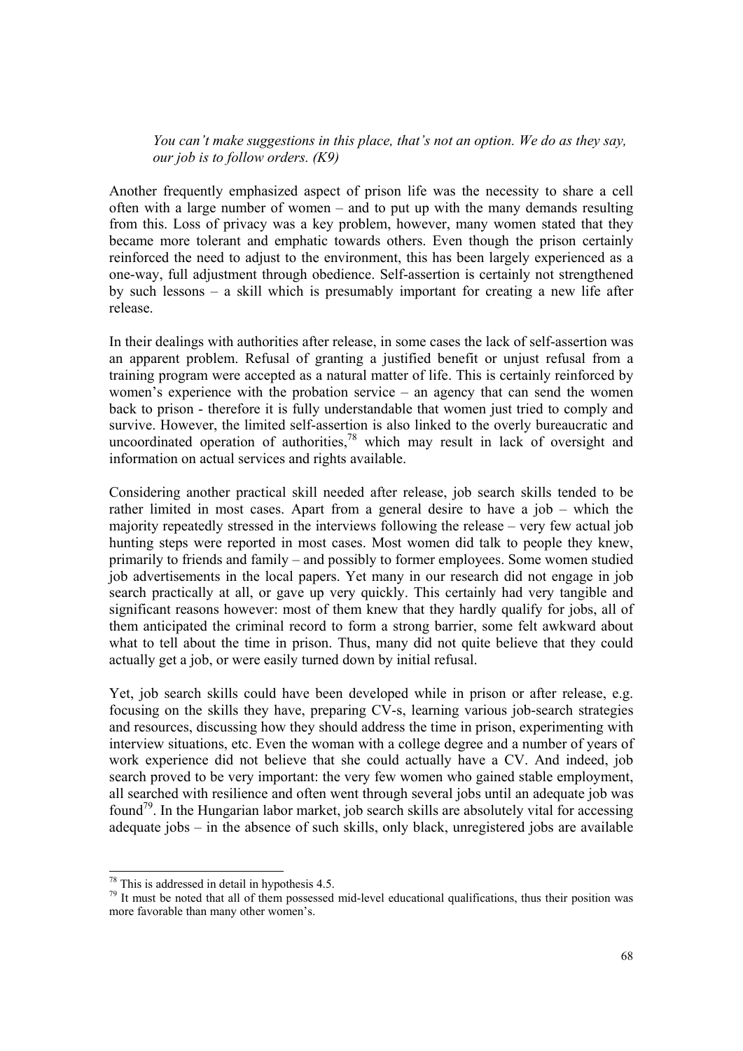*You can't make suggestions in this place, that's not an option. We do as they say, our job is to follow orders. (K9)*

Another frequently emphasized aspect of prison life was the necessity to share a cell often with a large number of women – and to put up with the many demands resulting from this. Loss of privacy was a key problem, however, many women stated that they became more tolerant and emphatic towards others. Even though the prison certainly reinforced the need to adjust to the environment, this has been largely experienced as a one-way, full adjustment through obedience. Self-assertion is certainly not strengthened by such lessons – a skill which is presumably important for creating a new life after release.

In their dealings with authorities after release, in some cases the lack of self-assertion was an apparent problem. Refusal of granting a justified benefit or unjust refusal from a training program were accepted as a natural matter of life. This is certainly reinforced by women's experience with the probation service – an agency that can send the women back to prison - therefore it is fully understandable that women just tried to comply and survive. However, the limited self-assertion is also linked to the overly bureaucratic and uncoordinated operation of authorities,[78] which may result in lack of oversight and information on actual services and rights available.

Considering another practical skill needed after release, job search skills tended to be rather limited in most cases. Apart from a general desire to have a job – which the majority repeatedly stressed in the interviews following the release – very few actual job hunting steps were reported in most cases. Most women did talk to people they knew, primarily to friends and family – and possibly to former employees. Some women studied job advertisements in the local papers. Yet many in our research did not engage in job search practically at all, or gave up very quickly. This certainly had very tangible and significant reasons however: most of them knew that they hardly qualify for jobs, all of them anticipated the criminal record to form a strong barrier, some felt awkward about what to tell about the time in prison. Thus, many did not quite believe that they could actually get a job, or were easily turned down by initial refusal.

Yet, job search skills could have been developed while in prison or after release, e.g. focusing on the skills they have, preparing CV-s, learning various job-search strategies and resources, discussing how they should address the time in prison, experimenting with interview situations, etc. Even the woman with a college degree and a number of years of work experience did not believe that she could actually have a CV. And indeed, job search proved to be very important: the very few women who gained stable employment, all searched with resilience and often went through several jobs until an adequate job was found[79]. In the Hungarian labor market, job search skills are absolutely vital for accessing adequate jobs – in the absence of such skills, only black, unregistered jobs are available

---

[78] This is addressed in detail in hypothesis 4.5.

[79] It must be noted that all of them possessed mid-level educational qualifications, thus their position was more favorable than many other women's.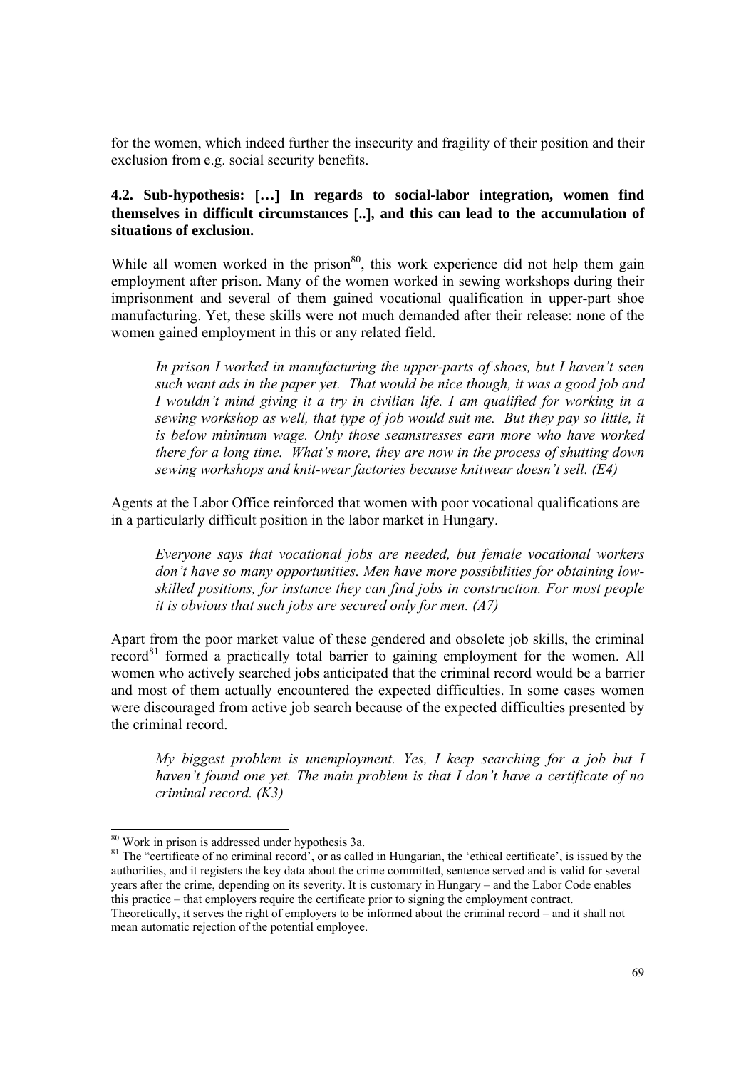for the women, which indeed further the insecurity and fragility of their position and their exclusion from e.g. social security benefits.

### 4.2. Sub-hypothesis: […] In regards to social-labor integration, women find themselves in difficult circumstances [..], and this can lead to the accumulation of situations of exclusion.

While all women worked in the prison[80], this work experience did not help them gain employment after prison. Many of the women worked in sewing workshops during their imprisonment and several of them gained vocational qualification in upper-part shoe manufacturing. Yet, these skills were not much demanded after their release: none of the women gained employment in this or any related field.

> *In prison I worked in manufacturing the upper-parts of shoes, but I haven't seen such want ads in the paper yet. That would be nice though, it was a good job and I wouldn't mind giving it a try in civilian life. I am qualified for working in a sewing workshop as well, that type of job would suit me. But they pay so little, it is below minimum wage. Only those seamstresses earn more who have worked there for a long time. What's more, they are now in the process of shutting down sewing workshops and knit-wear factories because knitwear doesn't sell. (E4)*

Agents at the Labor Office reinforced that women with poor vocational qualifications are in a particularly difficult position in the labor market in Hungary.

> *Everyone says that vocational jobs are needed, but female vocational workers don't have so many opportunities. Men have more possibilities for obtaining low-skilled positions, for instance they can find jobs in construction. For most people it is obvious that such jobs are secured only for men. (A7)*

Apart from the poor market value of these gendered and obsolete job skills, the criminal record[81] formed a practically total barrier to gaining employment for the women. All women who actively searched jobs anticipated that the criminal record would be a barrier and most of them actually encountered the expected difficulties. In some cases women were discouraged from active job search because of the expected difficulties presented by the criminal record.

> *My biggest problem is unemployment. Yes, I keep searching for a job but I haven't found one yet. The main problem is that I don't have a certificate of no criminal record. (K3)*

---

[80] Work in prison is addressed under hypothesis 3a.

[81] The "certificate of no criminal record', or as called in Hungarian, the 'ethical certificate', is issued by the authorities, and it registers the key data about the crime committed, sentence served and is valid for several years after the crime, depending on its severity. It is customary in Hungary – and the Labor Code enables this practice – that employers require the certificate prior to signing the employment contract. Theoretically, it serves the right of employers to be informed about the criminal record – and it shall not mean automatic rejection of the potential employee.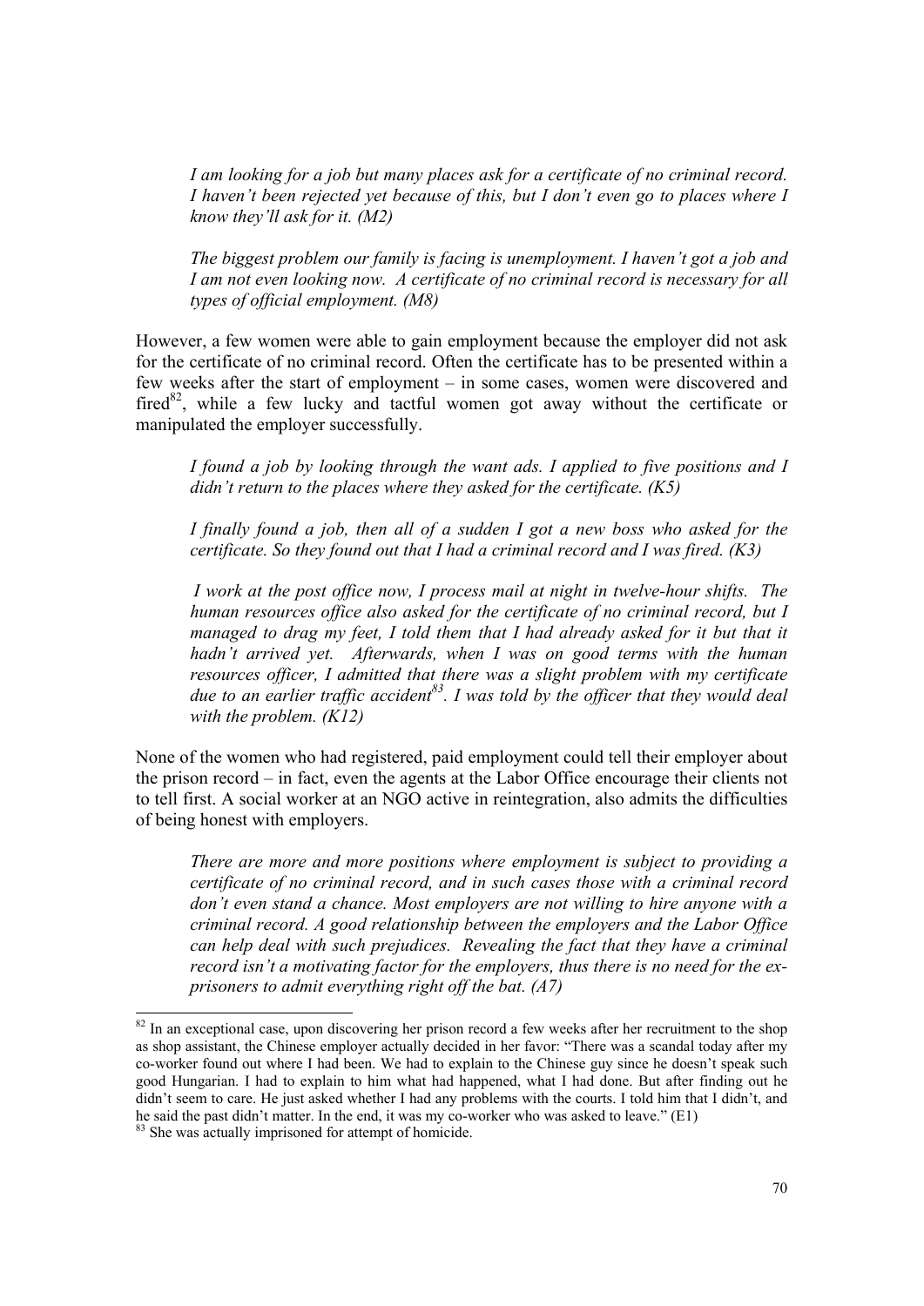*I am looking for a job but many places ask for a certificate of no criminal record. I haven't been rejected yet because of this, but I don't even go to places where I know they'll ask for it. (M2)*

*The biggest problem our family is facing is unemployment. I haven't got a job and I am not even looking now. A certificate of no criminal record is necessary for all types of official employment. (M8)*

However, a few women were able to gain employment because the employer did not ask for the certificate of no criminal record. Often the certificate has to be presented within a few weeks after the start of employment – in some cases, women were discovered and fired[82], while a few lucky and tactful women got away without the certificate or manipulated the employer successfully.

*I found a job by looking through the want ads. I applied to five positions and I didn't return to the places where they asked for the certificate. (K5)*

*I finally found a job, then all of a sudden I got a new boss who asked for the certificate. So they found out that I had a criminal record and I was fired. (K3)*

*I work at the post office now, I process mail at night in twelve-hour shifts. The human resources office also asked for the certificate of no criminal record, but I managed to drag my feet, I told them that I had already asked for it but that it hadn't arrived yet. Afterwards, when I was on good terms with the human resources officer, I admitted that there was a slight problem with my certificate due to an earlier traffic accident[83]. I was told by the officer that they would deal with the problem. (K12)*

None of the women who had registered, paid employment could tell their employer about the prison record – in fact, even the agents at the Labor Office encourage their clients not to tell first. A social worker at an NGO active in reintegration, also admits the difficulties of being honest with employers.

*There are more and more positions where employment is subject to providing a certificate of no criminal record, and in such cases those with a criminal record don't even stand a chance. Most employers are not willing to hire anyone with a criminal record. A good relationship between the employers and the Labor Office can help deal with such prejudices. Revealing the fact that they have a criminal record isn't a motivating factor for the employers, thus there is no need for the ex-prisoners to admit everything right off the bat. (A7)*

---

[82] In an exceptional case, upon discovering her prison record a few weeks after her recruitment to the shop as shop assistant, the Chinese employer actually decided in her favor: "There was a scandal today after my co-worker found out where I had been. We had to explain to the Chinese guy since he doesn't speak such good Hungarian. I had to explain to him what had happened, what I had done. But after finding out he didn't seem to care. He just asked whether I had any problems with the courts. I told him that I didn't, and he said the past didn't matter. In the end, it was my co-worker who was asked to leave." (E1)

[83] She was actually imprisoned for attempt of homicide.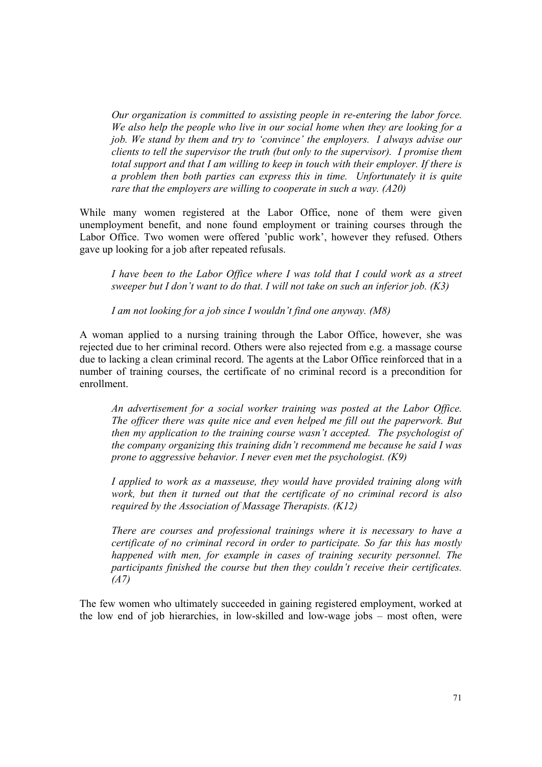*Our organization is committed to assisting people in re-entering the labor force. We also help the people who live in our social home when they are looking for a job. We stand by them and try to 'convince' the employers. I always advise our clients to tell the supervisor the truth (but only to the supervisor). I promise them total support and that I am willing to keep in touch with their employer. If there is a problem then both parties can express this in time. Unfortunately it is quite rare that the employers are willing to cooperate in such a way. (A20)*

While many women registered at the Labor Office, none of them were given unemployment benefit, and none found employment or training courses through the Labor Office. Two women were offered 'public work', however they refused. Others gave up looking for a job after repeated refusals.

*I have been to the Labor Office where I was told that I could work as a street sweeper but I don't want to do that. I will not take on such an inferior job. (K3)*

*I am not looking for a job since I wouldn't find one anyway. (M8)*

A woman applied to a nursing training through the Labor Office, however, she was rejected due to her criminal record. Others were also rejected from e.g. a massage course due to lacking a clean criminal record. The agents at the Labor Office reinforced that in a number of training courses, the certificate of no criminal record is a precondition for enrollment.

*An advertisement for a social worker training was posted at the Labor Office. The officer there was quite nice and even helped me fill out the paperwork. But then my application to the training course wasn't accepted. The psychologist of the company organizing this training didn't recommend me because he said I was prone to aggressive behavior. I never even met the psychologist. (K9)*

*I applied to work as a masseuse, they would have provided training along with work, but then it turned out that the certificate of no criminal record is also required by the Association of Massage Therapists. (K12)*

*There are courses and professional trainings where it is necessary to have a certificate of no criminal record in order to participate. So far this has mostly happened with men, for example in cases of training security personnel. The participants finished the course but then they couldn't receive their certificates. (A7)*

The few women who ultimately succeeded in gaining registered employment, worked at the low end of job hierarchies, in low-skilled and low-wage jobs – most often, were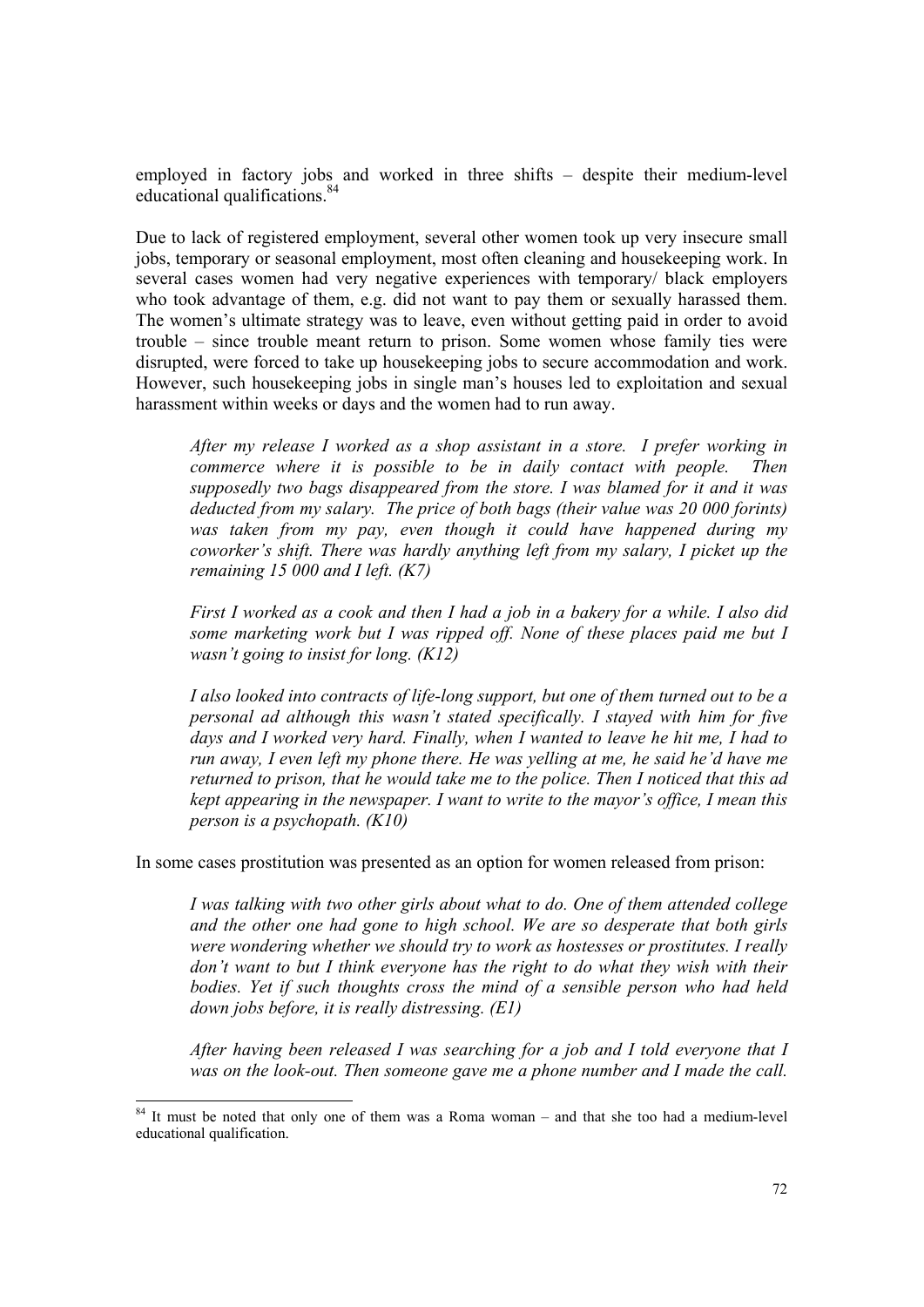employed in factory jobs and worked in three shifts – despite their medium-level educational qualifications.[84]

Due to lack of registered employment, several other women took up very insecure small jobs, temporary or seasonal employment, most often cleaning and housekeeping work. In several cases women had very negative experiences with temporary/ black employers who took advantage of them, e.g. did not want to pay them or sexually harassed them. The women's ultimate strategy was to leave, even without getting paid in order to avoid trouble – since trouble meant return to prison. Some women whose family ties were disrupted, were forced to take up housekeeping jobs to secure accommodation and work. However, such housekeeping jobs in single man's houses led to exploitation and sexual harassment within weeks or days and the women had to run away.

> *After my release I worked as a shop assistant in a store. I prefer working in commerce where it is possible to be in daily contact with people. Then supposedly two bags disappeared from the store. I was blamed for it and it was deducted from my salary. The price of both bags (their value was 20 000 forints) was taken from my pay, even though it could have happened during my coworker's shift. There was hardly anything left from my salary, I picket up the remaining 15 000 and I left. (K7)*

> *First I worked as a cook and then I had a job in a bakery for a while. I also did some marketing work but I was ripped off. None of these places paid me but I wasn't going to insist for long. (K12)*

> *I also looked into contracts of life-long support, but one of them turned out to be a personal ad although this wasn't stated specifically. I stayed with him for five days and I worked very hard. Finally, when I wanted to leave he hit me, I had to run away, I even left my phone there. He was yelling at me, he said he'd have me returned to prison, that he would take me to the police. Then I noticed that this ad kept appearing in the newspaper. I want to write to the mayor's office, I mean this person is a psychopath. (K10)*

In some cases prostitution was presented as an option for women released from prison:

> *I was talking with two other girls about what to do. One of them attended college and the other one had gone to high school. We are so desperate that both girls were wondering whether we should try to work as hostesses or prostitutes. I really don't want to but I think everyone has the right to do what they wish with their bodies. Yet if such thoughts cross the mind of a sensible person who had held down jobs before, it is really distressing. (E1)*

> *After having been released I was searching for a job and I told everyone that I was on the look-out. Then someone gave me a phone number and I made the call.*

---

[84] It must be noted that only one of them was a Roma woman – and that she too had a medium-level educational qualification.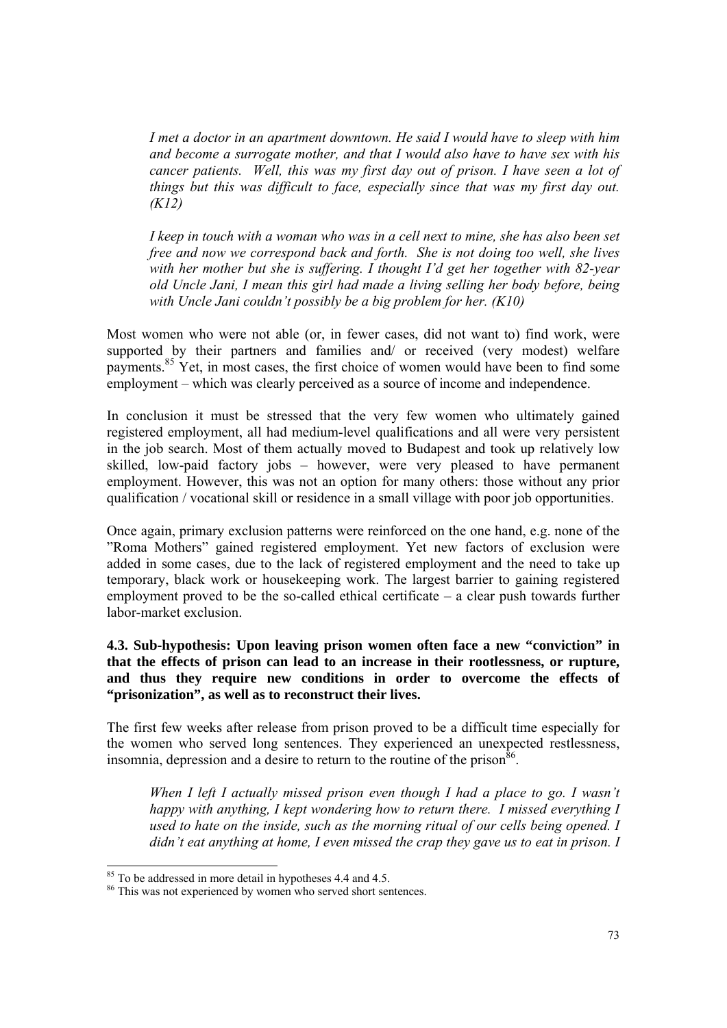*I met a doctor in an apartment downtown. He said I would have to sleep with him and become a surrogate mother, and that I would also have to have sex with his cancer patients. Well, this was my first day out of prison. I have seen a lot of things but this was difficult to face, especially since that was my first day out. (K12)*

*I keep in touch with a woman who was in a cell next to mine, she has also been set free and now we correspond back and forth. She is not doing too well, she lives with her mother but she is suffering. I thought I'd get her together with 82-year old Uncle Jani, I mean this girl had made a living selling her body before, being with Uncle Jani couldn't possibly be a big problem for her. (K10)*

Most women who were not able (or, in fewer cases, did not want to) find work, were supported by their partners and families and/ or received (very modest) welfare payments.[85] Yet, in most cases, the first choice of women would have been to find some employment – which was clearly perceived as a source of income and independence.

In conclusion it must be stressed that the very few women who ultimately gained registered employment, all had medium-level qualifications and all were very persistent in the job search. Most of them actually moved to Budapest and took up relatively low skilled, low-paid factory jobs – however, were very pleased to have permanent employment. However, this was not an option for many others: those without any prior qualification / vocational skill or residence in a small village with poor job opportunities.

Once again, primary exclusion patterns were reinforced on the one hand, e.g. none of the "Roma Mothers" gained registered employment. Yet new factors of exclusion were added in some cases, due to the lack of registered employment and the need to take up temporary, black work or housekeeping work. The largest barrier to gaining registered employment proved to be the so-called ethical certificate – a clear push towards further labor-market exclusion.

**4.3. Sub-hypothesis: Upon leaving prison women often face a new "conviction" in that the effects of prison can lead to an increase in their rootlessness, or rupture, and thus they require new conditions in order to overcome the effects of "prisonization", as well as to reconstruct their lives.**

The first few weeks after release from prison proved to be a difficult time especially for the women who served long sentences. They experienced an unexpected restlessness, insomnia, depression and a desire to return to the routine of the prison[86].

*When I left I actually missed prison even though I had a place to go. I wasn't happy with anything, I kept wondering how to return there. I missed everything I used to hate on the inside, such as the morning ritual of our cells being opened. I didn't eat anything at home, I even missed the crap they gave us to eat in prison. I*

---

[85] To be addressed in more detail in hypotheses 4.4 and 4.5.

[86] This was not experienced by women who served short sentences.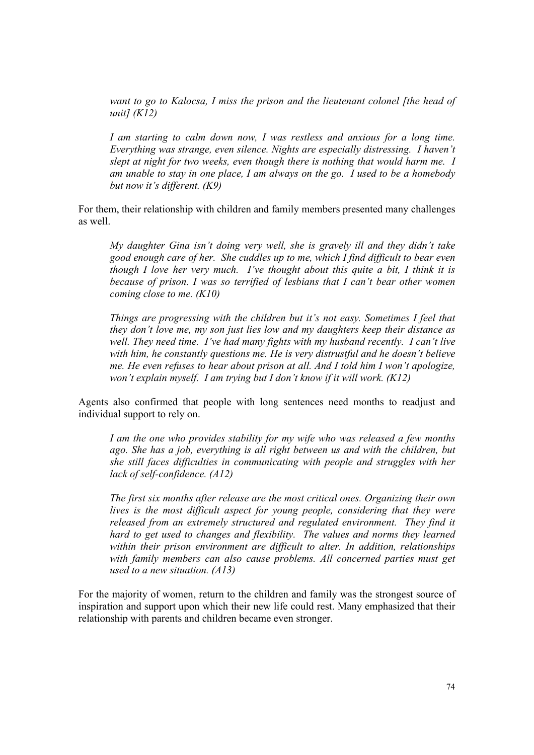> *want to go to Kalocsa, I miss the prison and the lieutenant colonel [the head of unit] (K12)*

> *I am starting to calm down now, I was restless and anxious for a long time. Everything was strange, even silence. Nights are especially distressing. I haven't slept at night for two weeks, even though there is nothing that would harm me. I am unable to stay in one place, I am always on the go. I used to be a homebody but now it's different. (K9)*

For them, their relationship with children and family members presented many challenges as well.

> *My daughter Gina isn't doing very well, she is gravely ill and they didn't take good enough care of her. She cuddles up to me, which I find difficult to bear even though I love her very much. I've thought about this quite a bit, I think it is because of prison. I was so terrified of lesbians that I can't bear other women coming close to me. (K10)*

> *Things are progressing with the children but it's not easy. Sometimes I feel that they don't love me, my son just lies low and my daughters keep their distance as well. They need time. I've had many fights with my husband recently. I can't live with him, he constantly questions me. He is very distrustful and he doesn't believe me. He even refuses to hear about prison at all. And I told him I won't apologize, won't explain myself. I am trying but I don't know if it will work. (K12)*

Agents also confirmed that people with long sentences need months to readjust and individual support to rely on.

> *I am the one who provides stability for my wife who was released a few months ago. She has a job, everything is all right between us and with the children, but she still faces difficulties in communicating with people and struggles with her lack of self-confidence. (A12)*

> *The first six months after release are the most critical ones. Organizing their own lives is the most difficult aspect for young people, considering that they were released from an extremely structured and regulated environment. They find it hard to get used to changes and flexibility. The values and norms they learned within their prison environment are difficult to alter. In addition, relationships with family members can also cause problems. All concerned parties must get used to a new situation. (A13)*

For the majority of women, return to the children and family was the strongest source of inspiration and support upon which their new life could rest. Many emphasized that their relationship with parents and children became even stronger.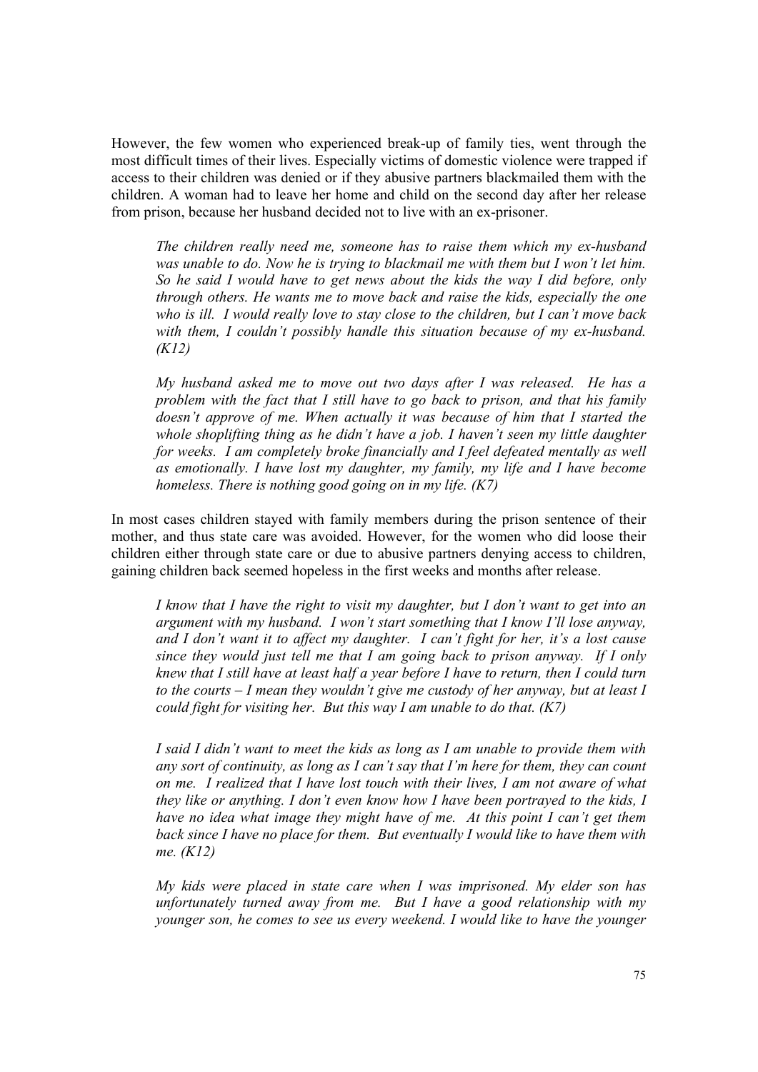However, the few women who experienced break-up of family ties, went through the most difficult times of their lives. Especially victims of domestic violence were trapped if access to their children was denied or if they abusive partners blackmailed them with the children. A woman had to leave her home and child on the second day after her release from prison, because her husband decided not to live with an ex-prisoner.

> *The children really need me, someone has to raise them which my ex-husband was unable to do. Now he is trying to blackmail me with them but I won't let him. So he said I would have to get news about the kids the way I did before, only through others. He wants me to move back and raise the kids, especially the one who is ill. I would really love to stay close to the children, but I can't move back with them, I couldn't possibly handle this situation because of my ex-husband. (K12)*

> *My husband asked me to move out two days after I was released. He has a problem with the fact that I still have to go back to prison, and that his family doesn't approve of me. When actually it was because of him that I started the whole shoplifting thing as he didn't have a job. I haven't seen my little daughter for weeks. I am completely broke financially and I feel defeated mentally as well as emotionally. I have lost my daughter, my family, my life and I have become homeless. There is nothing good going on in my life. (K7)*

In most cases children stayed with family members during the prison sentence of their mother, and thus state care was avoided. However, for the women who did loose their children either through state care or due to abusive partners denying access to children, gaining children back seemed hopeless in the first weeks and months after release.

> *I know that I have the right to visit my daughter, but I don't want to get into an argument with my husband. I won't start something that I know I'll lose anyway, and I don't want it to affect my daughter. I can't fight for her, it's a lost cause since they would just tell me that I am going back to prison anyway. If I only knew that I still have at least half a year before I have to return, then I could turn to the courts – I mean they wouldn't give me custody of her anyway, but at least I could fight for visiting her. But this way I am unable to do that. (K7)*

> *I said I didn't want to meet the kids as long as I am unable to provide them with any sort of continuity, as long as I can't say that I'm here for them, they can count on me. I realized that I have lost touch with their lives, I am not aware of what they like or anything. I don't even know how I have been portrayed to the kids, I have no idea what image they might have of me. At this point I can't get them back since I have no place for them. But eventually I would like to have them with me. (K12)*

> *My kids were placed in state care when I was imprisoned. My elder son has unfortunately turned away from me. But I have a good relationship with my younger son, he comes to see us every weekend. I would like to have the younger*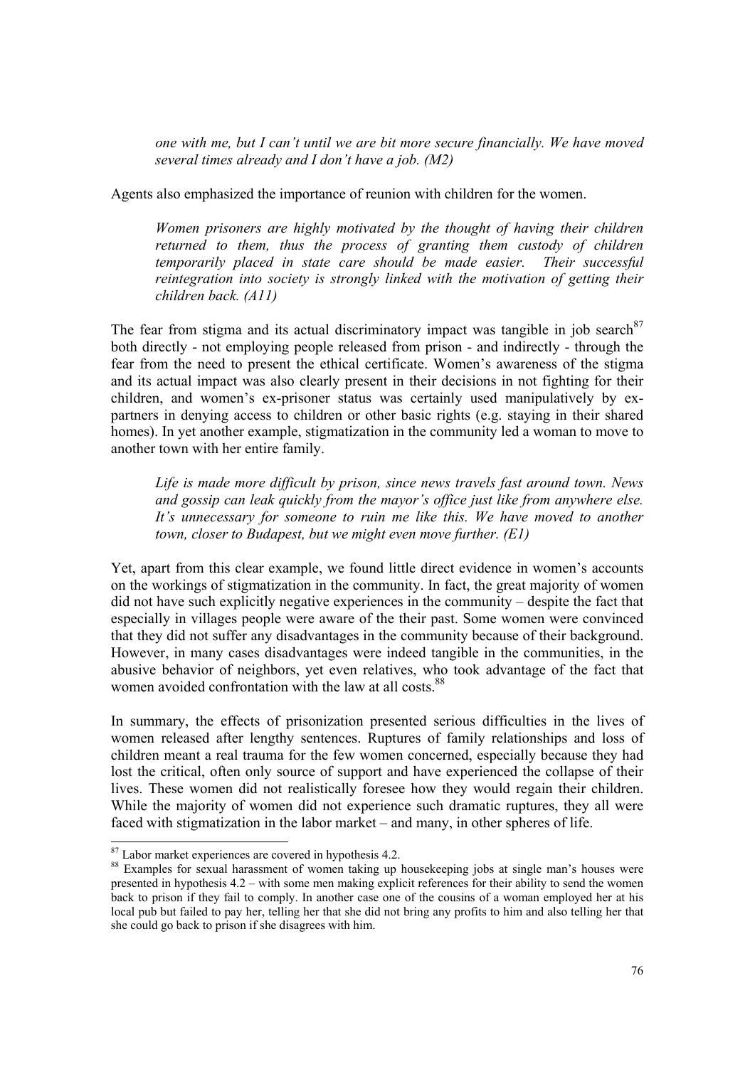*one with me, but I can't until we are bit more secure financially. We have moved several times already and I don't have a job. (M2)*

Agents also emphasized the importance of reunion with children for the women.

> *Women prisoners are highly motivated by the thought of having their children returned to them, thus the process of granting them custody of children temporarily placed in state care should be made easier. Their successful reintegration into society is strongly linked with the motivation of getting their children back. (A11)*

The fear from stigma and its actual discriminatory impact was tangible in job search[87] both directly - not employing people released from prison - and indirectly - through the fear from the need to present the ethical certificate. Women's awareness of the stigma and its actual impact was also clearly present in their decisions in not fighting for their children, and women's ex-prisoner status was certainly used manipulatively by ex-partners in denying access to children or other basic rights (e.g. staying in their shared homes). In yet another example, stigmatization in the community led a woman to move to another town with her entire family.

> *Life is made more difficult by prison, since news travels fast around town. News and gossip can leak quickly from the mayor's office just like from anywhere else. It's unnecessary for someone to ruin me like this. We have moved to another town, closer to Budapest, but we might even move further. (E1)*

Yet, apart from this clear example, we found little direct evidence in women's accounts on the workings of stigmatization in the community. In fact, the great majority of women did not have such explicitly negative experiences in the community – despite the fact that especially in villages people were aware of the their past. Some women were convinced that they did not suffer any disadvantages in the community because of their background. However, in many cases disadvantages were indeed tangible in the communities, in the abusive behavior of neighbors, yet even relatives, who took advantage of the fact that women avoided confrontation with the law at all costs.[88]

In summary, the effects of prisonization presented serious difficulties in the lives of women released after lengthy sentences. Ruptures of family relationships and loss of children meant a real trauma for the few women concerned, especially because they had lost the critical, often only source of support and have experienced the collapse of their lives. These women did not realistically foresee how they would regain their children. While the majority of women did not experience such dramatic ruptures, they all were faced with stigmatization in the labor market – and many, in other spheres of life.

---

[87] Labor market experiences are covered in hypothesis 4.2.

[88] Examples for sexual harassment of women taking up housekeeping jobs at single man's houses were presented in hypothesis 4.2 – with some men making explicit references for their ability to send the women back to prison if they fail to comply. In another case one of the cousins of a woman employed her at his local pub but failed to pay her, telling her that she did not bring any profits to him and also telling her that she could go back to prison if she disagrees with him.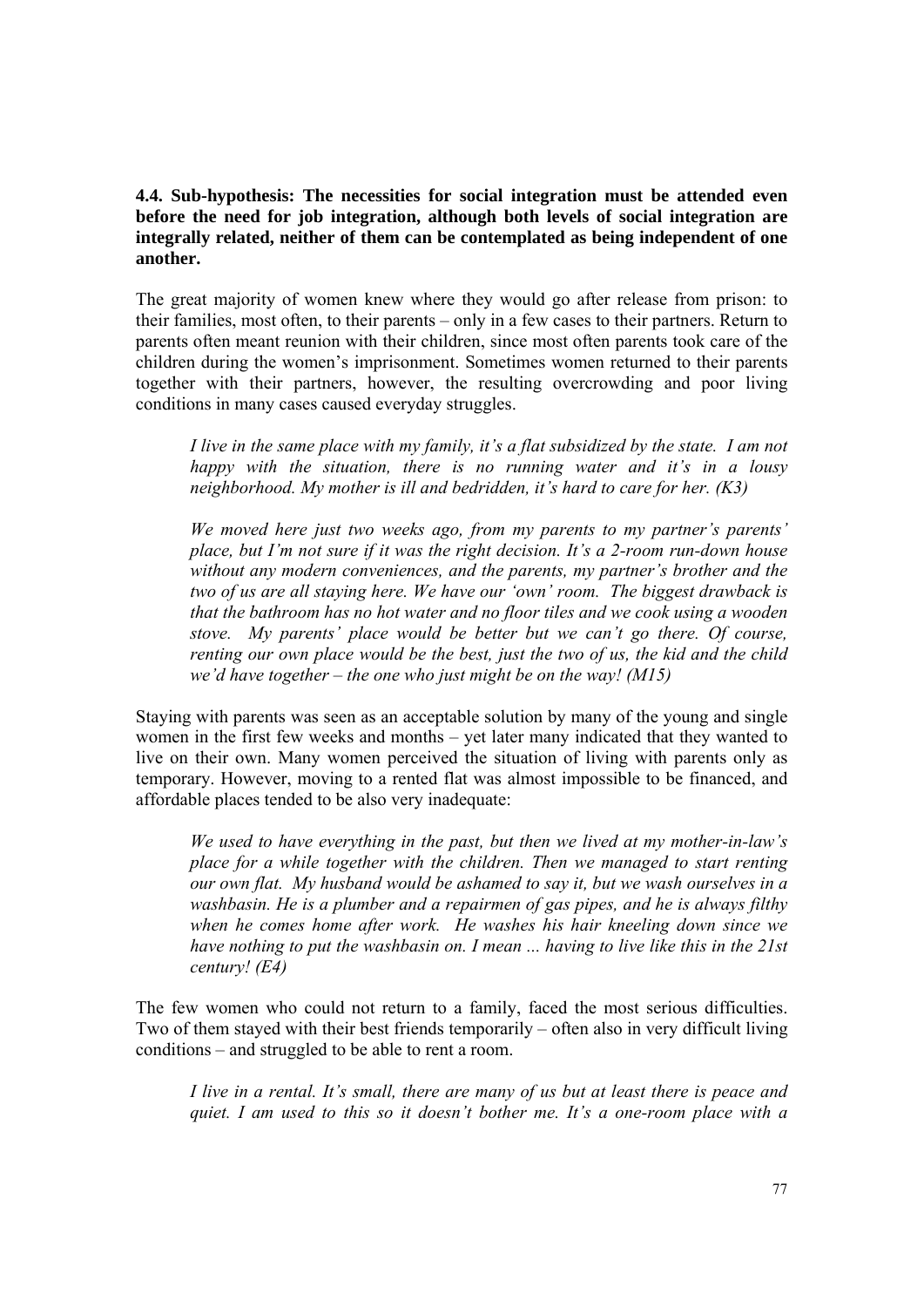### 4.4. Sub-hypothesis: The necessities for social integration must be attended even before the need for job integration, although both levels of social integration are integrally related, neither of them can be contemplated as being independent of one another.

The great majority of women knew where they would go after release from prison: to their families, most often, to their parents – only in a few cases to their partners. Return to parents often meant reunion with their children, since most often parents took care of the children during the women's imprisonment. Sometimes women returned to their parents together with their partners, however, the resulting overcrowding and poor living conditions in many cases caused everyday struggles.

> *I live in the same place with my family, it's a flat subsidized by the state. I am not happy with the situation, there is no running water and it's in a lousy neighborhood. My mother is ill and bedridden, it's hard to care for her. (K3)*

> *We moved here just two weeks ago, from my parents to my partner's parents' place, but I'm not sure if it was the right decision. It's a 2-room run-down house without any modern conveniences, and the parents, my partner's brother and the two of us are all staying here. We have our 'own' room. The biggest drawback is that the bathroom has no hot water and no floor tiles and we cook using a wooden stove. My parents' place would be better but we can't go there. Of course, renting our own place would be the best, just the two of us, the kid and the child we'd have together – the one who just might be on the way! (M15)*

Staying with parents was seen as an acceptable solution by many of the young and single women in the first few weeks and months – yet later many indicated that they wanted to live on their own. Many women perceived the situation of living with parents only as temporary. However, moving to a rented flat was almost impossible to be financed, and affordable places tended to be also very inadequate:

> *We used to have everything in the past, but then we lived at my mother-in-law's place for a while together with the children. Then we managed to start renting our own flat. My husband would be ashamed to say it, but we wash ourselves in a washbasin. He is a plumber and a repairmen of gas pipes, and he is always filthy when he comes home after work. He washes his hair kneeling down since we have nothing to put the washbasin on. I mean ... having to live like this in the 21st century! (E4)*

The few women who could not return to a family, faced the most serious difficulties. Two of them stayed with their best friends temporarily – often also in very difficult living conditions – and struggled to be able to rent a room.

> *I live in a rental. It's small, there are many of us but at least there is peace and quiet. I am used to this so it doesn't bother me. It's a one-room place with a*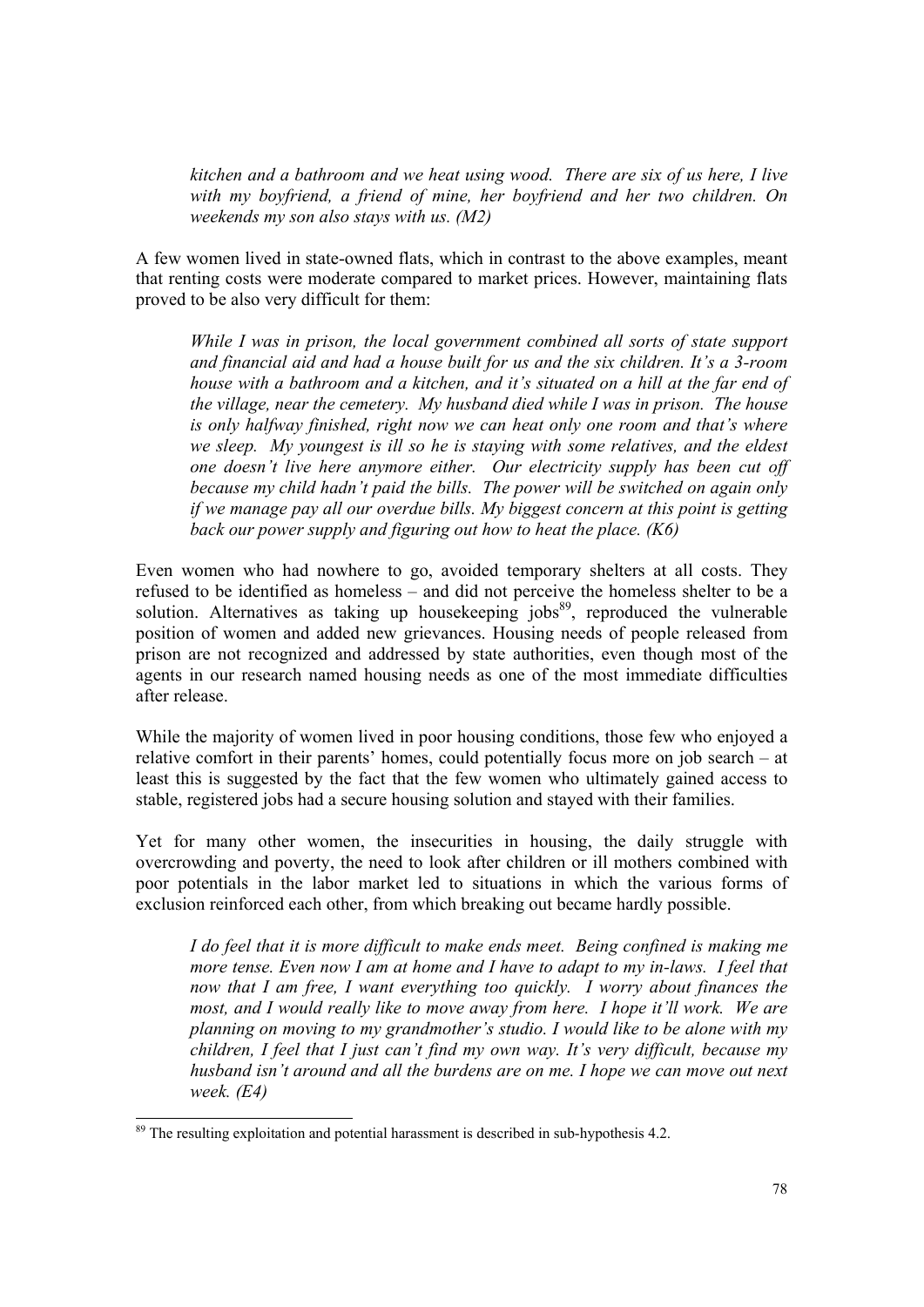*kitchen and a bathroom and we heat using wood. There are six of us here, I live with my boyfriend, a friend of mine, her boyfriend and her two children. On weekends my son also stays with us. (M2)*

A few women lived in state-owned flats, which in contrast to the above examples, meant that renting costs were moderate compared to market prices. However, maintaining flats proved to be also very difficult for them:

*While I was in prison, the local government combined all sorts of state support and financial aid and had a house built for us and the six children. It's a 3-room house with a bathroom and a kitchen, and it's situated on a hill at the far end of the village, near the cemetery. My husband died while I was in prison. The house is only halfway finished, right now we can heat only one room and that's where we sleep. My youngest is ill so he is staying with some relatives, and the eldest one doesn't live here anymore either. Our electricity supply has been cut off because my child hadn't paid the bills. The power will be switched on again only if we manage pay all our overdue bills. My biggest concern at this point is getting back our power supply and figuring out how to heat the place. (K6)*

Even women who had nowhere to go, avoided temporary shelters at all costs. They refused to be identified as homeless – and did not perceive the homeless shelter to be a solution. Alternatives as taking up housekeeping jobs[89], reproduced the vulnerable position of women and added new grievances. Housing needs of people released from prison are not recognized and addressed by state authorities, even though most of the agents in our research named housing needs as one of the most immediate difficulties after release.

While the majority of women lived in poor housing conditions, those few who enjoyed a relative comfort in their parents' homes, could potentially focus more on job search – at least this is suggested by the fact that the few women who ultimately gained access to stable, registered jobs had a secure housing solution and stayed with their families.

Yet for many other women, the insecurities in housing, the daily struggle with overcrowding and poverty, the need to look after children or ill mothers combined with poor potentials in the labor market led to situations in which the various forms of exclusion reinforced each other, from which breaking out became hardly possible.

*I do feel that it is more difficult to make ends meet. Being confined is making me more tense. Even now I am at home and I have to adapt to my in-laws. I feel that now that I am free, I want everything too quickly. I worry about finances the most, and I would really like to move away from here. I hope it'll work. We are planning on moving to my grandmother's studio. I would like to be alone with my children, I feel that I just can't find my own way. It's very difficult, because my husband isn't around and all the burdens are on me. I hope we can move out next week. (E4)*

---

[89] The resulting exploitation and potential harassment is described in sub-hypothesis 4.2.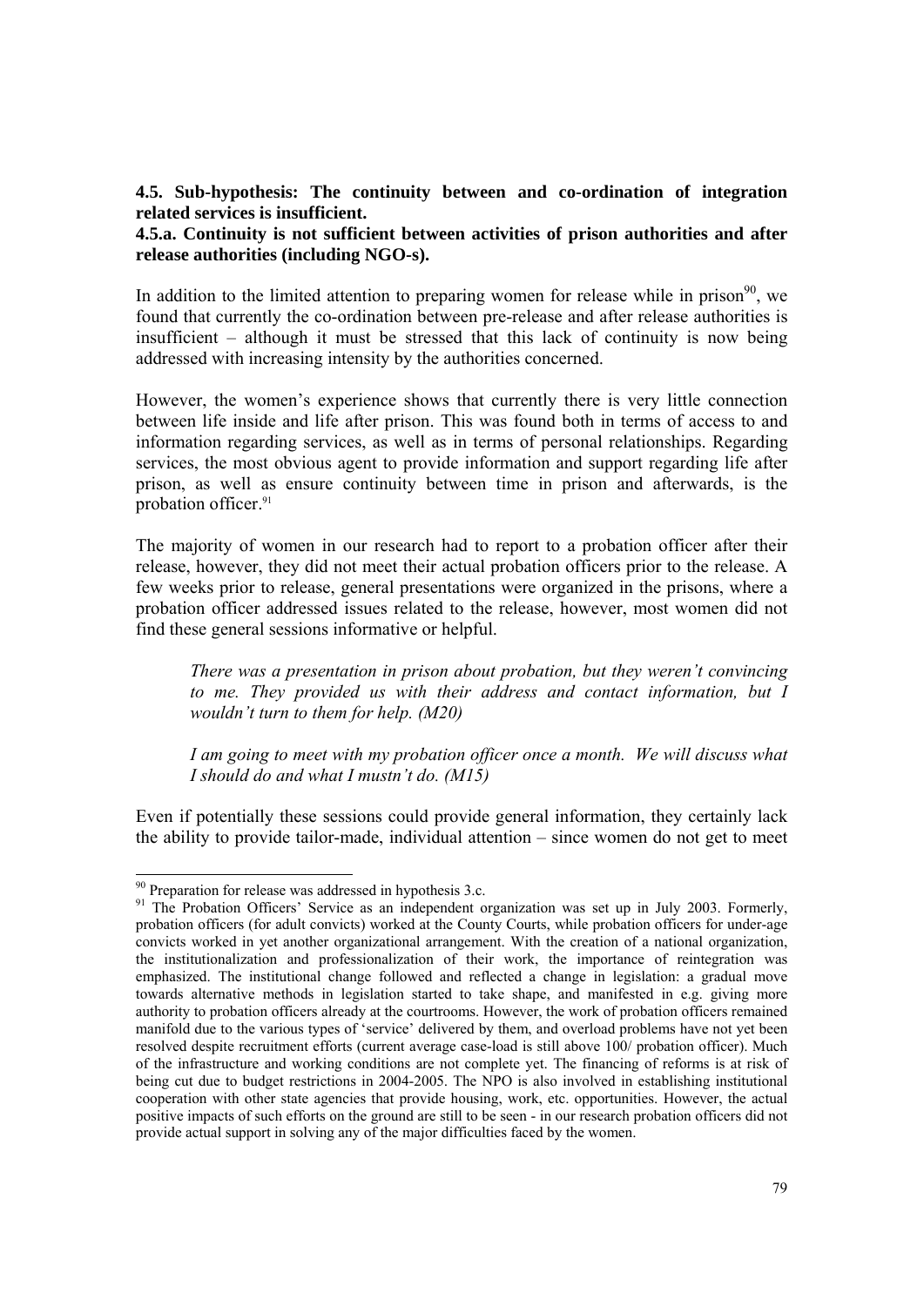**4.5. Sub-hypothesis: The continuity between and co-ordination of integration related services is insufficient.**

**4.5.a. Continuity is not sufficient between activities of prison authorities and after release authorities (including NGO-s).**

In addition to the limited attention to preparing women for release while in prison[90], we found that currently the co-ordination between pre-release and after release authorities is insufficient – although it must be stressed that this lack of continuity is now being addressed with increasing intensity by the authorities concerned.

However, the women's experience shows that currently there is very little connection between life inside and life after prison. This was found both in terms of access to and information regarding services, as well as in terms of personal relationships. Regarding services, the most obvious agent to provide information and support regarding life after prison, as well as ensure continuity between time in prison and afterwards, is the probation officer.[91]

The majority of women in our research had to report to a probation officer after their release, however, they did not meet their actual probation officers prior to the release. A few weeks prior to release, general presentations were organized in the prisons, where a probation officer addressed issues related to the release, however, most women did not find these general sessions informative or helpful.

> *There was a presentation in prison about probation, but they weren't convincing to me. They provided us with their address and contact information, but I wouldn't turn to them for help. (M20)*

> *I am going to meet with my probation officer once a month. We will discuss what I should do and what I mustn't do. (M15)*

Even if potentially these sessions could provide general information, they certainly lack the ability to provide tailor-made, individual attention – since women do not get to meet

---

[90] Preparation for release was addressed in hypothesis 3.c.

[91] The Probation Officers' Service as an independent organization was set up in July 2003. Formerly, probation officers (for adult convicts) worked at the County Courts, while probation officers for under-age convicts worked in yet another organizational arrangement. With the creation of a national organization, the institutionalization and professionalization of their work, the importance of reintegration was emphasized. The institutional change followed and reflected a change in legislation: a gradual move towards alternative methods in legislation started to take shape, and manifested in e.g. giving more authority to probation officers already at the courtrooms. However, the work of probation officers remained manifold due to the various types of 'service' delivered by them, and overload problems have not yet been resolved despite recruitment efforts (current average case-load is still above 100/ probation officer). Much of the infrastructure and working conditions are not complete yet. The financing of reforms is at risk of being cut due to budget restrictions in 2004-2005. The NPO is also involved in establishing institutional cooperation with other state agencies that provide housing, work, etc. opportunities. However, the actual positive impacts of such efforts on the ground are still to be seen - in our research probation officers did not provide actual support in solving any of the major difficulties faced by the women.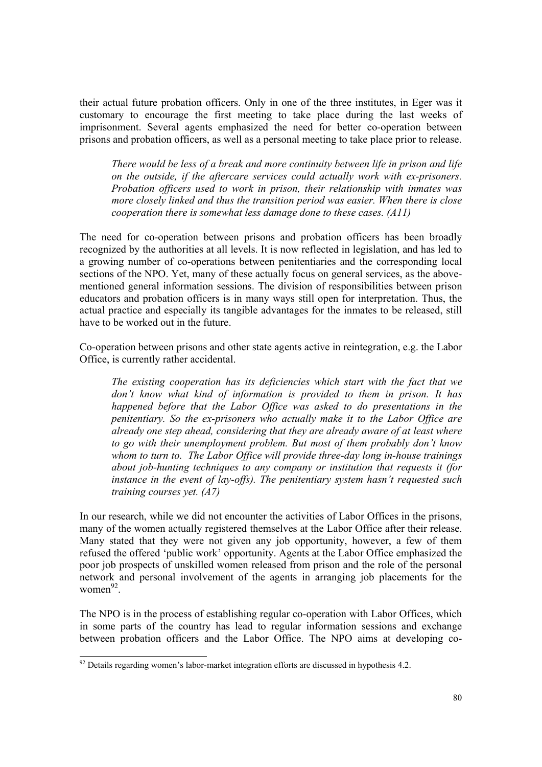their actual future probation officers. Only in one of the three institutes, in Eger was it customary to encourage the first meeting to take place during the last weeks of imprisonment. Several agents emphasized the need for better co-operation between prisons and probation officers, as well as a personal meeting to take place prior to release.

> *There would be less of a break and more continuity between life in prison and life on the outside, if the aftercare services could actually work with ex-prisoners. Probation officers used to work in prison, their relationship with inmates was more closely linked and thus the transition period was easier. When there is close cooperation there is somewhat less damage done to these cases. (A11)*

The need for co-operation between prisons and probation officers has been broadly recognized by the authorities at all levels. It is now reflected in legislation, and has led to a growing number of co-operations between penitentiaries and the corresponding local sections of the NPO. Yet, many of these actually focus on general services, as the above-mentioned general information sessions. The division of responsibilities between prison educators and probation officers is in many ways still open for interpretation. Thus, the actual practice and especially its tangible advantages for the inmates to be released, still have to be worked out in the future.

Co-operation between prisons and other state agents active in reintegration, e.g. the Labor Office, is currently rather accidental.

> *The existing cooperation has its deficiencies which start with the fact that we don't know what kind of information is provided to them in prison. It has happened before that the Labor Office was asked to do presentations in the penitentiary. So the ex-prisoners who actually make it to the Labor Office are already one step ahead, considering that they are already aware of at least where to go with their unemployment problem. But most of them probably don't know whom to turn to. The Labor Office will provide three-day long in-house trainings about job-hunting techniques to any company or institution that requests it (for instance in the event of lay-offs). The penitentiary system hasn't requested such training courses yet. (A7)*

In our research, while we did not encounter the activities of Labor Offices in the prisons, many of the women actually registered themselves at the Labor Office after their release. Many stated that they were not given any job opportunity, however, a few of them refused the offered 'public work' opportunity. Agents at the Labor Office emphasized the poor job prospects of unskilled women released from prison and the role of the personal network and personal involvement of the agents in arranging job placements for the women[92].

The NPO is in the process of establishing regular co-operation with Labor Offices, which in some parts of the country has lead to regular information sessions and exchange between probation officers and the Labor Office. The NPO aims at developing co-

---

[92] Details regarding women's labor-market integration efforts are discussed in hypothesis 4.2.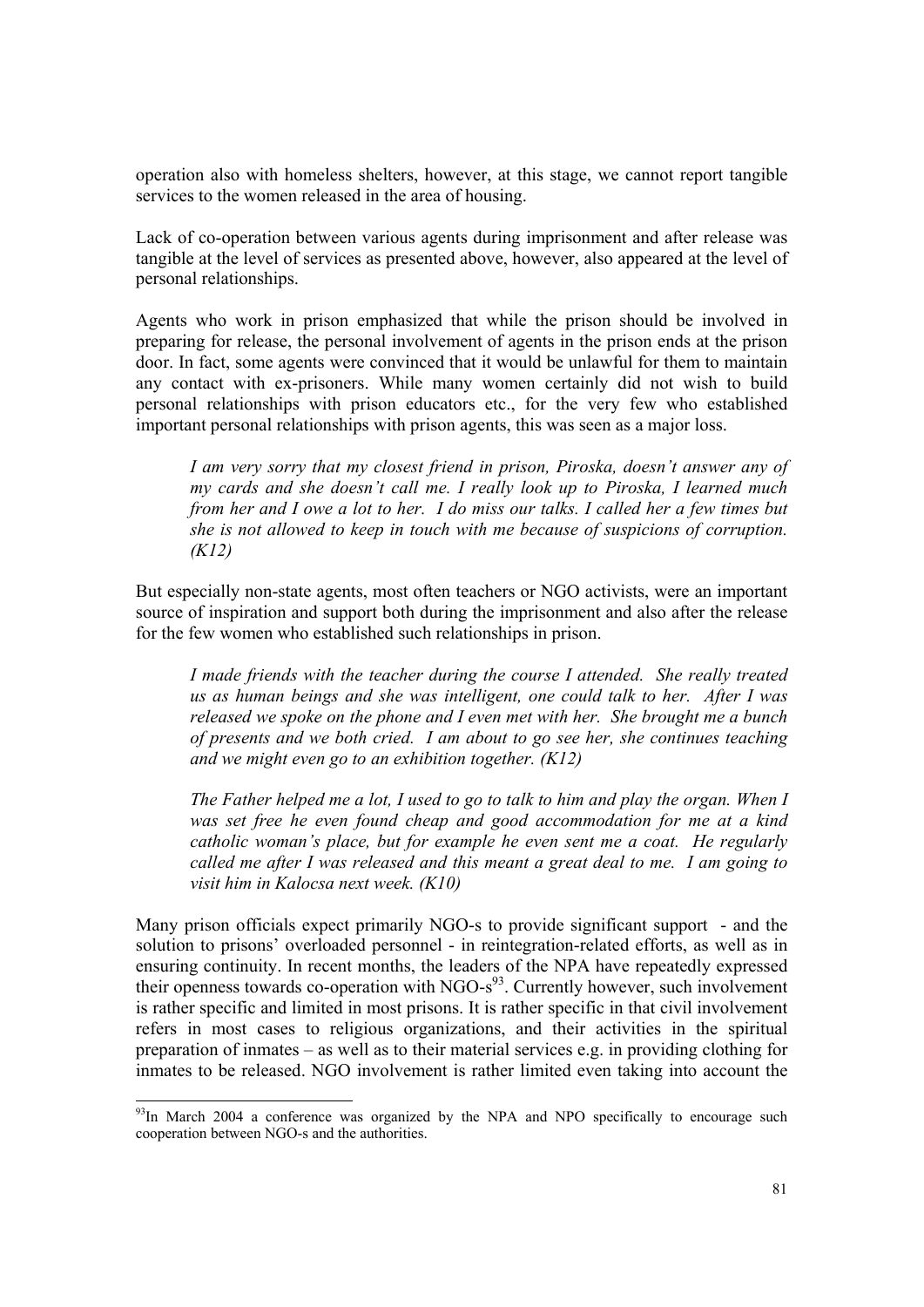operation also with homeless shelters, however, at this stage, we cannot report tangible services to the women released in the area of housing.

Lack of co-operation between various agents during imprisonment and after release was tangible at the level of services as presented above, however, also appeared at the level of personal relationships.

Agents who work in prison emphasized that while the prison should be involved in preparing for release, the personal involvement of agents in the prison ends at the prison door. In fact, some agents were convinced that it would be unlawful for them to maintain any contact with ex-prisoners. While many women certainly did not wish to build personal relationships with prison educators etc., for the very few who established important personal relationships with prison agents, this was seen as a major loss.

> *I am very sorry that my closest friend in prison, Piroska, doesn't answer any of my cards and she doesn't call me. I really look up to Piroska, I learned much from her and I owe a lot to her. I do miss our talks. I called her a few times but she is not allowed to keep in touch with me because of suspicions of corruption. (K12)*

But especially non-state agents, most often teachers or NGO activists, were an important source of inspiration and support both during the imprisonment and also after the release for the few women who established such relationships in prison.

> *I made friends with the teacher during the course I attended. She really treated us as human beings and she was intelligent, one could talk to her. After I was released we spoke on the phone and I even met with her. She brought me a bunch of presents and we both cried. I am about to go see her, she continues teaching and we might even go to an exhibition together. (K12)*

> *The Father helped me a lot, I used to go to talk to him and play the organ. When I was set free he even found cheap and good accommodation for me at a kind catholic woman's place, but for example he even sent me a coat. He regularly called me after I was released and this meant a great deal to me. I am going to visit him in Kalocsa next week. (K10)*

Many prison officials expect primarily NGO-s to provide significant support - and the solution to prisons' overloaded personnel - in reintegration-related efforts, as well as in ensuring continuity. In recent months, the leaders of the NPA have repeatedly expressed their openness towards co-operation with NGO-s[93]. Currently however, such involvement is rather specific and limited in most prisons. It is rather specific in that civil involvement refers in most cases to religious organizations, and their activities in the spiritual preparation of inmates – as well as to their material services e.g. in providing clothing for inmates to be released. NGO involvement is rather limited even taking into account the

[93] In March 2004 a conference was organized by the NPA and NPO specifically to encourage such cooperation between NGO-s and the authorities.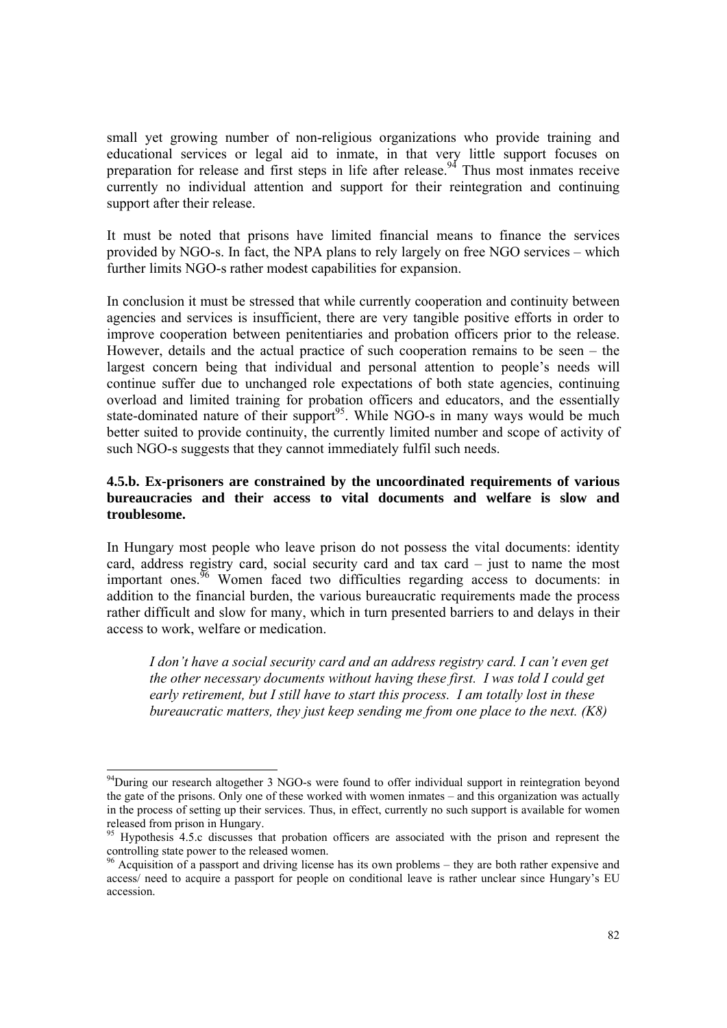small yet growing number of non-religious organizations who provide training and educational services or legal aid to inmate, in that very little support focuses on preparation for release and first steps in life after release.[94] Thus most inmates receive currently no individual attention and support for their reintegration and continuing support after their release.

It must be noted that prisons have limited financial means to finance the services provided by NGO-s. In fact, the NPA plans to rely largely on free NGO services – which further limits NGO-s rather modest capabilities for expansion.

In conclusion it must be stressed that while currently cooperation and continuity between agencies and services is insufficient, there are very tangible positive efforts in order to improve cooperation between penitentiaries and probation officers prior to the release. However, details and the actual practice of such cooperation remains to be seen – the largest concern being that individual and personal attention to people's needs will continue suffer due to unchanged role expectations of both state agencies, continuing overload and limited training for probation officers and educators, and the essentially state-dominated nature of their support[95]. While NGO-s in many ways would be much better suited to provide continuity, the currently limited number and scope of activity of such NGO-s suggests that they cannot immediately fulfil such needs.

### 4.5.b. Ex-prisoners are constrained by the uncoordinated requirements of various bureaucracies and their access to vital documents and welfare is slow and troublesome.

In Hungary most people who leave prison do not possess the vital documents: identity card, address registry card, social security card and tax card – just to name the most important ones.[96] Women faced two difficulties regarding access to documents: in addition to the financial burden, the various bureaucratic requirements made the process rather difficult and slow for many, which in turn presented barriers to and delays in their access to work, welfare or medication.

> *I don't have a social security card and an address registry card. I can't even get the other necessary documents without having these first. I was told I could get early retirement, but I still have to start this process. I am totally lost in these bureaucratic matters, they just keep sending me from one place to the next. (K8)*

---

[94] During our research altogether 3 NGO-s were found to offer individual support in reintegration beyond the gate of the prisons. Only one of these worked with women inmates – and this organization was actually in the process of setting up their services. Thus, in effect, currently no such support is available for women released from prison in Hungary.

[95] Hypothesis 4.5.c discusses that probation officers are associated with the prison and represent the controlling state power to the released women.

[96] Acquisition of a passport and driving license has its own problems – they are both rather expensive and access/ need to acquire a passport for people on conditional leave is rather unclear since Hungary's EU accession.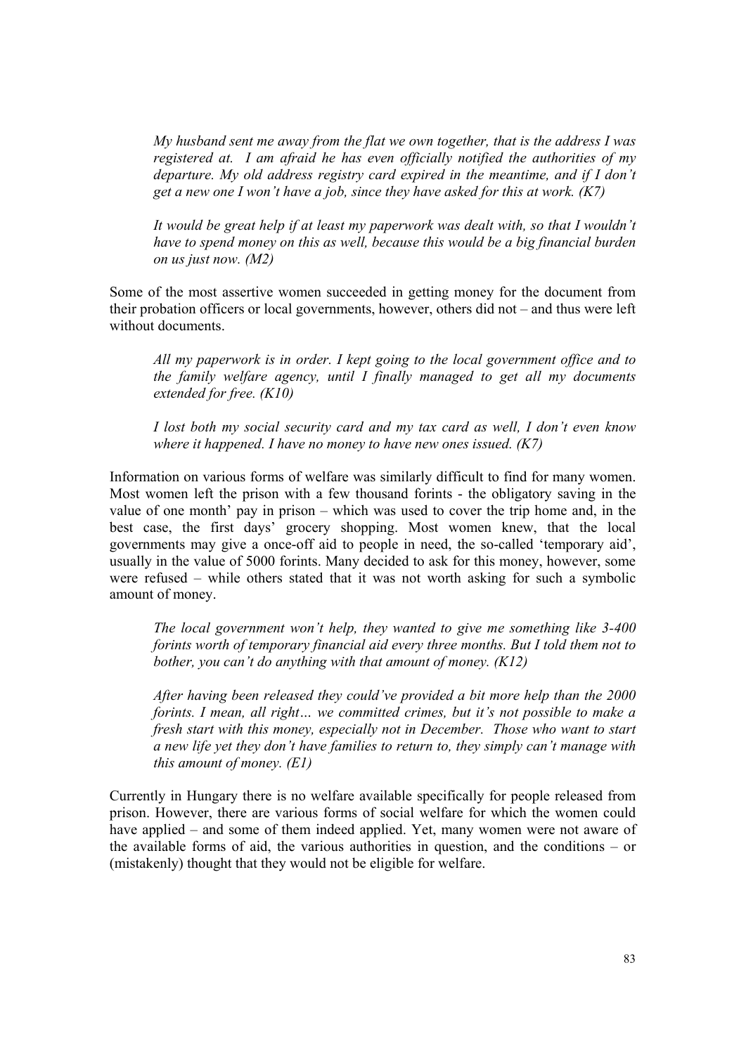*My husband sent me away from the flat we own together, that is the address I was registered at. I am afraid he has even officially notified the authorities of my departure. My old address registry card expired in the meantime, and if I don't get a new one I won't have a job, since they have asked for this at work. (K7)*

*It would be great help if at least my paperwork was dealt with, so that I wouldn't have to spend money on this as well, because this would be a big financial burden on us just now. (M2)*

Some of the most assertive women succeeded in getting money for the document from their probation officers or local governments, however, others did not – and thus were left without documents.

*All my paperwork is in order. I kept going to the local government office and to the family welfare agency, until I finally managed to get all my documents extended for free. (K10)*

*I lost both my social security card and my tax card as well, I don't even know where it happened. I have no money to have new ones issued. (K7)*

Information on various forms of welfare was similarly difficult to find for many women. Most women left the prison with a few thousand forints - the obligatory saving in the value of one month' pay in prison – which was used to cover the trip home and, in the best case, the first days' grocery shopping. Most women knew, that the local governments may give a once-off aid to people in need, the so-called 'temporary aid', usually in the value of 5000 forints. Many decided to ask for this money, however, some were refused – while others stated that it was not worth asking for such a symbolic amount of money.

*The local government won't help, they wanted to give me something like 3-400 forints worth of temporary financial aid every three months. But I told them not to bother, you can't do anything with that amount of money. (K12)*

*After having been released they could've provided a bit more help than the 2000 forints. I mean, all right… we committed crimes, but it's not possible to make a fresh start with this money, especially not in December. Those who want to start a new life yet they don't have families to return to, they simply can't manage with this amount of money. (E1)*

Currently in Hungary there is no welfare available specifically for people released from prison. However, there are various forms of social welfare for which the women could have applied – and some of them indeed applied. Yet, many women were not aware of the available forms of aid, the various authorities in question, and the conditions – or (mistakenly) thought that they would not be eligible for welfare.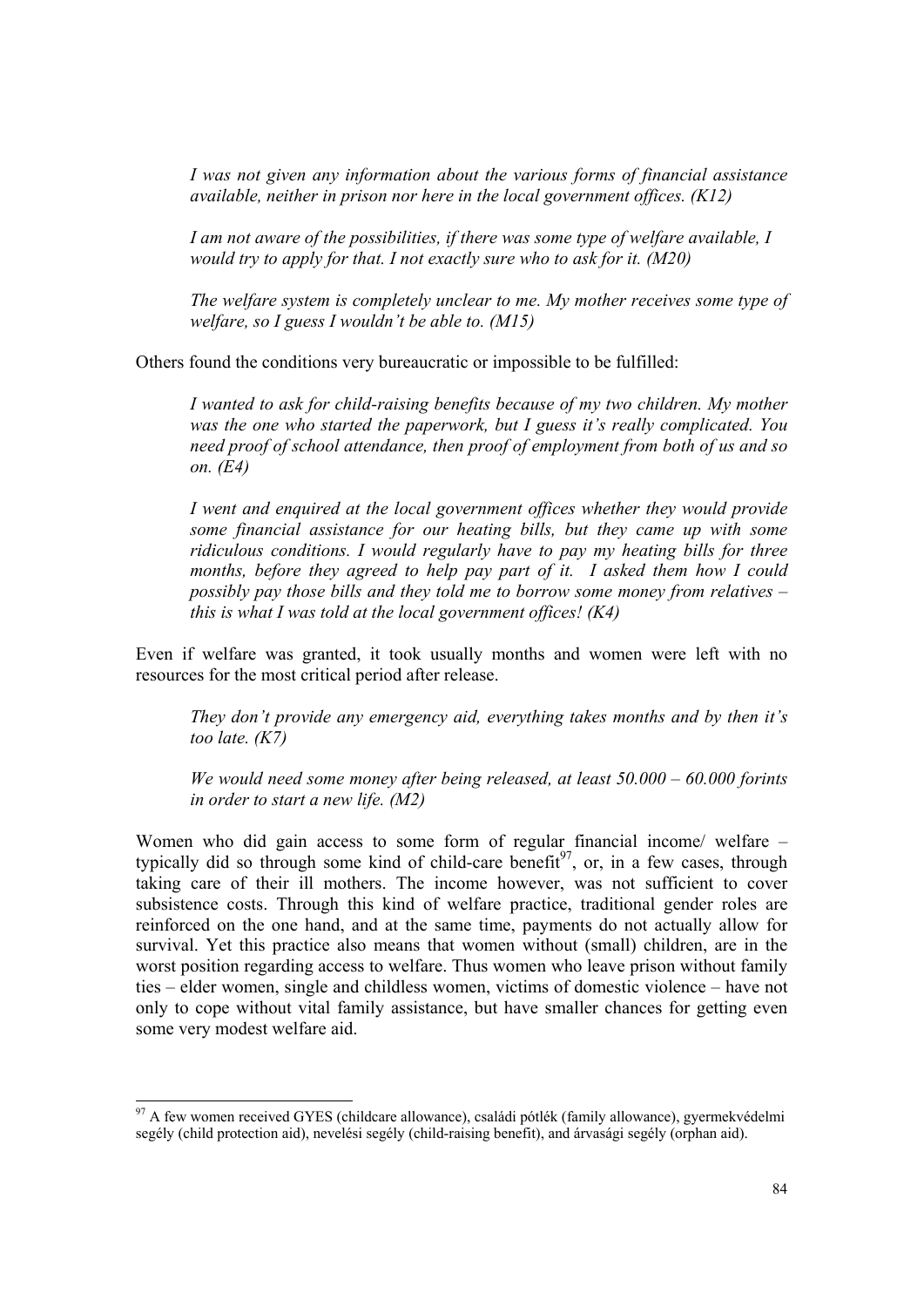*I was not given any information about the various forms of financial assistance available, neither in prison nor here in the local government offices. (K12)*

*I am not aware of the possibilities, if there was some type of welfare available, I would try to apply for that. I not exactly sure who to ask for it. (M20)*

*The welfare system is completely unclear to me. My mother receives some type of welfare, so I guess I wouldn't be able to. (M15)*

Others found the conditions very bureaucratic or impossible to be fulfilled:

*I wanted to ask for child-raising benefits because of my two children. My mother was the one who started the paperwork, but I guess it's really complicated. You need proof of school attendance, then proof of employment from both of us and so on. (E4)*

*I went and enquired at the local government offices whether they would provide some financial assistance for our heating bills, but they came up with some ridiculous conditions. I would regularly have to pay my heating bills for three months, before they agreed to help pay part of it. I asked them how I could possibly pay those bills and they told me to borrow some money from relatives – this is what I was told at the local government offices! (K4)*

Even if welfare was granted, it took usually months and women were left with no resources for the most critical period after release.

*They don't provide any emergency aid, everything takes months and by then it's too late. (K7)*

*We would need some money after being released, at least 50.000 – 60.000 forints in order to start a new life. (M2)*

Women who did gain access to some form of regular financial income/ welfare – typically did so through some kind of child-care benefit[97], or, in a few cases, through taking care of their ill mothers. The income however, was not sufficient to cover subsistence costs. Through this kind of welfare practice, traditional gender roles are reinforced on the one hand, and at the same time, payments do not actually allow for survival. Yet this practice also means that women without (small) children, are in the worst position regarding access to welfare. Thus women who leave prison without family ties – elder women, single and childless women, victims of domestic violence – have not only to cope without vital family assistance, but have smaller chances for getting even some very modest welfare aid.

[97] A few women received GYES (childcare allowance), családi pótlék (family allowance), gyermekvédelmi segély (child protection aid), nevelési segély (child-raising benefit), and árvasági segély (orphan aid).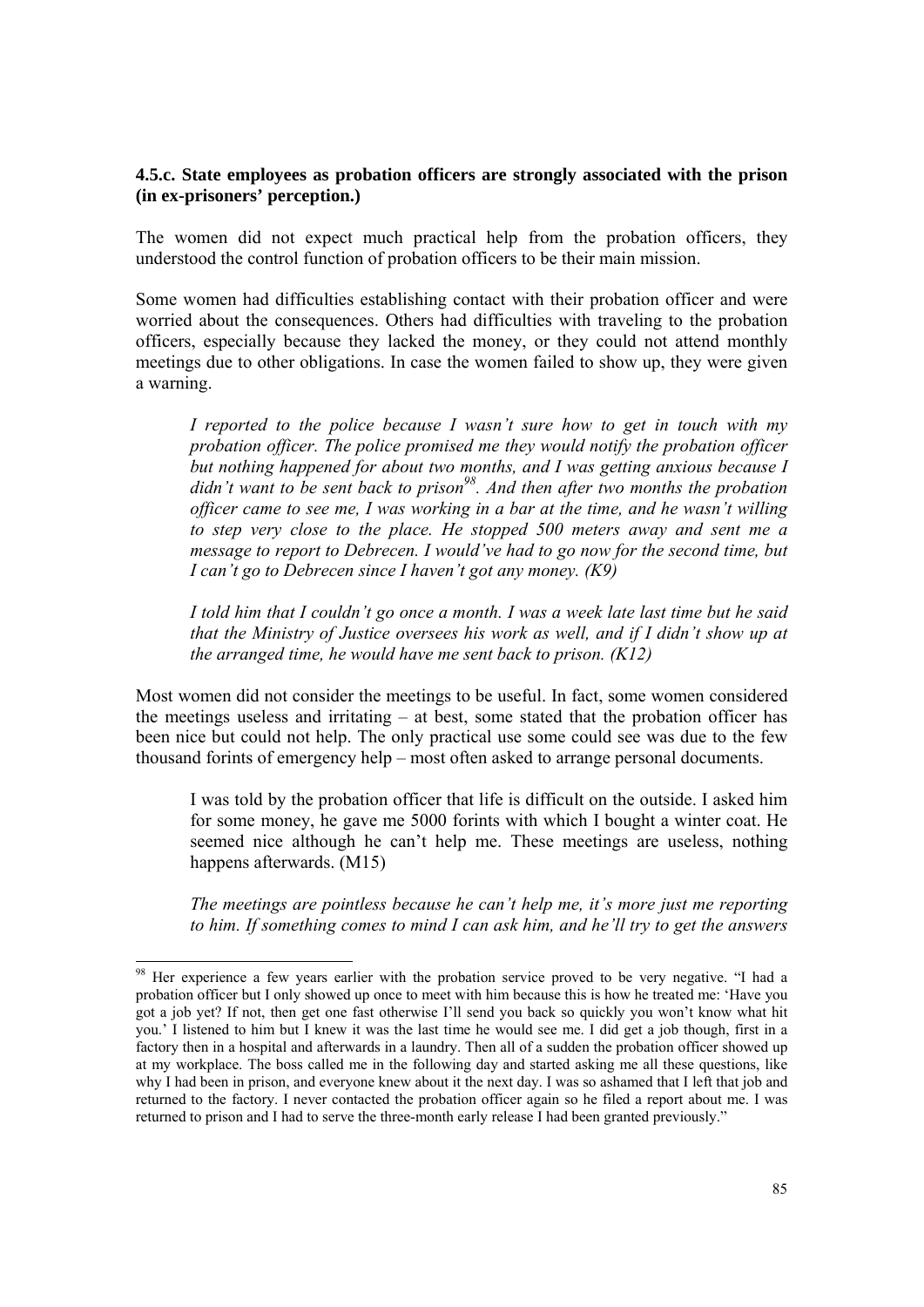### 4.5.c. State employees as probation officers are strongly associated with the prison (in ex-prisoners' perception.)

The women did not expect much practical help from the probation officers, they understood the control function of probation officers to be their main mission.

Some women had difficulties establishing contact with their probation officer and were worried about the consequences. Others had difficulties with traveling to the probation officers, especially because they lacked the money, or they could not attend monthly meetings due to other obligations. In case the women failed to show up, they were given a warning.

> *I reported to the police because I wasn't sure how to get in touch with my probation officer. The police promised me they would notify the probation officer but nothing happened for about two months, and I was getting anxious because I didn't want to be sent back to prison*[98]*. And then after two months the probation officer came to see me, I was working in a bar at the time, and he wasn't willing to step very close to the place. He stopped 500 meters away and sent me a message to report to Debrecen. I would've had to go now for the second time, but I can't go to Debrecen since I haven't got any money. (K9)*

> *I told him that I couldn't go once a month. I was a week late last time but he said that the Ministry of Justice oversees his work as well, and if I didn't show up at the arranged time, he would have me sent back to prison. (K12)*

Most women did not consider the meetings to be useful. In fact, some women considered the meetings useless and irritating – at best, some stated that the probation officer has been nice but could not help. The only practical use some could see was due to the few thousand forints of emergency help – most often asked to arrange personal documents.

> I was told by the probation officer that life is difficult on the outside. I asked him for some money, he gave me 5000 forints with which I bought a winter coat. He seemed nice although he can't help me. These meetings are useless, nothing happens afterwards. (M15)

> *The meetings are pointless because he can't help me, it's more just me reporting to him. If something comes to mind I can ask him, and he'll try to get the answers*

---

[98] Her experience a few years earlier with the probation service proved to be very negative. "I had a probation officer but I only showed up once to meet with him because this is how he treated me: 'Have you got a job yet? If not, then get one fast otherwise I'll send you back so quickly you won't know what hit you.' I listened to him but I knew it was the last time he would see me. I did get a job though, first in a factory then in a hospital and afterwards in a laundry. Then all of a sudden the probation officer showed up at my workplace. The boss called me in the following day and started asking me all these questions, like why I had been in prison, and everyone knew about it the next day. I was so ashamed that I left that job and returned to the factory. I never contacted the probation officer again so he filed a report about me. I was returned to prison and I had to serve the three-month early release I had been granted previously."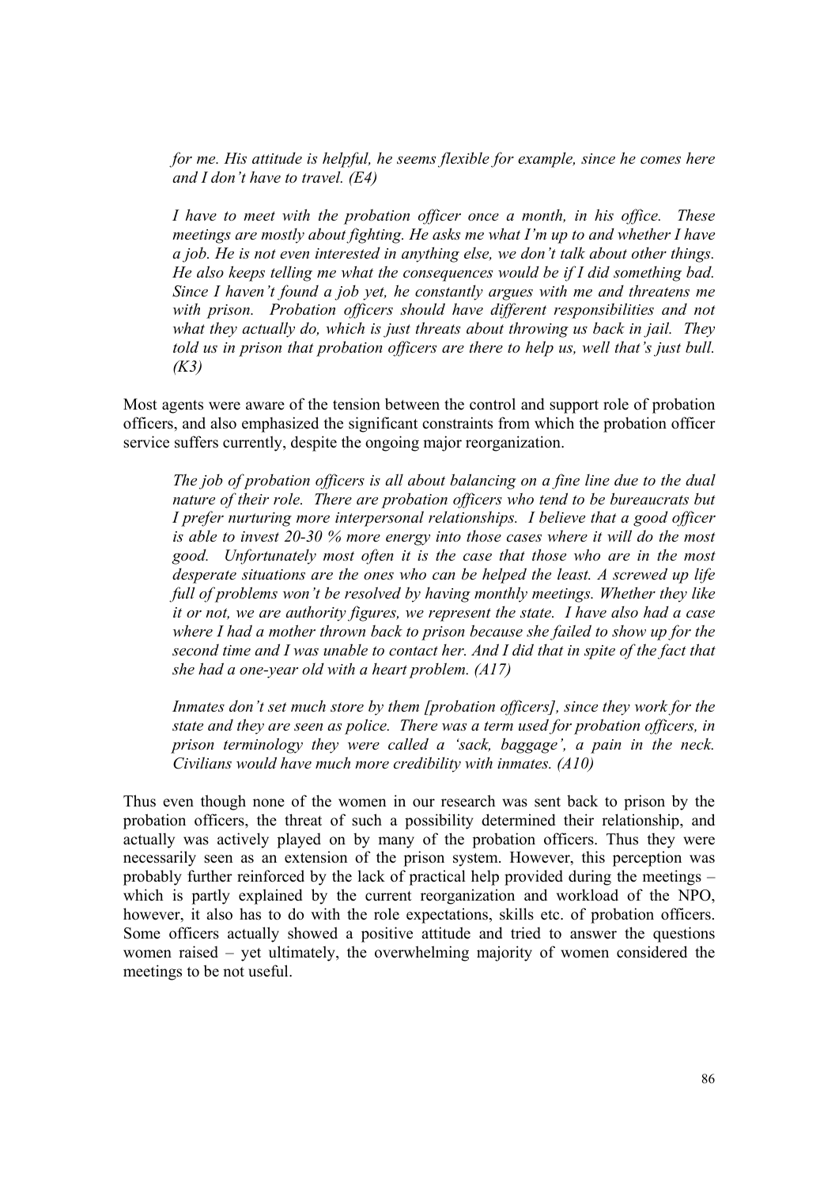*for me. His attitude is helpful, he seems flexible for example, since he comes here and I don't have to travel. (E4)*

*I have to meet with the probation officer once a month, in his office. These meetings are mostly about fighting. He asks me what I'm up to and whether I have a job. He is not even interested in anything else, we don't talk about other things. He also keeps telling me what the consequences would be if I did something bad. Since I haven't found a job yet, he constantly argues with me and threatens me with prison. Probation officers should have different responsibilities and not what they actually do, which is just threats about throwing us back in jail. They told us in prison that probation officers are there to help us, well that's just bull. (K3)*

Most agents were aware of the tension between the control and support role of probation officers, and also emphasized the significant constraints from which the probation officer service suffers currently, despite the ongoing major reorganization.

*The job of probation officers is all about balancing on a fine line due to the dual nature of their role. There are probation officers who tend to be bureaucrats but I prefer nurturing more interpersonal relationships. I believe that a good officer is able to invest 20-30 % more energy into those cases where it will do the most good. Unfortunately most often it is the case that those who are in the most desperate situations are the ones who can be helped the least. A screwed up life full of problems won't be resolved by having monthly meetings. Whether they like it or not, we are authority figures, we represent the state. I have also had a case where I had a mother thrown back to prison because she failed to show up for the second time and I was unable to contact her. And I did that in spite of the fact that she had a one-year old with a heart problem. (A17)*

*Inmates don't set much store by them [probation officers], since they work for the state and they are seen as police. There was a term used for probation officers, in prison terminology they were called a 'sack, baggage', a pain in the neck. Civilians would have much more credibility with inmates. (A10)*

Thus even though none of the women in our research was sent back to prison by the probation officers, the threat of such a possibility determined their relationship, and actually was actively played on by many of the probation officers. Thus they were necessarily seen as an extension of the prison system. However, this perception was probably further reinforced by the lack of practical help provided during the meetings – which is partly explained by the current reorganization and workload of the NPO, however, it also has to do with the role expectations, skills etc. of probation officers. Some officers actually showed a positive attitude and tried to answer the questions women raised – yet ultimately, the overwhelming majority of women considered the meetings to be not useful.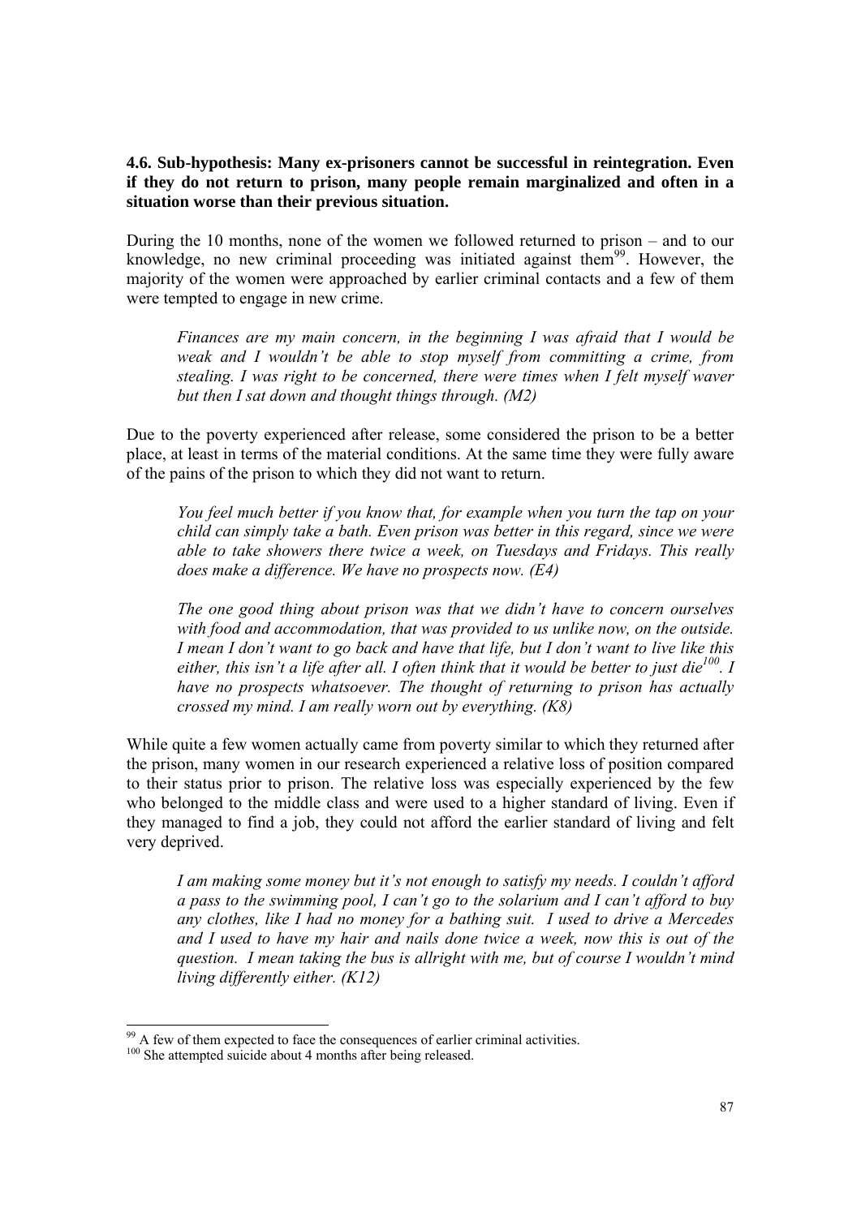### 4.6. Sub-hypothesis: Many ex-prisoners cannot be successful in reintegration. Even if they do not return to prison, many people remain marginalized and often in a situation worse than their previous situation.

During the 10 months, none of the women we followed returned to prison – and to our knowledge, no new criminal proceeding was initiated against them[99]. However, the majority of the women were approached by earlier criminal contacts and a few of them were tempted to engage in new crime.

> *Finances are my main concern, in the beginning I was afraid that I would be weak and I wouldn't be able to stop myself from committing a crime, from stealing. I was right to be concerned, there were times when I felt myself waver but then I sat down and thought things through. (M2)*

Due to the poverty experienced after release, some considered the prison to be a better place, at least in terms of the material conditions. At the same time they were fully aware of the pains of the prison to which they did not want to return.

> *You feel much better if you know that, for example when you turn the tap on your child can simply take a bath. Even prison was better in this regard, since we were able to take showers there twice a week, on Tuesdays and Fridays. This really does make a difference. We have no prospects now. (E4)*

> *The one good thing about prison was that we didn't have to concern ourselves with food and accommodation, that was provided to us unlike now, on the outside. I mean I don't want to go back and have that life, but I don't want to live like this either, this isn't a life after all. I often think that it would be better to just die[100]. I have no prospects whatsoever. The thought of returning to prison has actually crossed my mind. I am really worn out by everything. (K8)*

While quite a few women actually came from poverty similar to which they returned after the prison, many women in our research experienced a relative loss of position compared to their status prior to prison. The relative loss was especially experienced by the few who belonged to the middle class and were used to a higher standard of living. Even if they managed to find a job, they could not afford the earlier standard of living and felt very deprived.

> *I am making some money but it's not enough to satisfy my needs. I couldn't afford a pass to the swimming pool, I can't go to the solarium and I can't afford to buy any clothes, like I had no money for a bathing suit. I used to drive a Mercedes and I used to have my hair and nails done twice a week, now this is out of the question. I mean taking the bus is allright with me, but of course I wouldn't mind living differently either. (K12)*

---

[99] A few of them expected to face the consequences of earlier criminal activities.

[100] She attempted suicide about 4 months after being released.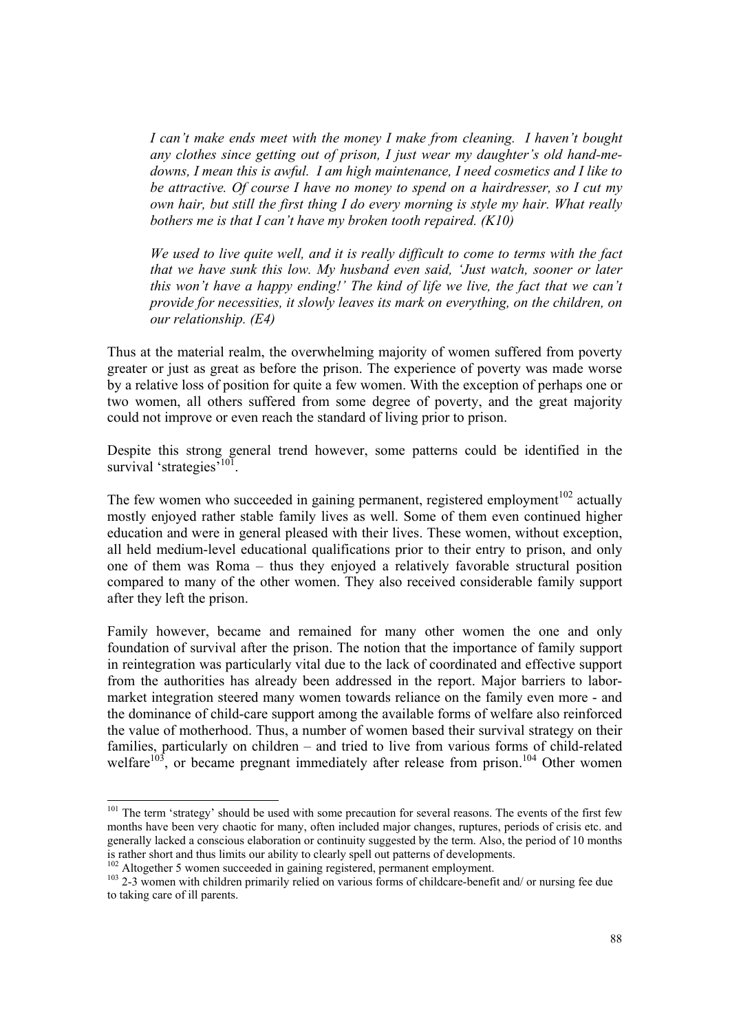> *I can't make ends meet with the money I make from cleaning. I haven't bought any clothes since getting out of prison, I just wear my daughter's old hand-me-downs, I mean this is awful. I am high maintenance, I need cosmetics and I like to be attractive. Of course I have no money to spend on a hairdresser, so I cut my own hair, but still the first thing I do every morning is style my hair. What really bothers me is that I can't have my broken tooth repaired. (K10)*

> *We used to live quite well, and it is really difficult to come to terms with the fact that we have sunk this low. My husband even said, 'Just watch, sooner or later this won't have a happy ending!' The kind of life we live, the fact that we can't provide for necessities, it slowly leaves its mark on everything, on the children, on our relationship. (E4)*

Thus at the material realm, the overwhelming majority of women suffered from poverty greater or just as great as before the prison. The experience of poverty was made worse by a relative loss of position for quite a few women. With the exception of perhaps one or two women, all others suffered from some degree of poverty, and the great majority could not improve or even reach the standard of living prior to prison.

Despite this strong general trend however, some patterns could be identified in the survival 'strategies'[101].

The few women who succeeded in gaining permanent, registered employment[102] actually mostly enjoyed rather stable family lives as well. Some of them even continued higher education and were in general pleased with their lives. These women, without exception, all held medium-level educational qualifications prior to their entry to prison, and only one of them was Roma – thus they enjoyed a relatively favorable structural position compared to many of the other women. They also received considerable family support after they left the prison.

Family however, became and remained for many other women the one and only foundation of survival after the prison. The notion that the importance of family support in reintegration was particularly vital due to the lack of coordinated and effective support from the authorities has already been addressed in the report. Major barriers to labor-market integration steered many women towards reliance on the family even more - and the dominance of child-care support among the available forms of welfare also reinforced the value of motherhood. Thus, a number of women based their survival strategy on their families, particularly on children – and tried to live from various forms of child-related welfare[103], or became pregnant immediately after release from prison.[104] Other women

---

[101] The term 'strategy' should be used with some precaution for several reasons. The events of the first few months have been very chaotic for many, often included major changes, ruptures, periods of crisis etc. and generally lacked a conscious elaboration or continuity suggested by the term. Also, the period of 10 months is rather short and thus limits our ability to clearly spell out patterns of developments.

[102] Altogether 5 women succeeded in gaining registered, permanent employment.

[103] 2-3 women with children primarily relied on various forms of childcare-benefit and/ or nursing fee due to taking care of ill parents.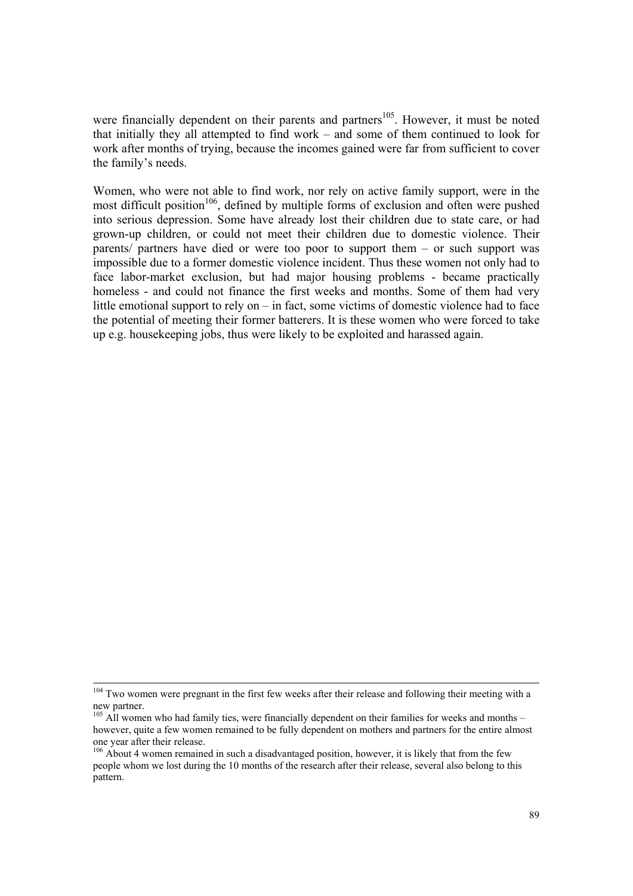were financially dependent on their parents and partners[105]. However, it must be noted that initially they all attempted to find work – and some of them continued to look for work after months of trying, because the incomes gained were far from sufficient to cover the family's needs.

Women, who were not able to find work, nor rely on active family support, were in the most difficult position[106], defined by multiple forms of exclusion and often were pushed into serious depression. Some have already lost their children due to state care, or had grown-up children, or could not meet their children due to domestic violence. Their parents/ partners have died or were too poor to support them – or such support was impossible due to a former domestic violence incident. Thus these women not only had to face labor-market exclusion, but had major housing problems - became practically homeless - and could not finance the first weeks and months. Some of them had very little emotional support to rely on – in fact, some victims of domestic violence had to face the potential of meeting their former batterers. It is these women who were forced to take up e.g. housekeeping jobs, thus were likely to be exploited and harassed again.

---

[104] Two women were pregnant in the first few weeks after their release and following their meeting with a new partner.

[105] All women who had family ties, were financially dependent on their families for weeks and months – however, quite a few women remained to be fully dependent on mothers and partners for the entire almost one year after their release.

[106] About 4 women remained in such a disadvantaged position, however, it is likely that from the few people whom we lost during the 10 months of the research after their release, several also belong to this pattern.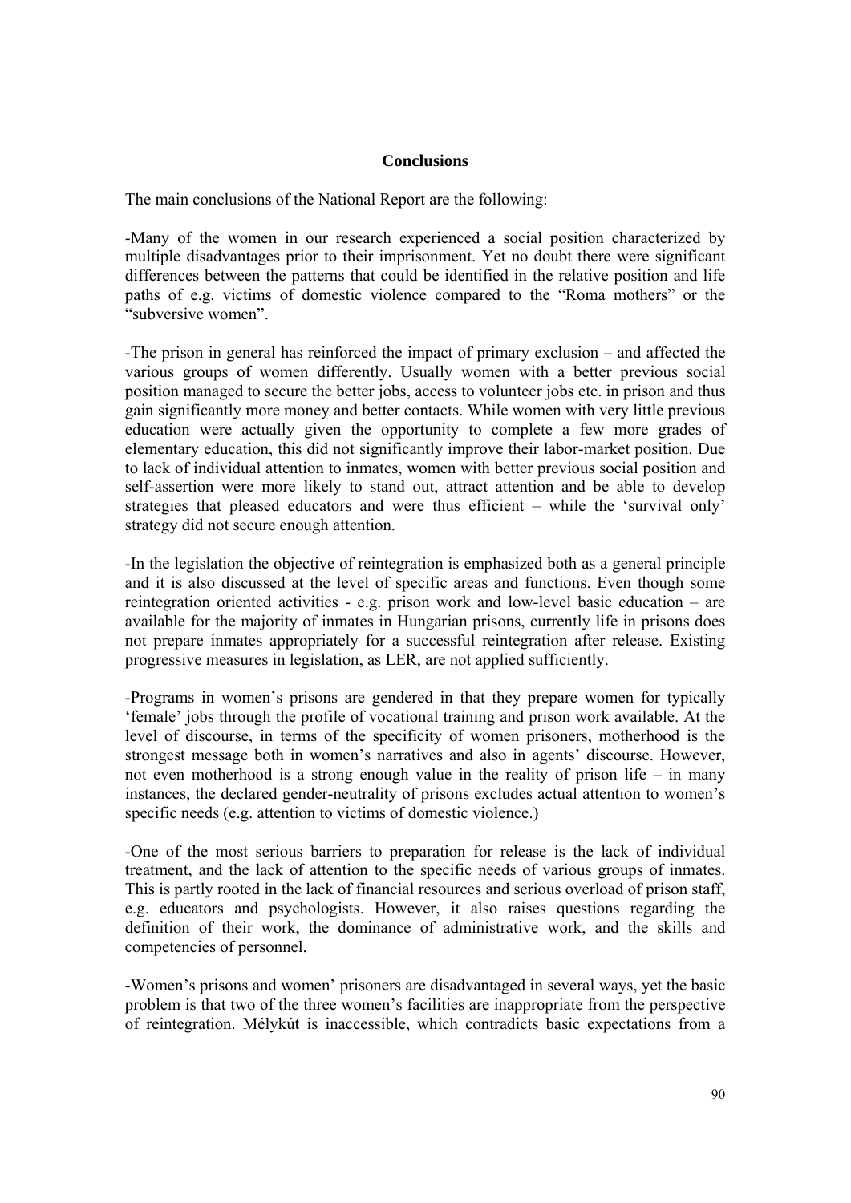## Conclusions

The main conclusions of the National Report are the following:

-Many of the women in our research experienced a social position characterized by multiple disadvantages prior to their imprisonment. Yet no doubt there were significant differences between the patterns that could be identified in the relative position and life paths of e.g. victims of domestic violence compared to the "Roma mothers" or the "subversive women".

-The prison in general has reinforced the impact of primary exclusion – and affected the various groups of women differently. Usually women with a better previous social position managed to secure the better jobs, access to volunteer jobs etc. in prison and thus gain significantly more money and better contacts. While women with very little previous education were actually given the opportunity to complete a few more grades of elementary education, this did not significantly improve their labor-market position. Due to lack of individual attention to inmates, women with better previous social position and self-assertion were more likely to stand out, attract attention and be able to develop strategies that pleased educators and were thus efficient – while the 'survival only' strategy did not secure enough attention.

-In the legislation the objective of reintegration is emphasized both as a general principle and it is also discussed at the level of specific areas and functions. Even though some reintegration oriented activities - e.g. prison work and low-level basic education – are available for the majority of inmates in Hungarian prisons, currently life in prisons does not prepare inmates appropriately for a successful reintegration after release. Existing progressive measures in legislation, as LER, are not applied sufficiently.

-Programs in women's prisons are gendered in that they prepare women for typically 'female' jobs through the profile of vocational training and prison work available. At the level of discourse, in terms of the specificity of women prisoners, motherhood is the strongest message both in women's narratives and also in agents' discourse. However, not even motherhood is a strong enough value in the reality of prison life – in many instances, the declared gender-neutrality of prisons excludes actual attention to women's specific needs (e.g. attention to victims of domestic violence.)

-One of the most serious barriers to preparation for release is the lack of individual treatment, and the lack of attention to the specific needs of various groups of inmates. This is partly rooted in the lack of financial resources and serious overload of prison staff, e.g. educators and psychologists. However, it also raises questions regarding the definition of their work, the dominance of administrative work, and the skills and competencies of personnel.

-Women's prisons and women' prisoners are disadvantaged in several ways, yet the basic problem is that two of the three women's facilities are inappropriate from the perspective of reintegration. Mélykút is inaccessible, which contradicts basic expectations from a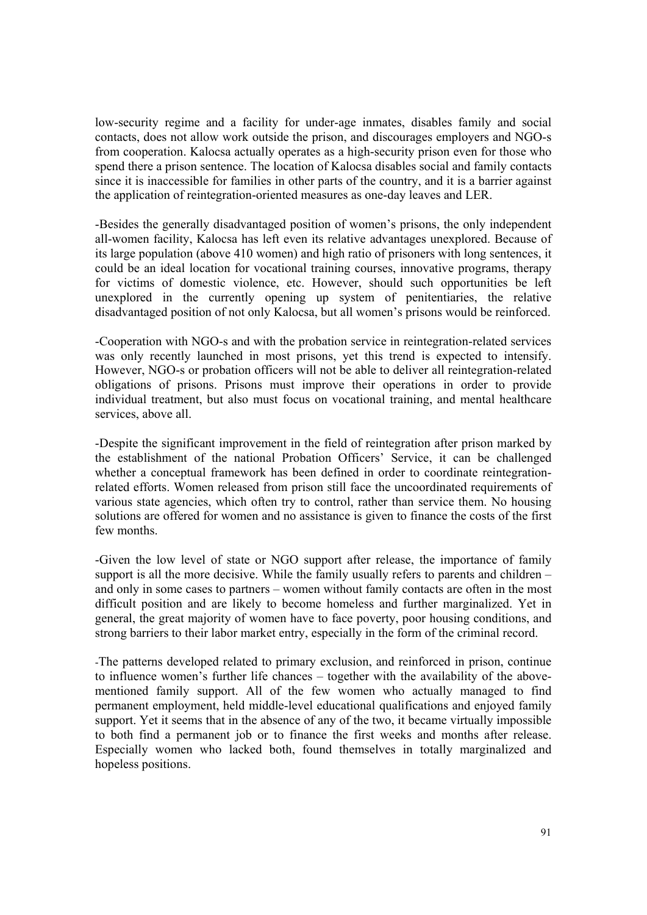low-security regime and a facility for under-age inmates, disables family and social contacts, does not allow work outside the prison, and discourages employers and NGO-s from cooperation. Kalocsa actually operates as a high-security prison even for those who spend there a prison sentence. The location of Kalocsa disables social and family contacts since it is inaccessible for families in other parts of the country, and it is a barrier against the application of reintegration-oriented measures as one-day leaves and LER.

-Besides the generally disadvantaged position of women's prisons, the only independent all-women facility, Kalocsa has left even its relative advantages unexplored. Because of its large population (above 410 women) and high ratio of prisoners with long sentences, it could be an ideal location for vocational training courses, innovative programs, therapy for victims of domestic violence, etc. However, should such opportunities be left unexplored in the currently opening up system of penitentiaries, the relative disadvantaged position of not only Kalocsa, but all women's prisons would be reinforced.

-Cooperation with NGO-s and with the probation service in reintegration-related services was only recently launched in most prisons, yet this trend is expected to intensify. However, NGO-s or probation officers will not be able to deliver all reintegration-related obligations of prisons. Prisons must improve their operations in order to provide individual treatment, but also must focus on vocational training, and mental healthcare services, above all.

-Despite the significant improvement in the field of reintegration after prison marked by the establishment of the national Probation Officers' Service, it can be challenged whether a conceptual framework has been defined in order to coordinate reintegration-related efforts. Women released from prison still face the uncoordinated requirements of various state agencies, which often try to control, rather than service them. No housing solutions are offered for women and no assistance is given to finance the costs of the first few months.

-Given the low level of state or NGO support after release, the importance of family support is all the more decisive. While the family usually refers to parents and children – and only in some cases to partners – women without family contacts are often in the most difficult position and are likely to become homeless and further marginalized. Yet in general, the great majority of women have to face poverty, poor housing conditions, and strong barriers to their labor market entry, especially in the form of the criminal record.

-The patterns developed related to primary exclusion, and reinforced in prison, continue to influence women's further life chances – together with the availability of the above-mentioned family support. All of the few women who actually managed to find permanent employment, held middle-level educational qualifications and enjoyed family support. Yet it seems that in the absence of any of the two, it became virtually impossible to both find a permanent job or to finance the first weeks and months after release. Especially women who lacked both, found themselves in totally marginalized and hopeless positions.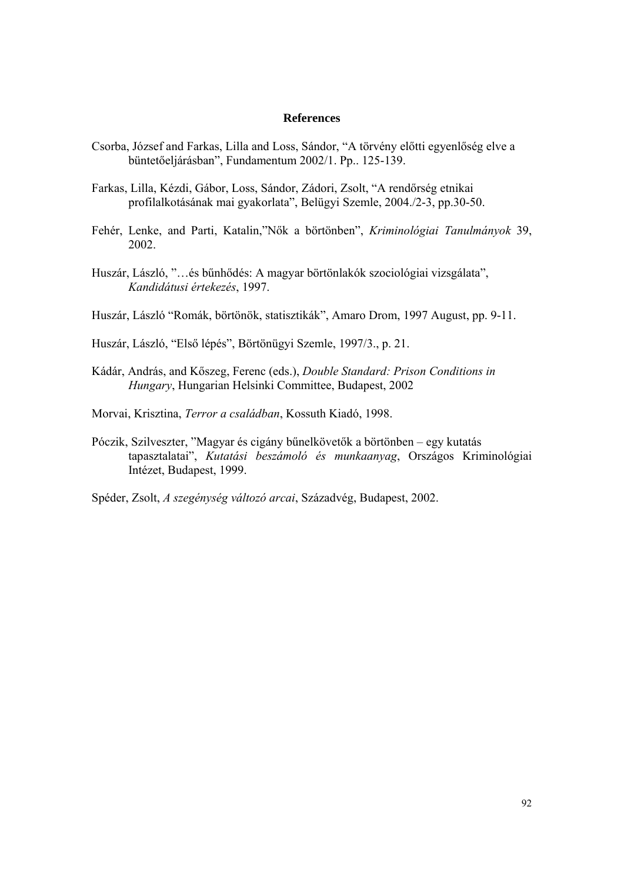## References

Csorba, József and Farkas, Lilla and Loss, Sándor, "A törvény előtti egyenlőség elve a büntetőeljárásban", Fundamentum 2002/1. Pp.. 125-139.

Farkas, Lilla, Kézdi, Gábor, Loss, Sándor, Zádori, Zsolt, "A rendőrség etnikai profilalkotásának mai gyakorlata", Belügyi Szemle, 2004./2-3, pp.30-50.

Fehér, Lenke, and Parti, Katalin,"Nők a börtönben", *Kriminológiai Tanulmányok* 39, 2002.

Huszár, László, "…és bűnhődés: A magyar börtönlakók szociológiai vizsgálata", *Kandidátusi értekezés*, 1997.

Huszár, László "Romák, börtönök, statisztikák", Amaro Drom, 1997 August, pp. 9-11.

Huszár, László, "Első lépés", Börtönügyi Szemle, 1997/3., p. 21.

Kádár, András, and Kőszeg, Ferenc (eds.), *Double Standard: Prison Conditions in Hungary*, Hungarian Helsinki Committee, Budapest, 2002

Morvai, Krisztina, *Terror a családban*, Kossuth Kiadó, 1998.

Póczik, Szilveszter, "Magyar és cigány bűnelkövetők a börtönben – egy kutatás tapasztalatai", *Kutatási beszámoló és munkaanyag*, Országos Kriminológiai Intézet, Budapest, 1999.

Spéder, Zsolt, *A szegénység változó arcai*, Századvég, Budapest, 2002.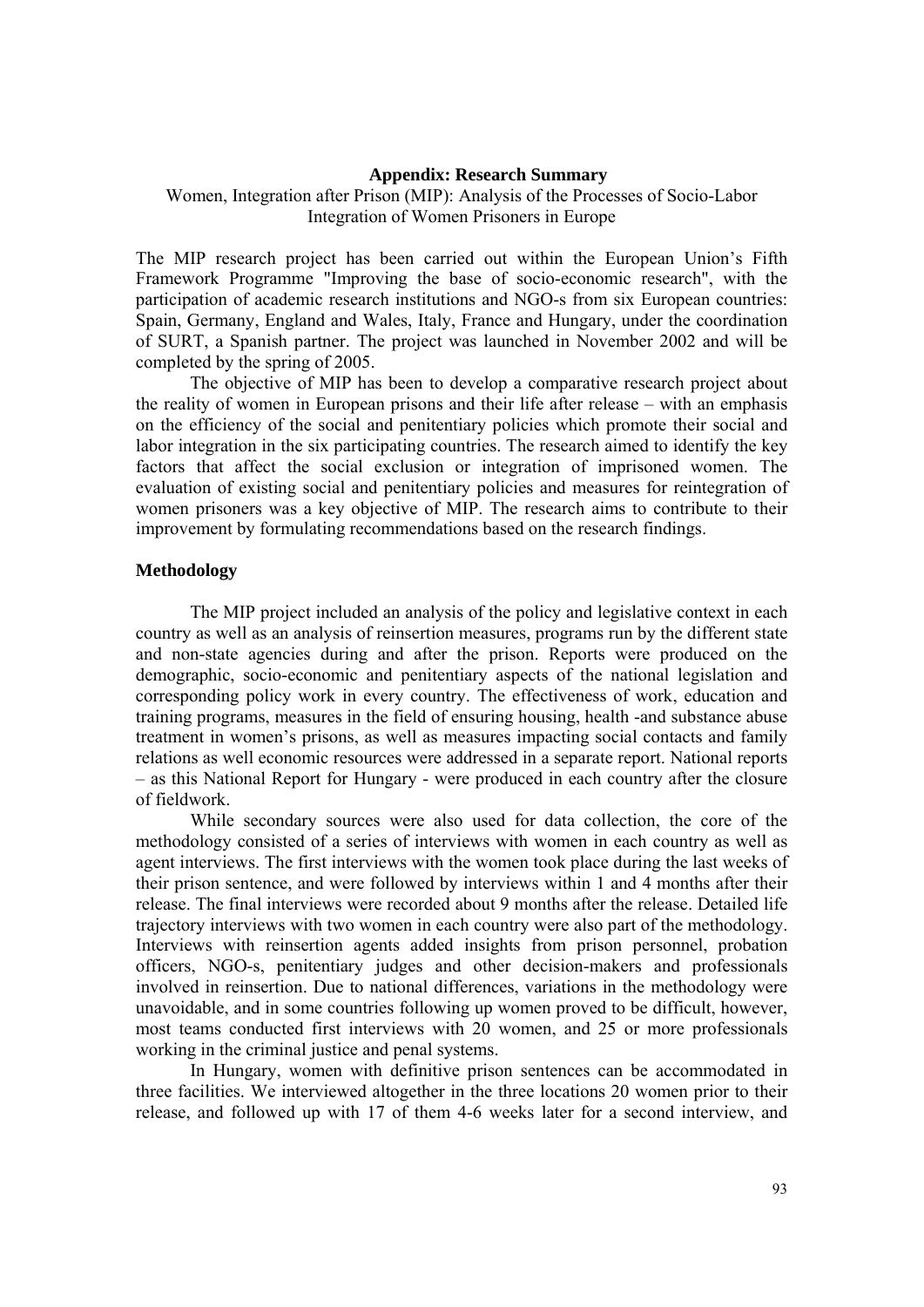**Appendix: Research Summary**

Women, Integration after Prison (MIP): Analysis of the Processes of Socio-Labor Integration of Women Prisoners in Europe

The MIP research project has been carried out within the European Union's Fifth Framework Programme "Improving the base of socio-economic research", with the participation of academic research institutions and NGO-s from six European countries: Spain, Germany, England and Wales, Italy, France and Hungary, under the coordination of SURT, a Spanish partner. The project was launched in November 2002 and will be completed by the spring of 2005.

The objective of MIP has been to develop a comparative research project about the reality of women in European prisons and their life after release – with an emphasis on the efficiency of the social and penitentiary policies which promote their social and labor integration in the six participating countries. The research aimed to identify the key factors that affect the social exclusion or integration of imprisoned women. The evaluation of existing social and penitentiary policies and measures for reintegration of women prisoners was a key objective of MIP. The research aims to contribute to their improvement by formulating recommendations based on the research findings.

## Methodology

The MIP project included an analysis of the policy and legislative context in each country as well as an analysis of reinsertion measures, programs run by the different state and non-state agencies during and after the prison. Reports were produced on the demographic, socio-economic and penitentiary aspects of the national legislation and corresponding policy work in every country. The effectiveness of work, education and training programs, measures in the field of ensuring housing, health -and substance abuse treatment in women's prisons, as well as measures impacting social contacts and family relations as well economic resources were addressed in a separate report. National reports – as this National Report for Hungary - were produced in each country after the closure of fieldwork.

While secondary sources were also used for data collection, the core of the methodology consisted of a series of interviews with women in each country as well as agent interviews. The first interviews with the women took place during the last weeks of their prison sentence, and were followed by interviews within 1 and 4 months after their release. The final interviews were recorded about 9 months after the release. Detailed life trajectory interviews with two women in each country were also part of the methodology. Interviews with reinsertion agents added insights from prison personnel, probation officers, NGO-s, penitentiary judges and other decision-makers and professionals involved in reinsertion. Due to national differences, variations in the methodology were unavoidable, and in some countries following up women proved to be difficult, however, most teams conducted first interviews with 20 women, and 25 or more professionals working in the criminal justice and penal systems.

In Hungary, women with definitive prison sentences can be accommodated in three facilities. We interviewed altogether in the three locations 20 women prior to their release, and followed up with 17 of them 4-6 weeks later for a second interview, and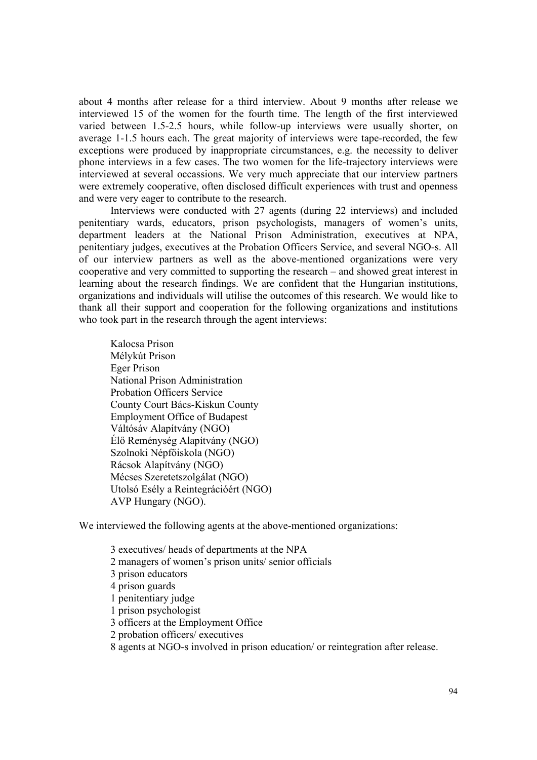about 4 months after release for a third interview. About 9 months after release we interviewed 15 of the women for the fourth time. The length of the first interviewed varied between 1.5-2.5 hours, while follow-up interviews were usually shorter, on average 1-1.5 hours each. The great majority of interviews were tape-recorded, the few exceptions were produced by inappropriate circumstances, e.g. the necessity to deliver phone interviews in a few cases. The two women for the life-trajectory interviews were interviewed at several occassions. We very much appreciate that our interview partners were extremely cooperative, often disclosed difficult experiences with trust and openness and were very eager to contribute to the research.

Interviews were conducted with 27 agents (during 22 interviews) and included penitentiary wards, educators, prison psychologists, managers of women's units, department leaders at the National Prison Administration, executives at NPA, penitentiary judges, executives at the Probation Officers Service, and several NGO-s. All of our interview partners as well as the above-mentioned organizations were very cooperative and very committed to supporting the research – and showed great interest in learning about the research findings. We are confident that the Hungarian institutions, organizations and individuals will utilise the outcomes of this research. We would like to thank all their support and cooperation for the following organizations and institutions who took part in the research through the agent interviews:

Kalocsa Prison
Mélykút Prison
Eger Prison
National Prison Administration
Probation Officers Service
County Court Bács-Kiskun County
Employment Office of Budapest
Váltósáv Alapítvány (NGO)
Élő Reménység Alapítvány (NGO)
Szolnoki Népfőiskola (NGO)
Rácsok Alapítvány (NGO)
Mécses Szeretetszolgálat (NGO)
Utolsó Esély a Reintegrációért (NGO)
AVP Hungary (NGO).

We interviewed the following agents at the above-mentioned organizations:

3 executives/ heads of departments at the NPA
2 managers of women's prison units/ senior officials
3 prison educators
4 prison guards
1 penitentiary judge
1 prison psychologist
3 officers at the Employment Office
2 probation officers/ executives
8 agents at NGO-s involved in prison education/ or reintegration after release.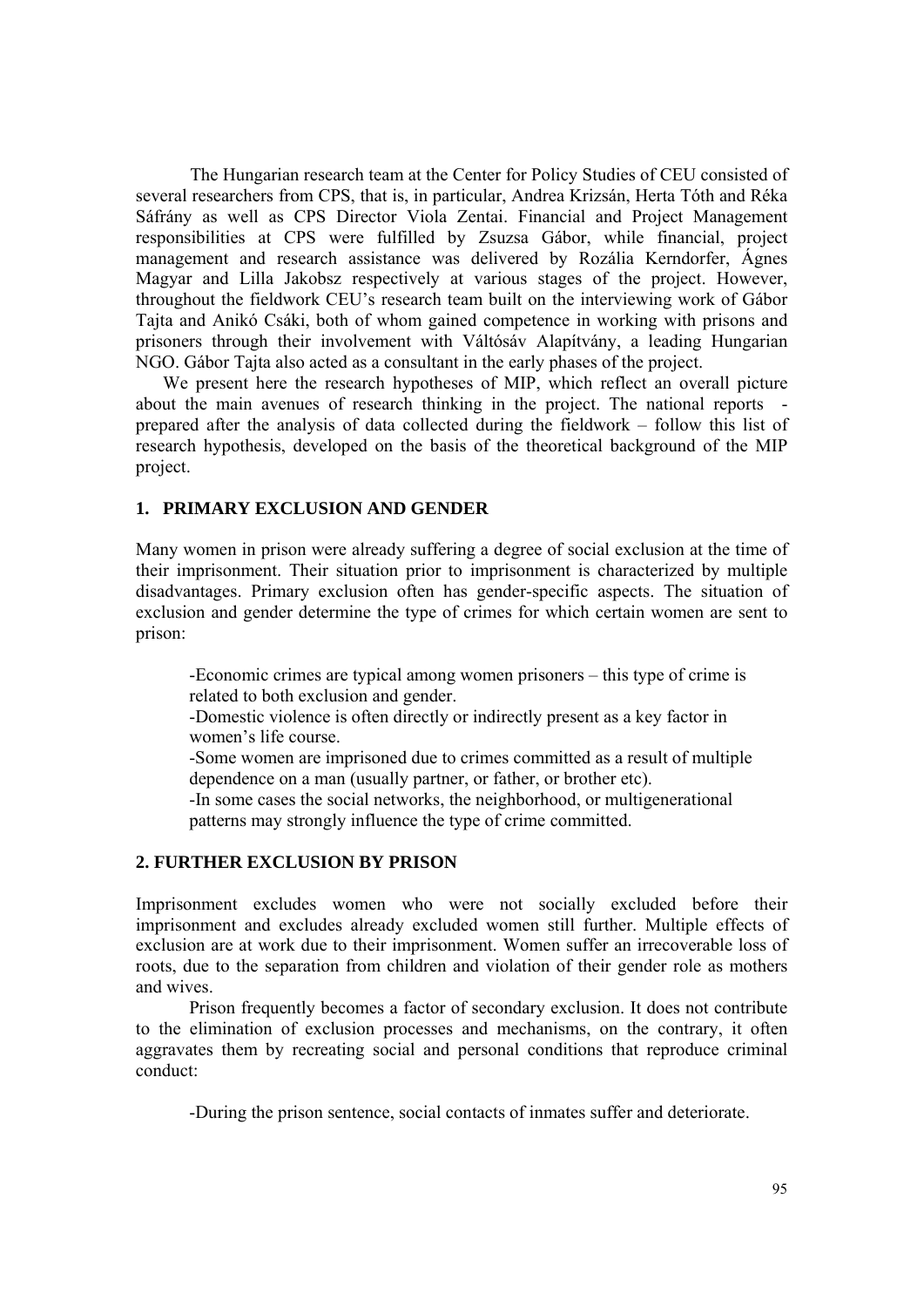The Hungarian research team at the Center for Policy Studies of CEU consisted of several researchers from CPS, that is, in particular, Andrea Krizsán, Herta Tóth and Réka Sáfrány as well as CPS Director Viola Zentai. Financial and Project Management responsibilities at CPS were fulfilled by Zsuzsa Gábor, while financial, project management and research assistance was delivered by Rozália Kerndorfer, Ágnes Magyar and Lilla Jakobsz respectively at various stages of the project. However, throughout the fieldwork CEU's research team built on the interviewing work of Gábor Tajta and Anikó Csáki, both of whom gained competence in working with prisons and prisoners through their involvement with Váltósáv Alapítvány, a leading Hungarian NGO. Gábor Tajta also acted as a consultant in the early phases of the project.

We present here the research hypotheses of MIP, which reflect an overall picture about the main avenues of research thinking in the project. The national reports - prepared after the analysis of data collected during the fieldwork – follow this list of research hypothesis, developed on the basis of the theoretical background of the MIP project.

## 1. PRIMARY EXCLUSION AND GENDER

Many women in prison were already suffering a degree of social exclusion at the time of their imprisonment. Their situation prior to imprisonment is characterized by multiple disadvantages. Primary exclusion often has gender-specific aspects. The situation of exclusion and gender determine the type of crimes for which certain women are sent to prison:

-Economic crimes are typical among women prisoners – this type of crime is related to both exclusion and gender.

-Domestic violence is often directly or indirectly present as a key factor in women's life course.

-Some women are imprisoned due to crimes committed as a result of multiple dependence on a man (usually partner, or father, or brother etc).

-In some cases the social networks, the neighborhood, or multigenerational patterns may strongly influence the type of crime committed.

## 2. FURTHER EXCLUSION BY PRISON

Imprisonment excludes women who were not socially excluded before their imprisonment and excludes already excluded women still further. Multiple effects of exclusion are at work due to their imprisonment. Women suffer an irrecoverable loss of roots, due to the separation from children and violation of their gender role as mothers and wives.

Prison frequently becomes a factor of secondary exclusion. It does not contribute to the elimination of exclusion processes and mechanisms, on the contrary, it often aggravates them by recreating social and personal conditions that reproduce criminal conduct:

-During the prison sentence, social contacts of inmates suffer and deteriorate.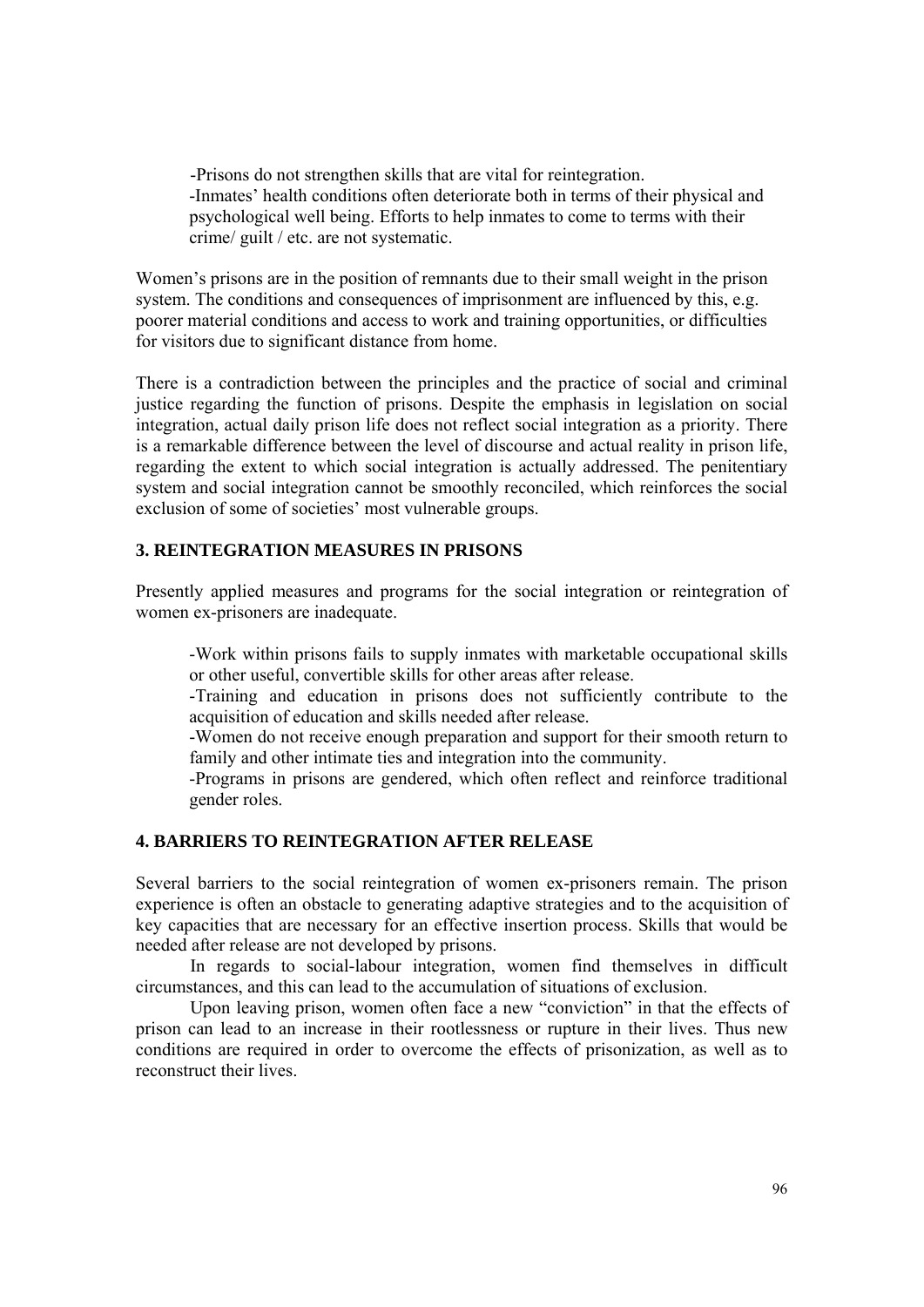-Prisons do not strengthen skills that are vital for reintegration.

-Inmates' health conditions often deteriorate both in terms of their physical and psychological well being. Efforts to help inmates to come to terms with their crime/ guilt / etc. are not systematic.

Women's prisons are in the position of remnants due to their small weight in the prison system. The conditions and consequences of imprisonment are influenced by this, e.g. poorer material conditions and access to work and training opportunities, or difficulties for visitors due to significant distance from home.

There is a contradiction between the principles and the practice of social and criminal justice regarding the function of prisons. Despite the emphasis in legislation on social integration, actual daily prison life does not reflect social integration as a priority. There is a remarkable difference between the level of discourse and actual reality in prison life, regarding the extent to which social integration is actually addressed. The penitentiary system and social integration cannot be smoothly reconciled, which reinforces the social exclusion of some of societies' most vulnerable groups.

### 3. REINTEGRATION MEASURES IN PRISONS

Presently applied measures and programs for the social integration or reintegration of women ex-prisoners are inadequate.

-Work within prisons fails to supply inmates with marketable occupational skills or other useful, convertible skills for other areas after release.

-Training and education in prisons does not sufficiently contribute to the acquisition of education and skills needed after release.

-Women do not receive enough preparation and support for their smooth return to family and other intimate ties and integration into the community.

-Programs in prisons are gendered, which often reflect and reinforce traditional gender roles.

### 4. BARRIERS TO REINTEGRATION AFTER RELEASE

Several barriers to the social reintegration of women ex-prisoners remain. The prison experience is often an obstacle to generating adaptive strategies and to the acquisition of key capacities that are necessary for an effective insertion process. Skills that would be needed after release are not developed by prisons.

In regards to social-labour integration, women find themselves in difficult circumstances, and this can lead to the accumulation of situations of exclusion.

Upon leaving prison, women often face a new "conviction" in that the effects of prison can lead to an increase in their rootlessness or rupture in their lives. Thus new conditions are required in order to overcome the effects of prisonization, as well as to reconstruct their lives.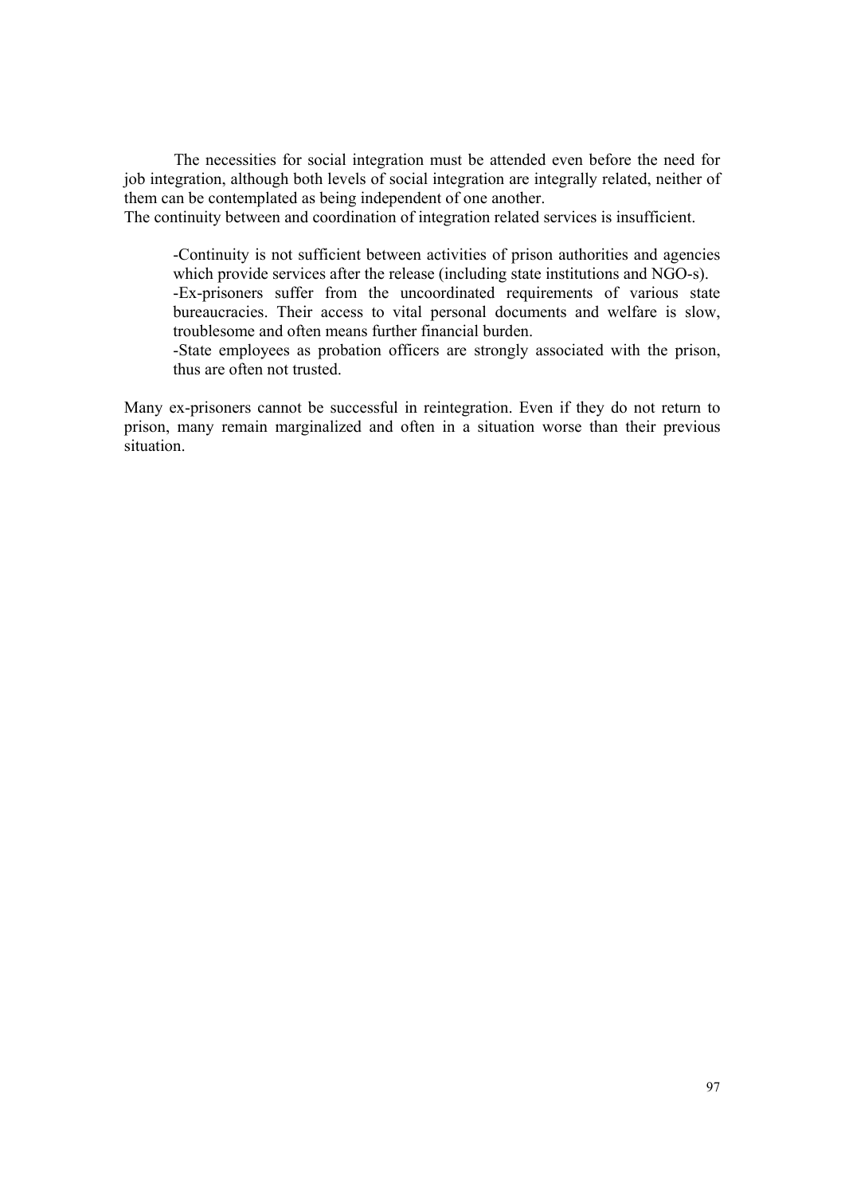The necessities for social integration must be attended even before the need for job integration, although both levels of social integration are integrally related, neither of them can be contemplated as being independent of one another.

The continuity between and coordination of integration related services is insufficient.

-Continuity is not sufficient between activities of prison authorities and agencies which provide services after the release (including state institutions and NGO-s).

-Ex-prisoners suffer from the uncoordinated requirements of various state bureaucracies. Their access to vital personal documents and welfare is slow, troublesome and often means further financial burden.

-State employees as probation officers are strongly associated with the prison, thus are often not trusted.

Many ex-prisoners cannot be successful in reintegration. Even if they do not return to prison, many remain marginalized and often in a situation worse than their previous situation.